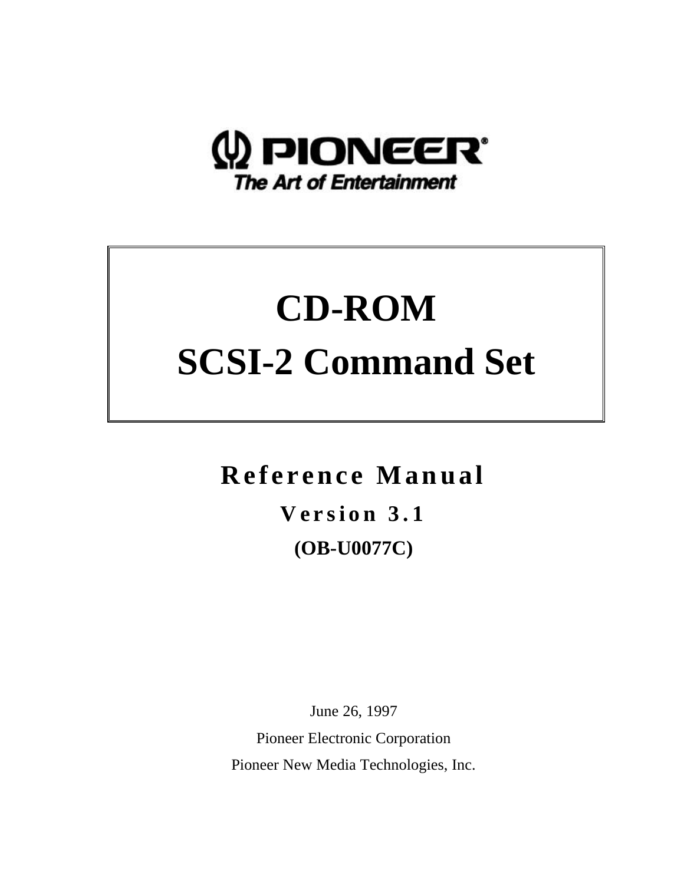PIONEER®
The Art of Entertainment

# CD-ROM
# SCSI-2 Command Set

## Reference Manual

### Version 3.1

**(OB-U0077C)**

June 26, 1997

Pioneer Electronic Corporation

Pioneer New Media Technologies, Inc.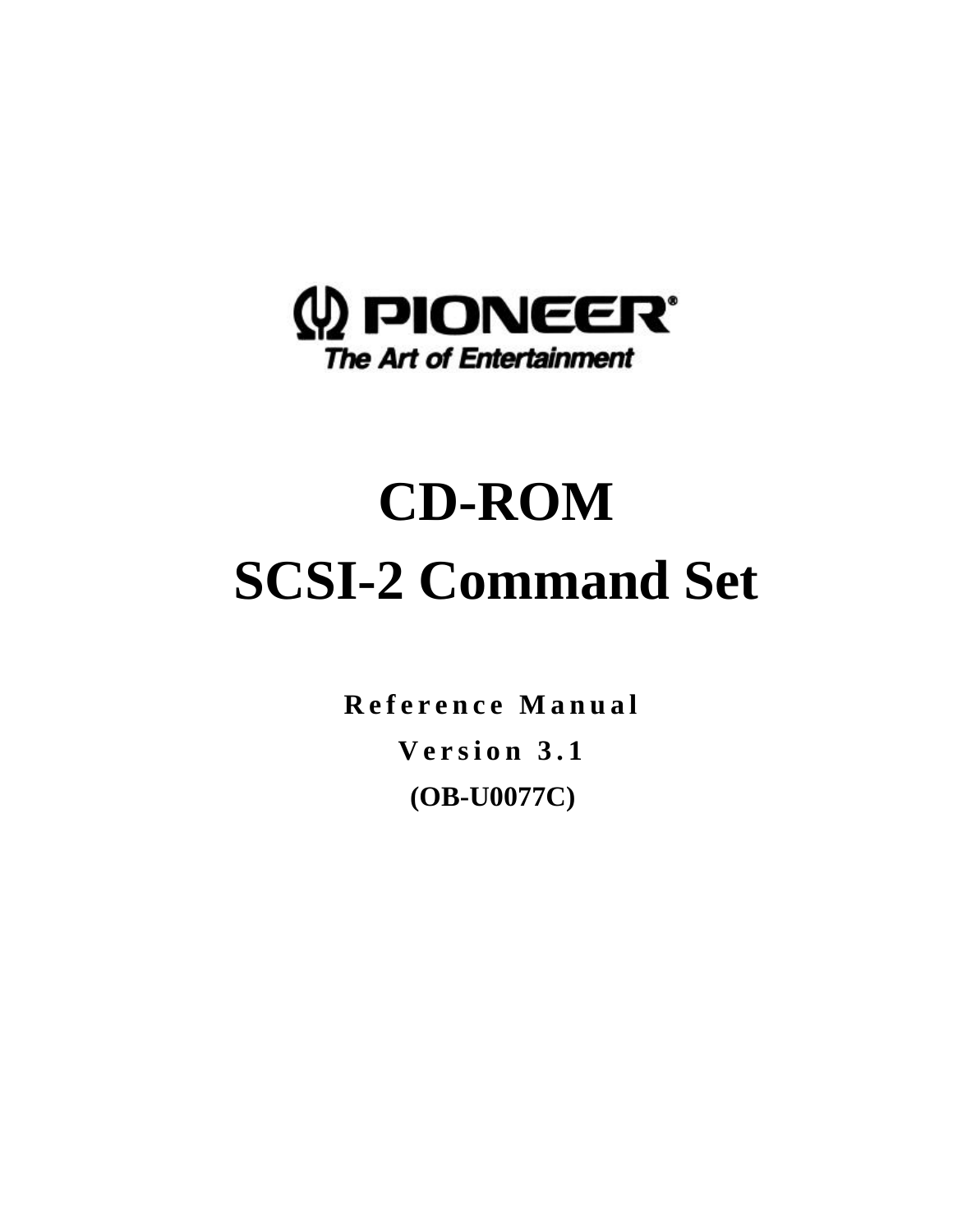PIONEER

The Art of Entertainment

# CD-ROM

# SCSI-2 Command Set

**Reference Manual**

**Version 3.1**

**(OB-U0077C)**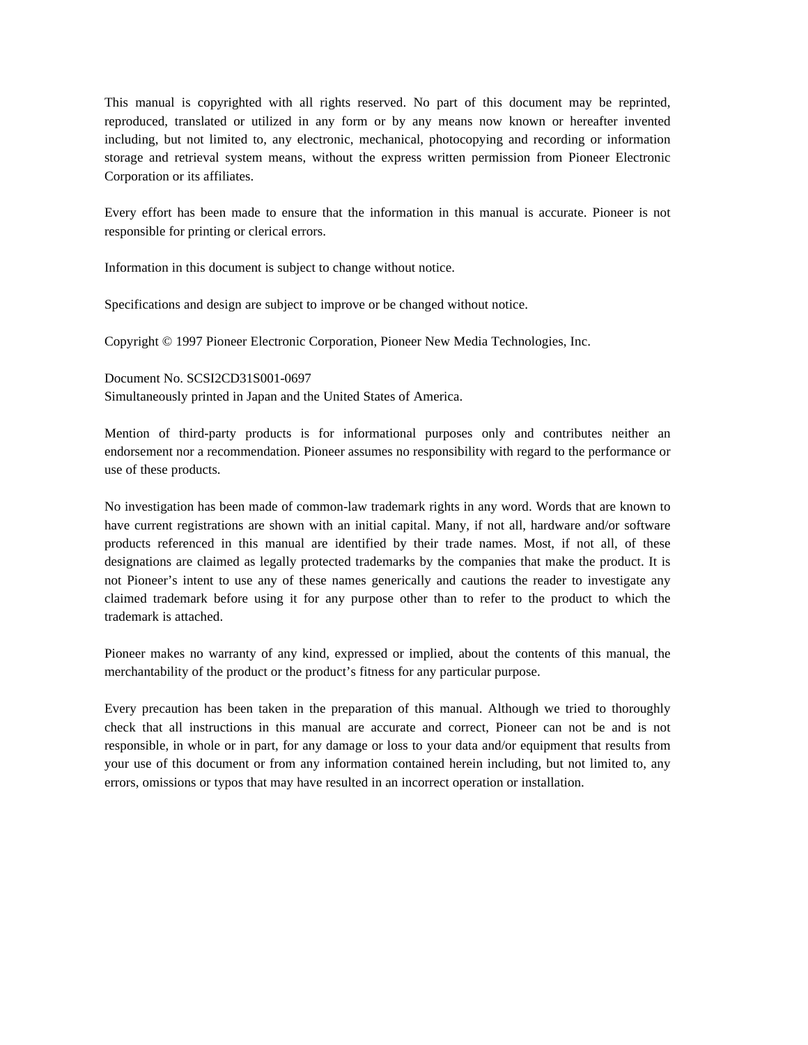This manual is copyrighted with all rights reserved. No part of this document may be reprinted, reproduced, translated or utilized in any form or by any means now known or hereafter invented including, but not limited to, any electronic, mechanical, photocopying and recording or information storage and retrieval system means, without the express written permission from Pioneer Electronic Corporation or its affiliates.

Every effort has been made to ensure that the information in this manual is accurate. Pioneer is not responsible for printing or clerical errors.

Information in this document is subject to change without notice.

Specifications and design are subject to improve or be changed without notice.

Copyright © 1997 Pioneer Electronic Corporation, Pioneer New Media Technologies, Inc.

Document No. SCSI2CD31S001-0697
Simultaneously printed in Japan and the United States of America.

Mention of third-party products is for informational purposes only and contributes neither an endorsement nor a recommendation. Pioneer assumes no responsibility with regard to the performance or use of these products.

No investigation has been made of common-law trademark rights in any word. Words that are known to have current registrations are shown with an initial capital. Many, if not all, hardware and/or software products referenced in this manual are identified by their trade names. Most, if not all, of these designations are claimed as legally protected trademarks by the companies that make the product. It is not Pioneer's intent to use any of these names generically and cautions the reader to investigate any claimed trademark before using it for any purpose other than to refer to the product to which the trademark is attached.

Pioneer makes no warranty of any kind, expressed or implied, about the contents of this manual, the merchantability of the product or the product's fitness for any particular purpose.

Every precaution has been taken in the preparation of this manual. Although we tried to thoroughly check that all instructions in this manual are accurate and correct, Pioneer can not be and is not responsible, in whole or in part, for any damage or loss to your data and/or equipment that results from your use of this document or from any information contained herein including, but not limited to, any errors, omissions or typos that may have resulted in an incorrect operation or installation.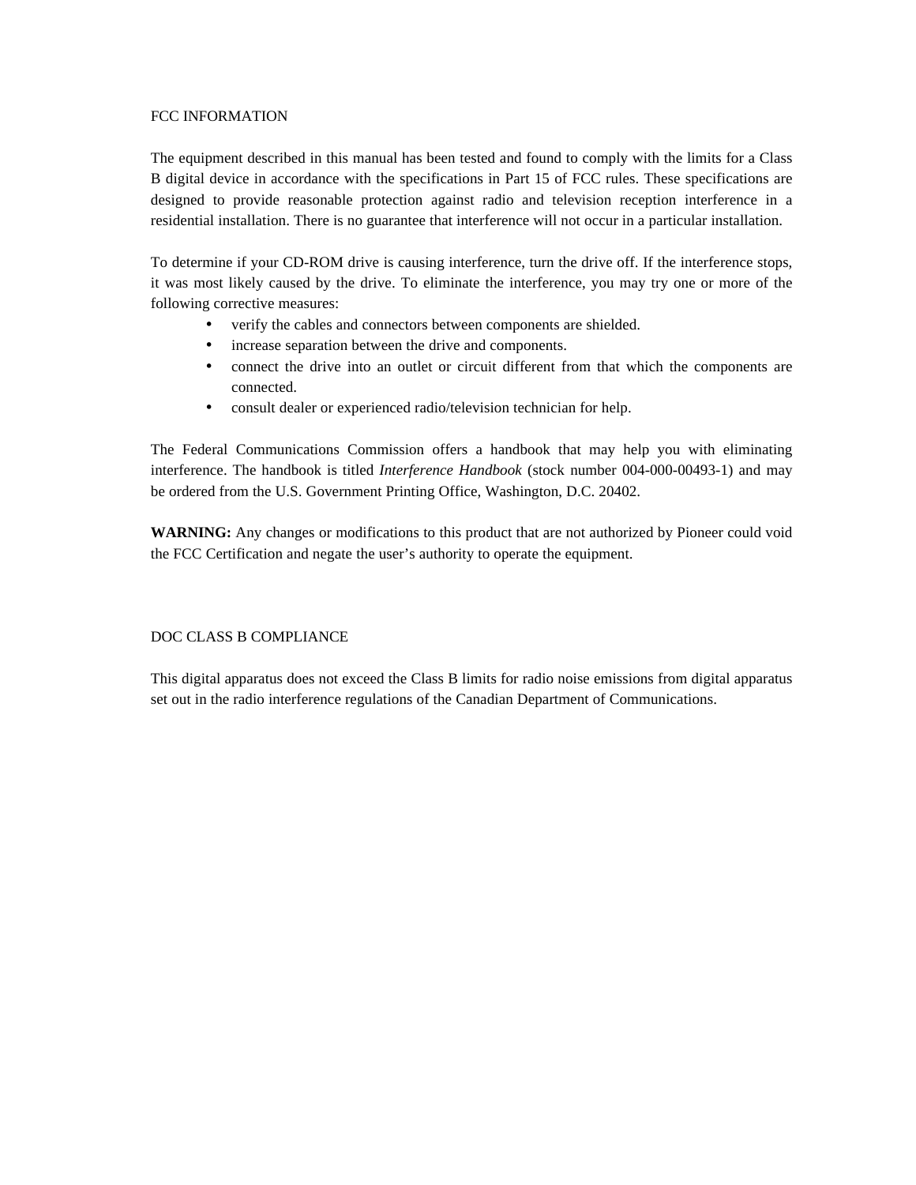## FCC INFORMATION

The equipment described in this manual has been tested and found to comply with the limits for a Class B digital device in accordance with the specifications in Part 15 of FCC rules. These specifications are designed to provide reasonable protection against radio and television reception interference in a residential installation. There is no guarantee that interference will not occur in a particular installation.

To determine if your CD-ROM drive is causing interference, turn the drive off. If the interference stops, it was most likely caused by the drive. To eliminate the interference, you may try one or more of the following corrective measures:

- verify the cables and connectors between components are shielded.
- increase separation between the drive and components.
- connect the drive into an outlet or circuit different from that which the components are connected.
- consult dealer or experienced radio/television technician for help.

The Federal Communications Commission offers a handbook that may help you with eliminating interference. The handbook is titled *Interference Handbook* (stock number 004-000-00493-1) and may be ordered from the U.S. Government Printing Office, Washington, D.C. 20402.

**WARNING:** Any changes or modifications to this product that are not authorized by Pioneer could void the FCC Certification and negate the user's authority to operate the equipment.

## DOC CLASS B COMPLIANCE

This digital apparatus does not exceed the Class B limits for radio noise emissions from digital apparatus set out in the radio interference regulations of the Canadian Department of Communications.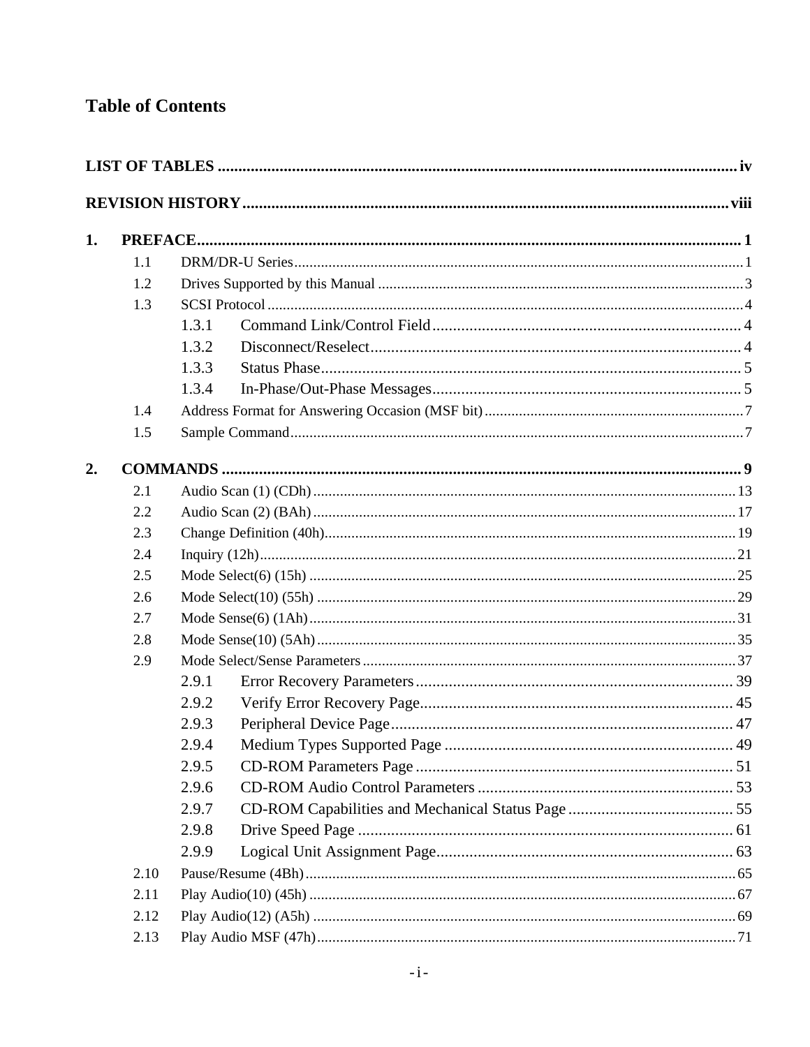# Table of Contents

**LIST OF TABLES ........ iv**

**REVISION HISTORY ........ viii**

**1. PREFACE ........ 1**

- 1.1 DRM/DR-U Series ........ 1
- 1.2 Drives Supported by this Manual ........ 3
- 1.3 SCSI Protocol ........ 4
  - 1.3.1 Command Link/Control Field ........ 4
  - 1.3.2 Disconnect/Reselect ........ 4
  - 1.3.3 Status Phase ........ 5
  - 1.3.4 In-Phase/Out-Phase Messages ........ 5
- 1.4 Address Format for Answering Occasion (MSF bit) ........ 7
- 1.5 Sample Command ........ 7

**2. COMMANDS ........ 9**

- 2.1 Audio Scan (1) (CDh) ........ 13
- 2.2 Audio Scan (2) (BAh) ........ 17
- 2.3 Change Definition (40h) ........ 19
- 2.4 Inquiry (12h) ........ 21
- 2.5 Mode Select(6) (15h) ........ 25
- 2.6 Mode Select(10) (55h) ........ 29
- 2.7 Mode Sense(6) (1Ah) ........ 31
- 2.8 Mode Sense(10) (5Ah) ........ 35
- 2.9 Mode Select/Sense Parameters ........ 37
  - 2.9.1 Error Recovery Parameters ........ 39
  - 2.9.2 Verify Error Recovery Page ........ 45
  - 2.9.3 Peripheral Device Page ........ 47
  - 2.9.4 Medium Types Supported Page ........ 49
  - 2.9.5 CD-ROM Parameters Page ........ 51
  - 2.9.6 CD-ROM Audio Control Parameters ........ 53
  - 2.9.7 CD-ROM Capabilities and Mechanical Status Page ........ 55
  - 2.9.8 Drive Speed Page ........ 61
  - 2.9.9 Logical Unit Assignment Page ........ 63
- 2.10 Pause/Resume (4Bh) ........ 65
- 2.11 Play Audio(10) (45h) ........ 67
- 2.12 Play Audio(12) (A5h) ........ 69
- 2.13 Play Audio MSF (47h) ........ 71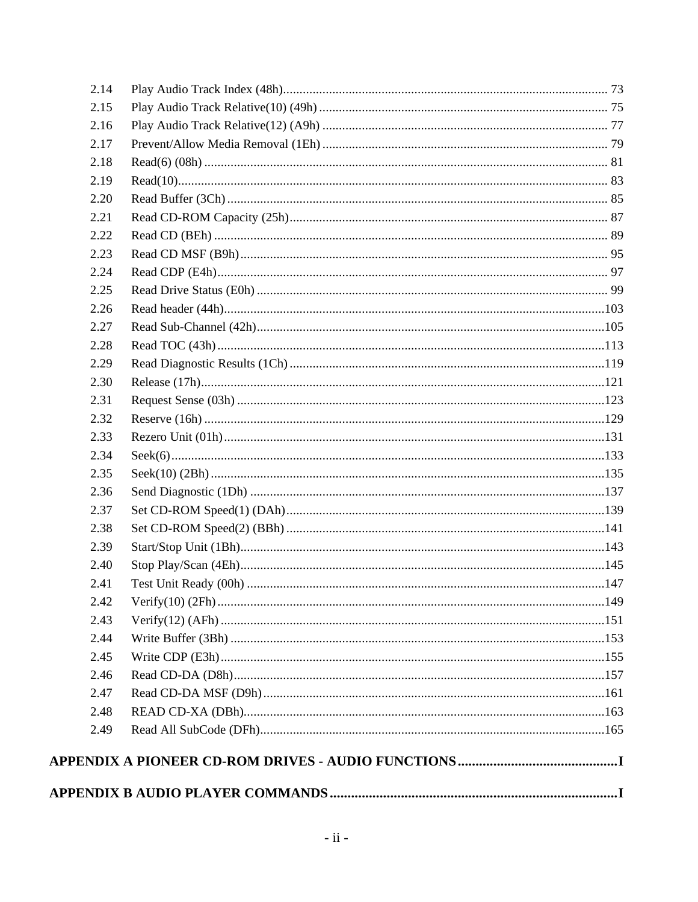| | | |
|---|---|---|
| 2.14 | Play Audio Track Index (48h) | 73 |
| 2.15 | Play Audio Track Relative(10) (49h) | 75 |
| 2.16 | Play Audio Track Relative(12) (A9h) | 77 |
| 2.17 | Prevent/Allow Media Removal (1Eh) | 79 |
| 2.18 | Read(6) (08h) | 81 |
| 2.19 | Read(10) | 83 |
| 2.20 | Read Buffer (3Ch) | 85 |
| 2.21 | Read CD-ROM Capacity (25h) | 87 |
| 2.22 | Read CD (BEh) | 89 |
| 2.23 | Read CD MSF (B9h) | 95 |
| 2.24 | Read CDP (E4h) | 97 |
| 2.25 | Read Drive Status (E0h) | 99 |
| 2.26 | Read header (44h) | 103 |
| 2.27 | Read Sub-Channel (42h) | 105 |
| 2.28 | Read TOC (43h) | 113 |
| 2.29 | Read Diagnostic Results (1Ch) | 119 |
| 2.30 | Release (17h) | 121 |
| 2.31 | Request Sense (03h) | 123 |
| 2.32 | Reserve (16h) | 129 |
| 2.33 | Rezero Unit (01h) | 131 |
| 2.34 | Seek(6) | 133 |
| 2.35 | Seek(10) (2Bh) | 135 |
| 2.36 | Send Diagnostic (1Dh) | 137 |
| 2.37 | Set CD-ROM Speed(1) (DAh) | 139 |
| 2.38 | Set CD-ROM Speed(2) (BBh) | 141 |
| 2.39 | Start/Stop Unit (1Bh) | 143 |
| 2.40 | Stop Play/Scan (4Eh) | 145 |
| 2.41 | Test Unit Ready (00h) | 147 |
| 2.42 | Verify(10) (2Fh) | 149 |
| 2.43 | Verify(12) (AFh) | 151 |
| 2.44 | Write Buffer (3Bh) | 153 |
| 2.45 | Write CDP (E3h) | 155 |
| 2.46 | Read CD-DA (D8h) | 157 |
| 2.47 | Read CD-DA MSF (D9h) | 161 |
| 2.48 | READ CD-XA (DBh) | 163 |
| 2.49 | Read All SubCode (DFh) | 165 |

**APPENDIX A PIONEER CD-ROM DRIVES - AUDIO FUNCTIONS ............ I**

**APPENDIX B AUDIO PLAYER COMMANDS ............ I**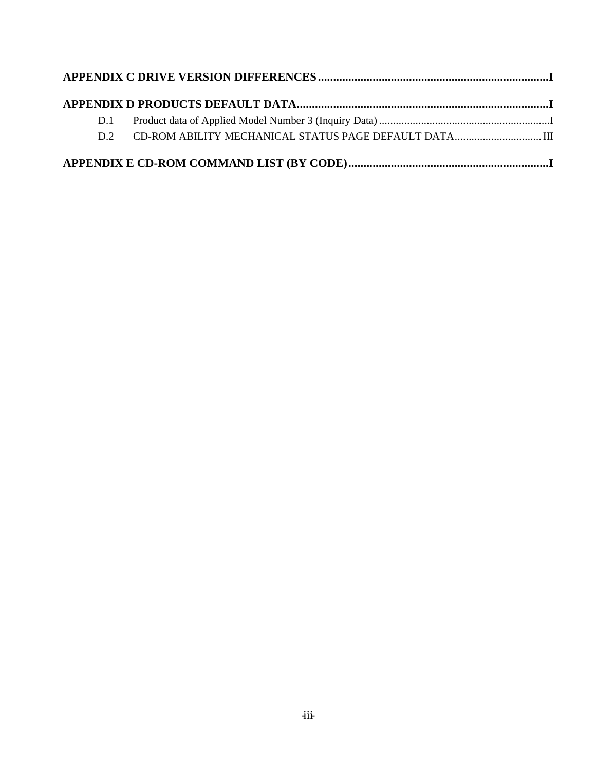**APPENDIX C DRIVE VERSION DIFFERENCES............................................................................I**

**APPENDIX D PRODUCTS DEFAULT DATA...................................................................................I**

D.1 Product data of Applied Model Number 3 (Inquiry Data) ............................................................I

D.2 CD-ROM ABILITY MECHANICAL STATUS PAGE DEFAULT DATA...............................III

**APPENDIX E CD-ROM COMMAND LIST (BY CODE)..................................................................I**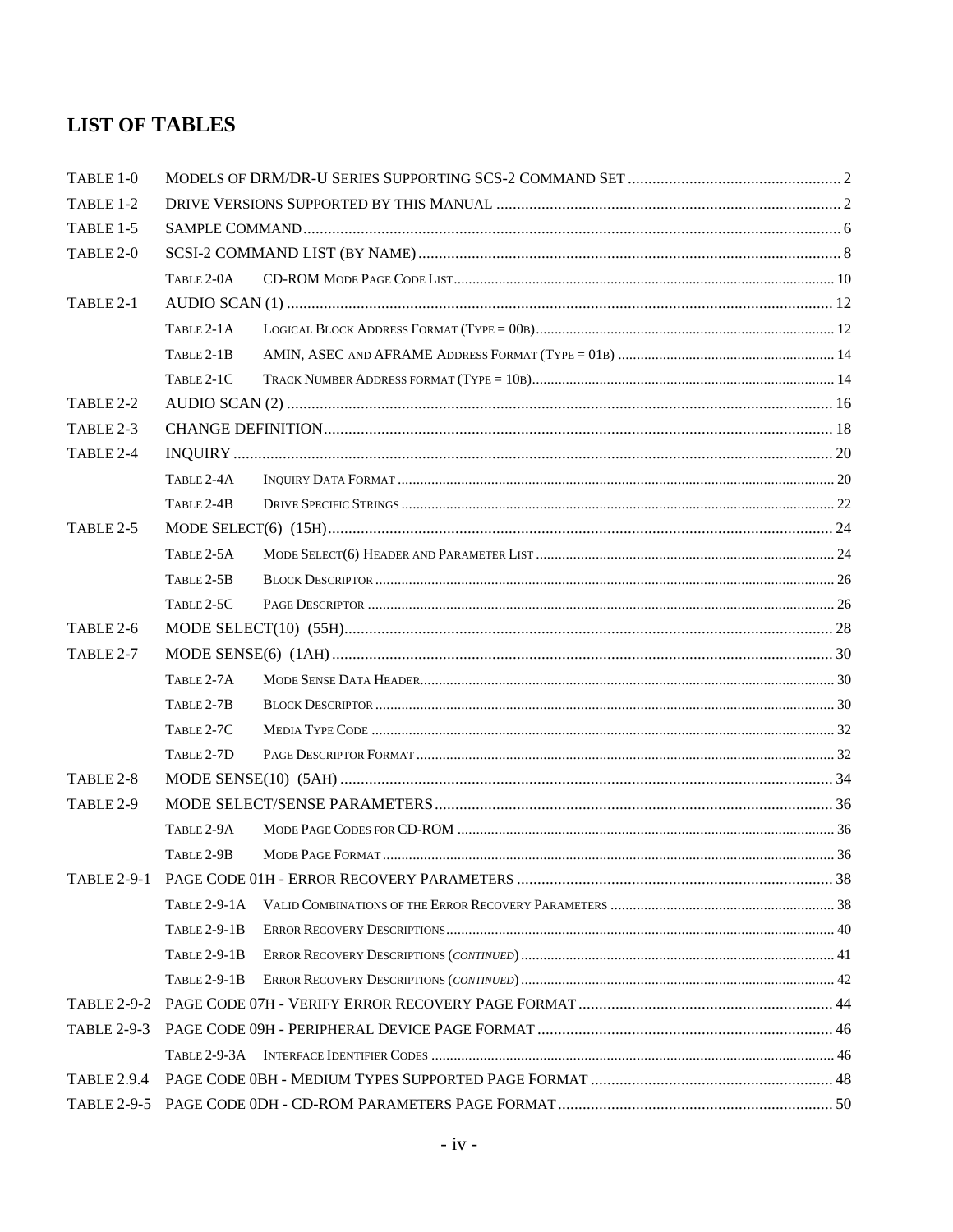## LIST OF TABLES

| | | | |
|---|---|---|---|
| TABLE 1-0 | MODELS OF DRM/DR-U SERIES SUPPORTING SCS-2 COMMAND SET | | 2 |
| TABLE 1-2 | DRIVE VERSIONS SUPPORTED BY THIS MANUAL | | 2 |
| TABLE 1-5 | SAMPLE COMMAND | | 6 |
| TABLE 2-0 | SCSI-2 COMMAND LIST (BY NAME) | | 8 |
| | TABLE 2-0A | CD-ROM MODE PAGE CODE LIST | 10 |
| TABLE 2-1 | AUDIO SCAN (1) | | 12 |
| | TABLE 2-1A | LOGICAL BLOCK ADDRESS FORMAT (TYPE = 00B) | 12 |
| | TABLE 2-1B | AMIN, ASEC AND AFRAME ADDRESS FORMAT (TYPE = 01B) | 14 |
| | TABLE 2-1C | TRACK NUMBER ADDRESS FORMAT (TYPE = 10B) | 14 |
| TABLE 2-2 | AUDIO SCAN (2) | | 16 |
| TABLE 2-3 | CHANGE DEFINITION | | 18 |
| TABLE 2-4 | INQUIRY | | 20 |
| | TABLE 2-4A | INQUIRY DATA FORMAT | 20 |
| | TABLE 2-4B | DRIVE SPECIFIC STRINGS | 22 |
| TABLE 2-5 | MODE SELECT(6) (15H) | | 24 |
| | TABLE 2-5A | MODE SELECT(6) HEADER AND PARAMETER LIST | 24 |
| | TABLE 2-5B | BLOCK DESCRIPTOR | 26 |
| | TABLE 2-5C | PAGE DESCRIPTOR | 26 |
| TABLE 2-6 | MODE SELECT(10) (55H) | | 28 |
| TABLE 2-7 | MODE SENSE(6) (1AH) | | 30 |
| | TABLE 2-7A | MODE SENSE DATA HEADER | 30 |
| | TABLE 2-7B | BLOCK DESCRIPTOR | 30 |
| | TABLE 2-7C | MEDIA TYPE CODE | 32 |
| | TABLE 2-7D | PAGE DESCRIPTOR FORMAT | 32 |
| TABLE 2-8 | MODE SENSE(10) (5AH) | | 34 |
| TABLE 2-9 | MODE SELECT/SENSE PARAMETERS | | 36 |
| | TABLE 2-9A | MODE PAGE CODES FOR CD-ROM | 36 |
| | TABLE 2-9B | MODE PAGE FORMAT | 36 |
| TABLE 2-9-1 | PAGE CODE 01H - ERROR RECOVERY PARAMETERS | | 38 |
| | TABLE 2-9-1A | VALID COMBINATIONS OF THE ERROR RECOVERY PARAMETERS | 38 |
| | TABLE 2-9-1B | ERROR RECOVERY DESCRIPTIONS | 40 |
| | TABLE 2-9-1B | ERROR RECOVERY DESCRIPTIONS (*CONTINUED*) | 41 |
| | TABLE 2-9-1B | ERROR RECOVERY DESCRIPTIONS (*CONTINUED*) | 42 |
| TABLE 2-9-2 | PAGE CODE 07H - VERIFY ERROR RECOVERY PAGE FORMAT | | 44 |
| TABLE 2-9-3 | PAGE CODE 09H - PERIPHERAL DEVICE PAGE FORMAT | | 46 |
| | TABLE 2-9-3A | INTERFACE IDENTIFIER CODES | 46 |
| TABLE 2.9.4 | PAGE CODE 0BH - MEDIUM TYPES SUPPORTED PAGE FORMAT | | 48 |
| TABLE 2-9-5 | PAGE CODE 0DH - CD-ROM PARAMETERS PAGE FORMAT | | 50 |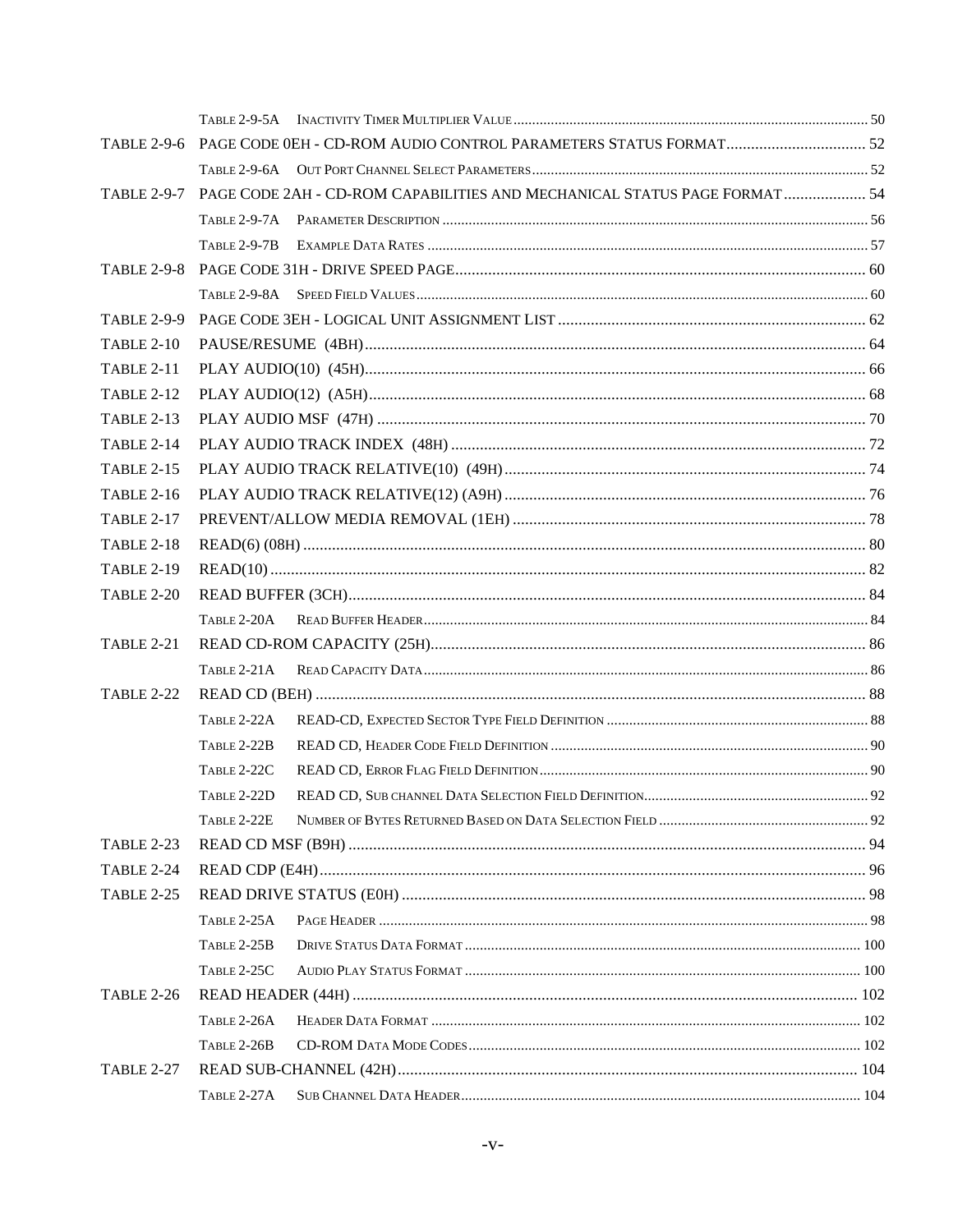| | | |
|---|---|---|
| | Table 2-9-5A Inactivity Timer Multiplier Value | 50 |
| TABLE 2-9-6 | PAGE CODE 0EH - CD-ROM AUDIO CONTROL PARAMETERS STATUS FORMAT | 52 |
| | Table 2-9-6A Out Port Channel Select Parameters | 52 |
| TABLE 2-9-7 | PAGE CODE 2AH - CD-ROM CAPABILITIES AND MECHANICAL STATUS PAGE FORMAT | 54 |
| | Table 2-9-7A Parameter Description | 56 |
| | Table 2-9-7B Example Data Rates | 57 |
| TABLE 2-9-8 | PAGE CODE 31H - DRIVE SPEED PAGE | 60 |
| | Table 2-9-8A Speed Field Values | 60 |
| TABLE 2-9-9 | PAGE CODE 3EH - LOGICAL UNIT ASSIGNMENT LIST | 62 |
| TABLE 2-10 | PAUSE/RESUME (4BH) | 64 |
| TABLE 2-11 | PLAY AUDIO(10) (45H) | 66 |
| TABLE 2-12 | PLAY AUDIO(12) (A5H) | 68 |
| TABLE 2-13 | PLAY AUDIO MSF (47H) | 70 |
| TABLE 2-14 | PLAY AUDIO TRACK INDEX (48H) | 72 |
| TABLE 2-15 | PLAY AUDIO TRACK RELATIVE(10) (49H) | 74 |
| TABLE 2-16 | PLAY AUDIO TRACK RELATIVE(12) (A9H) | 76 |
| TABLE 2-17 | PREVENT/ALLOW MEDIA REMOVAL (1EH) | 78 |
| TABLE 2-18 | READ(6) (08H) | 80 |
| TABLE 2-19 | READ(10) | 82 |
| TABLE 2-20 | READ BUFFER (3CH) | 84 |
| | Table 2-20A Read Buffer Header | 84 |
| TABLE 2-21 | READ CD-ROM CAPACITY (25H) | 86 |
| | Table 2-21A Read Capacity Data | 86 |
| TABLE 2-22 | READ CD (BEH) | 88 |
| | Table 2-22A READ-CD, Expected Sector Type Field Definition | 88 |
| | Table 2-22B READ CD, Header Code Field Definition | 90 |
| | Table 2-22C READ CD, Error Flag Field Definition | 90 |
| | Table 2-22D READ CD, Sub channel Data Selection Field Definition | 92 |
| | Table 2-22E Number of Bytes Returned Based on Data Selection Field | 92 |
| TABLE 2-23 | READ CD MSF (B9H) | 94 |
| TABLE 2-24 | READ CDP (E4H) | 96 |
| TABLE 2-25 | READ DRIVE STATUS (E0H) | 98 |
| | Table 2-25A Page Header | 98 |
| | Table 2-25B Drive Status Data Format | 100 |
| | Table 2-25C Audio Play Status Format | 100 |
| TABLE 2-26 | READ HEADER (44H) | 102 |
| | Table 2-26A Header Data Format | 102 |
| | Table 2-26B CD-ROM Data Mode Codes | 102 |
| TABLE 2-27 | READ SUB-CHANNEL (42H) | 104 |
| | Table 2-27A Sub Channel Data Header | 104 |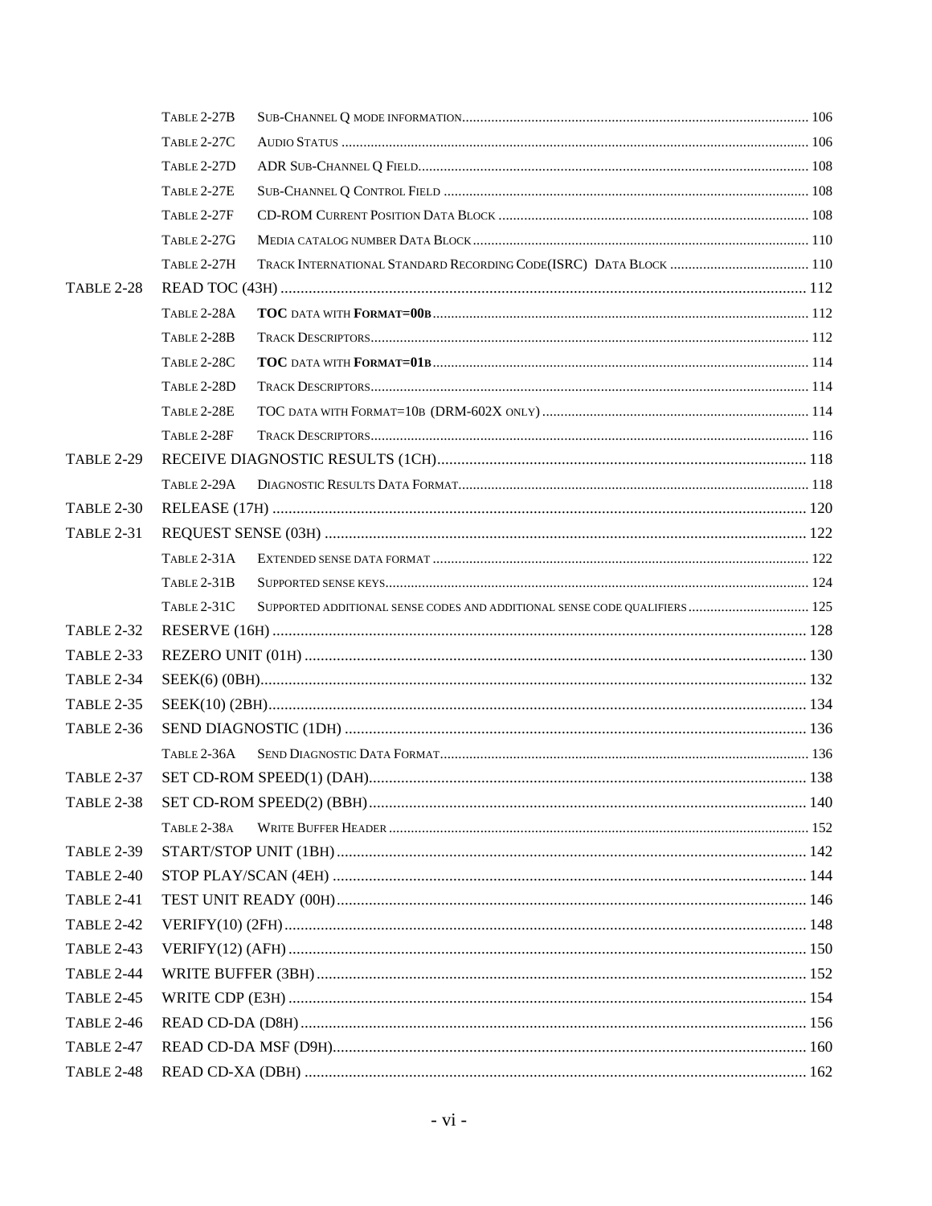| | | | |
|---|---|---|---|
| | TABLE 2-27B | SUB-CHANNEL Q MODE INFORMATION | 106 |
| | TABLE 2-27C | AUDIO STATUS | 106 |
| | TABLE 2-27D | ADR SUB-CHANNEL Q FIELD | 108 |
| | TABLE 2-27E | SUB-CHANNEL Q CONTROL FIELD | 108 |
| | TABLE 2-27F | CD-ROM CURRENT POSITION DATA BLOCK | 108 |
| | TABLE 2-27G | MEDIA CATALOG NUMBER DATA BLOCK | 110 |
| | TABLE 2-27H | TRACK INTERNATIONAL STANDARD RECORDING CODE(ISRC) DATA BLOCK | 110 |
| TABLE 2-28 | READ TOC (43H) | | 112 |
| | TABLE 2-28A | **TOC** DATA WITH **FORMAT=00B** | 112 |
| | TABLE 2-28B | TRACK DESCRIPTORS | 112 |
| | TABLE 2-28C | **TOC** DATA WITH **FORMAT=01B** | 114 |
| | TABLE 2-28D | TRACK DESCRIPTORS | 114 |
| | TABLE 2-28E | TOC DATA WITH FORMAT=10B (DRM-602X ONLY) | 114 |
| | TABLE 2-28F | TRACK DESCRIPTORS | 116 |
| TABLE 2-29 | RECEIVE DIAGNOSTIC RESULTS (1CH) | | 118 |
| | TABLE 2-29A | DIAGNOSTIC RESULTS DATA FORMAT | 118 |
| TABLE 2-30 | RELEASE (17H) | | 120 |
| TABLE 2-31 | REQUEST SENSE (03H) | | 122 |
| | TABLE 2-31A | EXTENDED SENSE DATA FORMAT | 122 |
| | TABLE 2-31B | SUPPORTED SENSE KEYS | 124 |
| | TABLE 2-31C | SUPPORTED ADDITIONAL SENSE CODES AND ADDITIONAL SENSE CODE QUALIFIERS | 125 |
| TABLE 2-32 | RESERVE (16H) | | 128 |
| TABLE 2-33 | REZERO UNIT (01H) | | 130 |
| TABLE 2-34 | SEEK(6) (0BH) | | 132 |
| TABLE 2-35 | SEEK(10) (2BH) | | 134 |
| TABLE 2-36 | SEND DIAGNOSTIC (1DH) | | 136 |
| | TABLE 2-36A | SEND DIAGNOSTIC DATA FORMAT | 136 |
| TABLE 2-37 | SET CD-ROM SPEED(1) (DAH) | | 138 |
| TABLE 2-38 | SET CD-ROM SPEED(2) (BBH) | | 140 |
| | TABLE 2-38A | WRITE BUFFER HEADER | 152 |
| TABLE 2-39 | START/STOP UNIT (1BH) | | 142 |
| TABLE 2-40 | STOP PLAY/SCAN (4EH) | | 144 |
| TABLE 2-41 | TEST UNIT READY (00H) | | 146 |
| TABLE 2-42 | VERIFY(10) (2FH) | | 148 |
| TABLE 2-43 | VERIFY(12) (AFH) | | 150 |
| TABLE 2-44 | WRITE BUFFER (3BH) | | 152 |
| TABLE 2-45 | WRITE CDP (E3H) | | 154 |
| TABLE 2-46 | READ CD-DA (D8H) | | 156 |
| TABLE 2-47 | READ CD-DA MSF (D9H) | | 160 |
| TABLE 2-48 | READ CD-XA (DBH) | | 162 |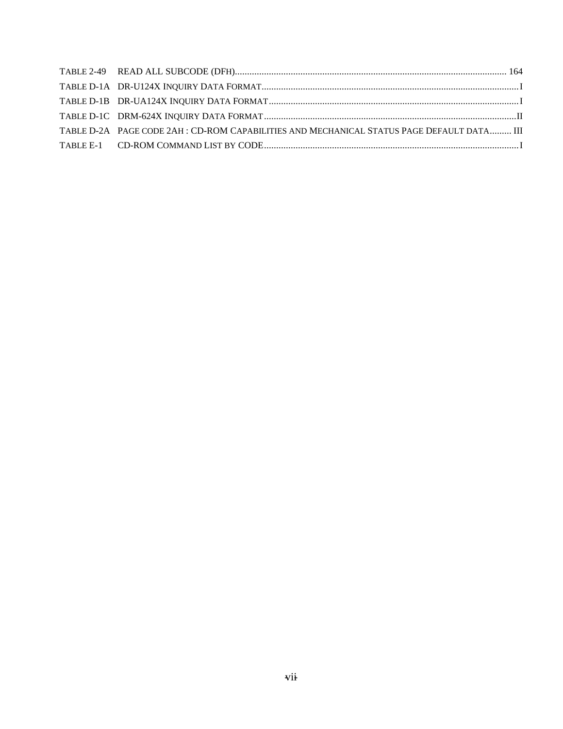TABLE 2-49 READ ALL SUBCODE (DFH)........................................................................................................... 164

TABLE D-1A DR-U124X INQUIRY DATA FORMAT................................................................................................ I

TABLE D-1B DR-UA124X INQUIRY DATA FORMAT............................................................................................. I

TABLE D-1C DRM-624X INQUIRY DATA FORMAT.............................................................................................. II

TABLE D-2A PAGE CODE 2AH : CD-ROM CAPABILITIES AND MECHANICAL STATUS PAGE DEFAULT DATA......... III

TABLE E-1 CD-ROM COMMAND LIST BY CODE................................................................................................ I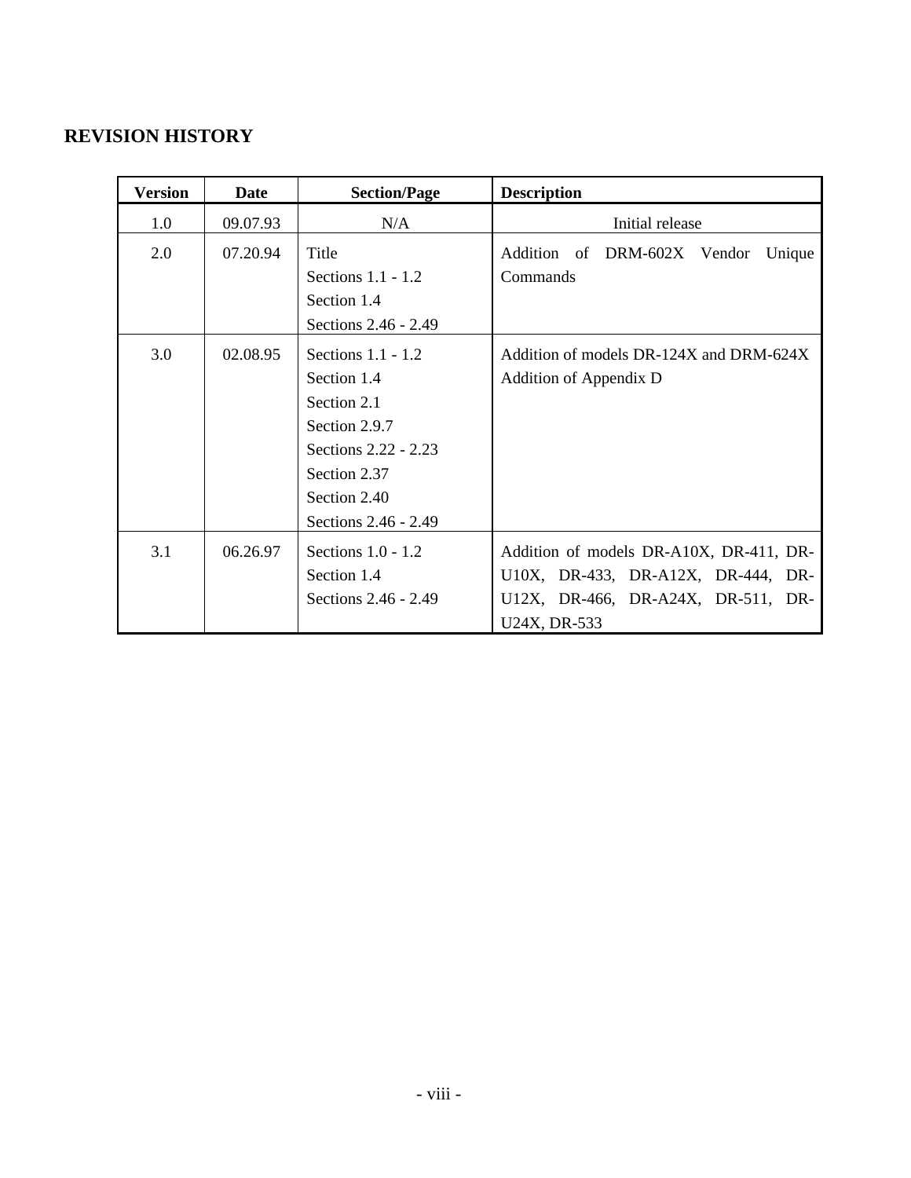## REVISION HISTORY

| Version | Date | Section/Page | Description |
|---|---|---|---|
| 1.0 | 09.07.93 | N/A | Initial release |
| 2.0 | 07.20.94 | Title<br>Sections 1.1 - 1.2<br>Section 1.4<br>Sections 2.46 - 2.49 | Addition of DRM-602X Vendor Unique Commands |
| 3.0 | 02.08.95 | Sections 1.1 - 1.2<br>Section 1.4<br>Section 2.1<br>Section 2.9.7<br>Sections 2.22 - 2.23<br>Section 2.37<br>Section 2.40<br>Sections 2.46 - 2.49 | Addition of models DR-124X and DRM-624X<br>Addition of Appendix D |
| 3.1 | 06.26.97 | Sections 1.0 - 1.2<br>Section 1.4<br>Sections 2.46 - 2.49 | Addition of models DR-A10X, DR-411, DR-U10X, DR-433, DR-A12X, DR-444, DR-U12X, DR-466, DR-A24X, DR-511, DR-U24X, DR-533 |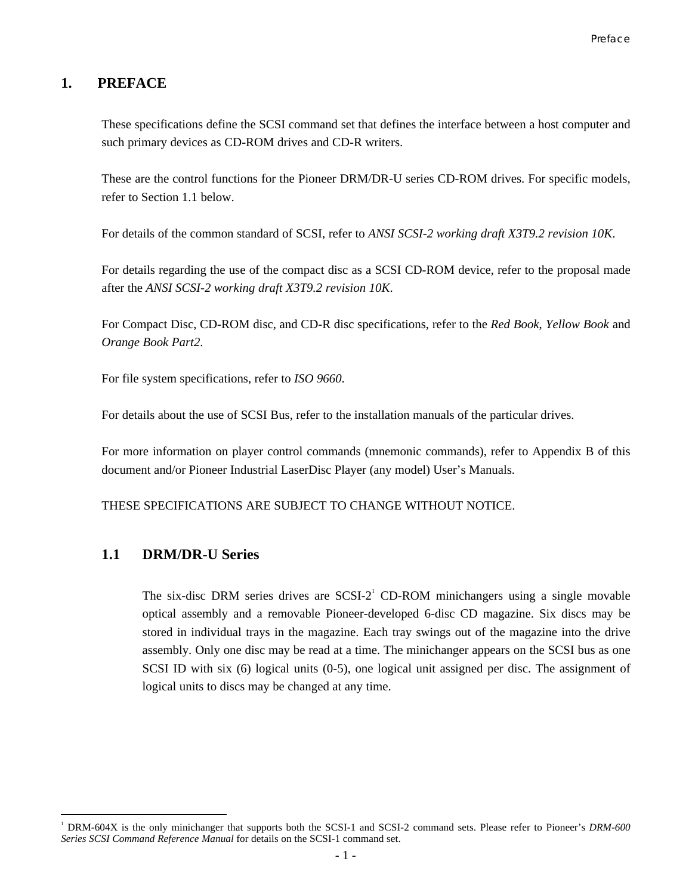# 1. PREFACE

These specifications define the SCSI command set that defines the interface between a host computer and such primary devices as CD-ROM drives and CD-R writers.

These are the control functions for the Pioneer DRM/DR-U series CD-ROM drives. For specific models, refer to Section 1.1 below.

For details of the common standard of SCSI, refer to *ANSI SCSI-2 working draft X3T9.2 revision 10K*.

For details regarding the use of the compact disc as a SCSI CD-ROM device, refer to the proposal made after the *ANSI SCSI-2 working draft X3T9.2 revision 10K*.

For Compact Disc, CD-ROM disc, and CD-R disc specifications, refer to the *Red Book*, *Yellow Book* and *Orange Book Part2*.

For file system specifications, refer to *ISO 9660*.

For details about the use of SCSI Bus, refer to the installation manuals of the particular drives.

For more information on player control commands (mnemonic commands), refer to Appendix B of this document and/or Pioneer Industrial LaserDisc Player (any model) User's Manuals.

THESE SPECIFICATIONS ARE SUBJECT TO CHANGE WITHOUT NOTICE.

## 1.1 DRM/DR-U Series

The six-disc DRM series drives are SCSI-2[1] CD-ROM minichangers using a single movable optical assembly and a removable Pioneer-developed 6-disc CD magazine. Six discs may be stored in individual trays in the magazine. Each tray swings out of the magazine into the drive assembly. Only one disc may be read at a time. The minichanger appears on the SCSI bus as one SCSI ID with six (6) logical units (0-5), one logical unit assigned per disc. The assignment of logical units to discs may be changed at any time.

---

[1] DRM-604X is the only minichanger that supports both the SCSI-1 and SCSI-2 command sets. Please refer to Pioneer's *DRM-600 Series SCSI Command Reference Manual* for details on the SCSI-1 command set.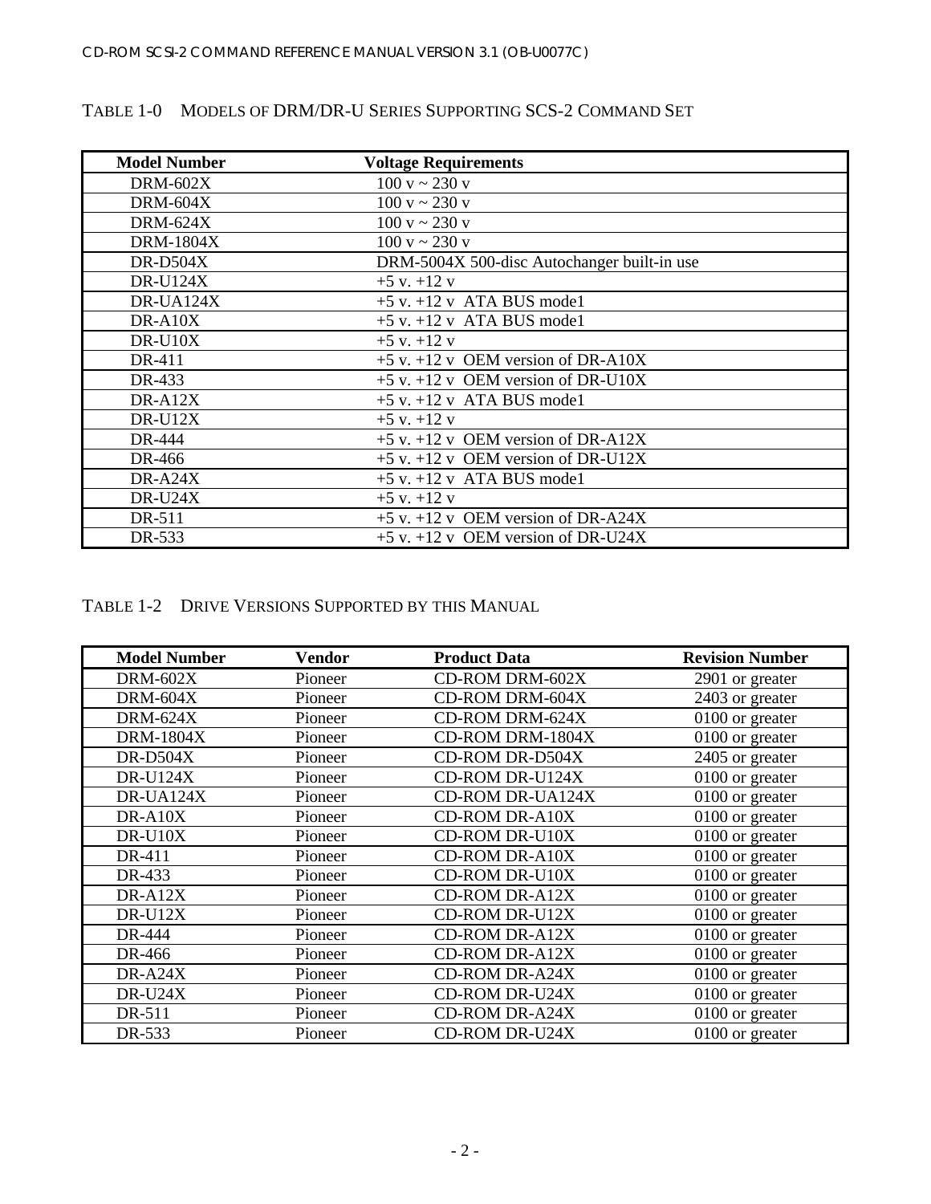TABLE 1-0 MODELS OF DRM/DR-U SERIES SUPPORTING SCS-2 COMMAND SET

| Model Number | Voltage Requirements |
|---|---|
| DRM-602X | 100 v ~ 230 v |
| DRM-604X | 100 v ~ 230 v |
| DRM-624X | 100 v ~ 230 v |
| DRM-1804X | 100 v ~ 230 v |
| DR-D504X | DRM-5004X 500-disc Autochanger built-in use |
| DR-U124X | +5 v. +12 v |
| DR-UA124X | +5 v. +12 v ATA BUS mode1 |
| DR-A10X | +5 v. +12 v ATA BUS mode1 |
| DR-U10X | +5 v. +12 v |
| DR-411 | +5 v. +12 v OEM version of DR-A10X |
| DR-433 | +5 v. +12 v OEM version of DR-U10X |
| DR-A12X | +5 v. +12 v ATA BUS mode1 |
| DR-U12X | +5 v. +12 v |
| DR-444 | +5 v. +12 v OEM version of DR-A12X |
| DR-466 | +5 v. +12 v OEM version of DR-U12X |
| DR-A24X | +5 v. +12 v ATA BUS mode1 |
| DR-U24X | +5 v. +12 v |
| DR-511 | +5 v. +12 v OEM version of DR-A24X |
| DR-533 | +5 v. +12 v OEM version of DR-U24X |

TABLE 1-2 DRIVE VERSIONS SUPPORTED BY THIS MANUAL

| Model Number | Vendor | Product Data | Revision Number |
|---|---|---|---|
| DRM-602X | Pioneer | CD-ROM DRM-602X | 2901 or greater |
| DRM-604X | Pioneer | CD-ROM DRM-604X | 2403 or greater |
| DRM-624X | Pioneer | CD-ROM DRM-624X | 0100 or greater |
| DRM-1804X | Pioneer | CD-ROM DRM-1804X | 0100 or greater |
| DR-D504X | Pioneer | CD-ROM DR-D504X | 2405 or greater |
| DR-U124X | Pioneer | CD-ROM DR-U124X | 0100 or greater |
| DR-UA124X | Pioneer | CD-ROM DR-UA124X | 0100 or greater |
| DR-A10X | Pioneer | CD-ROM DR-A10X | 0100 or greater |
| DR-U10X | Pioneer | CD-ROM DR-U10X | 0100 or greater |
| DR-411 | Pioneer | CD-ROM DR-A10X | 0100 or greater |
| DR-433 | Pioneer | CD-ROM DR-U10X | 0100 or greater |
| DR-A12X | Pioneer | CD-ROM DR-A12X | 0100 or greater |
| DR-U12X | Pioneer | CD-ROM DR-U12X | 0100 or greater |
| DR-444 | Pioneer | CD-ROM DR-A12X | 0100 or greater |
| DR-466 | Pioneer | CD-ROM DR-A12X | 0100 or greater |
| DR-A24X | Pioneer | CD-ROM DR-A24X | 0100 or greater |
| DR-U24X | Pioneer | CD-ROM DR-U24X | 0100 or greater |
| DR-511 | Pioneer | CD-ROM DR-A24X | 0100 or greater |
| DR-533 | Pioneer | CD-ROM DR-U24X | 0100 or greater |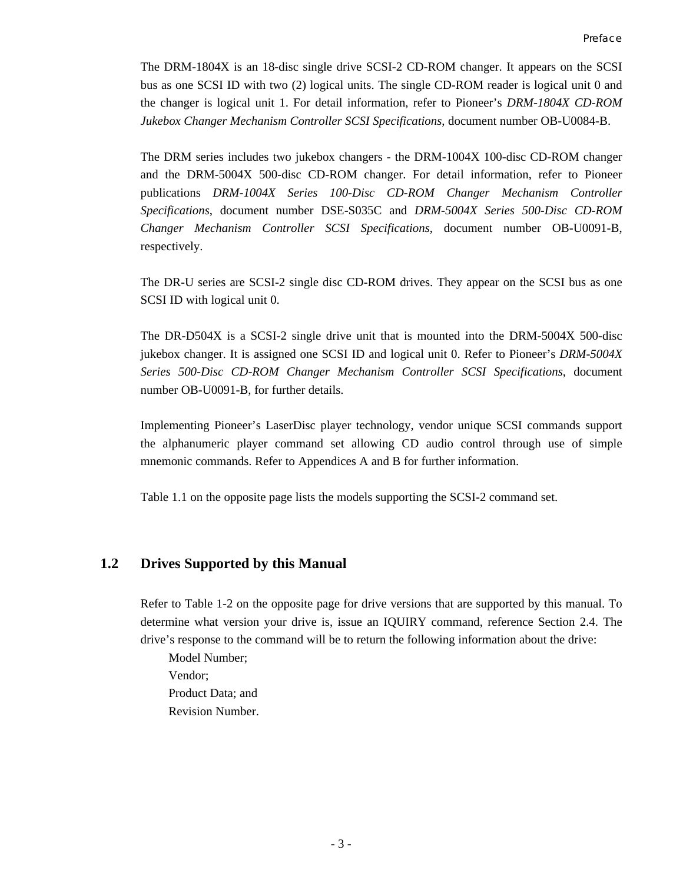The DRM-1804X is an 18-disc single drive SCSI-2 CD-ROM changer. It appears on the SCSI bus as one SCSI ID with two (2) logical units. The single CD-ROM reader is logical unit 0 and the changer is logical unit 1. For detail information, refer to Pioneer's *DRM-1804X CD-ROM Jukebox Changer Mechanism Controller SCSI Specifications*, document number OB-U0084-B.

The DRM series includes two jukebox changers - the DRM-1004X 100-disc CD-ROM changer and the DRM-5004X 500-disc CD-ROM changer. For detail information, refer to Pioneer publications *DRM-1004X Series 100-Disc CD-ROM Changer Mechanism Controller Specifications*, document number DSE-S035C and *DRM-5004X Series 500-Disc CD-ROM Changer Mechanism Controller SCSI Specifications*, document number OB-U0091-B, respectively.

The DR-U series are SCSI-2 single disc CD-ROM drives. They appear on the SCSI bus as one SCSI ID with logical unit 0.

The DR-D504X is a SCSI-2 single drive unit that is mounted into the DRM-5004X 500-disc jukebox changer. It is assigned one SCSI ID and logical unit 0. Refer to Pioneer's *DRM-5004X Series 500-Disc CD-ROM Changer Mechanism Controller SCSI Specifications*, document number OB-U0091-B, for further details.

Implementing Pioneer's LaserDisc player technology, vendor unique SCSI commands support the alphanumeric player command set allowing CD audio control through use of simple mnemonic commands. Refer to Appendices A and B for further information.

Table 1.1 on the opposite page lists the models supporting the SCSI-2 command set.

## 1.2 Drives Supported by this Manual

Refer to Table 1-2 on the opposite page for drive versions that are supported by this manual. To determine what version your drive is, issue an IQUIRY command, reference Section 2.4. The drive's response to the command will be to return the following information about the drive:

Model Number;
Vendor;
Product Data; and
Revision Number.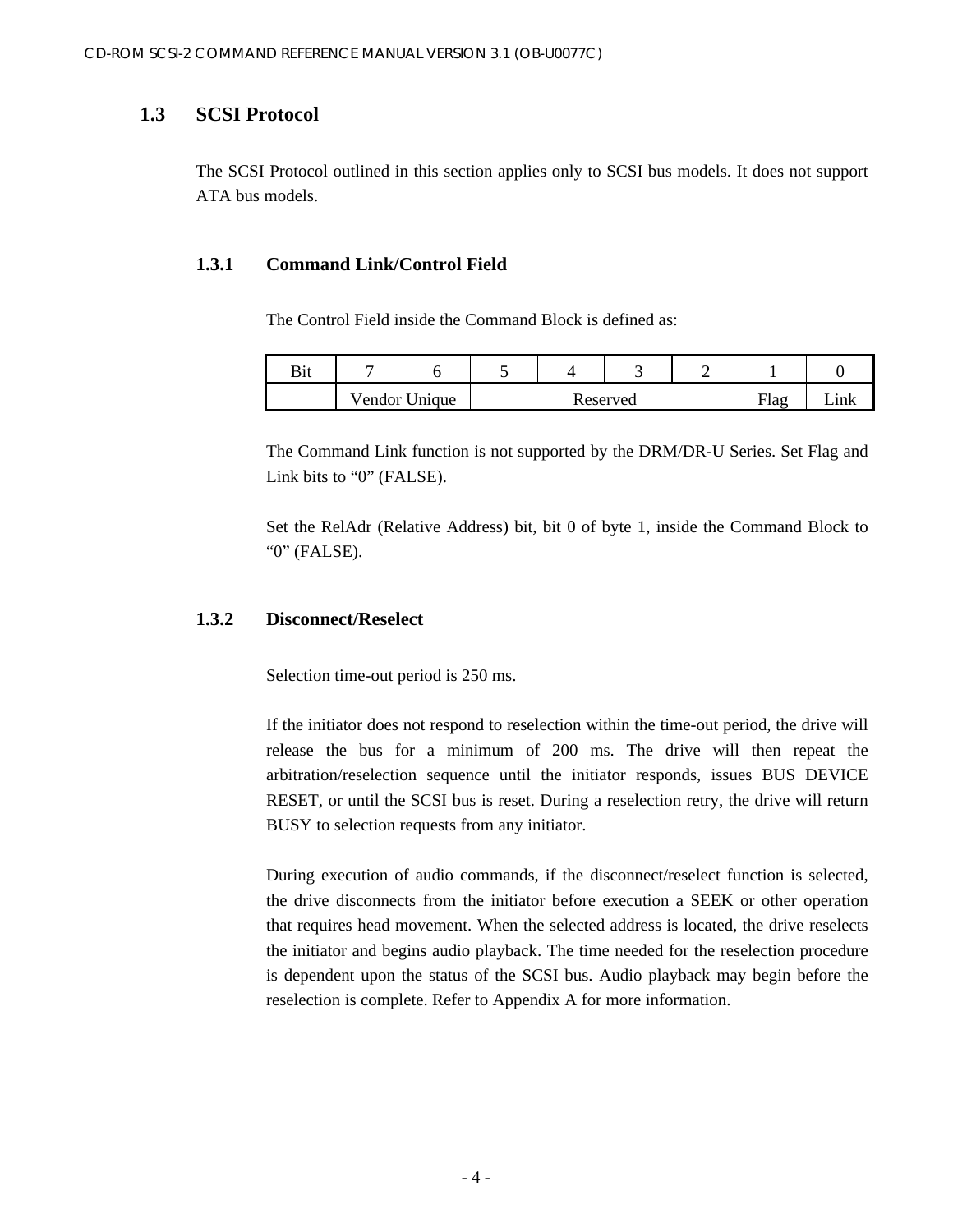## 1.3 SCSI Protocol

The SCSI Protocol outlined in this section applies only to SCSI bus models. It does not support ATA bus models.

### 1.3.1 Command Link/Control Field

The Control Field inside the Command Block is defined as:

| Bit | 7 | 6 | 5 | 4 | 3 | 2 | 1 | 0 |
|---|---|---|---|---|---|---|---|---|
| | Vendor Unique | | Reserved | | | | Flag | Link |

The Command Link function is not supported by the DRM/DR-U Series. Set Flag and Link bits to "0" (FALSE).

Set the RelAdr (Relative Address) bit, bit 0 of byte 1, inside the Command Block to "0" (FALSE).

### 1.3.2 Disconnect/Reselect

Selection time-out period is 250 ms.

If the initiator does not respond to reselection within the time-out period, the drive will release the bus for a minimum of 200 ms. The drive will then repeat the arbitration/reselection sequence until the initiator responds, issues BUS DEVICE RESET, or until the SCSI bus is reset. During a reselection retry, the drive will return BUSY to selection requests from any initiator.

During execution of audio commands, if the disconnect/reselect function is selected, the drive disconnects from the initiator before execution a SEEK or other operation that requires head movement. When the selected address is located, the drive reselects the initiator and begins audio playback. The time needed for the reselection procedure is dependent upon the status of the SCSI bus. Audio playback may begin before the reselection is complete. Refer to Appendix A for more information.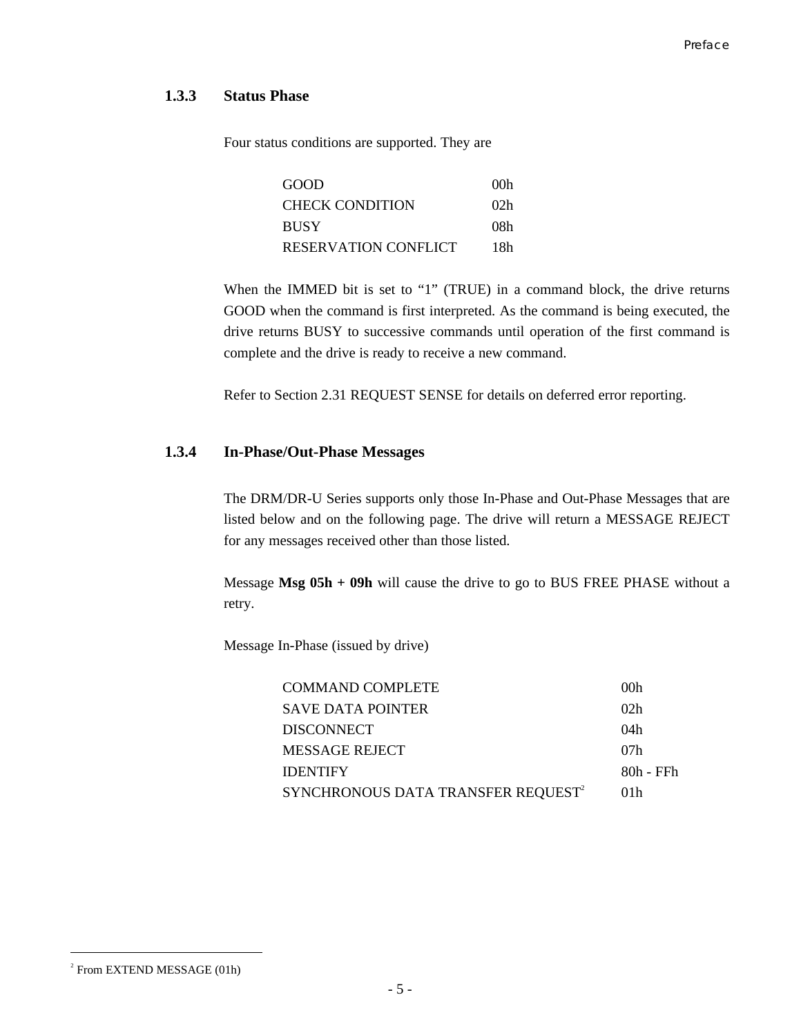### 1.3.3 Status Phase

Four status conditions are supported. They are

| | |
|---|---|
| GOOD | 00h |
| CHECK CONDITION | 02h |
| BUSY | 08h |
| RESERVATION CONFLICT | 18h |

When the IMMED bit is set to "1" (TRUE) in a command block, the drive returns GOOD when the command is first interpreted. As the command is being executed, the drive returns BUSY to successive commands until operation of the first command is complete and the drive is ready to receive a new command.

Refer to Section 2.31 REQUEST SENSE for details on deferred error reporting.

### 1.3.4 In-Phase/Out-Phase Messages

The DRM/DR-U Series supports only those In-Phase and Out-Phase Messages that are listed below and on the following page. The drive will return a MESSAGE REJECT for any messages received other than those listed.

Message **Msg 05h + 09h** will cause the drive to go to BUS FREE PHASE without a retry.

Message In-Phase (issued by drive)

| | |
|---|---|
| COMMAND COMPLETE | 00h |
| SAVE DATA POINTER | 02h |
| DISCONNECT | 04h |
| MESSAGE REJECT | 07h |
| IDENTIFY | 80h - FFh |
| SYNCHRONOUS DATA TRANSFER REQUEST[2] | 01h |

[2] From EXTEND MESSAGE (01h)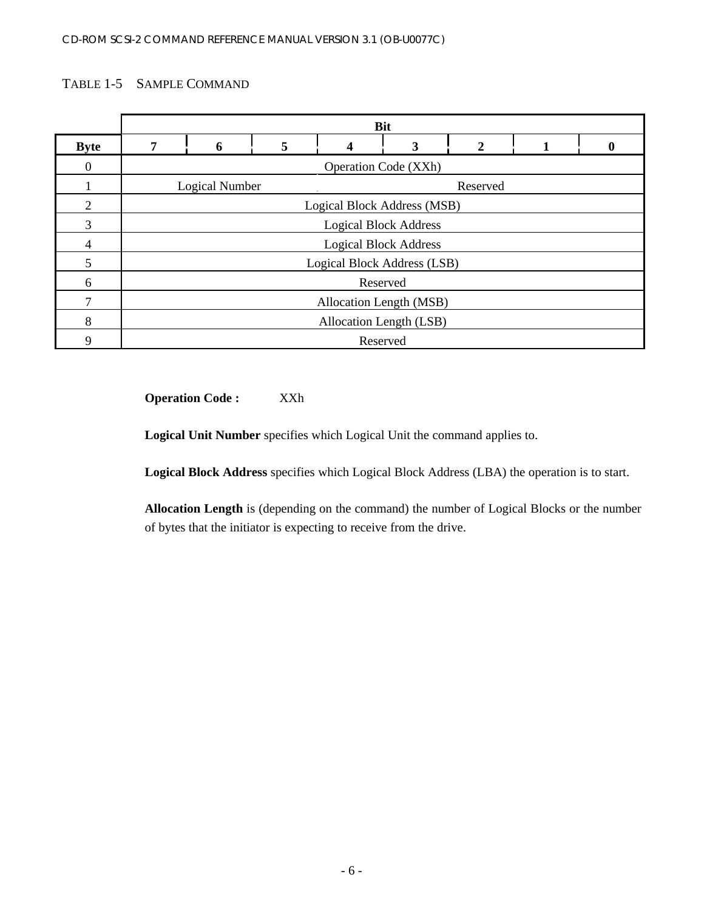TABLE 1-5 SAMPLE COMMAND

| Byte | Bit 7 | 6 | 5 | 4 | 3 | 2 | 1 | 0 |
|---|---|---|---|---|---|---|---|---|
| 0 | Operation Code (XXh) | | | | | | | |
| 1 | Logical Number | | | Reserved | | | | |
| 2 | Logical Block Address (MSB) | | | | | | | |
| 3 | Logical Block Address | | | | | | | |
| 4 | Logical Block Address | | | | | | | |
| 5 | Logical Block Address (LSB) | | | | | | | |
| 6 | Reserved | | | | | | | |
| 7 | Allocation Length (MSB) | | | | | | | |
| 8 | Allocation Length (LSB) | | | | | | | |
| 9 | Reserved | | | | | | | |

**Operation Code :** XXh

**Logical Unit Number** specifies which Logical Unit the command applies to.

**Logical Block Address** specifies which Logical Block Address (LBA) the operation is to start.

**Allocation Length** is (depending on the command) the number of Logical Blocks or the number of bytes that the initiator is expecting to receive from the drive.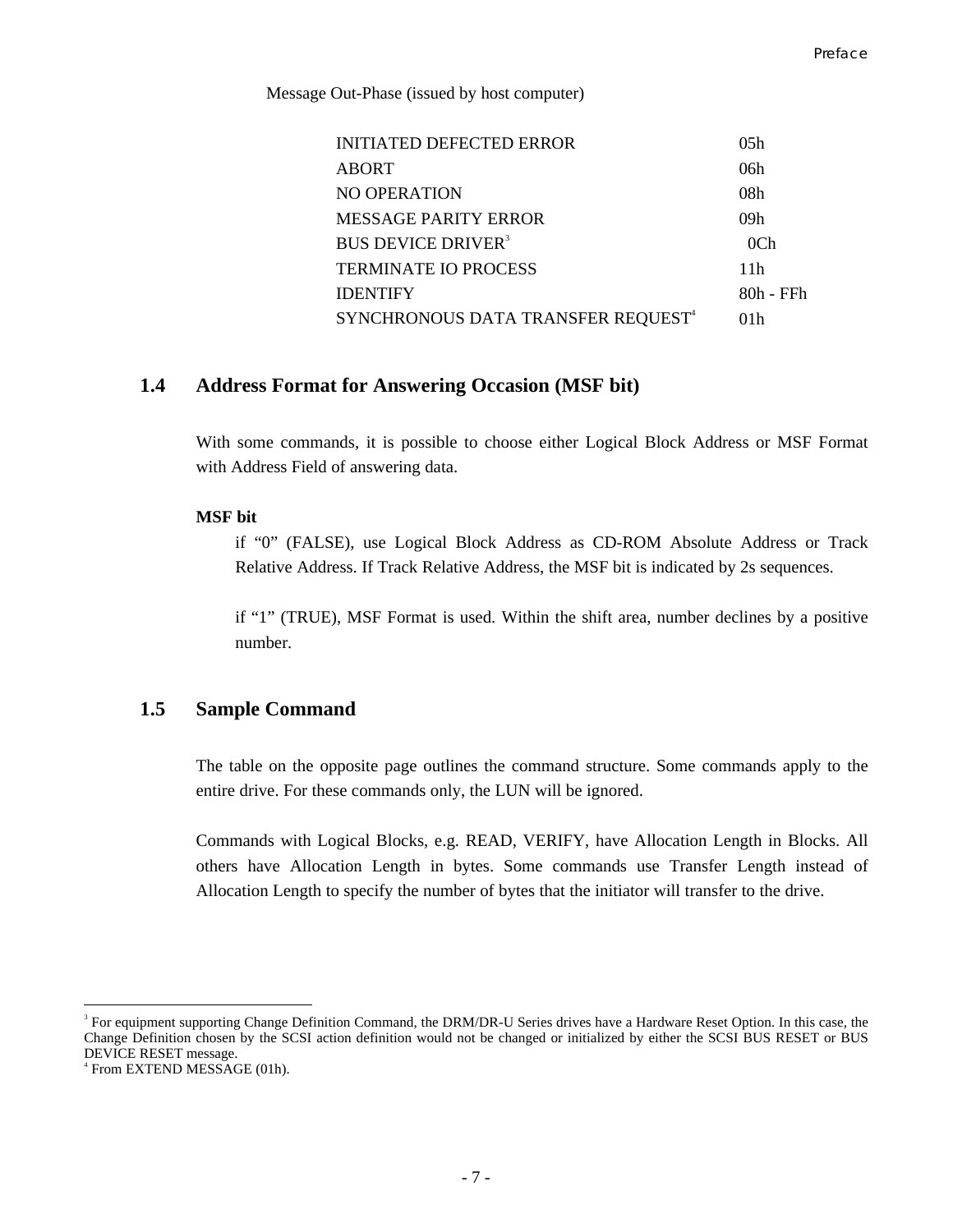Message Out-Phase (issued by host computer)

| | |
|---|---|
| INITIATED DEFECTED ERROR | 05h |
| ABORT | 06h |
| NO OPERATION | 08h |
| MESSAGE PARITY ERROR | 09h |
| BUS DEVICE DRIVER[3] | 0Ch |
| TERMINATE IO PROCESS | 11h |
| IDENTIFY | 80h - FFh |
| SYNCHRONOUS DATA TRANSFER REQUEST[4] | 01h |

## 1.4 Address Format for Answering Occasion (MSF bit)

With some commands, it is possible to choose either Logical Block Address or MSF Format with Address Field of answering data.

**MSF bit**

if "0" (FALSE), use Logical Block Address as CD-ROM Absolute Address or Track Relative Address. If Track Relative Address, the MSF bit is indicated by 2s sequences.

if "1" (TRUE), MSF Format is used. Within the shift area, number declines by a positive number.

## 1.5 Sample Command

The table on the opposite page outlines the command structure. Some commands apply to the entire drive. For these commands only, the LUN will be ignored.

Commands with Logical Blocks, e.g. READ, VERIFY, have Allocation Length in Blocks. All others have Allocation Length in bytes. Some commands use Transfer Length instead of Allocation Length to specify the number of bytes that the initiator will transfer to the drive.

---

[3] For equipment supporting Change Definition Command, the DRM/DR-U Series drives have a Hardware Reset Option. In this case, the Change Definition chosen by the SCSI action definition would not be changed or initialized by either the SCSI BUS RESET or BUS DEVICE RESET message.

[4] From EXTEND MESSAGE (01h).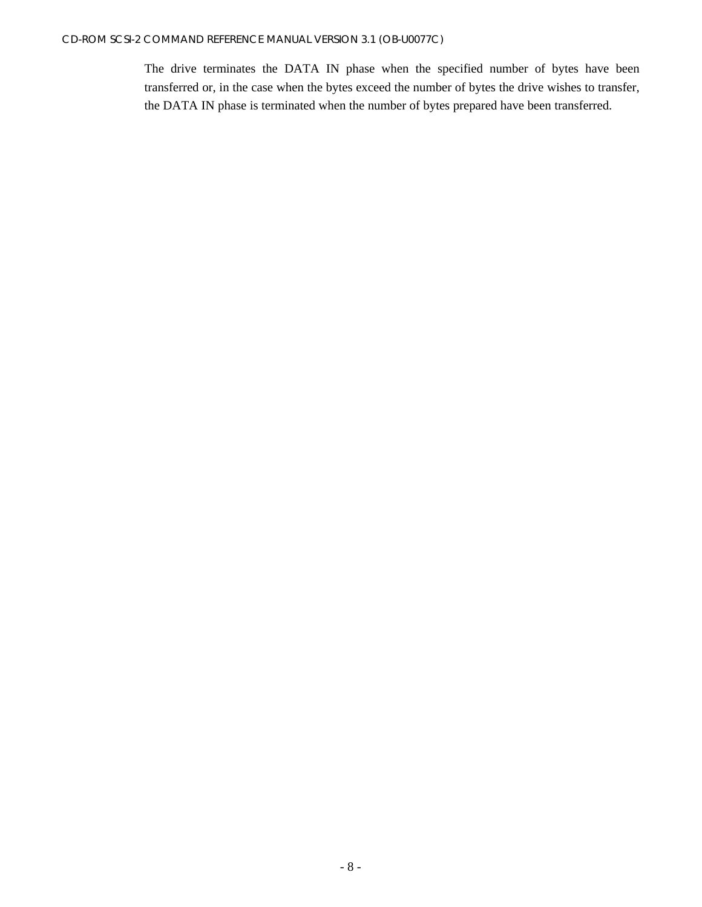The drive terminates the DATA IN phase when the specified number of bytes have been transferred or, in the case when the bytes exceed the number of bytes the drive wishes to transfer, the DATA IN phase is terminated when the number of bytes prepared have been transferred.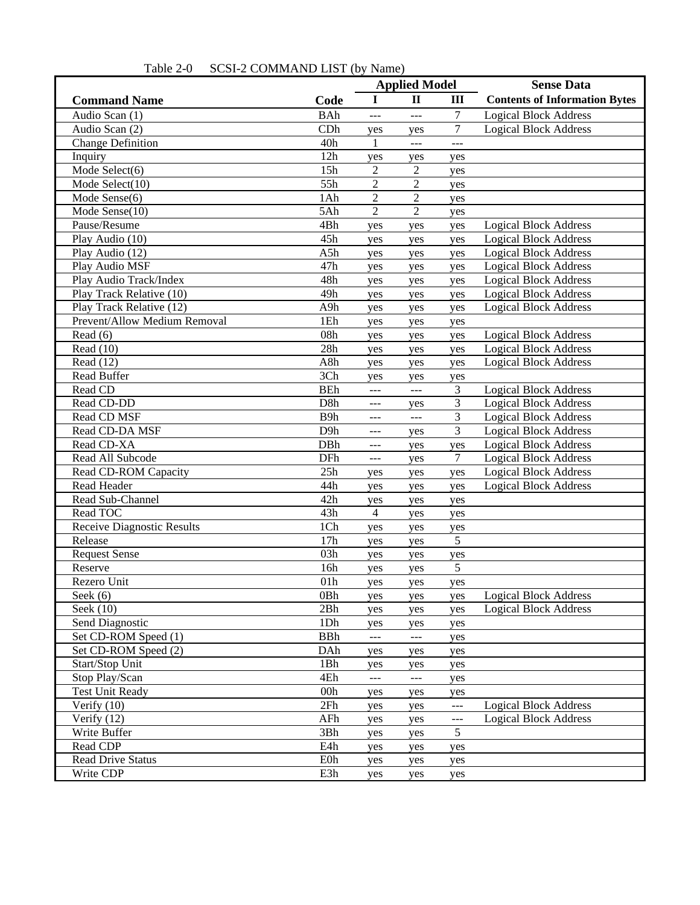Table 2-0 SCSI-2 COMMAND LIST (by Name)

| Command Name | Code | Applied Model | | | Sense Data |
|---|---|---|---|---|---|
| | | I | II | III | Contents of Information Bytes |
| Audio Scan (1) | BAh | --- | --- | 7 | Logical Block Address |
| Audio Scan (2) | CDh | yes | yes | 7 | Logical Block Address |
| Change Definition | 40h | 1 | --- | --- | |
| Inquiry | 12h | yes | yes | yes | |
| Mode Select(6) | 15h | 2 | 2 | yes | |
| Mode Select(10) | 55h | 2 | 2 | yes | |
| Mode Sense(6) | 1Ah | 2 | 2 | yes | |
| Mode Sense(10) | 5Ah | 2 | 2 | yes | |
| Pause/Resume | 4Bh | yes | yes | yes | Logical Block Address |
| Play Audio (10) | 45h | yes | yes | yes | Logical Block Address |
| Play Audio (12) | A5h | yes | yes | yes | Logical Block Address |
| Play Audio MSF | 47h | yes | yes | yes | Logical Block Address |
| Play Audio Track/Index | 48h | yes | yes | yes | Logical Block Address |
| Play Track Relative (10) | 49h | yes | yes | yes | Logical Block Address |
| Play Track Relative (12) | A9h | yes | yes | yes | Logical Block Address |
| Prevent/Allow Medium Removal | 1Eh | yes | yes | yes | |
| Read (6) | 08h | yes | yes | yes | Logical Block Address |
| Read (10) | 28h | yes | yes | yes | Logical Block Address |
| Read (12) | A8h | yes | yes | yes | Logical Block Address |
| Read Buffer | 3Ch | yes | yes | yes | |
| Read CD | BEh | --- | --- | 3 | Logical Block Address |
| Read CD-DD | D8h | --- | yes | 3 | Logical Block Address |
| Read CD MSF | B9h | --- | --- | 3 | Logical Block Address |
| Read CD-DA MSF | D9h | --- | yes | 3 | Logical Block Address |
| Read CD-XA | DBh | --- | yes | yes | Logical Block Address |
| Read All Subcode | DFh | --- | yes | 7 | Logical Block Address |
| Read CD-ROM Capacity | 25h | yes | yes | yes | Logical Block Address |
| Read Header | 44h | yes | yes | yes | Logical Block Address |
| Read Sub-Channel | 42h | yes | yes | yes | |
| Read TOC | 43h | 4 | yes | yes | |
| Receive Diagnostic Results | 1Ch | yes | yes | yes | |
| Release | 17h | yes | yes | 5 | |
| Request Sense | 03h | yes | yes | yes | |
| Reserve | 16h | yes | yes | 5 | |
| Rezero Unit | 01h | yes | yes | yes | |
| Seek (6) | 0Bh | yes | yes | yes | Logical Block Address |
| Seek (10) | 2Bh | yes | yes | yes | Logical Block Address |
| Send Diagnostic | 1Dh | yes | yes | yes | |
| Set CD-ROM Speed (1) | BBh | --- | --- | yes | |
| Set CD-ROM Speed (2) | DAh | yes | yes | yes | |
| Start/Stop Unit | 1Bh | yes | yes | yes | |
| Stop Play/Scan | 4Eh | --- | --- | yes | |
| Test Unit Ready | 00h | yes | yes | yes | |
| Verify (10) | 2Fh | yes | yes | --- | Logical Block Address |
| Verify (12) | AFh | yes | yes | --- | Logical Block Address |
| Write Buffer | 3Bh | yes | yes | 5 | |
| Read CDP | E4h | yes | yes | yes | |
| Read Drive Status | E0h | yes | yes | yes | |
| Write CDP | E3h | yes | yes | yes | |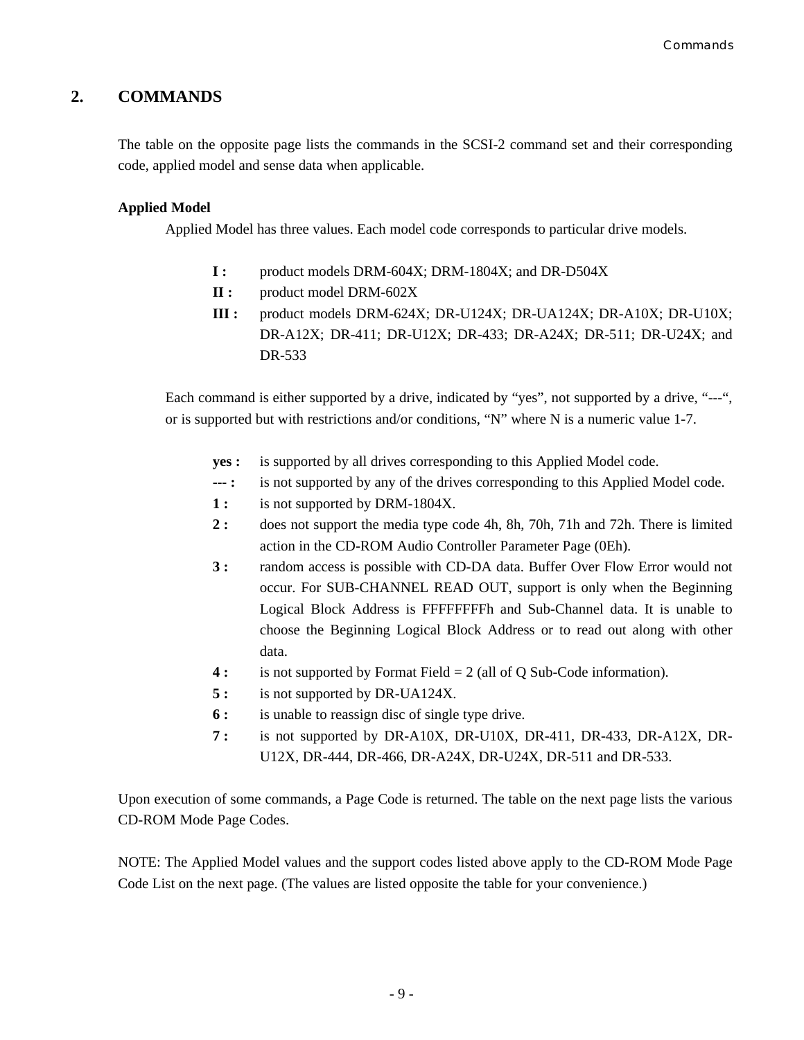# 2. COMMANDS

The table on the opposite page lists the commands in the SCSI-2 command set and their corresponding code, applied model and sense data when applicable.

**Applied Model**

Applied Model has three values. Each model code corresponds to particular drive models.

- **I :** product models DRM-604X; DRM-1804X; and DR-D504X
- **II :** product model DRM-602X
- **III :** product models DRM-624X; DR-U124X; DR-UA124X; DR-A10X; DR-U10X; DR-A12X; DR-411; DR-U12X; DR-433; DR-A24X; DR-511; DR-U24X; and DR-533

Each command is either supported by a drive, indicated by “yes”, not supported by a drive, “---“, or is supported but with restrictions and/or conditions, “N” where N is a numeric value 1-7.

- **yes :** is supported by all drives corresponding to this Applied Model code.
- **--- :** is not supported by any of the drives corresponding to this Applied Model code.
- **1 :** is not supported by DRM-1804X.
- **2 :** does not support the media type code 4h, 8h, 70h, 71h and 72h. There is limited action in the CD-ROM Audio Controller Parameter Page (0Eh).
- **3 :** random access is possible with CD-DA data. Buffer Over Flow Error would not occur. For SUB-CHANNEL READ OUT, support is only when the Beginning Logical Block Address is FFFFFFFFh and Sub-Channel data. It is unable to choose the Beginning Logical Block Address or to read out along with other data.
- **4 :** is not supported by Format Field = 2 (all of Q Sub-Code information).
- **5 :** is not supported by DR-UA124X.
- **6 :** is unable to reassign disc of single type drive.
- **7 :** is not supported by DR-A10X, DR-U10X, DR-411, DR-433, DR-A12X, DR-U12X, DR-444, DR-466, DR-A24X, DR-U24X, DR-511 and DR-533.

Upon execution of some commands, a Page Code is returned. The table on the next page lists the various CD-ROM Mode Page Codes.

NOTE: The Applied Model values and the support codes listed above apply to the CD-ROM Mode Page Code List on the next page. (The values are listed opposite the table for your convenience.)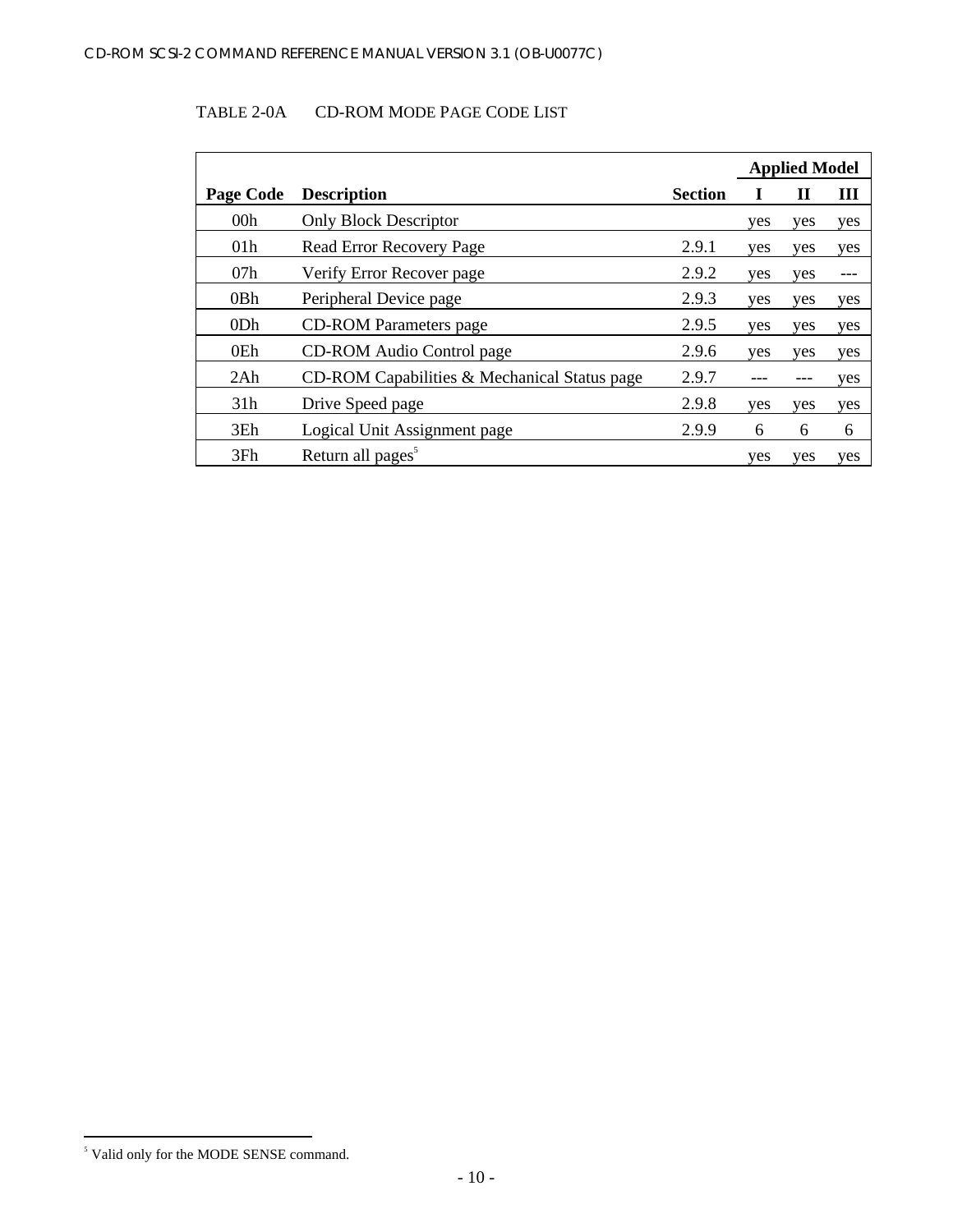TABLE 2-0A CD-ROM MODE PAGE CODE LIST

| | | | Applied Model | | |
|---|---|---|---|---|---|
| **Page Code** | **Description** | **Section** | **I** | **II** | **III** |
| 00h | Only Block Descriptor | | yes | yes | yes |
| 01h | Read Error Recovery Page | 2.9.1 | yes | yes | yes |
| 07h | Verify Error Recover page | 2.9.2 | yes | yes | --- |
| 0Bh | Peripheral Device page | 2.9.3 | yes | yes | yes |
| 0Dh | CD-ROM Parameters page | 2.9.5 | yes | yes | yes |
| 0Eh | CD-ROM Audio Control page | 2.9.6 | yes | yes | yes |
| 2Ah | CD-ROM Capabilities & Mechanical Status page | 2.9.7 | --- | --- | yes |
| 31h | Drive Speed page | 2.9.8 | yes | yes | yes |
| 3Eh | Logical Unit Assignment page | 2.9.9 | 6 | 6 | 6 |
| 3Fh | Return all pages[5] | | yes | yes | yes |

[5] Valid only for the MODE SENSE command.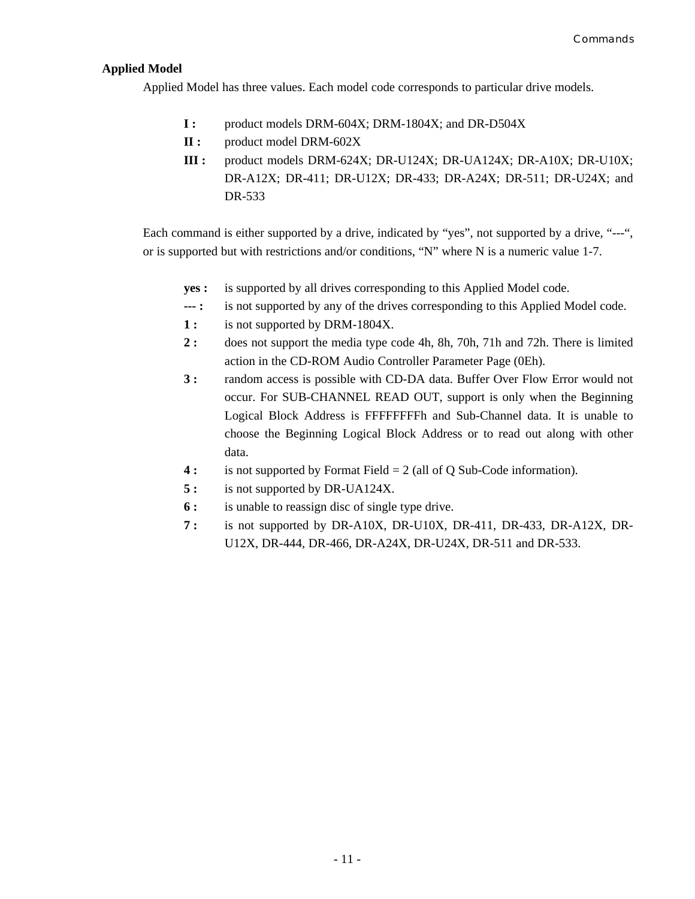**Applied Model**

Applied Model has three values. Each model code corresponds to particular drive models.

- **I :** product models DRM-604X; DRM-1804X; and DR-D504X
- **II :** product model DRM-602X
- **III :** product models DRM-624X; DR-U124X; DR-UA124X; DR-A10X; DR-U10X; DR-A12X; DR-411; DR-U12X; DR-433; DR-A24X; DR-511; DR-U24X; and DR-533

Each command is either supported by a drive, indicated by “yes”, not supported by a drive, “---“, or is supported but with restrictions and/or conditions, “N” where N is a numeric value 1-7.

- **yes :** is supported by all drives corresponding to this Applied Model code.
- **--- :** is not supported by any of the drives corresponding to this Applied Model code.
- **1 :** is not supported by DRM-1804X.
- **2 :** does not support the media type code 4h, 8h, 70h, 71h and 72h. There is limited action in the CD-ROM Audio Controller Parameter Page (0Eh).
- **3 :** random access is possible with CD-DA data. Buffer Over Flow Error would not occur. For SUB-CHANNEL READ OUT, support is only when the Beginning Logical Block Address is FFFFFFFFh and Sub-Channel data. It is unable to choose the Beginning Logical Block Address or to read out along with other data.
- **4 :** is not supported by Format Field = 2 (all of Q Sub-Code information).
- **5 :** is not supported by DR-UA124X.
- **6 :** is unable to reassign disc of single type drive.
- **7 :** is not supported by DR-A10X, DR-U10X, DR-411, DR-433, DR-A12X, DR-U12X, DR-444, DR-466, DR-A24X, DR-U24X, DR-511 and DR-533.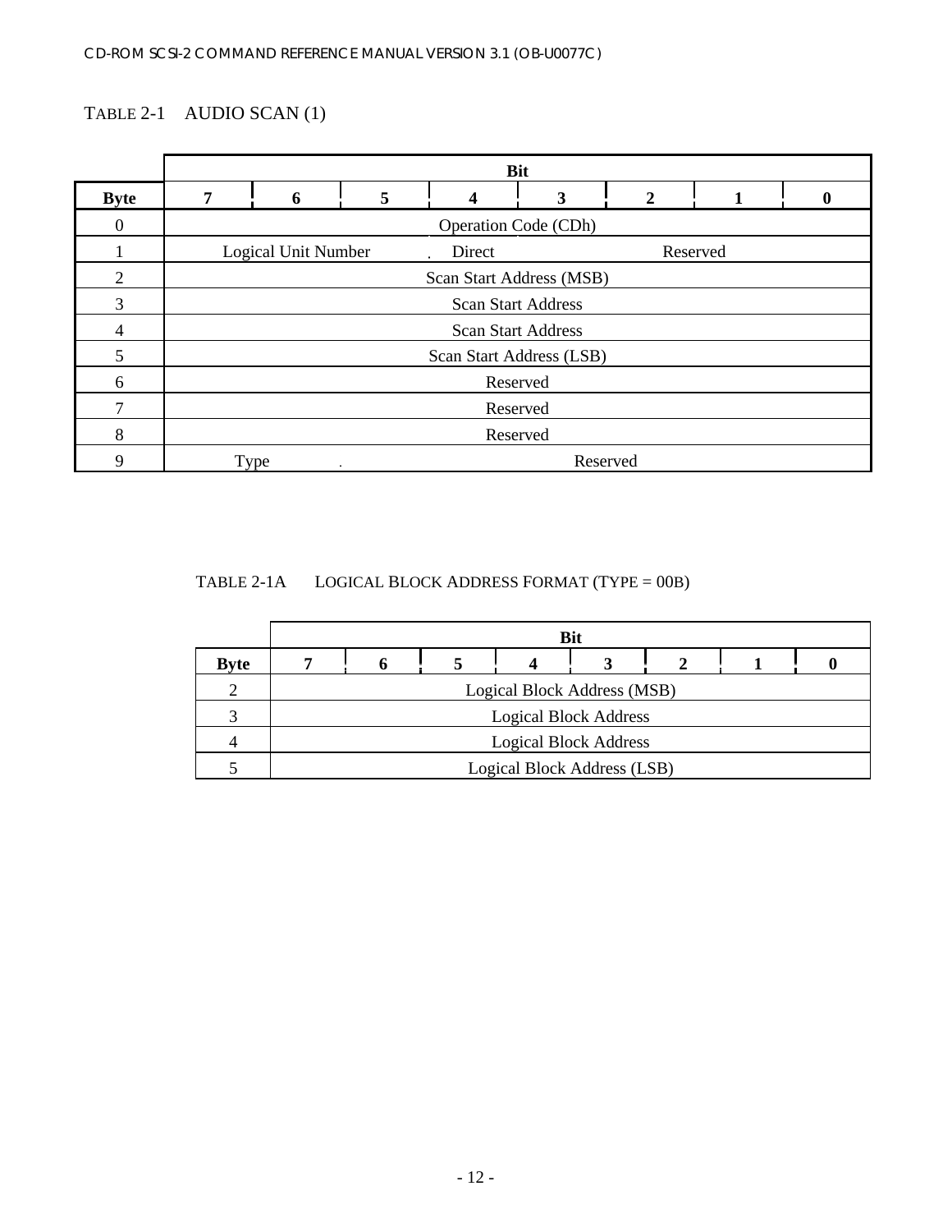TABLE 2-1 AUDIO SCAN (1)

| | Bit | | | | | | | |
|---|---|---|---|---|---|---|---|---|
| **Byte** | **7** | **6** | **5** | **4** | **3** | **2** | **1** | **0** |
| 0 | Operation Code (CDh) | | | | | | | |
| 1 | Logical Unit Number | | | Direct | Reserved | | | |
| 2 | Scan Start Address (MSB) | | | | | | | |
| 3 | Scan Start Address | | | | | | | |
| 4 | Scan Start Address | | | | | | | |
| 5 | Scan Start Address (LSB) | | | | | | | |
| 6 | Reserved | | | | | | | |
| 7 | Reserved | | | | | | | |
| 8 | Reserved | | | | | | | |
| 9 | Type | | Reserved | | | | | |

TABLE 2-1A LOGICAL BLOCK ADDRESS FORMAT (TYPE = 00B)

| | Bit | | | | | | | |
|---|---|---|---|---|---|---|---|---|
| **Byte** | **7** | **6** | **5** | **4** | **3** | **2** | **1** | **0** |
| 2 | Logical Block Address (MSB) | | | | | | | |
| 3 | Logical Block Address | | | | | | | |
| 4 | Logical Block Address | | | | | | | |
| 5 | Logical Block Address (LSB) | | | | | | | |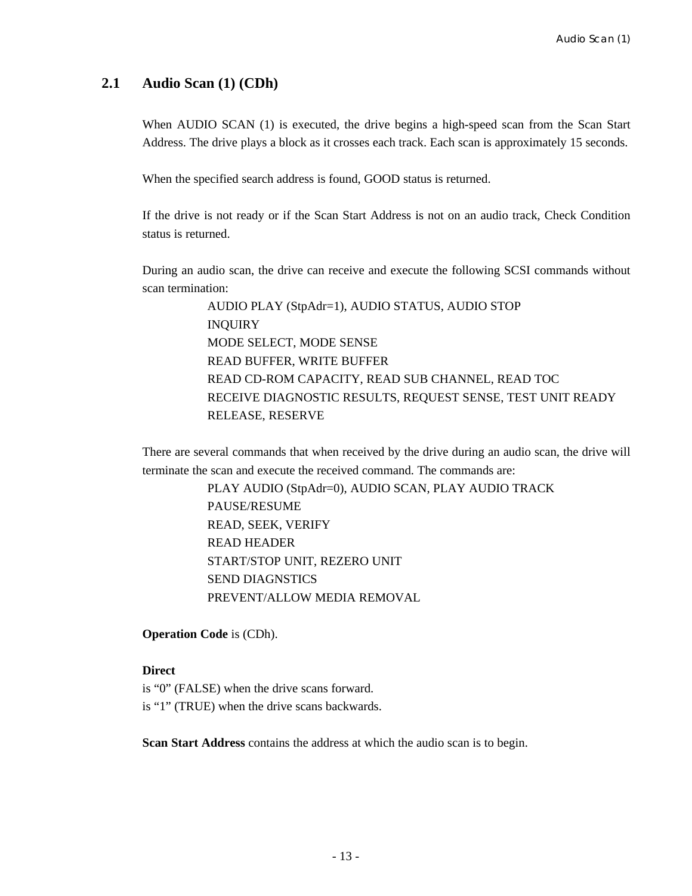## 2.1 Audio Scan (1) (CDh)

When AUDIO SCAN (1) is executed, the drive begins a high-speed scan from the Scan Start Address. The drive plays a block as it crosses each track. Each scan is approximately 15 seconds.

When the specified search address is found, GOOD status is returned.

If the drive is not ready or if the Scan Start Address is not on an audio track, Check Condition status is returned.

During an audio scan, the drive can receive and execute the following SCSI commands without scan termination:

AUDIO PLAY (StpAdr=1), AUDIO STATUS, AUDIO STOP
INQUIRY
MODE SELECT, MODE SENSE
READ BUFFER, WRITE BUFFER
READ CD-ROM CAPACITY, READ SUB CHANNEL, READ TOC
RECEIVE DIAGNOSTIC RESULTS, REQUEST SENSE, TEST UNIT READY
RELEASE, RESERVE

There are several commands that when received by the drive during an audio scan, the drive will terminate the scan and execute the received command. The commands are:

PLAY AUDIO (StpAdr=0), AUDIO SCAN, PLAY AUDIO TRACK
PAUSE/RESUME
READ, SEEK, VERIFY
READ HEADER
START/STOP UNIT, REZERO UNIT
SEND DIAGNSTICS
PREVENT/ALLOW MEDIA REMOVAL

**Operation Code** is (CDh).

**Direct**
is “0” (FALSE) when the drive scans forward.
is “1” (TRUE) when the drive scans backwards.

**Scan Start Address** contains the address at which the audio scan is to begin.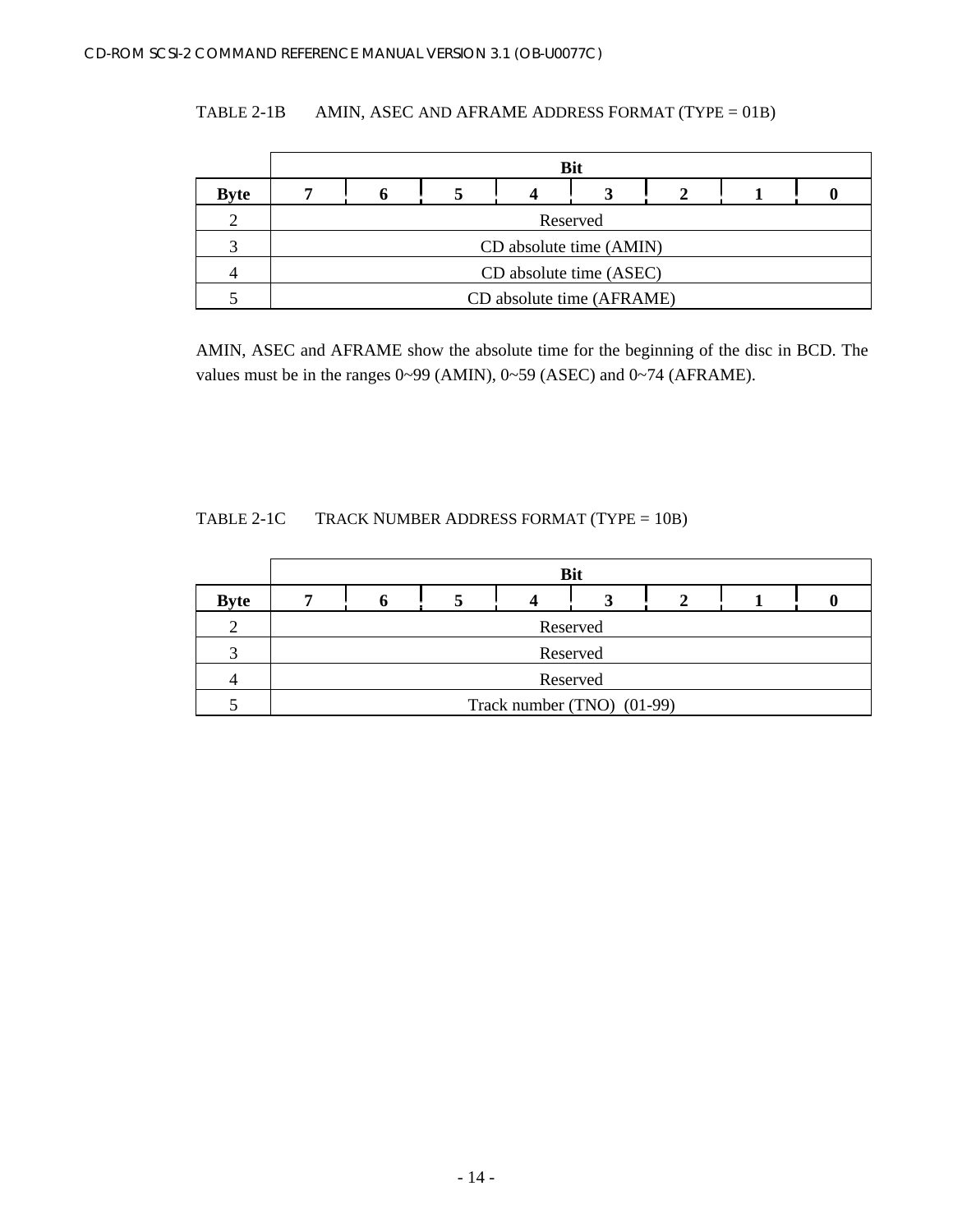TABLE 2-1B AMIN, ASEC AND AFRAME ADDRESS FORMAT (TYPE = 01B)

| | Bit | | | | | | | |
|---|---|---|---|---|---|---|---|---|
| **Byte** | **7** | **6** | **5** | **4** | **3** | **2** | **1** | **0** |
| 2 | Reserved | | | | | | | |
| 3 | CD absolute time (AMIN) | | | | | | | |
| 4 | CD absolute time (ASEC) | | | | | | | |
| 5 | CD absolute time (AFRAME) | | | | | | | |

AMIN, ASEC and AFRAME show the absolute time for the beginning of the disc in BCD. The values must be in the ranges 0~99 (AMIN), 0~59 (ASEC) and 0~74 (AFRAME).

TABLE 2-1C TRACK NUMBER ADDRESS FORMAT (TYPE = 10B)

| | Bit | | | | | | | |
|---|---|---|---|---|---|---|---|---|
| **Byte** | **7** | **6** | **5** | **4** | **3** | **2** | **1** | **0** |
| 2 | Reserved | | | | | | | |
| 3 | Reserved | | | | | | | |
| 4 | Reserved | | | | | | | |
| 5 | Track number (TNO) (01-99) | | | | | | | |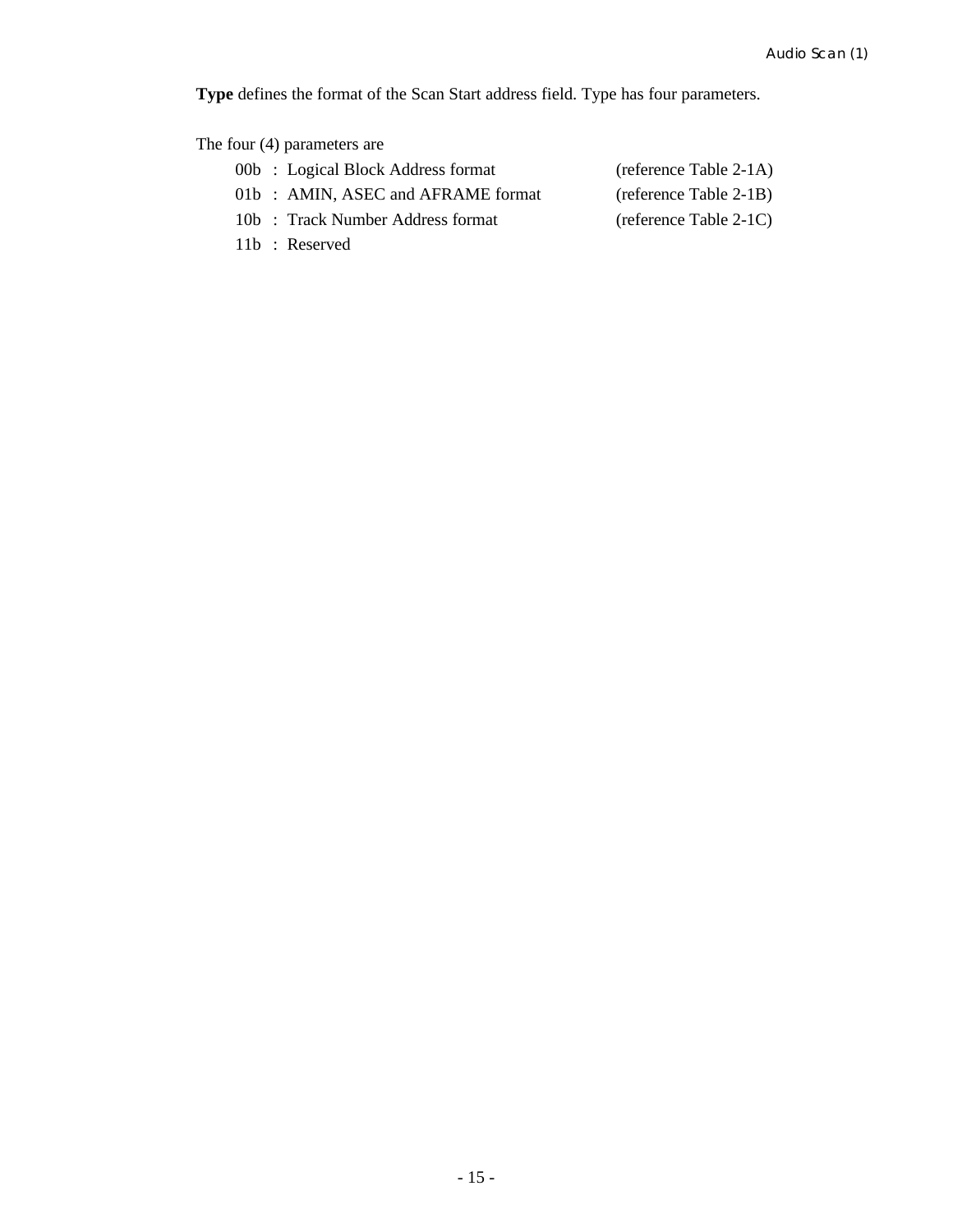**Type** defines the format of the Scan Start address field. Type has four parameters.

The four (4) parameters are

| | | | |
|---|---|---|---|
| 00b | : | Logical Block Address format | (reference Table 2-1A) |
| 01b | : | AMIN, ASEC and AFRAME format | (reference Table 2-1B) |
| 10b | : | Track Number Address format | (reference Table 2-1C) |
| 11b | : | Reserved | |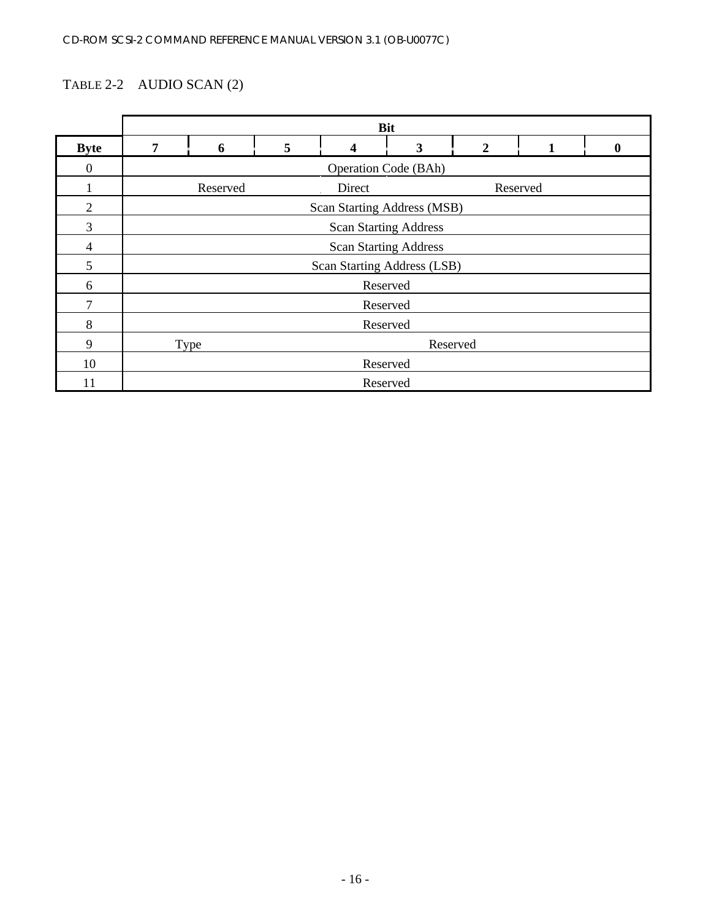TABLE 2-2 AUDIO SCAN (2)

| | Bit | | | | | | | |
|---|---|---|---|---|---|---|---|---|
| **Byte** | **7** | **6** | **5** | **4** | **3** | **2** | **1** | **0** |
| 0 | Operation Code (BAh) | | | | | | | |
| 1 | Reserved | | | Direct | Reserved | | | |
| 2 | Scan Starting Address (MSB) | | | | | | | |
| 3 | Scan Starting Address | | | | | | | |
| 4 | Scan Starting Address | | | | | | | |
| 5 | Scan Starting Address (LSB) | | | | | | | |
| 6 | Reserved | | | | | | | |
| 7 | Reserved | | | | | | | |
| 8 | Reserved | | | | | | | |
| 9 | Type | | Reserved | | | | | |
| 10 | Reserved | | | | | | | |
| 11 | Reserved | | | | | | | |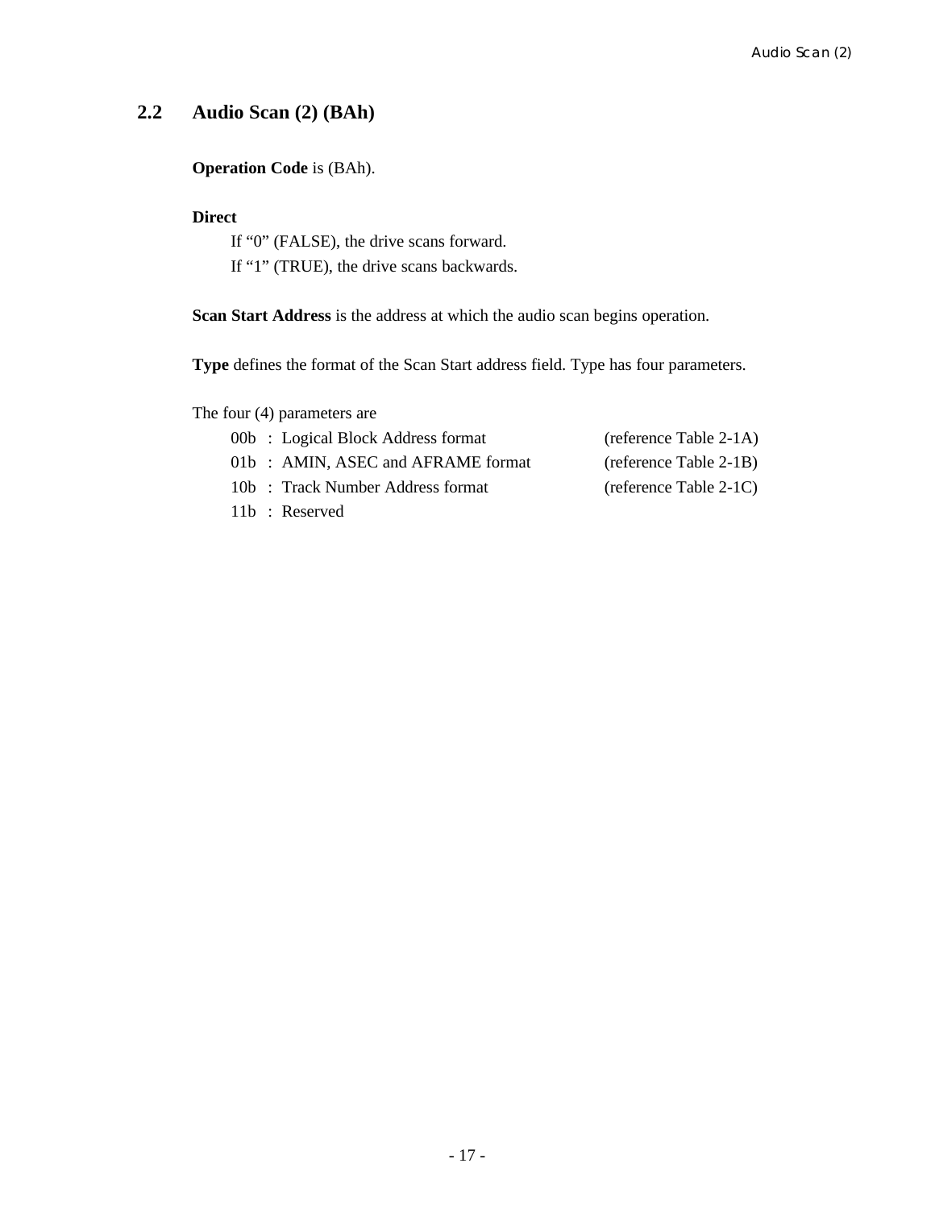## 2.2 Audio Scan (2) (BAh)

**Operation Code** is (BAh).

**Direct**

If “0” (FALSE), the drive scans forward.
If “1” (TRUE), the drive scans backwards.

**Scan Start Address** is the address at which the audio scan begins operation.

**Type** defines the format of the Scan Start address field. Type has four parameters.

The four (4) parameters are

| | | |
|---|---|---|
| 00b | : Logical Block Address format | (reference Table 2-1A) |
| 01b | : AMIN, ASEC and AFRAME format | (reference Table 2-1B) |
| 10b | : Track Number Address format | (reference Table 2-1C) |
| 11b | : Reserved | |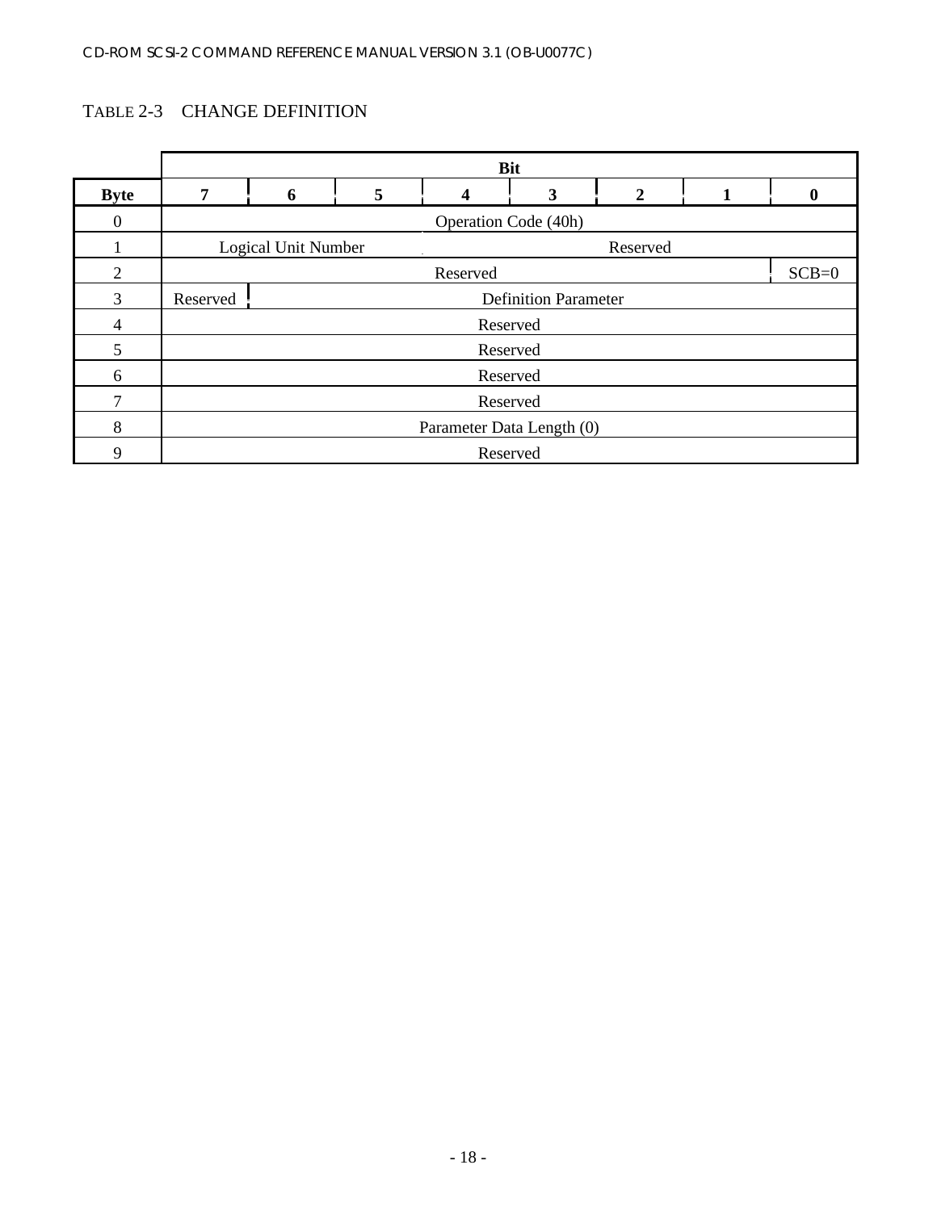TABLE 2-3 CHANGE DEFINITION

| Byte | 7 | 6 | 5 | 4 | 3 | 2 | 1 | 0 |
|---|---|---|---|---|---|---|---|---|
| 0 | Operation Code (40h) | | | | | | | |
| 1 | Logical Unit Number | | | Reserved | | | | |
| 2 | Reserved | | | | | | | SCB=0 |
| 3 | Reserved | Definition Parameter | | | | | | |
| 4 | Reserved | | | | | | | |
| 5 | Reserved | | | | | | | |
| 6 | Reserved | | | | | | | |
| 7 | Reserved | | | | | | | |
| 8 | Parameter Data Length (0) | | | | | | | |
| 9 | Reserved | | | | | | | |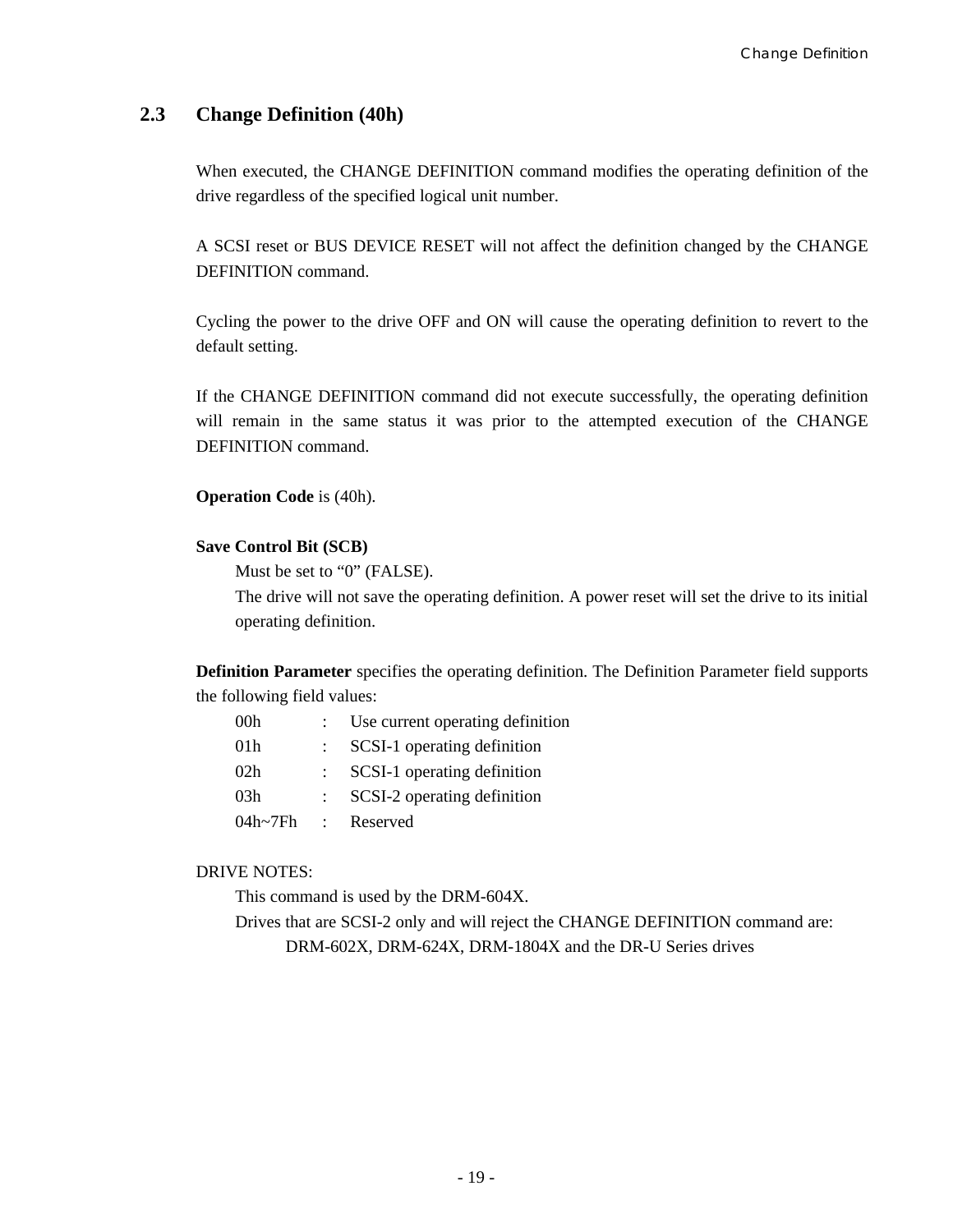## 2.3 Change Definition (40h)

When executed, the CHANGE DEFINITION command modifies the operating definition of the drive regardless of the specified logical unit number.

A SCSI reset or BUS DEVICE RESET will not affect the definition changed by the CHANGE DEFINITION command.

Cycling the power to the drive OFF and ON will cause the operating definition to revert to the default setting.

If the CHANGE DEFINITION command did not execute successfully, the operating definition will remain in the same status it was prior to the attempted execution of the CHANGE DEFINITION command.

**Operation Code** is (40h).

**Save Control Bit (SCB)**

Must be set to "0" (FALSE).

The drive will not save the operating definition. A power reset will set the drive to its initial operating definition.

**Definition Parameter** specifies the operating definition. The Definition Parameter field supports the following field values:

- 00h : Use current operating definition
- 01h : SCSI-1 operating definition
- 02h : SCSI-1 operating definition
- 03h : SCSI-2 operating definition
- 04h~7Fh : Reserved

DRIVE NOTES:

This command is used by the DRM-604X.

Drives that are SCSI-2 only and will reject the CHANGE DEFINITION command are:

DRM-602X, DRM-624X, DRM-1804X and the DR-U Series drives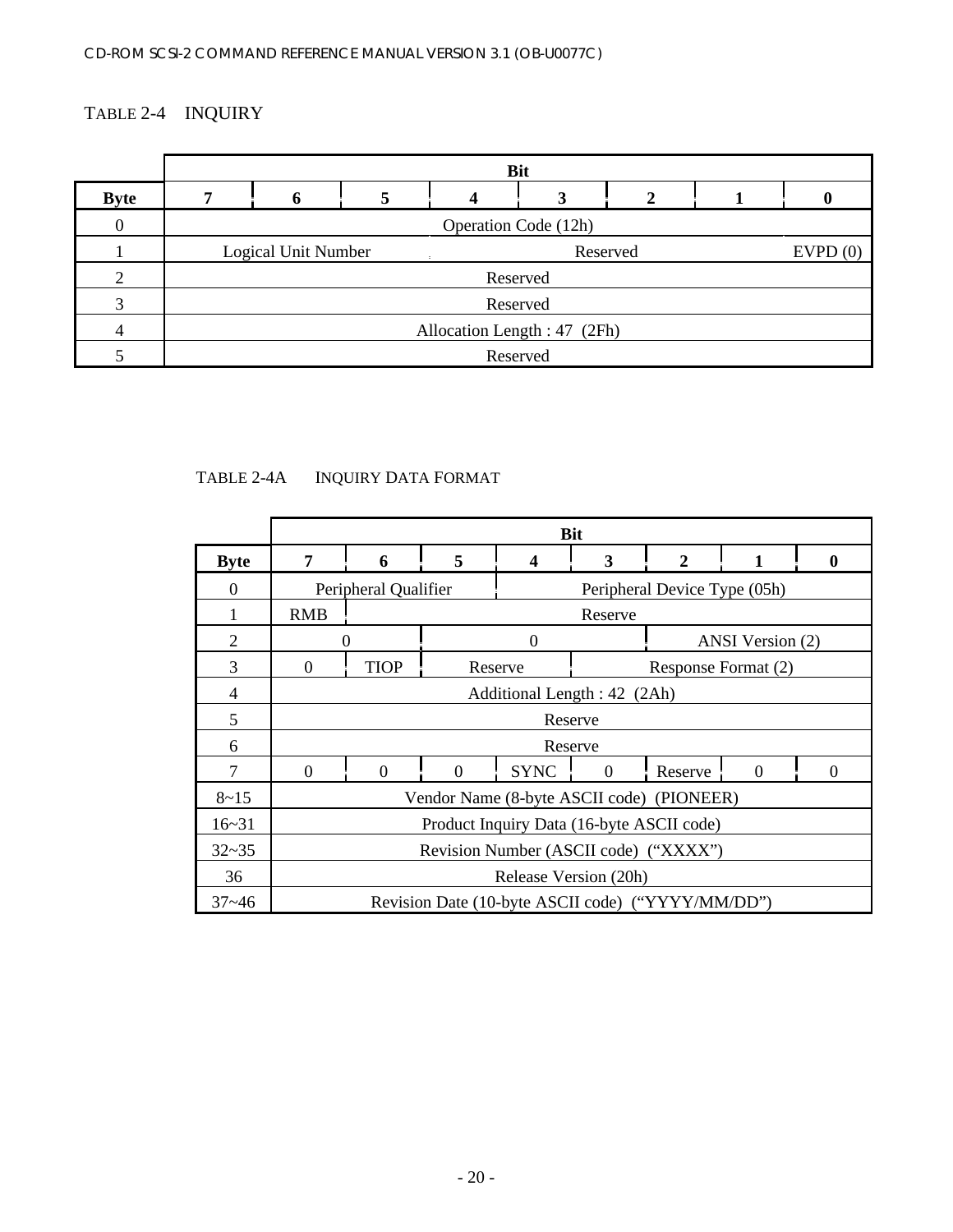TABLE 2-4 INQUIRY

| Byte | Bit 7 | 6 | 5 | 4 | 3 | 2 | 1 | 0 |
|---|---|---|---|---|---|---|---|---|
| 0 | Operation Code (12h) | | | | | | | |
| 1 | Logical Unit Number | | | Reserved | | | | EVPD (0) |
| 2 | Reserved | | | | | | | |
| 3 | Reserved | | | | | | | |
| 4 | Allocation Length : 47 (2Fh) | | | | | | | |
| 5 | Reserved | | | | | | | |

TABLE 2-4A INQUIRY DATA FORMAT

| Byte | Bit 7 | 6 | 5 | 4 | 3 | 2 | 1 | 0 |
|---|---|---|---|---|---|---|---|---|
| 0 | Peripheral Qualifier | | | Peripheral Device Type (05h) | | | | |
| 1 | RMB | Reserve | | | | | | |
| 2 | 0 | | 0 | | | ANSI Version (2) | | |
| 3 | 0 | TIOP | Reserve | | Response Format (2) | | | |
| 4 | Additional Length : 42 (2Ah) | | | | | | | |
| 5 | Reserve | | | | | | | |
| 6 | Reserve | | | | | | | |
| 7 | 0 | 0 | 0 | SYNC | 0 | Reserve | 0 | 0 |
| 8~15 | Vendor Name (8-byte ASCII code) (PIONEER) | | | | | | | |
| 16~31 | Product Inquiry Data (16-byte ASCII code) | | | | | | | |
| 32~35 | Revision Number (ASCII code) ("XXXX") | | | | | | | |
| 36 | Release Version (20h) | | | | | | | |
| 37~46 | Revision Date (10-byte ASCII code) ("YYYY/MM/DD") | | | | | | | |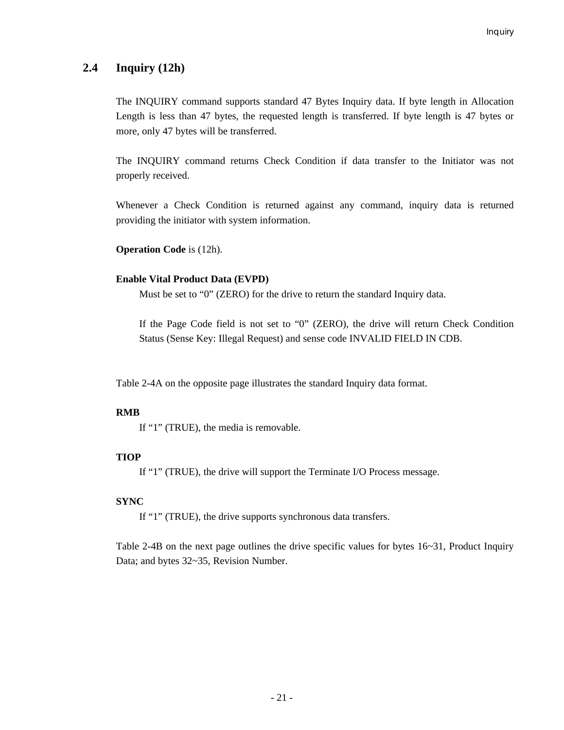## 2.4 Inquiry (12h)

The INQUIRY command supports standard 47 Bytes Inquiry data. If byte length in Allocation Length is less than 47 bytes, the requested length is transferred. If byte length is 47 bytes or more, only 47 bytes will be transferred.

The INQUIRY command returns Check Condition if data transfer to the Initiator was not properly received.

Whenever a Check Condition is returned against any command, inquiry data is returned providing the initiator with system information.

**Operation Code** is (12h).

**Enable Vital Product Data (EVPD)**

Must be set to “0” (ZERO) for the drive to return the standard Inquiry data.

If the Page Code field is not set to “0” (ZERO), the drive will return Check Condition Status (Sense Key: Illegal Request) and sense code INVALID FIELD IN CDB.

Table 2-4A on the opposite page illustrates the standard Inquiry data format.

**RMB**

If “1” (TRUE), the media is removable.

**TIOP**

If “1” (TRUE), the drive will support the Terminate I/O Process message.

**SYNC**

If “1” (TRUE), the drive supports synchronous data transfers.

Table 2-4B on the next page outlines the drive specific values for bytes 16~31, Product Inquiry Data; and bytes 32~35, Revision Number.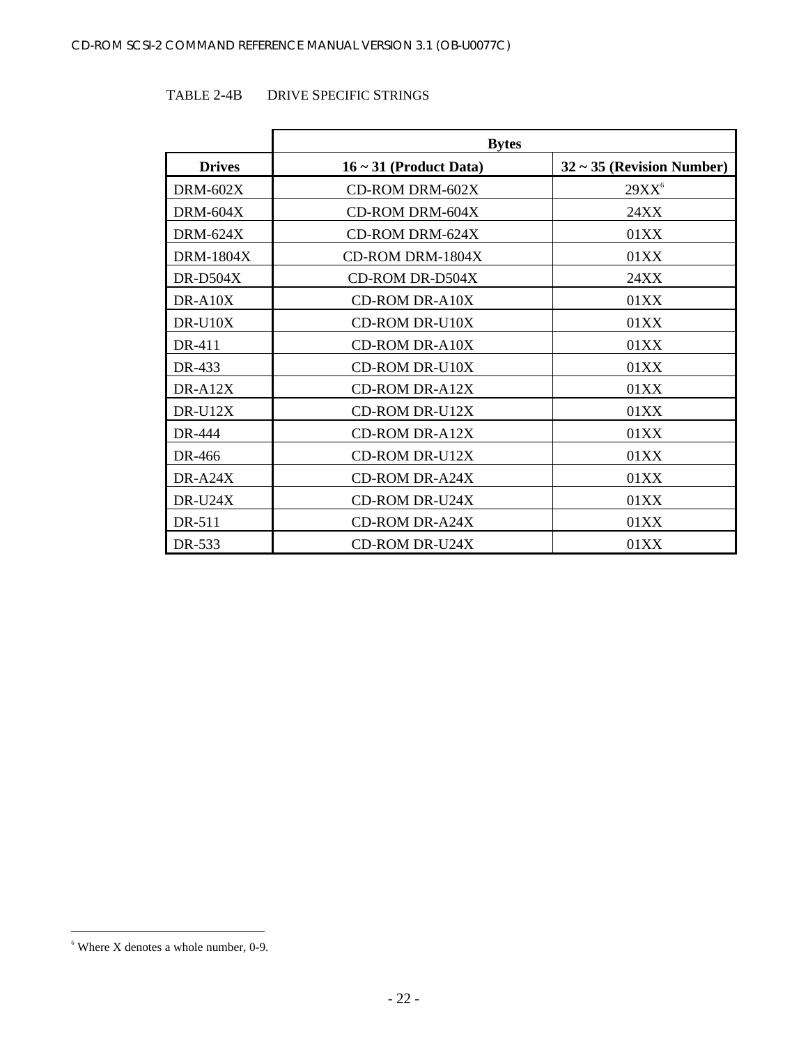TABLE 2-4B DRIVE SPECIFIC STRINGS

| | Bytes | |
|---|---|---|
| **Drives** | **16 ~ 31 (Product Data)** | **32 ~ 35 (Revision Number)** |
| DRM-602X | CD-ROM DRM-602X | 29XX[6] |
| DRM-604X | CD-ROM DRM-604X | 24XX |
| DRM-624X | CD-ROM DRM-624X | 01XX |
| DRM-1804X | CD-ROM DRM-1804X | 01XX |
| DR-D504X | CD-ROM DR-D504X | 24XX |
| DR-A10X | CD-ROM DR-A10X | 01XX |
| DR-U10X | CD-ROM DR-U10X | 01XX |
| DR-411 | CD-ROM DR-A10X | 01XX |
| DR-433 | CD-ROM DR-U10X | 01XX |
| DR-A12X | CD-ROM DR-A12X | 01XX |
| DR-U12X | CD-ROM DR-U12X | 01XX |
| DR-444 | CD-ROM DR-A12X | 01XX |
| DR-466 | CD-ROM DR-U12X | 01XX |
| DR-A24X | CD-ROM DR-A24X | 01XX |
| DR-U24X | CD-ROM DR-U24X | 01XX |
| DR-511 | CD-ROM DR-A24X | 01XX |
| DR-533 | CD-ROM DR-U24X | 01XX |

[6] Where X denotes a whole number, 0-9.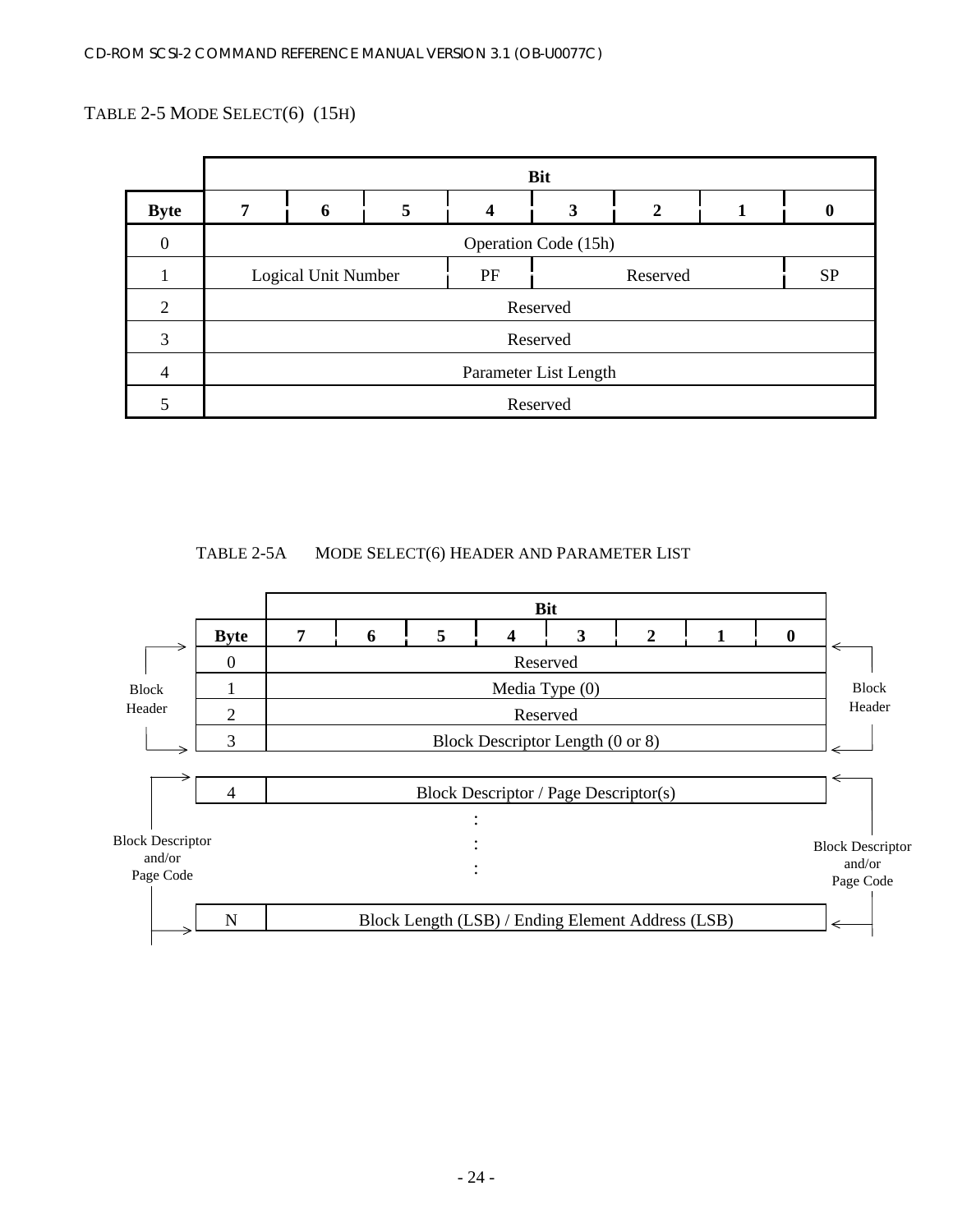TABLE 2-5 MODE SELECT(6) (15H)

| Byte | Bit 7 | 6 | 5 | 4 | 3 | 2 | 1 | 0 |
|---|---|---|---|---|---|---|---|---|
| 0 | Operation Code (15h) | | | | | | | |
| 1 | Logical Unit Number | | | PF | Reserved | | | SP |
| 2 | Reserved | | | | | | | |
| 3 | Reserved | | | | | | | |
| 4 | Parameter List Length | | | | | | | |
| 5 | Reserved | | | | | | | |

TABLE 2-5A MODE SELECT(6) HEADER AND PARAMETER LIST

| | Byte | Bit 7 | 6 | 5 | 4 | 3 | 2 | 1 | 0 | |
|---|---|---|---|---|---|---|---|---|---|---|
| Block Header | 0 | Reserved | | | | | | | | Block Header |
| | 1 | Media Type (0) | | | | | | | | |
| | 2 | Reserved | | | | | | | | |
| | 3 | Block Descriptor Length (0 or 8) | | | | | | | | |
| Block Descriptor and/or Page Code | 4 | Block Descriptor / Page Descriptor(s) | | | | | | | | Block Descriptor and/or Page Code |
| | : | : | | | | | | | | |
| | N | Block Length (LSB) / Ending Element Address (LSB) | | | | | | | | |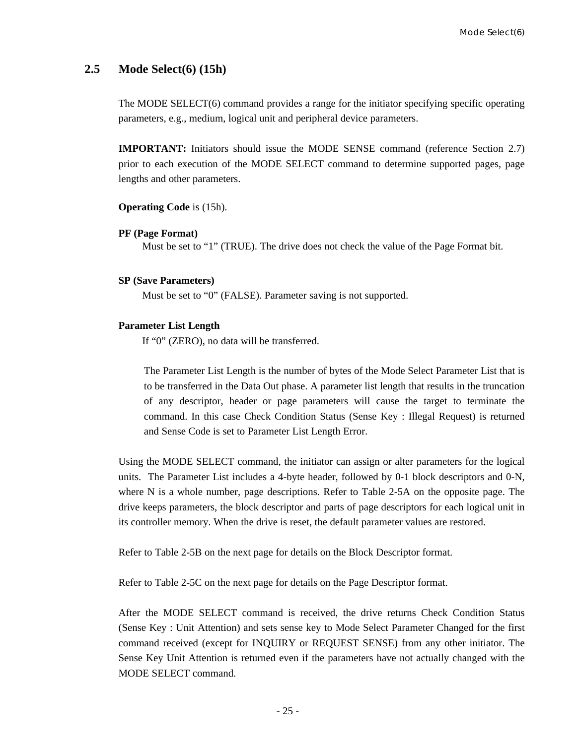## 2.5 Mode Select(6) (15h)

The MODE SELECT(6) command provides a range for the initiator specifying specific operating parameters, e.g., medium, logical unit and peripheral device parameters.

**IMPORTANT:** Initiators should issue the MODE SENSE command (reference Section 2.7) prior to each execution of the MODE SELECT command to determine supported pages, page lengths and other parameters.

**Operating Code** is (15h).

**PF (Page Format)**

Must be set to "1" (TRUE). The drive does not check the value of the Page Format bit.

**SP (Save Parameters)**

Must be set to "0" (FALSE). Parameter saving is not supported.

**Parameter List Length**

If "0" (ZERO), no data will be transferred.

The Parameter List Length is the number of bytes of the Mode Select Parameter List that is to be transferred in the Data Out phase. A parameter list length that results in the truncation of any descriptor, header or page parameters will cause the target to terminate the command. In this case Check Condition Status (Sense Key : Illegal Request) is returned and Sense Code is set to Parameter List Length Error.

Using the MODE SELECT command, the initiator can assign or alter parameters for the logical units. The Parameter List includes a 4-byte header, followed by 0-1 block descriptors and 0-N, where N is a whole number, page descriptions. Refer to Table 2-5A on the opposite page. The drive keeps parameters, the block descriptor and parts of page descriptors for each logical unit in its controller memory. When the drive is reset, the default parameter values are restored.

Refer to Table 2-5B on the next page for details on the Block Descriptor format.

Refer to Table 2-5C on the next page for details on the Page Descriptor format.

After the MODE SELECT command is received, the drive returns Check Condition Status (Sense Key : Unit Attention) and sets sense key to Mode Select Parameter Changed for the first command received (except for INQUIRY or REQUEST SENSE) from any other initiator. The Sense Key Unit Attention is returned even if the parameters have not actually changed with the MODE SELECT command.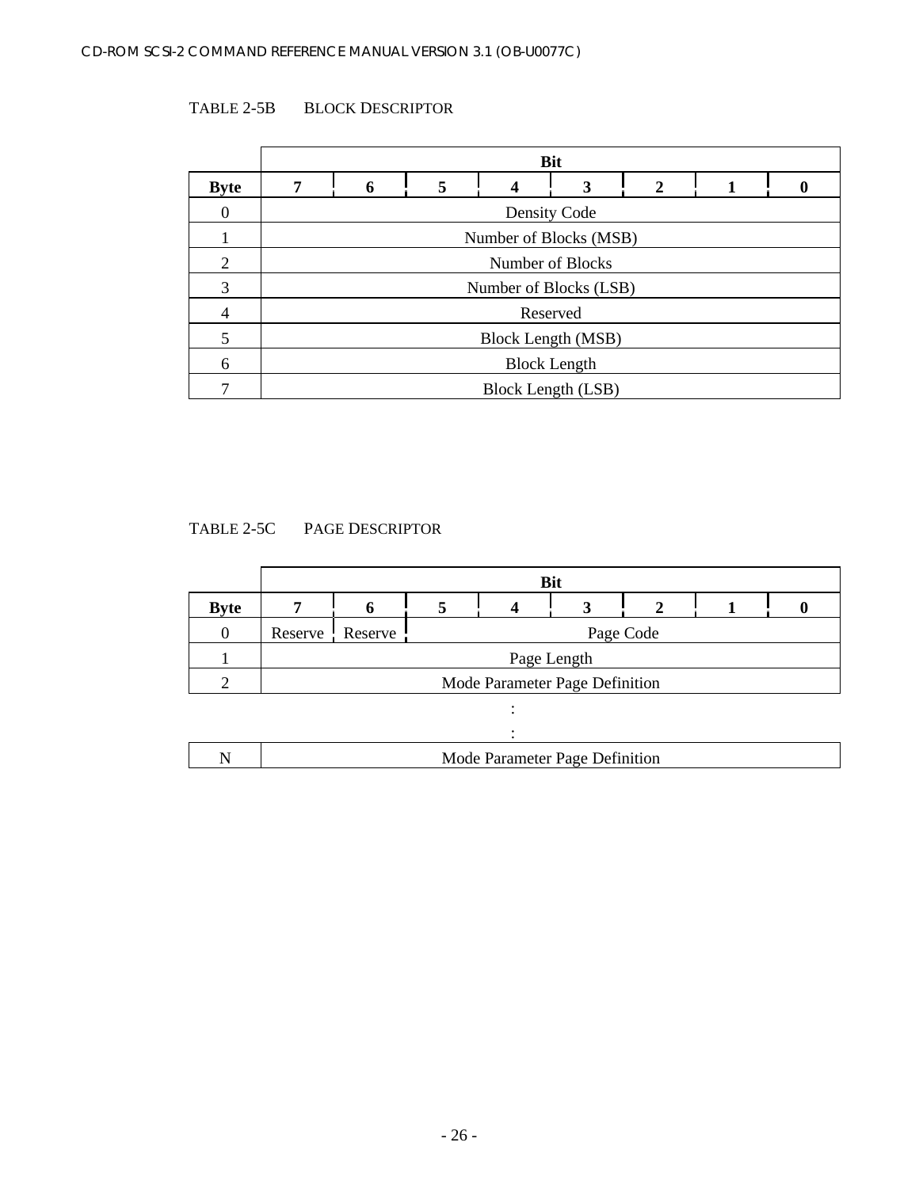TABLE 2-5B BLOCK DESCRIPTOR

| Byte | Bit 7 | 6 | 5 | 4 | 3 | 2 | 1 | 0 |
|---|---|---|---|---|---|---|---|---|
| 0 | Density Code | | | | | | | |
| 1 | Number of Blocks (MSB) | | | | | | | |
| 2 | Number of Blocks | | | | | | | |
| 3 | Number of Blocks (LSB) | | | | | | | |
| 4 | Reserved | | | | | | | |
| 5 | Block Length (MSB) | | | | | | | |
| 6 | Block Length | | | | | | | |
| 7 | Block Length (LSB) | | | | | | | |

TABLE 2-5C PAGE DESCRIPTOR

| Byte | Bit 7 | 6 | 5 | 4 | 3 | 2 | 1 | 0 |
|---|---|---|---|---|---|---|---|---|
| 0 | Reserve | Reserve | Page Code | | | | | |
| 1 | Page Length | | | | | | | |
| 2 | Mode Parameter Page Definition | | | | | | | |
| : | | | | | | | | |
| : | | | | | | | | |
| N | Mode Parameter Page Definition | | | | | | | |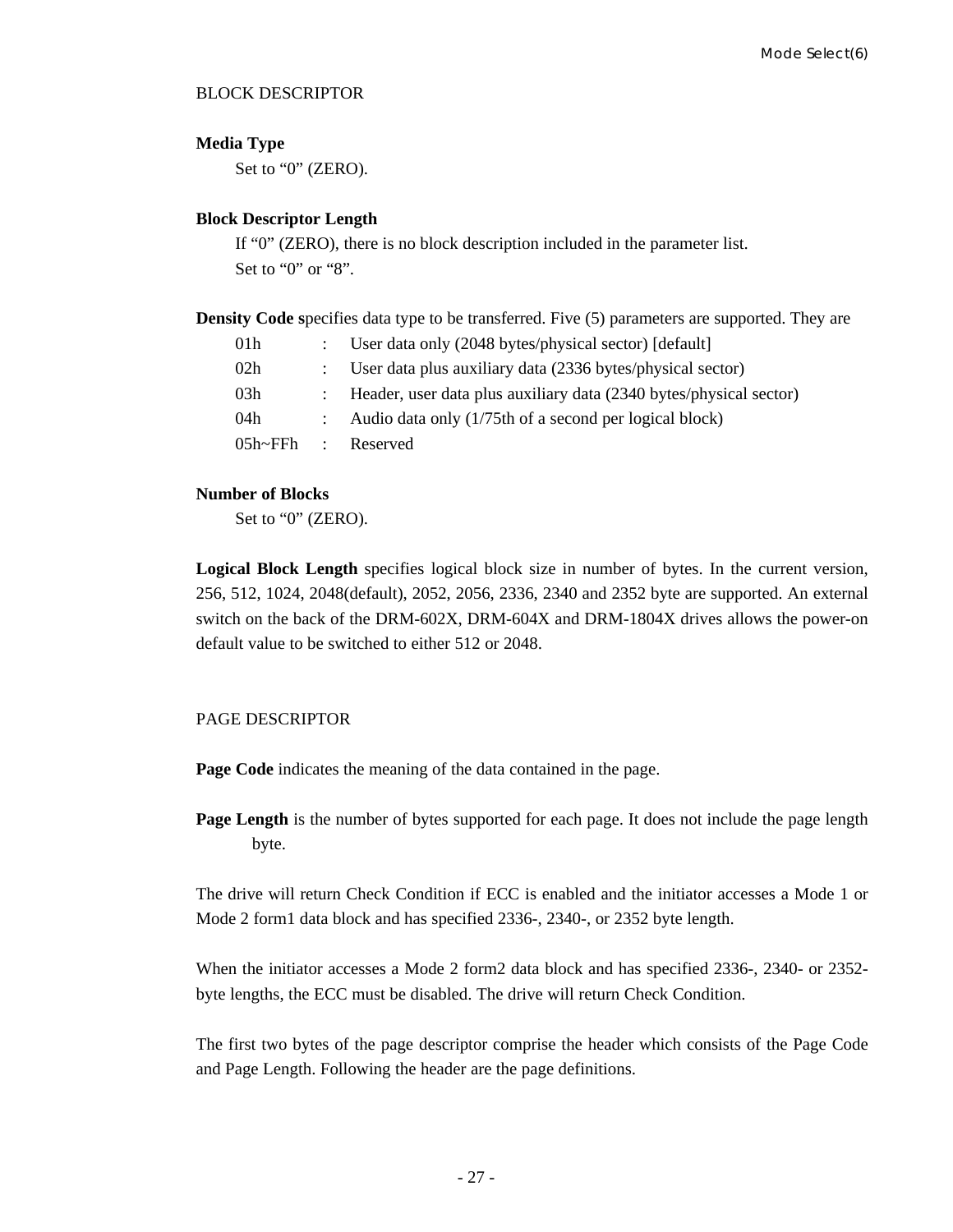BLOCK DESCRIPTOR

**Media Type**

Set to “0” (ZERO).

**Block Descriptor Length**

If “0” (ZERO), there is no block description included in the parameter list.
Set to “0” or “8”.

**Density Code s**pecifies data type to be transferred. Five (5) parameters are supported. They are

| | | |
|---|---|---|
| 01h | : | User data only (2048 bytes/physical sector) [default] |
| 02h | : | User data plus auxiliary data (2336 bytes/physical sector) |
| 03h | : | Header, user data plus auxiliary data (2340 bytes/physical sector) |
| 04h | : | Audio data only (1/75th of a second per logical block) |
| 05h~FFh | : | Reserved |

**Number of Blocks**

Set to “0” (ZERO).

**Logical Block Length** specifies logical block size in number of bytes. In the current version, 256, 512, 1024, 2048(default), 2052, 2056, 2336, 2340 and 2352 byte are supported. An external switch on the back of the DRM-602X, DRM-604X and DRM-1804X drives allows the power-on default value to be switched to either 512 or 2048.

PAGE DESCRIPTOR

**Page Code** indicates the meaning of the data contained in the page.

**Page Length** is the number of bytes supported for each page. It does not include the page length byte.

The drive will return Check Condition if ECC is enabled and the initiator accesses a Mode 1 or Mode 2 form1 data block and has specified 2336-, 2340-, or 2352 byte length.

When the initiator accesses a Mode 2 form2 data block and has specified 2336-, 2340- or 2352-byte lengths, the ECC must be disabled. The drive will return Check Condition.

The first two bytes of the page descriptor comprise the header which consists of the Page Code and Page Length. Following the header are the page definitions.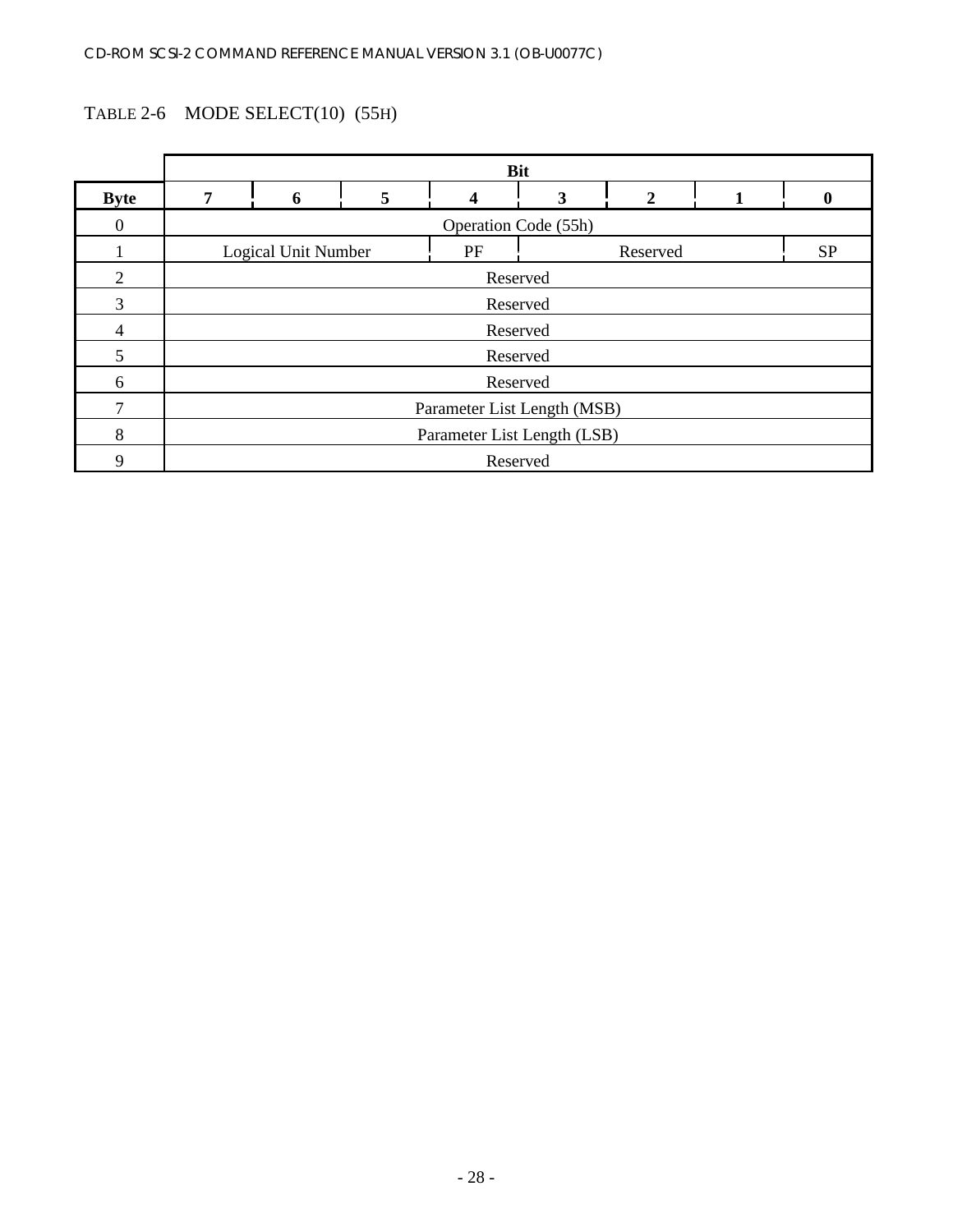TABLE 2-6    MODE SELECT(10)  (55H)

| | Bit | | | | | | | |
|---|---|---|---|---|---|---|---|---|
| **Byte** | **7** | **6** | **5** | **4** | **3** | **2** | **1** | **0** |
| 0 | Operation Code (55h) | | | | | | | |
| 1 | Logical Unit Number | | | PF | Reserved | | | SP |
| 2 | Reserved | | | | | | | |
| 3 | Reserved | | | | | | | |
| 4 | Reserved | | | | | | | |
| 5 | Reserved | | | | | | | |
| 6 | Reserved | | | | | | | |
| 7 | Parameter List Length (MSB) | | | | | | | |
| 8 | Parameter List Length (LSB) | | | | | | | |
| 9 | Reserved | | | | | | | |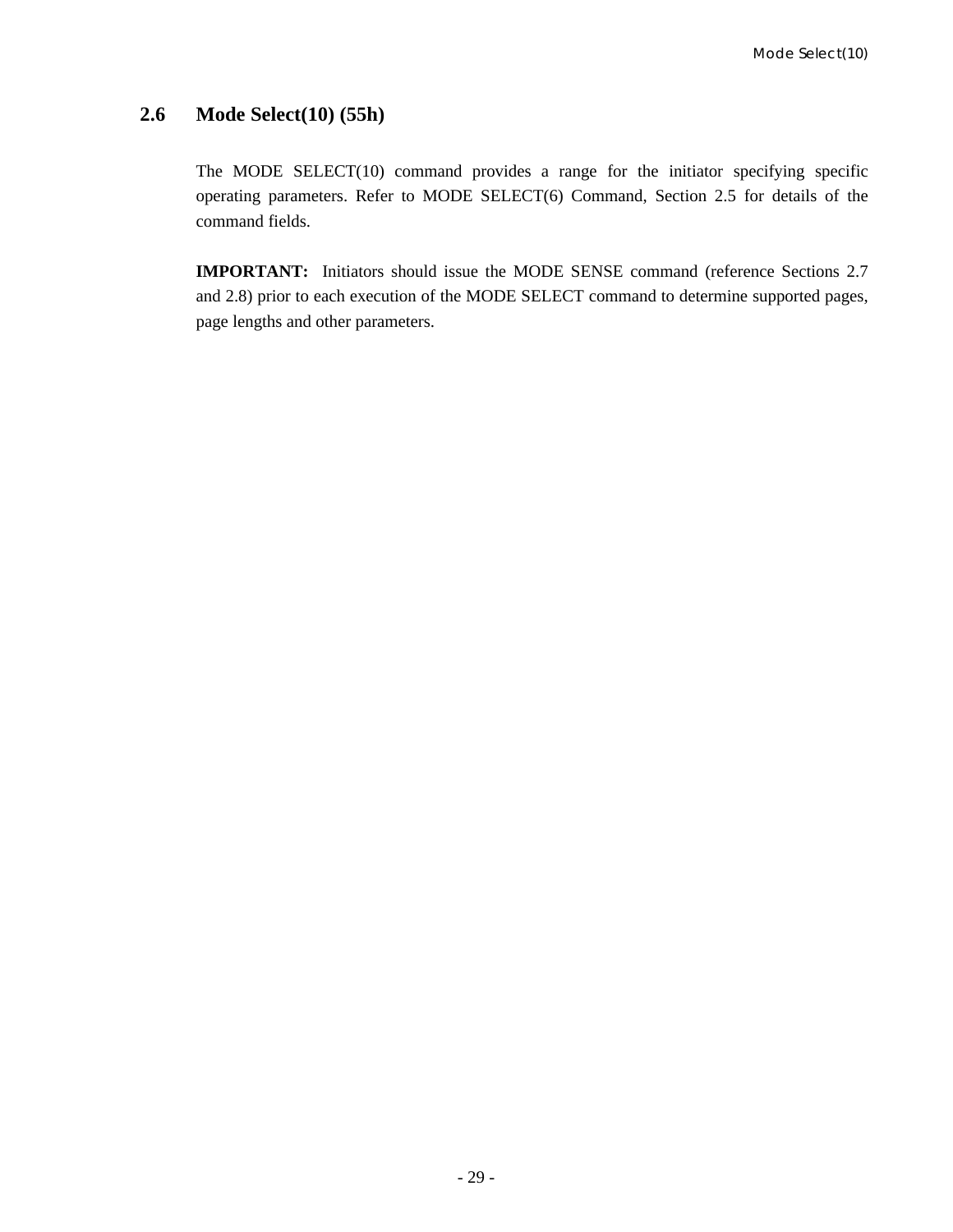## 2.6 Mode Select(10) (55h)

The MODE SELECT(10) command provides a range for the initiator specifying specific operating parameters. Refer to MODE SELECT(6) Command, Section 2.5 for details of the command fields.

**IMPORTANT:** Initiators should issue the MODE SENSE command (reference Sections 2.7 and 2.8) prior to each execution of the MODE SELECT command to determine supported pages, page lengths and other parameters.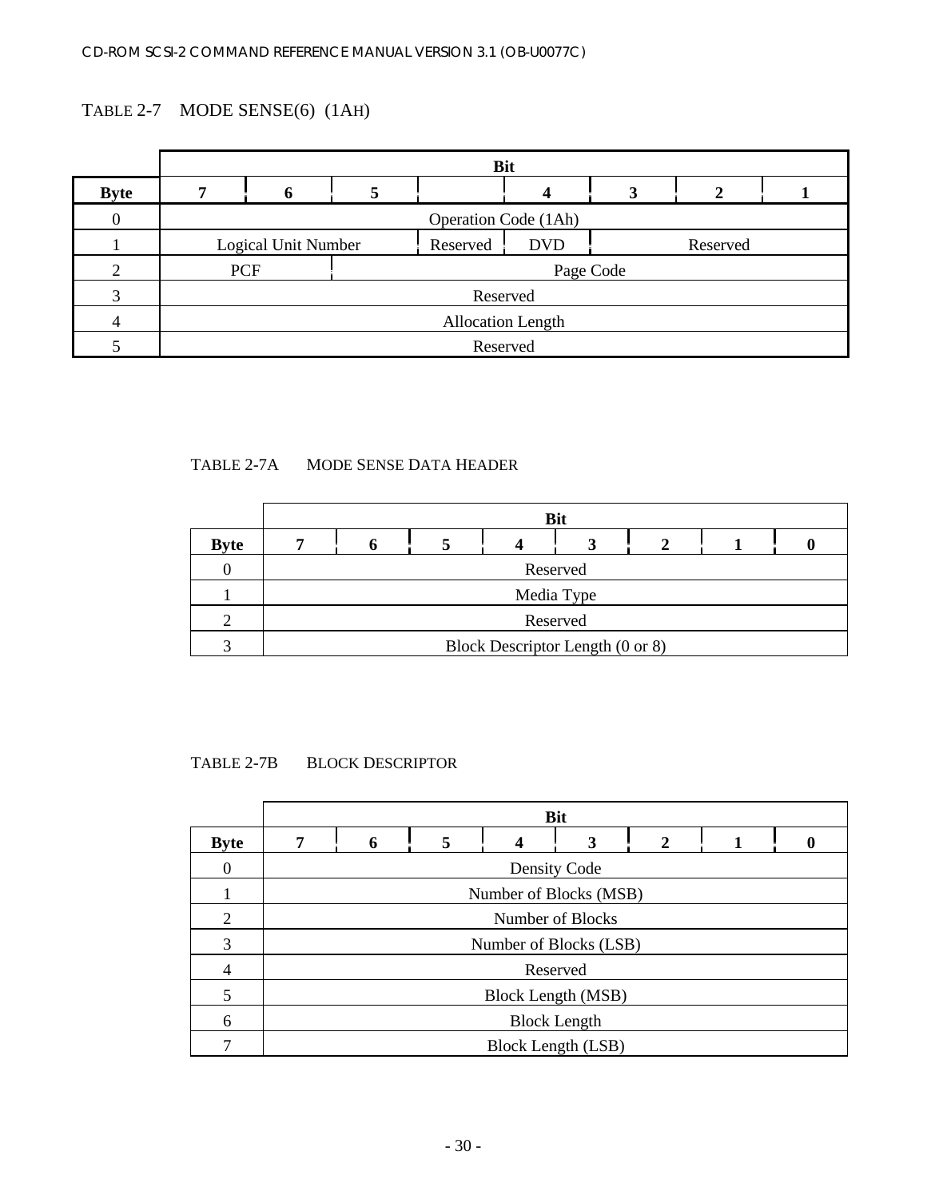TABLE 2-7 MODE SENSE(6) (1AH)

| | Bit | | | | | | | |
|---|---|---|---|---|---|---|---|---|
| **Byte** | **7** | **6** | **5** | | **4** | **3** | **2** | **1** |
| 0 | Operation Code (1Ah) | | | | | | | |
| 1 | Logical Unit Number | | | Reserved | DVD | Reserved | | |
| 2 | PCF | | Page Code | | | | | |
| 3 | Reserved | | | | | | | |
| 4 | Allocation Length | | | | | | | |
| 5 | Reserved | | | | | | | |

TABLE 2-7A MODE SENSE DATA HEADER

| | Bit | | | | | | | |
|---|---|---|---|---|---|---|---|---|
| **Byte** | **7** | **6** | **5** | **4** | **3** | **2** | **1** | **0** |
| 0 | Reserved | | | | | | | |
| 1 | Media Type | | | | | | | |
| 2 | Reserved | | | | | | | |
| 3 | Block Descriptor Length (0 or 8) | | | | | | | |

TABLE 2-7B BLOCK DESCRIPTOR

| | Bit | | | | | | | |
|---|---|---|---|---|---|---|---|---|
| **Byte** | **7** | **6** | **5** | **4** | **3** | **2** | **1** | **0** |
| 0 | Density Code | | | | | | | |
| 1 | Number of Blocks (MSB) | | | | | | | |
| 2 | Number of Blocks | | | | | | | |
| 3 | Number of Blocks (LSB) | | | | | | | |
| 4 | Reserved | | | | | | | |
| 5 | Block Length (MSB) | | | | | | | |
| 6 | Block Length | | | | | | | |
| 7 | Block Length (LSB) | | | | | | | |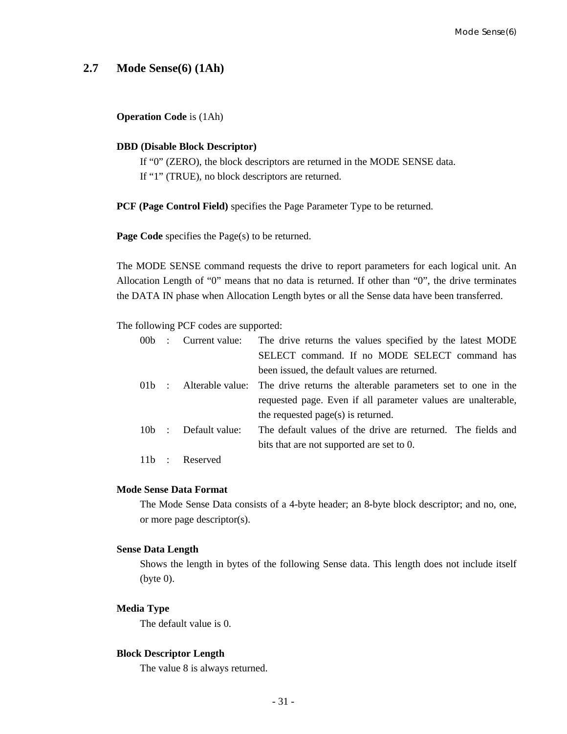## 2.7 Mode Sense(6) (1Ah)

**Operation Code** is (1Ah)

**DBD (Disable Block Descriptor)**

If “0” (ZERO), the block descriptors are returned in the MODE SENSE data.
If “1” (TRUE), no block descriptors are returned.

**PCF (Page Control Field)** specifies the Page Parameter Type to be returned.

**Page Code** specifies the Page(s) to be returned.

The MODE SENSE command requests the drive to report parameters for each logical unit. An Allocation Length of “0” means that no data is returned. If other than “0”, the drive terminates the DATA IN phase when Allocation Length bytes or all the Sense data have been transferred.

The following PCF codes are supported:

| | | | |
|---|---|---|---|
| 00b | : | Current value: | The drive returns the values specified by the latest MODE SELECT command. If no MODE SELECT command has been issued, the default values are returned. |
| 01b | : | Alterable value: | The drive returns the alterable parameters set to one in the requested page. Even if all parameter values are unalterable, the requested page(s) is returned. |
| 10b | : | Default value: | The default values of the drive are returned. The fields and bits that are not supported are set to 0. |
| 11b | : | Reserved | |

**Mode Sense Data Format**

The Mode Sense Data consists of a 4-byte header; an 8-byte block descriptor; and no, one, or more page descriptor(s).

**Sense Data Length**

Shows the length in bytes of the following Sense data. This length does not include itself (byte 0).

**Media Type**

The default value is 0.

**Block Descriptor Length**

The value 8 is always returned.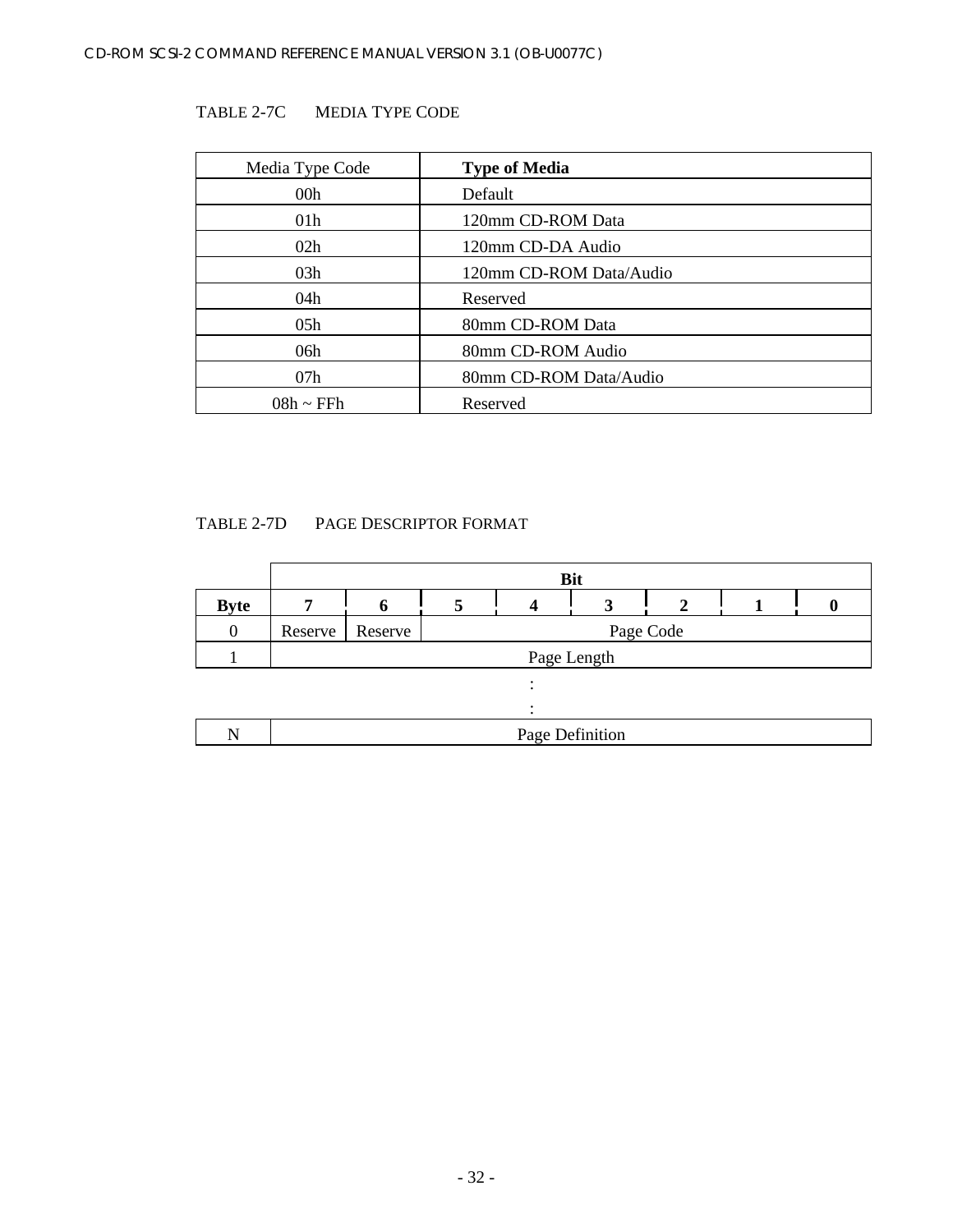TABLE 2-7C MEDIA TYPE CODE

| Media Type Code | **Type of Media** |
|---|---|
| 00h | Default |
| 01h | 120mm CD-ROM Data |
| 02h | 120mm CD-DA Audio |
| 03h | 120mm CD-ROM Data/Audio |
| 04h | Reserved |
| 05h | 80mm CD-ROM Data |
| 06h | 80mm CD-ROM Audio |
| 07h | 80mm CD-ROM Data/Audio |
| 08h ~ FFh | Reserved |

TABLE 2-7D PAGE DESCRIPTOR FORMAT

| | **Bit** | | | | | | | |
|---|---|---|---|---|---|---|---|---|
| **Byte** | **7** | **6** | **5** | **4** | **3** | **2** | **1** | **0** |
| 0 | Reserve | Reserve | Page Code | | | | | |
| 1 | Page Length | | | | | | | |
| : | | | | | | | | |
| : | | | | | | | | |
| N | Page Definition | | | | | | | |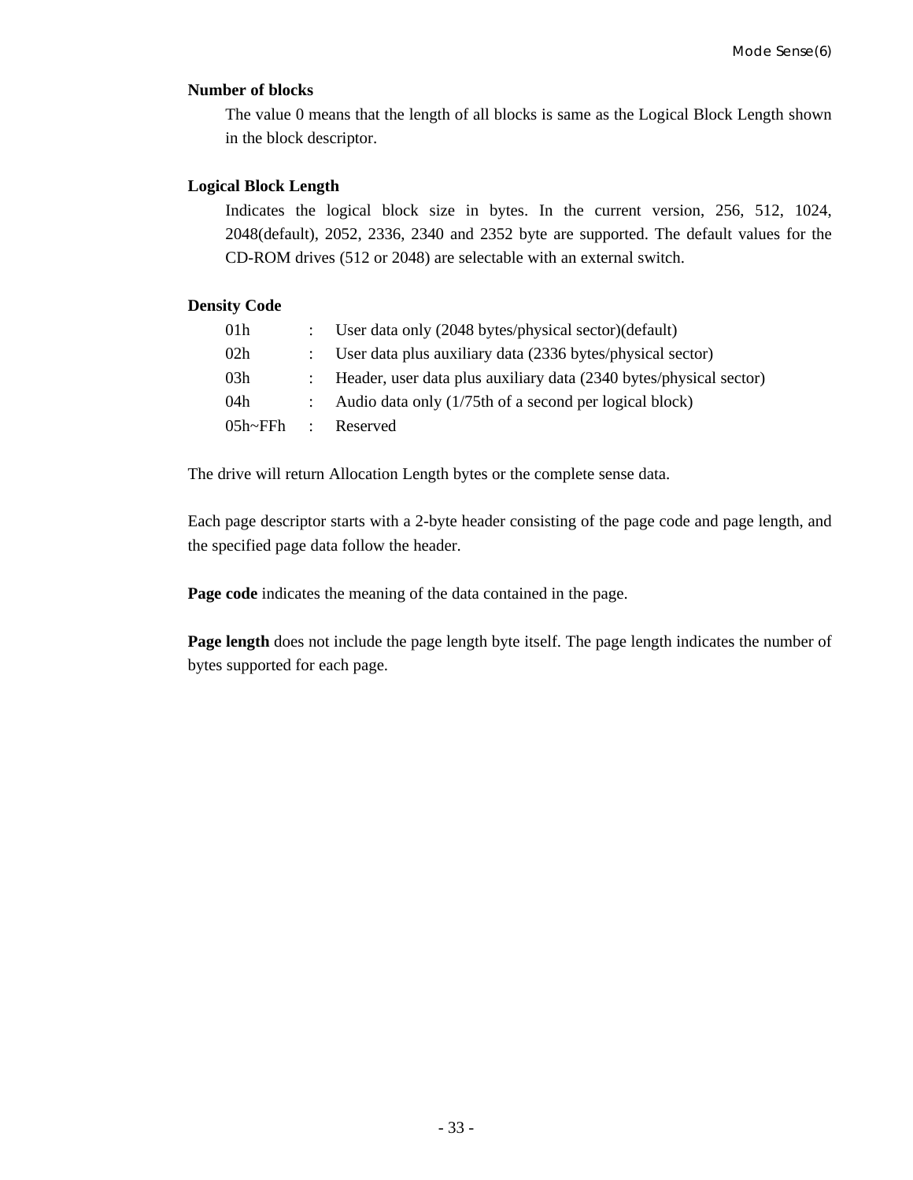**Number of blocks**

The value 0 means that the length of all blocks is same as the Logical Block Length shown in the block descriptor.

**Logical Block Length**

Indicates the logical block size in bytes. In the current version, 256, 512, 1024, 2048(default), 2052, 2336, 2340 and 2352 byte are supported. The default values for the CD-ROM drives (512 or 2048) are selectable with an external switch.

**Density Code**

| | | |
|---|---|---|
| 01h | : | User data only (2048 bytes/physical sector)(default) |
| 02h | : | User data plus auxiliary data (2336 bytes/physical sector) |
| 03h | : | Header, user data plus auxiliary data (2340 bytes/physical sector) |
| 04h | : | Audio data only (1/75th of a second per logical block) |
| 05h~FFh | : | Reserved |

The drive will return Allocation Length bytes or the complete sense data.

Each page descriptor starts with a 2-byte header consisting of the page code and page length, and the specified page data follow the header.

**Page code** indicates the meaning of the data contained in the page.

**Page length** does not include the page length byte itself. The page length indicates the number of bytes supported for each page.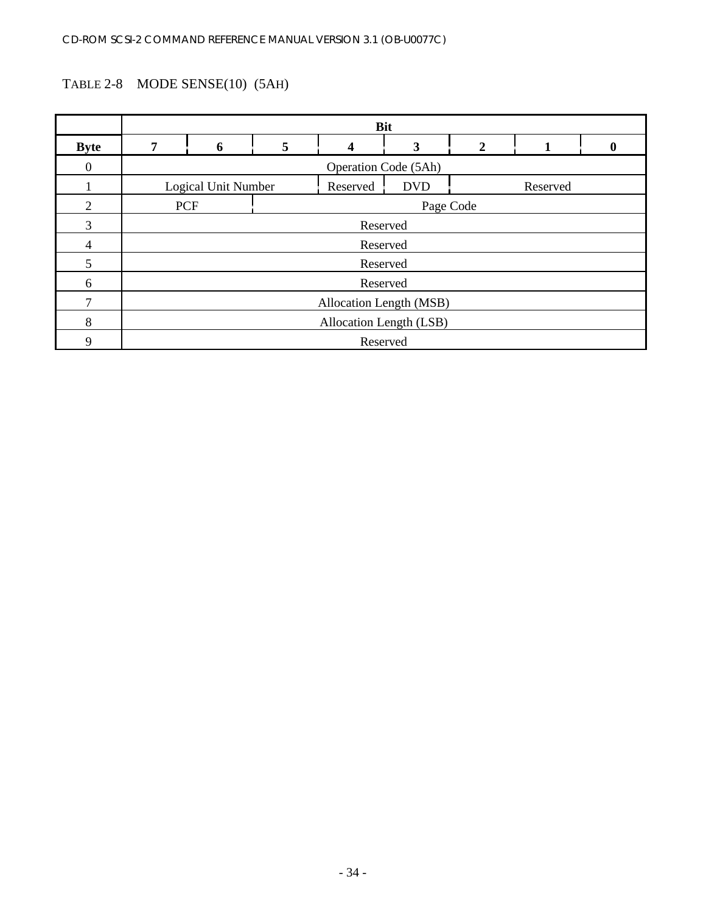TABLE 2-8 MODE SENSE(10) (5AH)

| | Bit | | | | | | | |
|---|---|---|---|---|---|---|---|---|
| **Byte** | **7** | **6** | **5** | **4** | **3** | **2** | **1** | **0** |
| 0 | Operation Code (5Ah) | | | | | | | |
| 1 | Logical Unit Number | | | Reserved | DVD | Reserved | | |
| 2 | PCF | | Page Code | | | | | |
| 3 | Reserved | | | | | | | |
| 4 | Reserved | | | | | | | |
| 5 | Reserved | | | | | | | |
| 6 | Reserved | | | | | | | |
| 7 | Allocation Length (MSB) | | | | | | | |
| 8 | Allocation Length (LSB) | | | | | | | |
| 9 | Reserved | | | | | | | |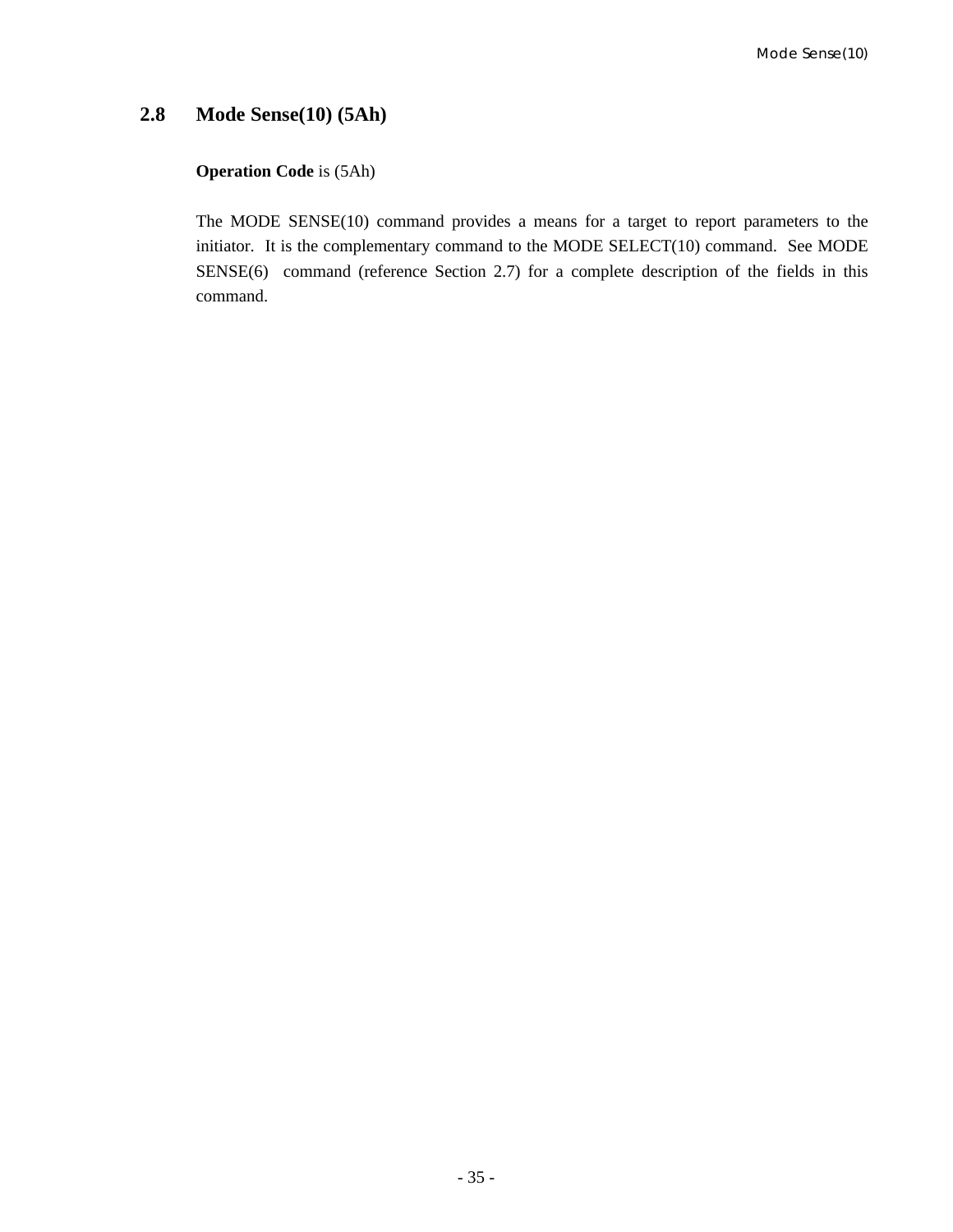## 2.8 Mode Sense(10) (5Ah)

**Operation Code** is (5Ah)

The MODE SENSE(10) command provides a means for a target to report parameters to the initiator. It is the complementary command to the MODE SELECT(10) command. See MODE SENSE(6) command (reference Section 2.7) for a complete description of the fields in this command.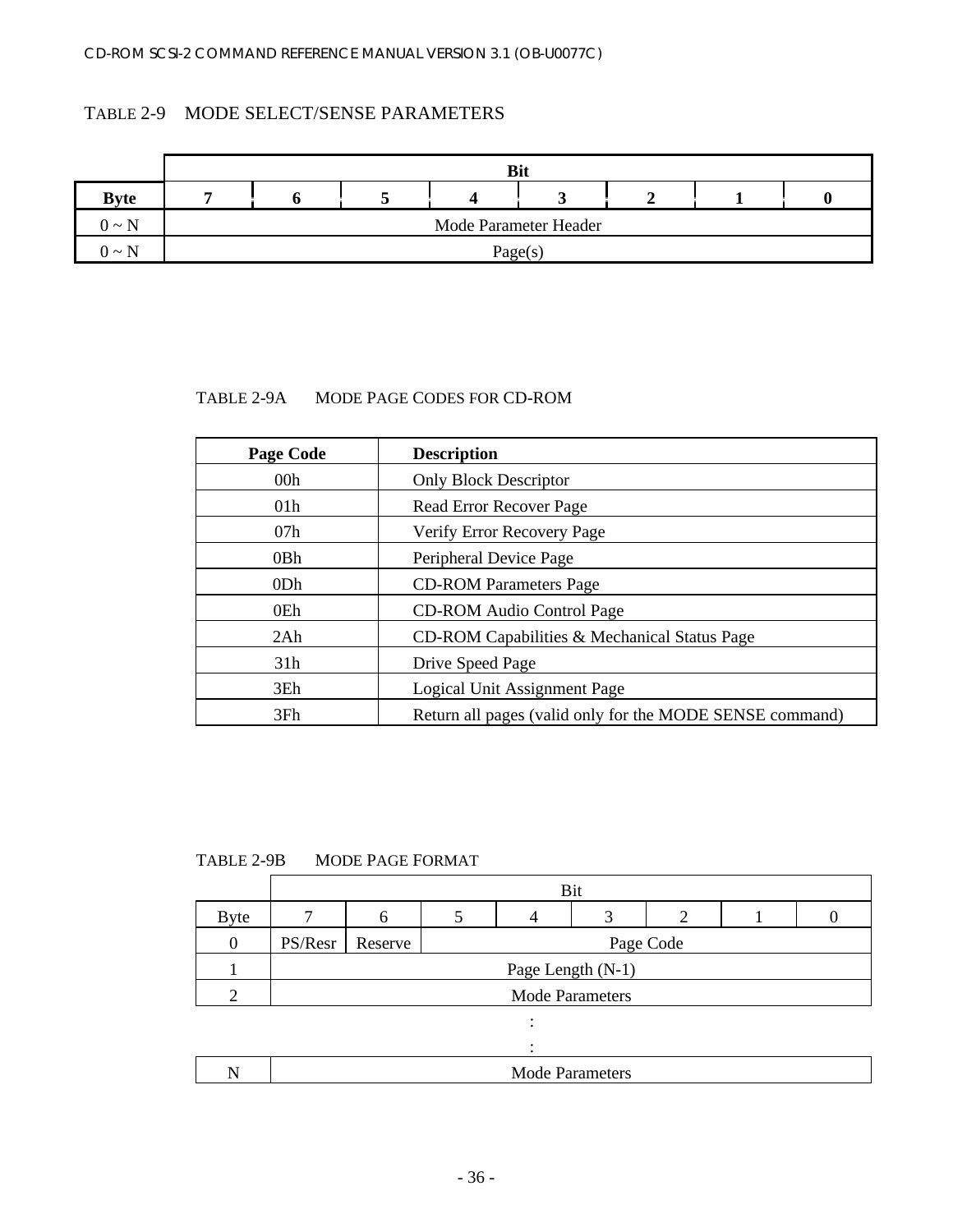TABLE 2-9 MODE SELECT/SENSE PARAMETERS

| | Bit | | | | | | | |
|---|---|---|---|---|---|---|---|---|
| **Byte** | **7** | **6** | **5** | **4** | **3** | **2** | **1** | **0** |
| 0 ~ N | Mode Parameter Header | | | | | | | |
| 0 ~ N | Page(s) | | | | | | | |

TABLE 2-9A MODE PAGE CODES FOR CD-ROM

| Page Code | Description |
|---|---|
| 00h | Only Block Descriptor |
| 01h | Read Error Recover Page |
| 07h | Verify Error Recovery Page |
| 0Bh | Peripheral Device Page |
| 0Dh | CD-ROM Parameters Page |
| 0Eh | CD-ROM Audio Control Page |
| 2Ah | CD-ROM Capabilities & Mechanical Status Page |
| 31h | Drive Speed Page |
| 3Eh | Logical Unit Assignment Page |
| 3Fh | Return all pages (valid only for the MODE SENSE command) |

TABLE 2-9B MODE PAGE FORMAT

| | Bit | | | | | | | |
|---|---|---|---|---|---|---|---|---|
| Byte | 7 | 6 | 5 | 4 | 3 | 2 | 1 | 0 |
| 0 | PS/Resr | Reserve | Page Code | | | | | |
| 1 | Page Length (N-1) | | | | | | | |
| 2 | Mode Parameters | | | | | | | |
| : | : | | | | | | | |
| : | : | | | | | | | |
| N | Mode Parameters | | | | | | | |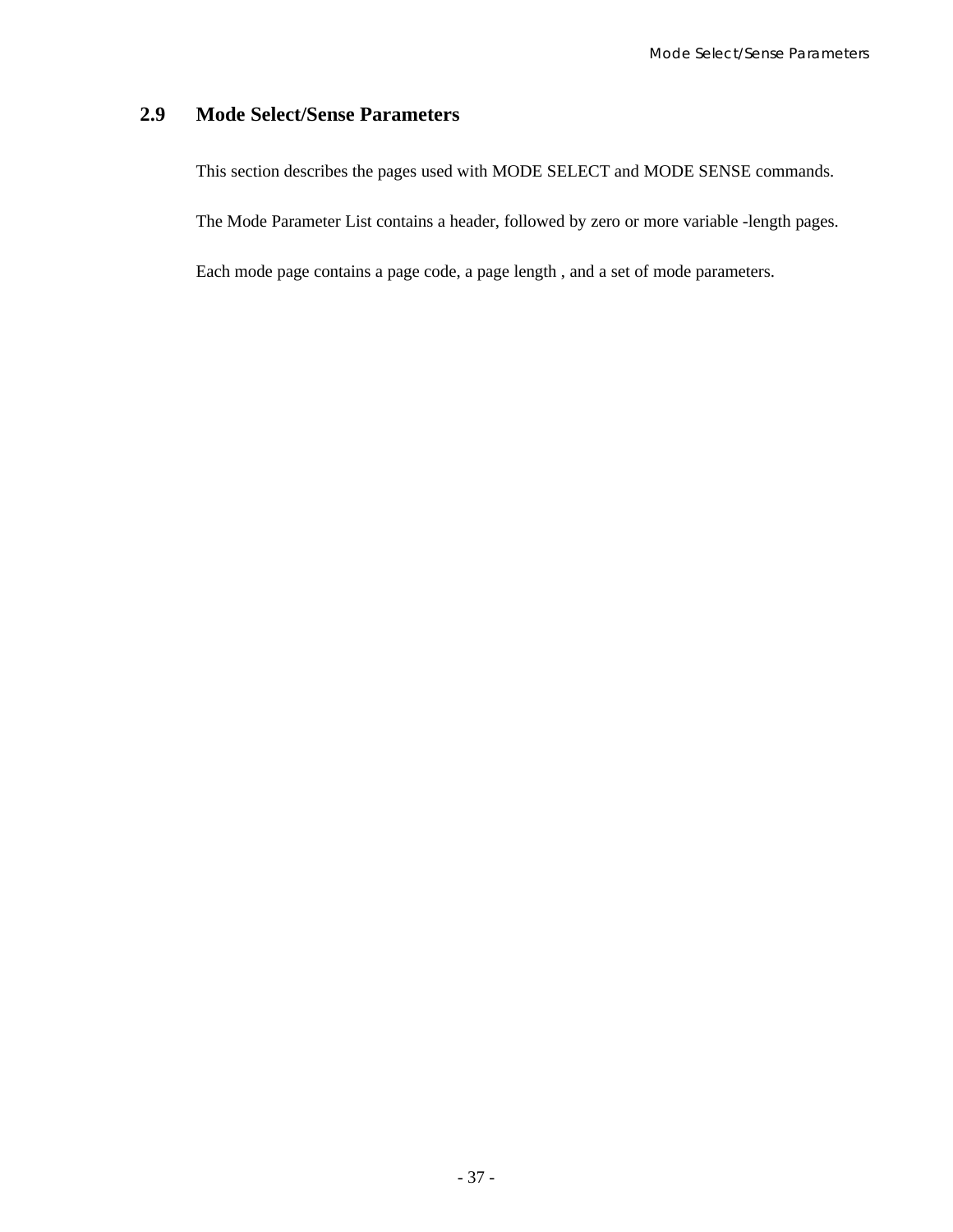## 2.9 Mode Select/Sense Parameters

This section describes the pages used with MODE SELECT and MODE SENSE commands.

The Mode Parameter List contains a header, followed by zero or more variable -length pages.

Each mode page contains a page code, a page length , and a set of mode parameters.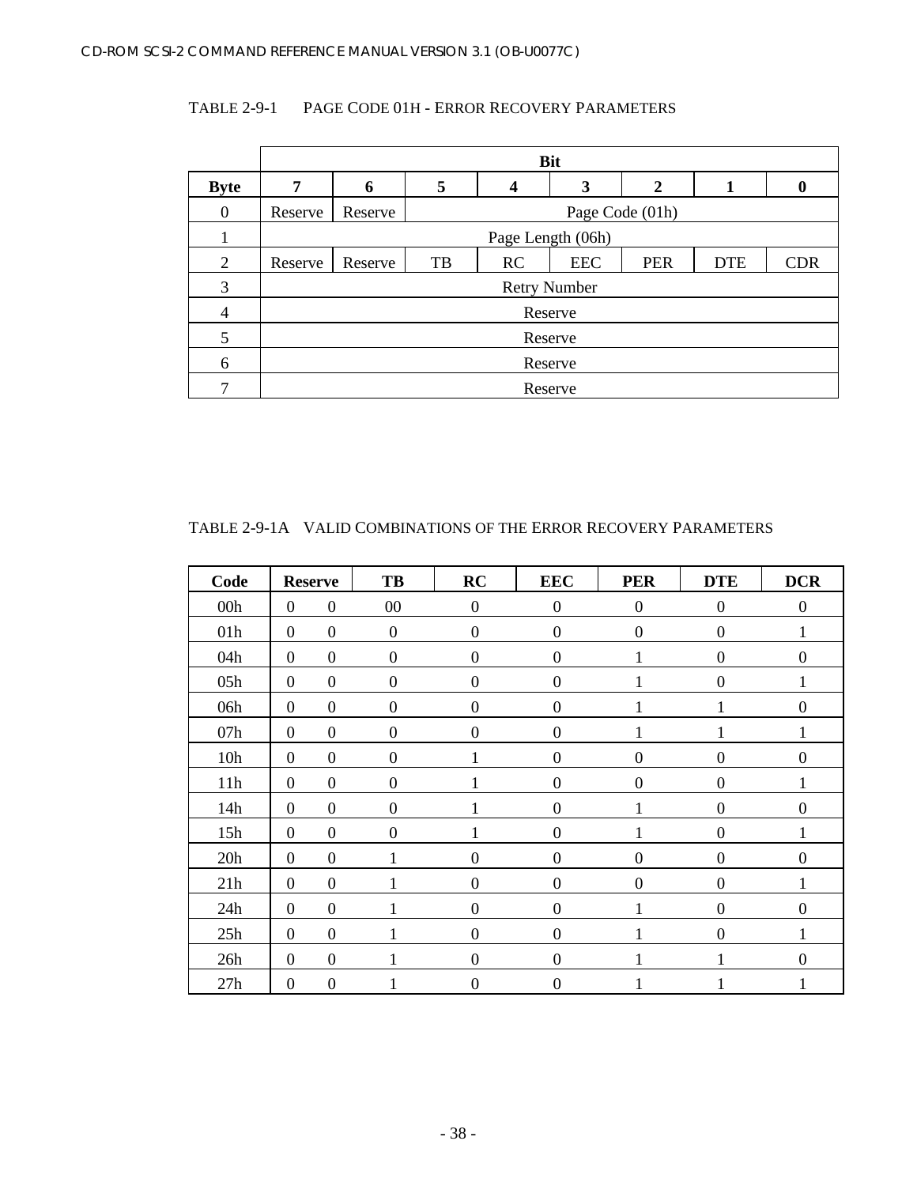TABLE 2-9-1 PAGE CODE 01H - ERROR RECOVERY PARAMETERS

| | Bit | | | | | | | |
|---|---|---|---|---|---|---|---|---|
| **Byte** | **7** | **6** | **5** | **4** | **3** | **2** | **1** | **0** |
| 0 | Reserve | Reserve | Page Code (01h) | | | | | |
| 1 | Page Length (06h) | | | | | | | |
| 2 | Reserve | Reserve | TB | RC | EEC | PER | DTE | CDR |
| 3 | Retry Number | | | | | | | |
| 4 | Reserve | | | | | | | |
| 5 | Reserve | | | | | | | |
| 6 | Reserve | | | | | | | |
| 7 | Reserve | | | | | | | |

TABLE 2-9-1A VALID COMBINATIONS OF THE ERROR RECOVERY PARAMETERS

| Code | Reserve | | TB | RC | EEC | PER | DTE | DCR |
|---|---|---|---|---|---|---|---|---|
| 00h | 0 | 0 | 00 | 0 | 0 | 0 | 0 | 0 |
| 01h | 0 | 0 | 0 | 0 | 0 | 0 | 0 | 1 |
| 04h | 0 | 0 | 0 | 0 | 0 | 1 | 0 | 0 |
| 05h | 0 | 0 | 0 | 0 | 0 | 1 | 0 | 1 |
| 06h | 0 | 0 | 0 | 0 | 0 | 1 | 1 | 0 |
| 07h | 0 | 0 | 0 | 0 | 0 | 1 | 1 | 1 |
| 10h | 0 | 0 | 0 | 1 | 0 | 0 | 0 | 0 |
| 11h | 0 | 0 | 0 | 1 | 0 | 0 | 0 | 1 |
| 14h | 0 | 0 | 0 | 1 | 0 | 1 | 0 | 0 |
| 15h | 0 | 0 | 0 | 1 | 0 | 1 | 0 | 1 |
| 20h | 0 | 0 | 1 | 0 | 0 | 0 | 0 | 0 |
| 21h | 0 | 0 | 1 | 0 | 0 | 0 | 0 | 1 |
| 24h | 0 | 0 | 1 | 0 | 0 | 1 | 0 | 0 |
| 25h | 0 | 0 | 1 | 0 | 0 | 1 | 0 | 1 |
| 26h | 0 | 0 | 1 | 0 | 0 | 1 | 1 | 0 |
| 27h | 0 | 0 | 1 | 0 | 0 | 1 | 1 | 1 |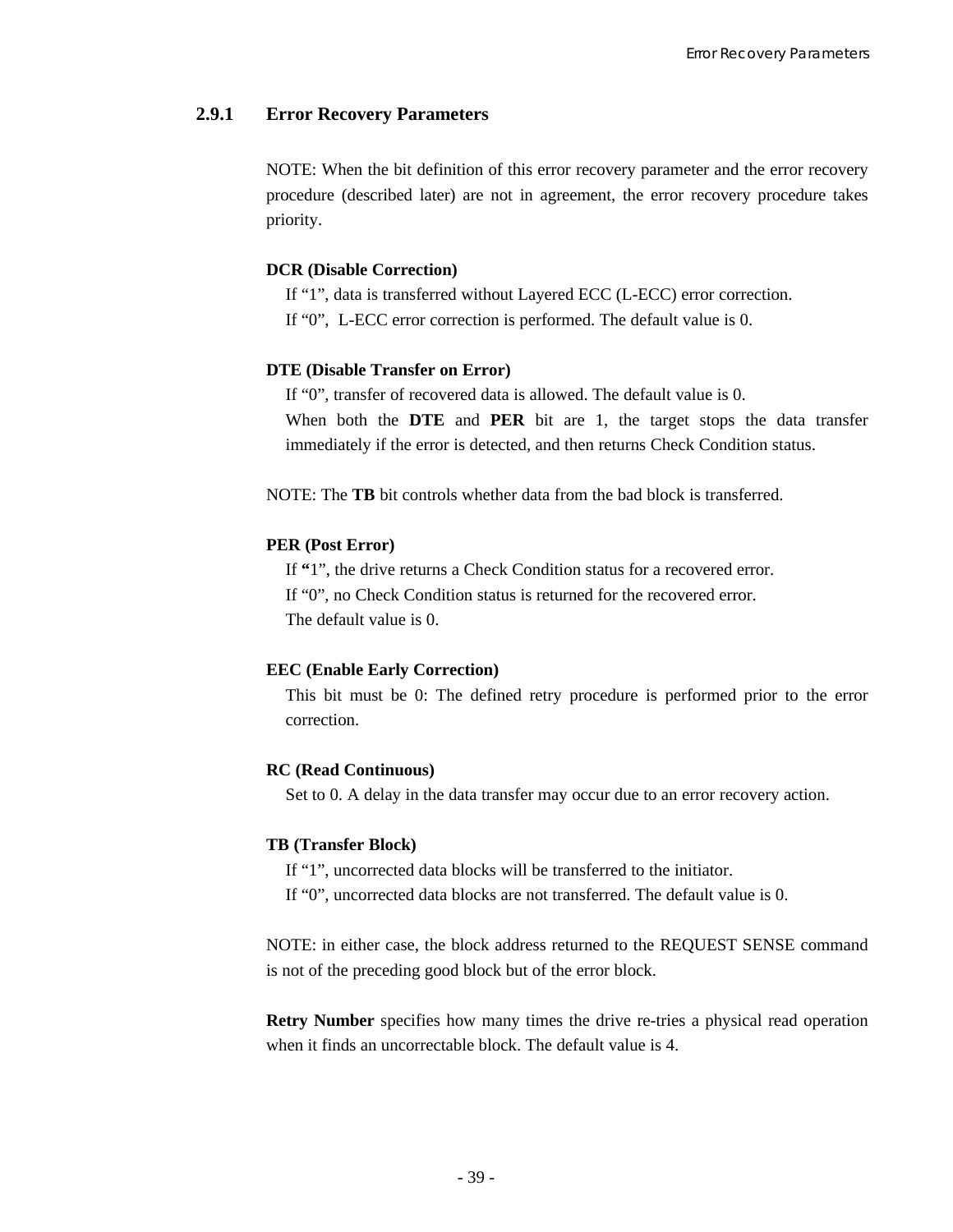### 2.9.1 Error Recovery Parameters

NOTE: When the bit definition of this error recovery parameter and the error recovery procedure (described later) are not in agreement, the error recovery procedure takes priority.

**DCR (Disable Correction)**

If "1", data is transferred without Layered ECC (L-ECC) error correction.
If "0", L-ECC error correction is performed. The default value is 0.

**DTE (Disable Transfer on Error)**

If "0", transfer of recovered data is allowed. The default value is 0.
When both the **DTE** and **PER** bit are 1, the target stops the data transfer immediately if the error is detected, and then returns Check Condition status.

NOTE: The **TB** bit controls whether data from the bad block is transferred.

**PER (Post Error)**

If "1", the drive returns a Check Condition status for a recovered error.
If "0", no Check Condition status is returned for the recovered error.
The default value is 0.

**EEC (Enable Early Correction)**

This bit must be 0: The defined retry procedure is performed prior to the error correction.

**RC (Read Continuous)**

Set to 0. A delay in the data transfer may occur due to an error recovery action.

**TB (Transfer Block)**

If "1", uncorrected data blocks will be transferred to the initiator.
If "0", uncorrected data blocks are not transferred. The default value is 0.

NOTE: in either case, the block address returned to the REQUEST SENSE command is not of the preceding good block but of the error block.

**Retry Number** specifies how many times the drive re-tries a physical read operation when it finds an uncorrectable block. The default value is 4.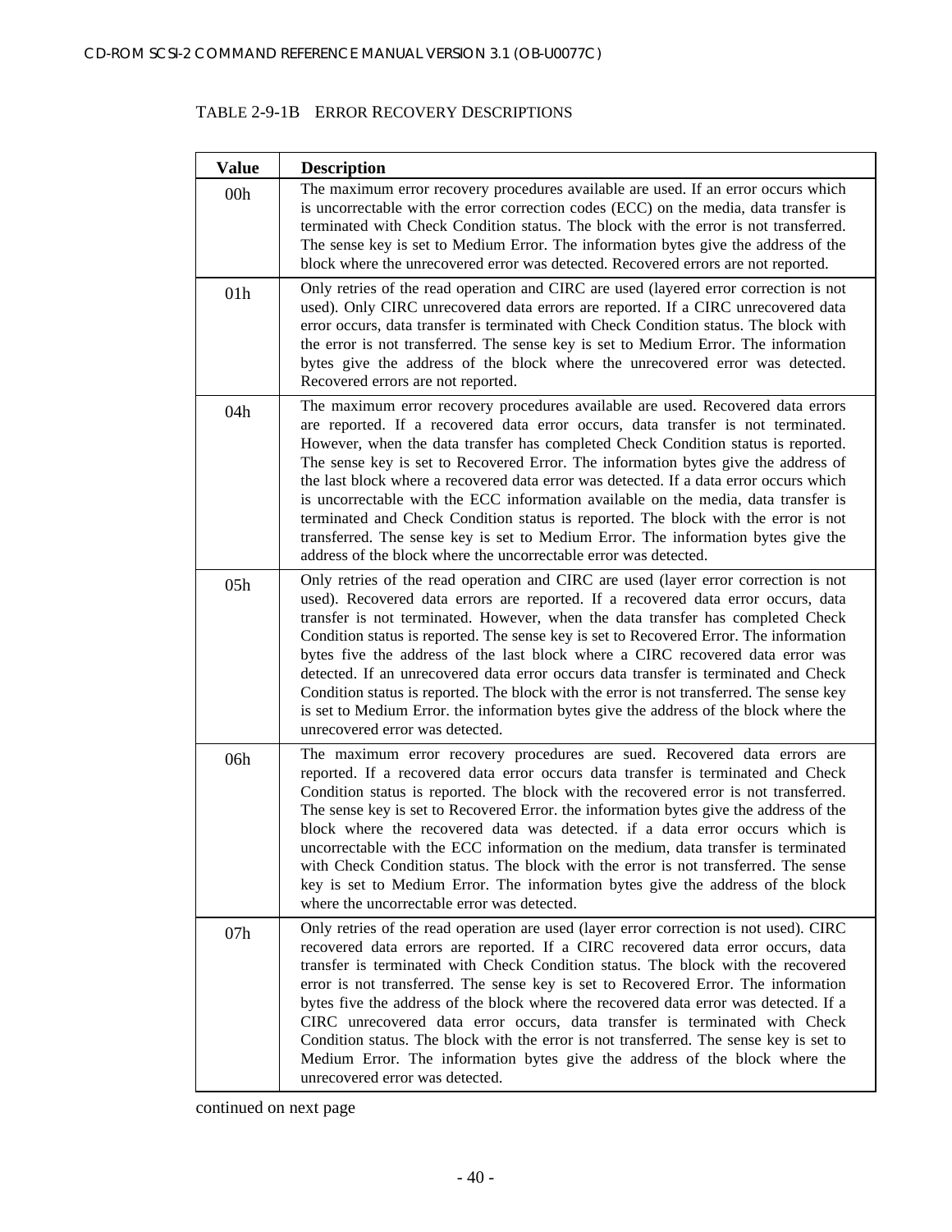TABLE 2-9-1B ERROR RECOVERY DESCRIPTIONS

| Value | Description |
|---|---|
| 00h | The maximum error recovery procedures available are used. If an error occurs which is uncorrectable with the error correction codes (ECC) on the media, data transfer is terminated with Check Condition status. The block with the error is not transferred. The sense key is set to Medium Error. The information bytes give the address of the block where the unrecovered error was detected. Recovered errors are not reported. |
| 01h | Only retries of the read operation and CIRC are used (layered error correction is not used). Only CIRC unrecovered data errors are reported. If a CIRC unrecovered data error occurs, data transfer is terminated with Check Condition status. The block with the error is not transferred. The sense key is set to Medium Error. The information bytes give the address of the block where the unrecovered error was detected. Recovered errors are not reported. |
| 04h | The maximum error recovery procedures available are used. Recovered data errors are reported. If a recovered data error occurs, data transfer is not terminated. However, when the data transfer has completed Check Condition status is reported. The sense key is set to Recovered Error. The information bytes give the address of the last block where a recovered data error was detected. If a data error occurs which is uncorrectable with the ECC information available on the media, data transfer is terminated and Check Condition status is reported. The block with the error is not transferred. The sense key is set to Medium Error. The information bytes give the address of the block where the uncorrectable error was detected. |
| 05h | Only retries of the read operation and CIRC are used (layer error correction is not used). Recovered data errors are reported. If a recovered data error occurs, data transfer is not terminated. However, when the data transfer has completed Check Condition status is reported. The sense key is set to Recovered Error. The information bytes five the address of the last block where a CIRC recovered data error was detected. If an unrecovered data error occurs data transfer is terminated and Check Condition status is reported. The block with the error is not transferred. The sense key is set to Medium Error. the information bytes give the address of the block where the unrecovered error was detected. |
| 06h | The maximum error recovery procedures are sued. Recovered data errors are reported. If a recovered data error occurs data transfer is terminated and Check Condition status is reported. The block with the recovered error is not transferred. The sense key is set to Recovered Error. the information bytes give the address of the block where the recovered data was detected. if a data error occurs which is uncorrectable with the ECC information on the medium, data transfer is terminated with Check Condition status. The block with the error is not transferred. The sense key is set to Medium Error. The information bytes give the address of the block where the uncorrectable error was detected. |
| 07h | Only retries of the read operation are used (layer error correction is not used). CIRC recovered data errors are reported. If a CIRC recovered data error occurs, data transfer is terminated with Check Condition status. The block with the recovered error is not transferred. The sense key is set to Recovered Error. The information bytes five the address of the block where the recovered data error was detected. If a CIRC unrecovered data error occurs, data transfer is terminated with Check Condition status. The block with the error is not transferred. The sense key is set to Medium Error. The information bytes give the address of the block where the unrecovered error was detected. |

continued on next page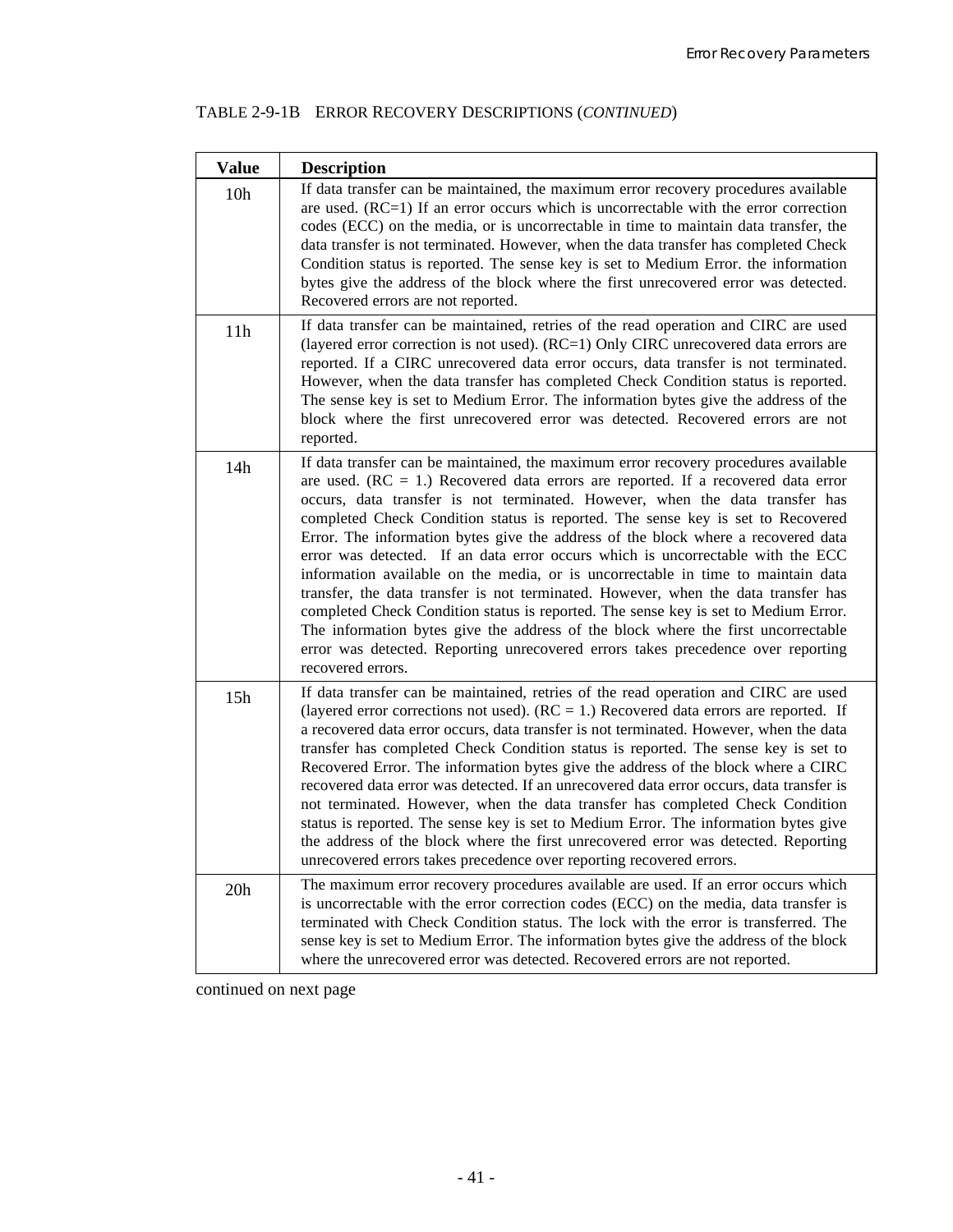TABLE 2-9-1B ERROR RECOVERY DESCRIPTIONS (*CONTINUED*)

| Value | Description |
|---|---|
| 10h | If data transfer can be maintained, the maximum error recovery procedures available are used. (RC=1) If an error occurs which is uncorrectable with the error correction codes (ECC) on the media, or is uncorrectable in time to maintain data transfer, the data transfer is not terminated. However, when the data transfer has completed Check Condition status is reported. The sense key is set to Medium Error. the information bytes give the address of the block where the first unrecovered error was detected. Recovered errors are not reported. |
| 11h | If data transfer can be maintained, retries of the read operation and CIRC are used (layered error correction is not used). (RC=1) Only CIRC unrecovered data errors are reported. If a CIRC unrecovered data error occurs, data transfer is not terminated. However, when the data transfer has completed Check Condition status is reported. The sense key is set to Medium Error. The information bytes give the address of the block where the first unrecovered error was detected. Recovered errors are not reported. |
| 14h | If data transfer can be maintained, the maximum error recovery procedures available are used. (RC = 1.) Recovered data errors are reported. If a recovered data error occurs, data transfer is not terminated. However, when the data transfer has completed Check Condition status is reported. The sense key is set to Recovered Error. The information bytes give the address of the block where a recovered data error was detected. If an data error occurs which is uncorrectable with the ECC information available on the media, or is uncorrectable in time to maintain data transfer, the data transfer is not terminated. However, when the data transfer has completed Check Condition status is reported. The sense key is set to Medium Error. The information bytes give the address of the block where the first uncorrectable error was detected. Reporting unrecovered errors takes precedence over reporting recovered errors. |
| 15h | If data transfer can be maintained, retries of the read operation and CIRC are used (layered error corrections not used). (RC = 1.) Recovered data errors are reported. If a recovered data error occurs, data transfer is not terminated. However, when the data transfer has completed Check Condition status is reported. The sense key is set to Recovered Error. The information bytes give the address of the block where a CIRC recovered data error was detected. If an unrecovered data error occurs, data transfer is not terminated. However, when the data transfer has completed Check Condition status is reported. The sense key is set to Medium Error. The information bytes give the address of the block where the first unrecovered error was detected. Reporting unrecovered errors takes precedence over reporting recovered errors. |
| 20h | The maximum error recovery procedures available are used. If an error occurs which is uncorrectable with the error correction codes (ECC) on the media, data transfer is terminated with Check Condition status. The lock with the error is transferred. The sense key is set to Medium Error. The information bytes give the address of the block where the unrecovered error was detected. Recovered errors are not reported. |

continued on next page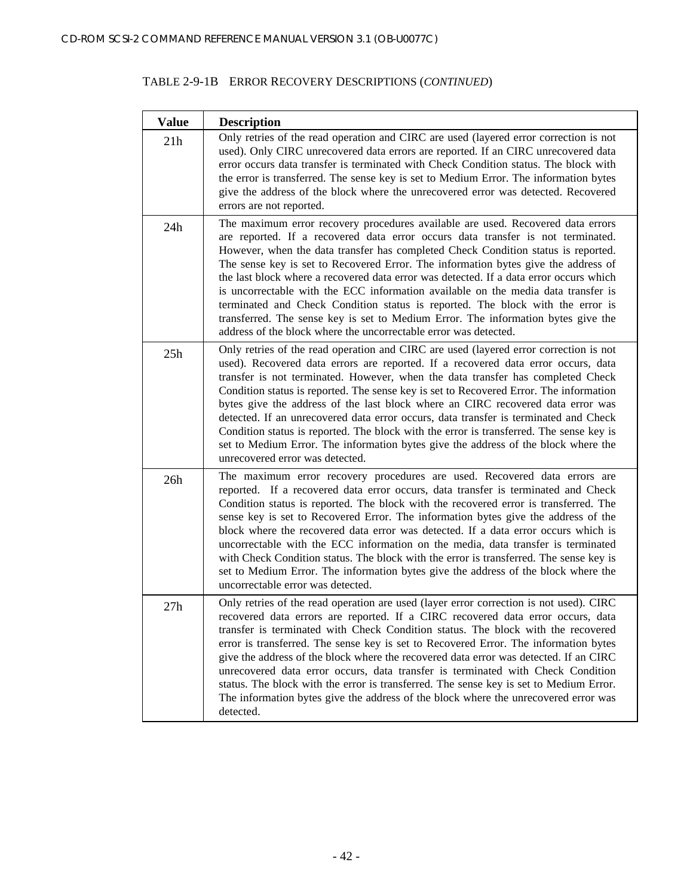TABLE 2-9-1B ERROR RECOVERY DESCRIPTIONS (*CONTINUED*)

| Value | Description |
|---|---|
| 21h | Only retries of the read operation and CIRC are used (layered error correction is not used). Only CIRC unrecovered data errors are reported. If an CIRC unrecovered data error occurs data transfer is terminated with Check Condition status. The block with the error is transferred. The sense key is set to Medium Error. The information bytes give the address of the block where the unrecovered error was detected. Recovered errors are not reported. |
| 24h | The maximum error recovery procedures available are used. Recovered data errors are reported. If a recovered data error occurs data transfer is not terminated. However, when the data transfer has completed Check Condition status is reported. The sense key is set to Recovered Error. The information bytes give the address of the last block where a recovered data error was detected. If a data error occurs which is uncorrectable with the ECC information available on the media data transfer is terminated and Check Condition status is reported. The block with the error is transferred. The sense key is set to Medium Error. The information bytes give the address of the block where the uncorrectable error was detected. |
| 25h | Only retries of the read operation and CIRC are used (layered error correction is not used). Recovered data errors are reported. If a recovered data error occurs, data transfer is not terminated. However, when the data transfer has completed Check Condition status is reported. The sense key is set to Recovered Error. The information bytes give the address of the last block where an CIRC recovered data error was detected. If an unrecovered data error occurs, data transfer is terminated and Check Condition status is reported. The block with the error is transferred. The sense key is set to Medium Error. The information bytes give the address of the block where the unrecovered error was detected. |
| 26h | The maximum error recovery procedures are used. Recovered data errors are reported. If a recovered data error occurs, data transfer is terminated and Check Condition status is reported. The block with the recovered error is transferred. The sense key is set to Recovered Error. The information bytes give the address of the block where the recovered data error was detected. If a data error occurs which is uncorrectable with the ECC information on the media, data transfer is terminated with Check Condition status. The block with the error is transferred. The sense key is set to Medium Error. The information bytes give the address of the block where the uncorrectable error was detected. |
| 27h | Only retries of the read operation are used (layer error correction is not used). CIRC recovered data errors are reported. If a CIRC recovered data error occurs, data transfer is terminated with Check Condition status. The block with the recovered error is transferred. The sense key is set to Recovered Error. The information bytes give the address of the block where the recovered data error was detected. If an CIRC unrecovered data error occurs, data transfer is terminated with Check Condition status. The block with the error is transferred. The sense key is set to Medium Error. The information bytes give the address of the block where the unrecovered error was detected. |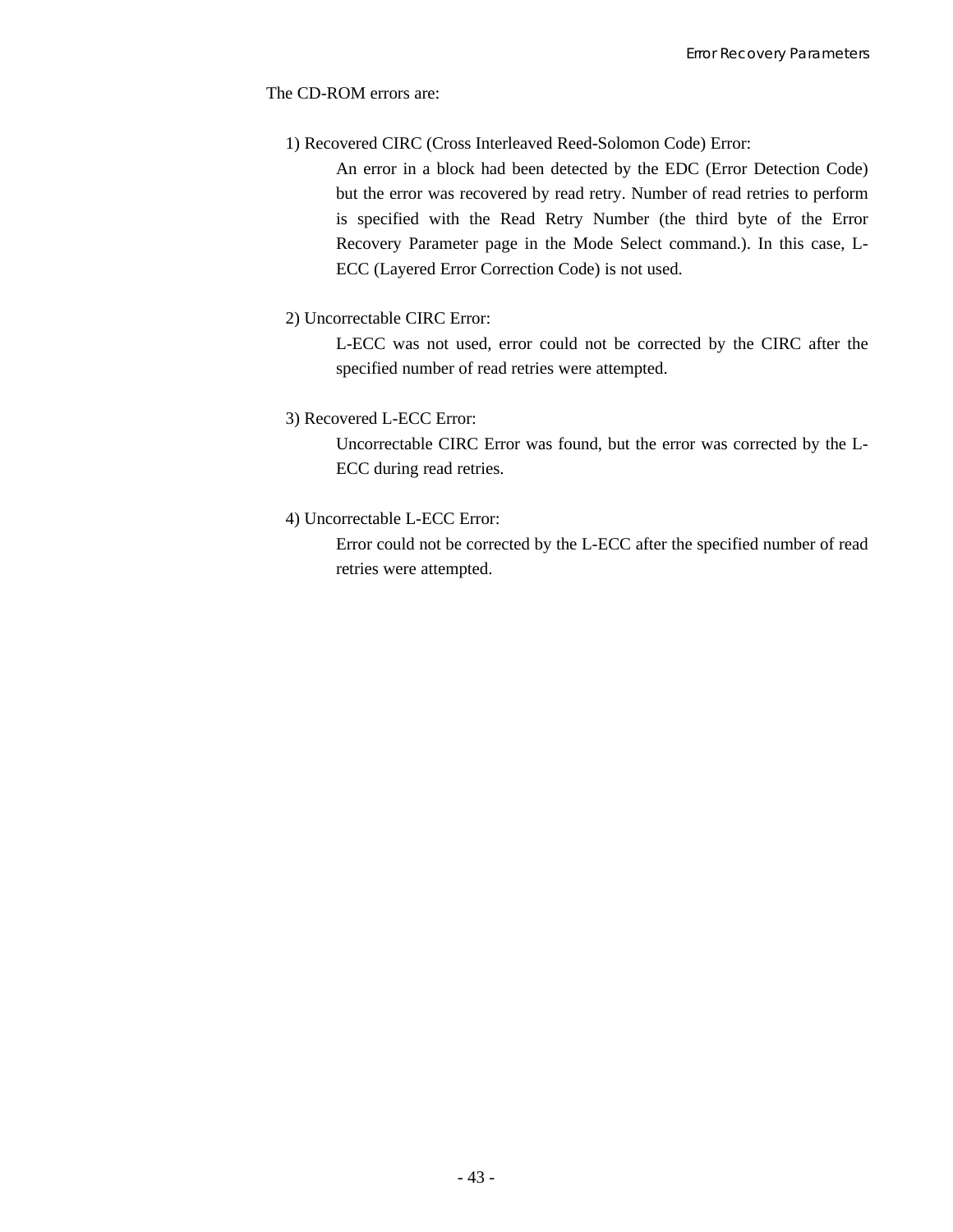The CD-ROM errors are:

1) Recovered CIRC (Cross Interleaved Reed-Solomon Code) Error:

   An error in a block had been detected by the EDC (Error Detection Code) but the error was recovered by read retry. Number of read retries to perform is specified with the Read Retry Number (the third byte of the Error Recovery Parameter page in the Mode Select command.). In this case, L-ECC (Layered Error Correction Code) is not used.

2) Uncorrectable CIRC Error:

   L-ECC was not used, error could not be corrected by the CIRC after the specified number of read retries were attempted.

3) Recovered L-ECC Error:

   Uncorrectable CIRC Error was found, but the error was corrected by the L-ECC during read retries.

4) Uncorrectable L-ECC Error:

   Error could not be corrected by the L-ECC after the specified number of read retries were attempted.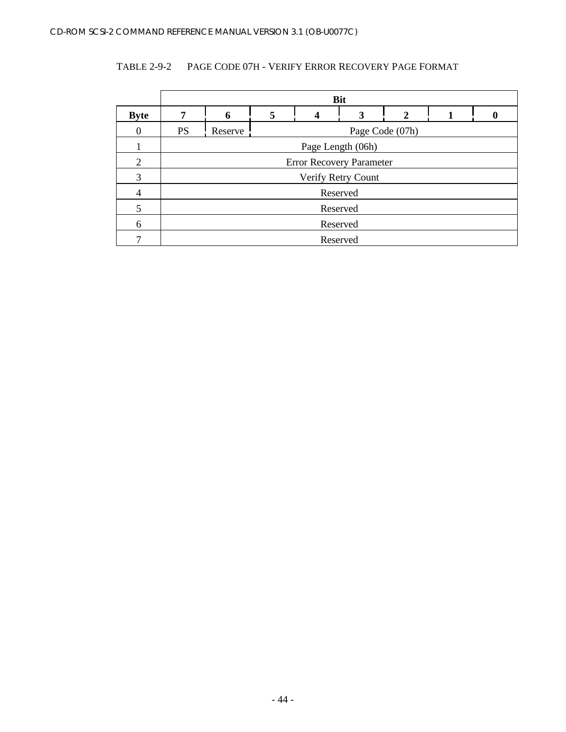TABLE 2-9-2 PAGE CODE 07H - VERIFY ERROR RECOVERY PAGE FORMAT

| | Bit | | | | | | | |
|---|---|---|---|---|---|---|---|---|
| **Byte** | **7** | **6** | **5** | **4** | **3** | **2** | **1** | **0** |
| 0 | PS | Reserve | Page Code (07h) | | | | | |
| 1 | Page Length (06h) | | | | | | | |
| 2 | Error Recovery Parameter | | | | | | | |
| 3 | Verify Retry Count | | | | | | | |
| 4 | Reserved | | | | | | | |
| 5 | Reserved | | | | | | | |
| 6 | Reserved | | | | | | | |
| 7 | Reserved | | | | | | | |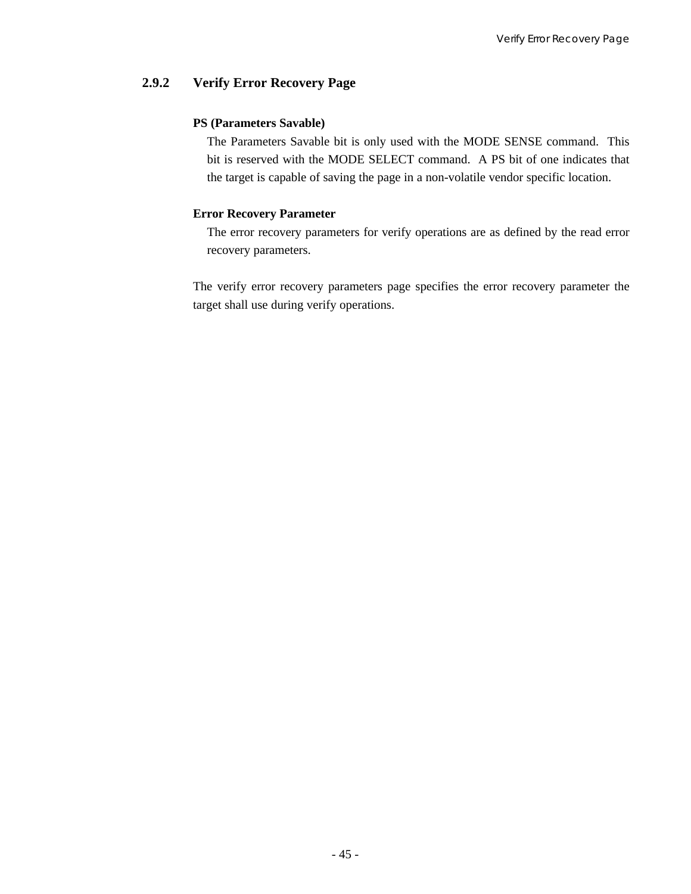### 2.9.2 Verify Error Recovery Page

**PS (Parameters Savable)**

The Parameters Savable bit is only used with the MODE SENSE command. This bit is reserved with the MODE SELECT command. A PS bit of one indicates that the target is capable of saving the page in a non-volatile vendor specific location.

**Error Recovery Parameter**

The error recovery parameters for verify operations are as defined by the read error recovery parameters.

The verify error recovery parameters page specifies the error recovery parameter the target shall use during verify operations.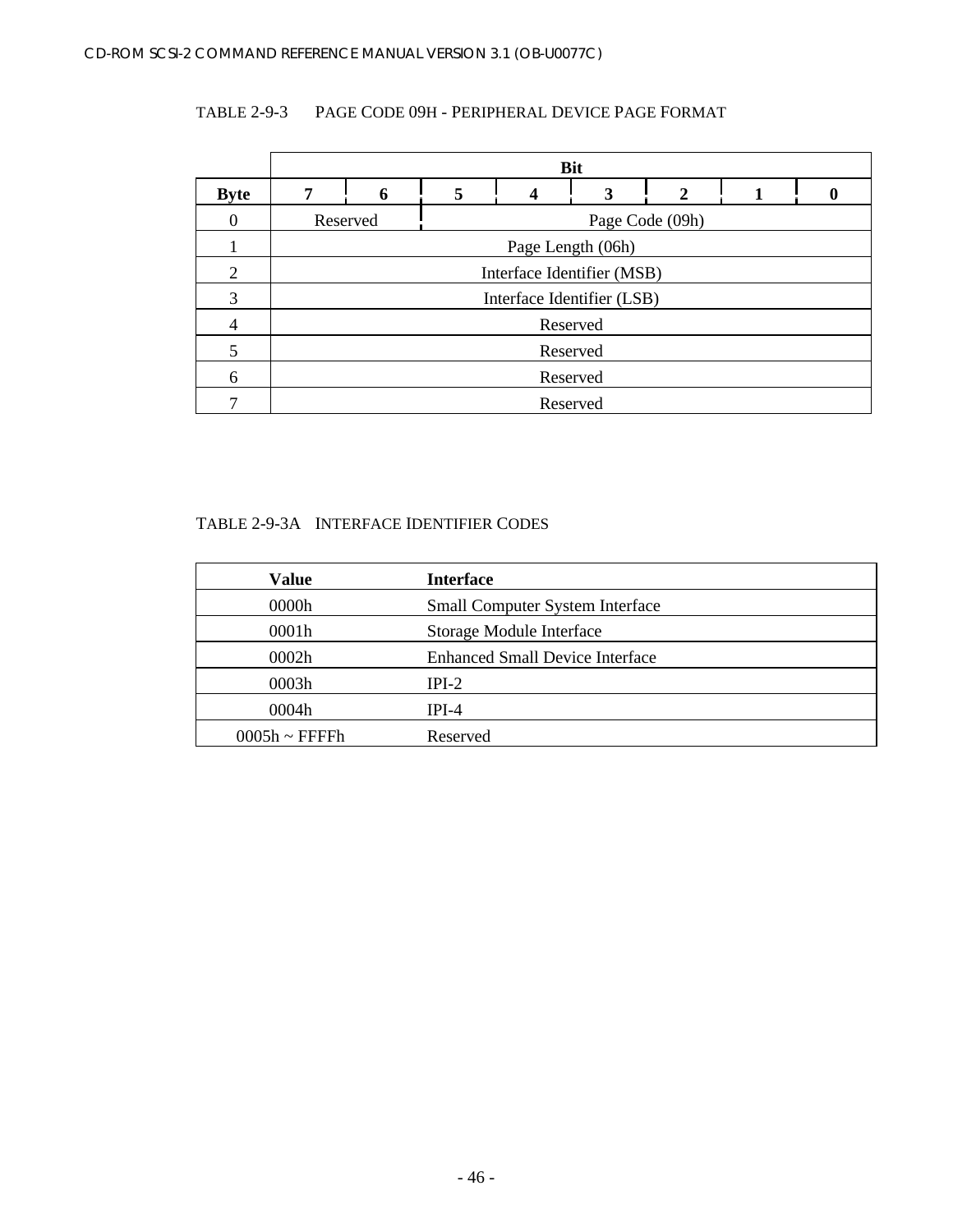TABLE 2-9-3 PAGE CODE 09H - PERIPHERAL DEVICE PAGE FORMAT

| Byte | Bit 7 | 6 | 5 | 4 | 3 | 2 | 1 | 0 |
|---|---|---|---|---|---|---|---|---|
| 0 | Reserved | | Page Code (09h) | | | | | |
| 1 | Page Length (06h) | | | | | | | |
| 2 | Interface Identifier (MSB) | | | | | | | |
| 3 | Interface Identifier (LSB) | | | | | | | |
| 4 | Reserved | | | | | | | |
| 5 | Reserved | | | | | | | |
| 6 | Reserved | | | | | | | |
| 7 | Reserved | | | | | | | |

TABLE 2-9-3A INTERFACE IDENTIFIER CODES

| Value | Interface |
|---|---|
| 0000h | Small Computer System Interface |
| 0001h | Storage Module Interface |
| 0002h | Enhanced Small Device Interface |
| 0003h | IPI-2 |
| 0004h | IPI-4 |
| 0005h ~ FFFFh | Reserved |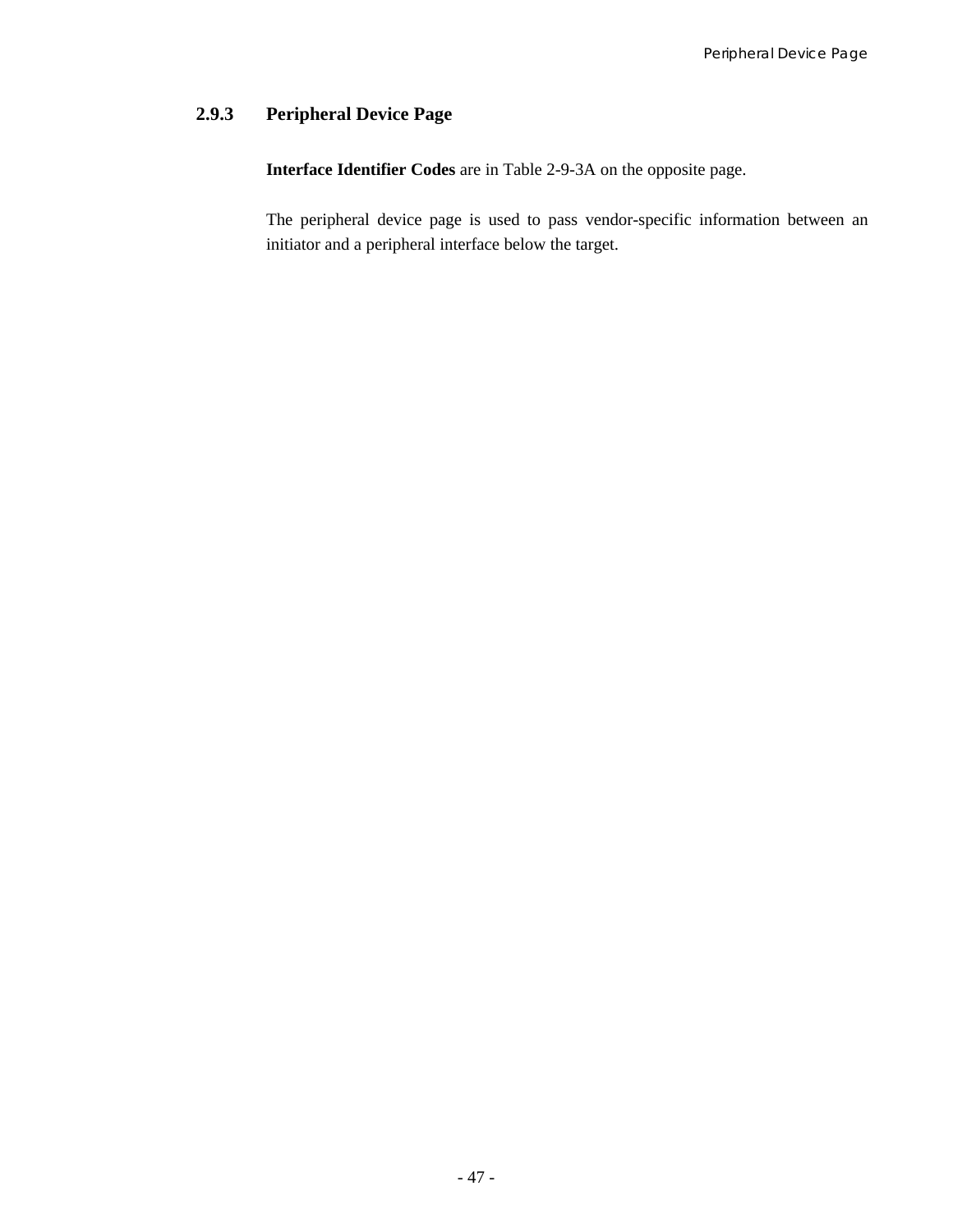### 2.9.3 Peripheral Device Page

**Interface Identifier Codes** are in Table 2-9-3A on the opposite page.

The peripheral device page is used to pass vendor-specific information between an initiator and a peripheral interface below the target.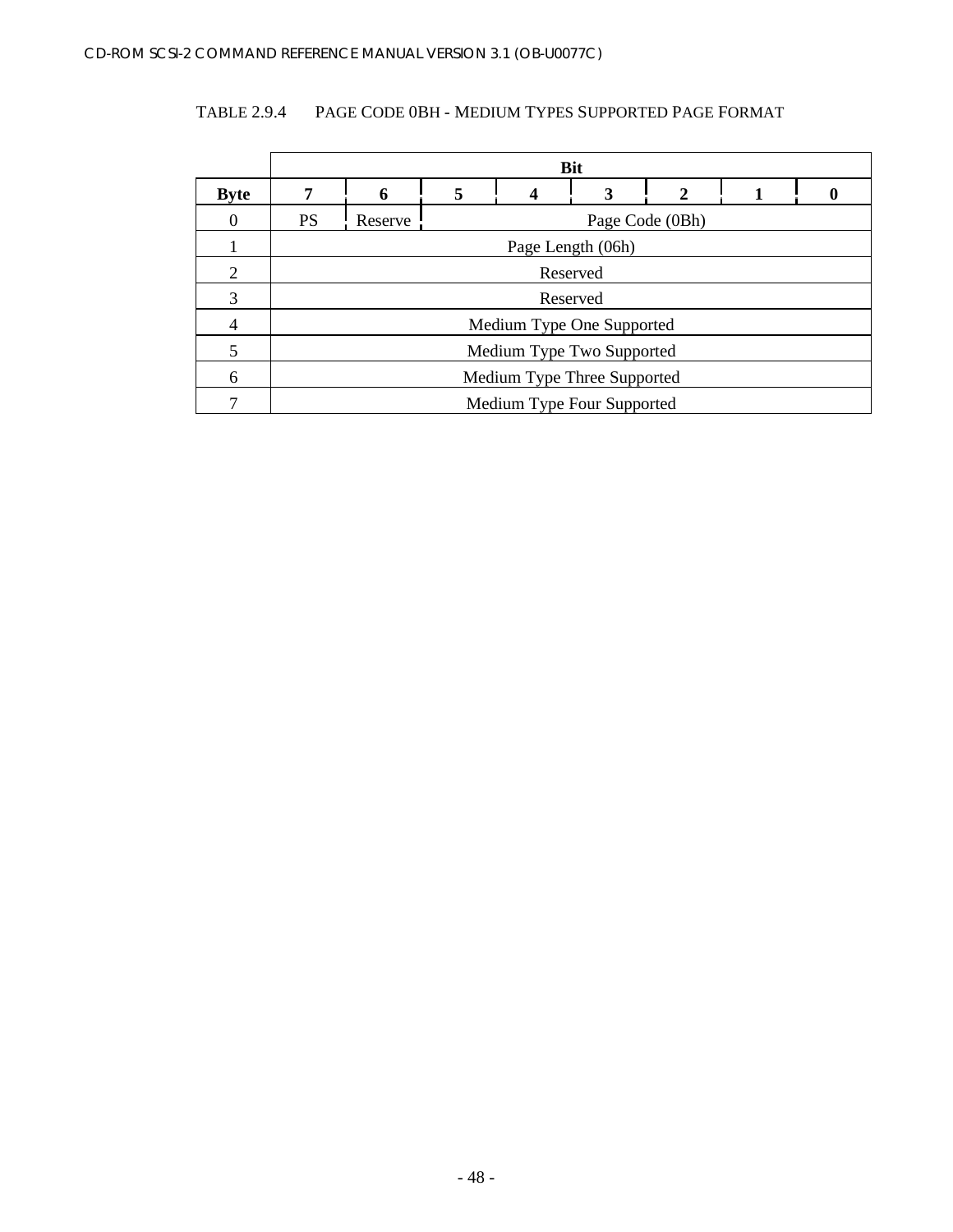TABLE 2.9.4 PAGE CODE 0BH - MEDIUM TYPES SUPPORTED PAGE FORMAT

| | Bit | | | | | | | |
|---|---|---|---|---|---|---|---|---|
| **Byte** | **7** | **6** | **5** | **4** | **3** | **2** | **1** | **0** |
| 0 | PS | Reserve | Page Code (0Bh) | | | | | |
| 1 | Page Length (06h) | | | | | | | |
| 2 | Reserved | | | | | | | |
| 3 | Reserved | | | | | | | |
| 4 | Medium Type One Supported | | | | | | | |
| 5 | Medium Type Two Supported | | | | | | | |
| 6 | Medium Type Three Supported | | | | | | | |
| 7 | Medium Type Four Supported | | | | | | | |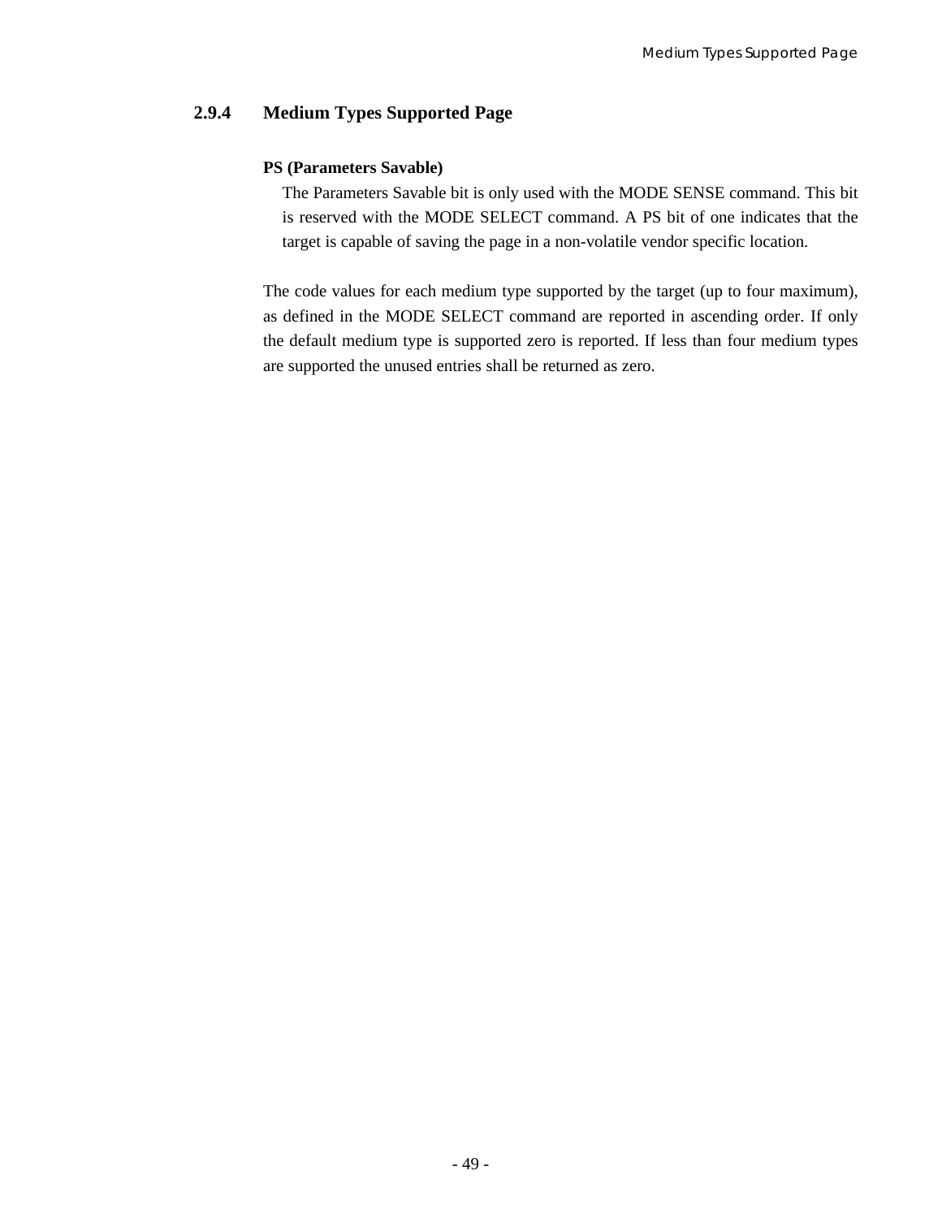### 2.9.4 Medium Types Supported Page

**PS (Parameters Savable)**

The Parameters Savable bit is only used with the MODE SENSE command. This bit is reserved with the MODE SELECT command. A PS bit of one indicates that the target is capable of saving the page in a non-volatile vendor specific location.

The code values for each medium type supported by the target (up to four maximum), as defined in the MODE SELECT command are reported in ascending order. If only the default medium type is supported zero is reported. If less than four medium types are supported the unused entries shall be returned as zero.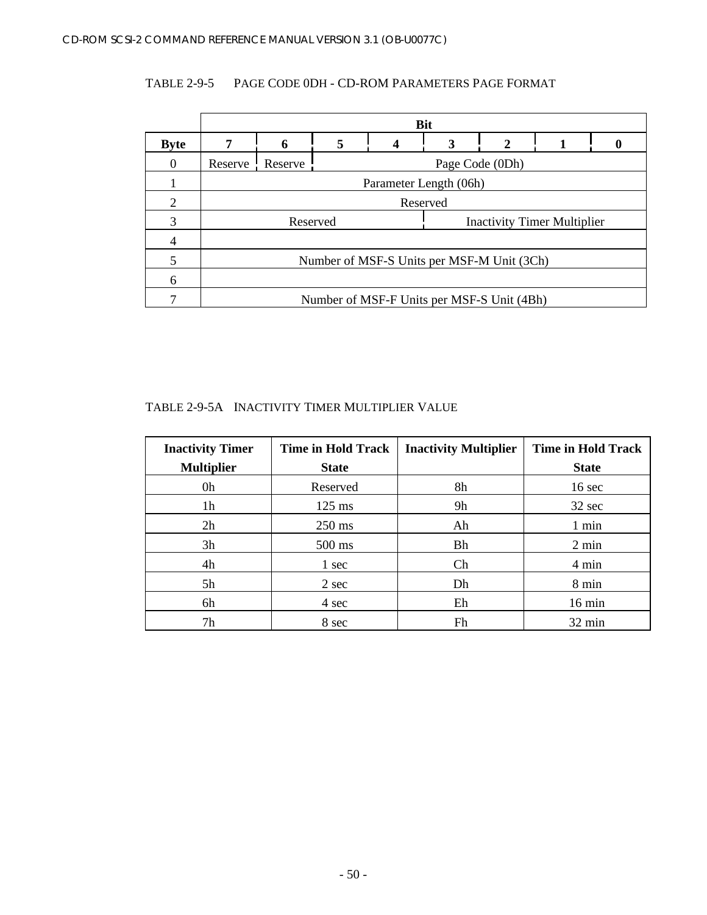TABLE 2-9-5 PAGE CODE 0DH - CD-ROM PARAMETERS PAGE FORMAT

| Byte | Bit 7 | 6 | 5 | 4 | 3 | 2 | 1 | 0 |
|---|---|---|---|---|---|---|---|---|
| 0 | Reserve | Reserve | Page Code (0Dh) | | | | | |
| 1 | Parameter Length (06h) | | | | | | | |
| 2 | Reserved | | | | | | | |
| 3 | Reserved | | | | Inactivity Timer Multiplier | | | |
| 4 | Number of MSF-S Units per MSF-M Unit (3Ch) | | | | | | | |
| 5 | | | | | | | | |
| 6 | Number of MSF-F Units per MSF-S Unit (4Bh) | | | | | | | |
| 7 | | | | | | | | |

TABLE 2-9-5A INACTIVITY TIMER MULTIPLIER VALUE

| Inactivity Timer Multiplier | Time in Hold Track State | Inactivity Multiplier | Time in Hold Track State |
|---|---|---|---|
| 0h | Reserved | 8h | 16 sec |
| 1h | 125 ms | 9h | 32 sec |
| 2h | 250 ms | Ah | 1 min |
| 3h | 500 ms | Bh | 2 min |
| 4h | 1 sec | Ch | 4 min |
| 5h | 2 sec | Dh | 8 min |
| 6h | 4 sec | Eh | 16 min |
| 7h | 8 sec | Fh | 32 min |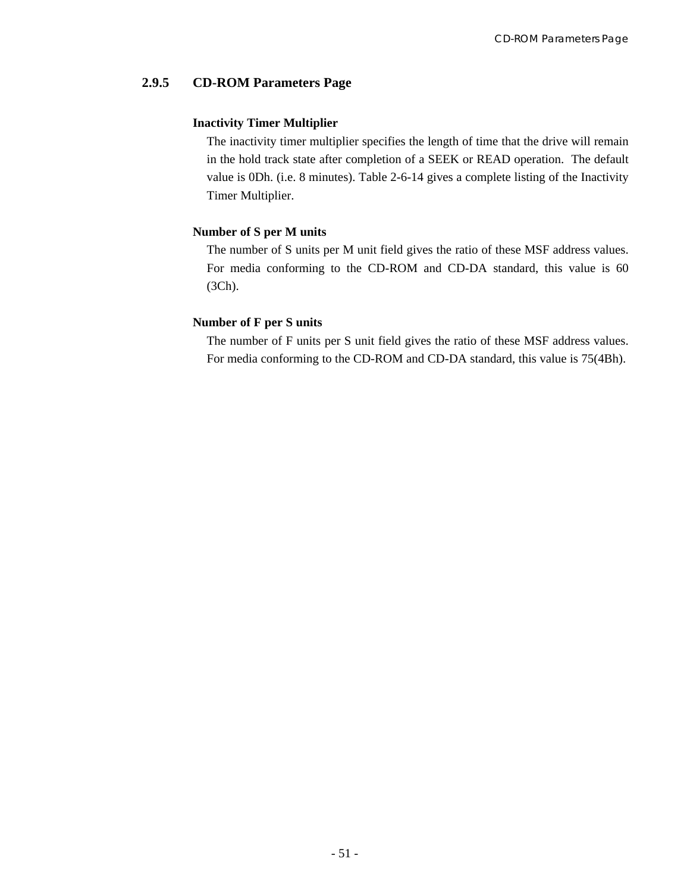### 2.9.5 CD-ROM Parameters Page

**Inactivity Timer Multiplier**

The inactivity timer multiplier specifies the length of time that the drive will remain in the hold track state after completion of a SEEK or READ operation. The default value is 0Dh. (i.e. 8 minutes). Table 2-6-14 gives a complete listing of the Inactivity Timer Multiplier.

**Number of S per M units**

The number of S units per M unit field gives the ratio of these MSF address values. For media conforming to the CD-ROM and CD-DA standard, this value is 60 (3Ch).

**Number of F per S units**

The number of F units per S unit field gives the ratio of these MSF address values. For media conforming to the CD-ROM and CD-DA standard, this value is 75(4Bh).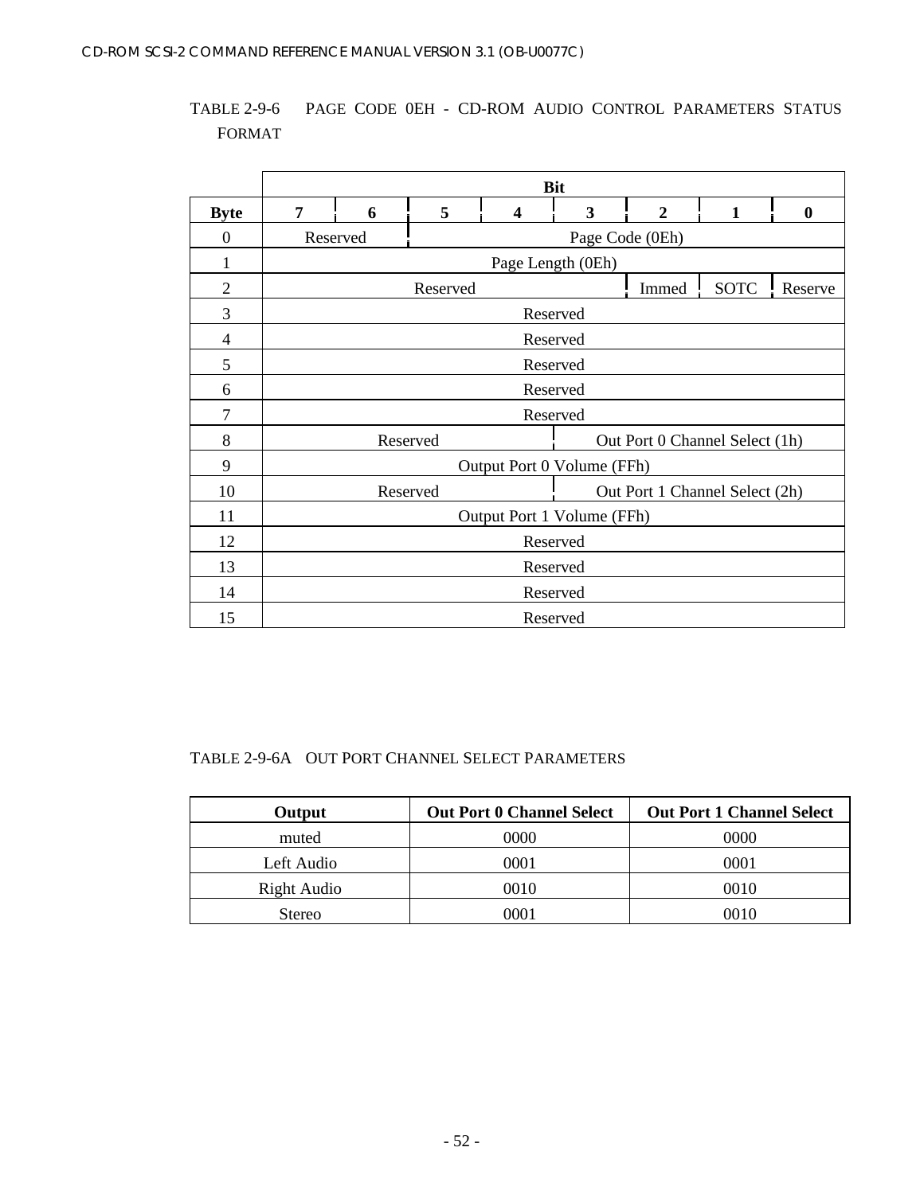TABLE 2-9-6 PAGE CODE 0EH - CD-ROM AUDIO CONTROL PARAMETERS STATUS FORMAT

| Byte | Bit 7 | 6 | 5 | 4 | 3 | 2 | 1 | 0 |
|---|---|---|---|---|---|---|---|---|
| 0 | Reserved | | Page Code (0Eh) | | | | | |
| 1 | Page Length (0Eh) | | | | | | | |
| 2 | Reserved | | | | | Immed | SOTC | Reserve |
| 3 | Reserved | | | | | | | |
| 4 | Reserved | | | | | | | |
| 5 | Reserved | | | | | | | |
| 6 | Reserved | | | | | | | |
| 7 | Reserved | | | | | | | |
| 8 | Reserved | | | | Out Port 0 Channel Select (1h) | | | |
| 9 | Output Port 0 Volume (FFh) | | | | | | | |
| 10 | Reserved | | | | Out Port 1 Channel Select (2h) | | | |
| 11 | Output Port 1 Volume (FFh) | | | | | | | |
| 12 | Reserved | | | | | | | |
| 13 | Reserved | | | | | | | |
| 14 | Reserved | | | | | | | |
| 15 | Reserved | | | | | | | |

TABLE 2-9-6A OUT PORT CHANNEL SELECT PARAMETERS

| Output | Out Port 0 Channel Select | Out Port 1 Channel Select |
|---|---|---|
| muted | 0000 | 0000 |
| Left Audio | 0001 | 0001 |
| Right Audio | 0010 | 0010 |
| Stereo | 0001 | 0010 |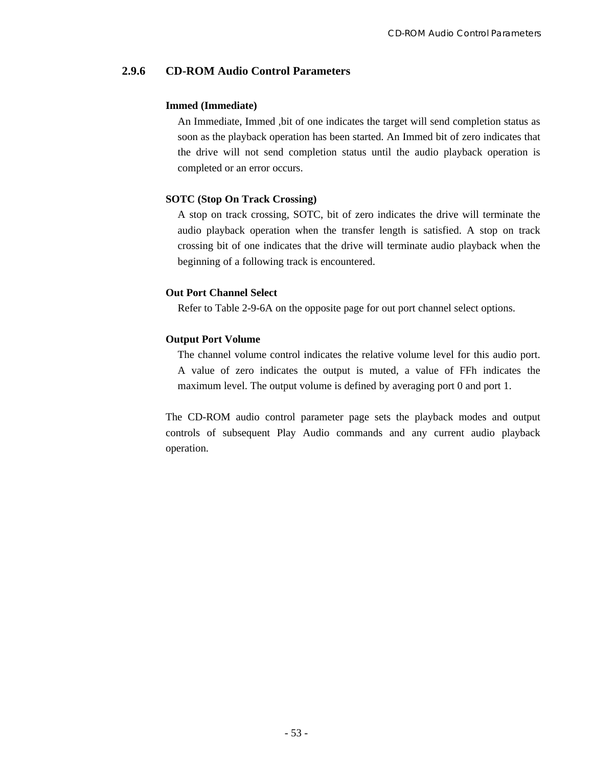### 2.9.6 CD-ROM Audio Control Parameters

**Immed (Immediate)**

An Immediate, Immed ,bit of one indicates the target will send completion status as soon as the playback operation has been started. An Immed bit of zero indicates that the drive will not send completion status until the audio playback operation is completed or an error occurs.

**SOTC (Stop On Track Crossing)**

A stop on track crossing, SOTC, bit of zero indicates the drive will terminate the audio playback operation when the transfer length is satisfied. A stop on track crossing bit of one indicates that the drive will terminate audio playback when the beginning of a following track is encountered.

**Out Port Channel Select**

Refer to Table 2-9-6A on the opposite page for out port channel select options.

**Output Port Volume**

The channel volume control indicates the relative volume level for this audio port. A value of zero indicates the output is muted, a value of FFh indicates the maximum level. The output volume is defined by averaging port 0 and port 1.

The CD-ROM audio control parameter page sets the playback modes and output controls of subsequent Play Audio commands and any current audio playback operation.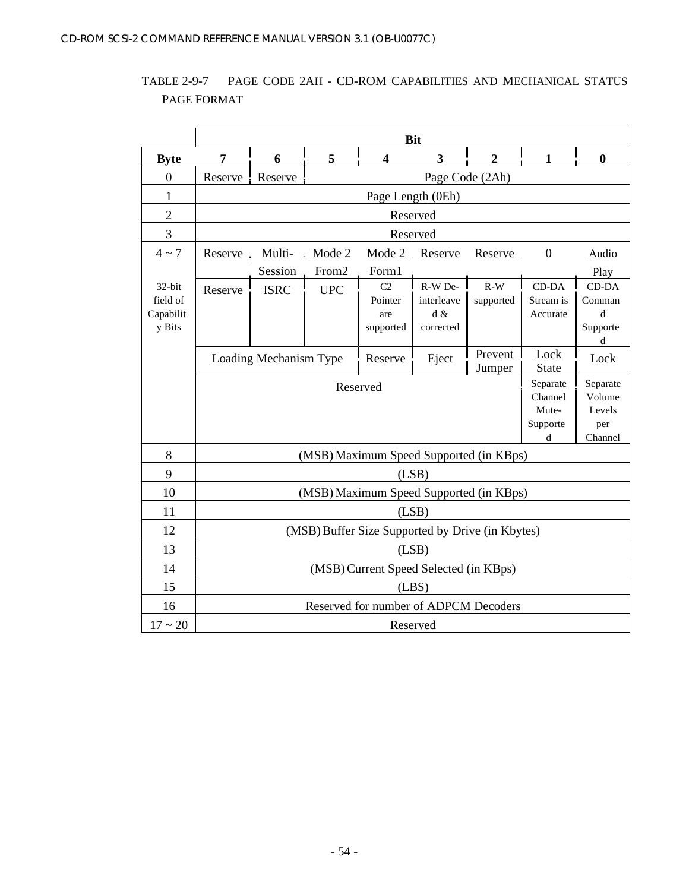TABLE 2-9-7 PAGE CODE 2AH - CD-ROM CAPABILITIES AND MECHANICAL STATUS PAGE FORMAT

| | Bit | | | | | | | |
|---|---|---|---|---|---|---|---|---|
| **Byte** | **7** | **6** | **5** | **4** | **3** | **2** | **1** | **0** |
| 0 | Reserve | Reserve | Page Code (2Ah) | | | | | |
| 1 | Page Length (0Eh) | | | | | | | |
| 2 | Reserved | | | | | | | |
| 3 | Reserved | | | | | | | |
| 4 ~ 7 | Reserve | Multi-Session | Mode 2 From2 | Mode 2 Form1 | Reserve | Reserve | 0 | Audio Play |
| 32-bit field of Capability Bits | Reserve | ISRC | UPC | C2 Pointer are supported | R-W De-interleaved & corrected | R-W supported | CD-DA Stream is Accurate | CD-DA Command Supported |
| | Loading Mechanism Type | | | Reserve | Eject | Prevent Jumper | Lock State | Lock |
| | Reserved | | | | | | Separate Channel Mute-Supported | Separate Volume Levels per Channel |
| 8 | (MSB) Maximum Speed Supported (in KBps) | | | | | | | |
| 9 | (LSB) | | | | | | | |
| 10 | (MSB) Maximum Speed Supported (in KBps) | | | | | | | |
| 11 | (LSB) | | | | | | | |
| 12 | (MSB) Buffer Size Supported by Drive (in Kbytes) | | | | | | | |
| 13 | (LSB) | | | | | | | |
| 14 | (MSB) Current Speed Selected (in KBps) | | | | | | | |
| 15 | (LBS) | | | | | | | |
| 16 | Reserved for number of ADPCM Decoders | | | | | | | |
| 17 ~ 20 | Reserved | | | | | | | |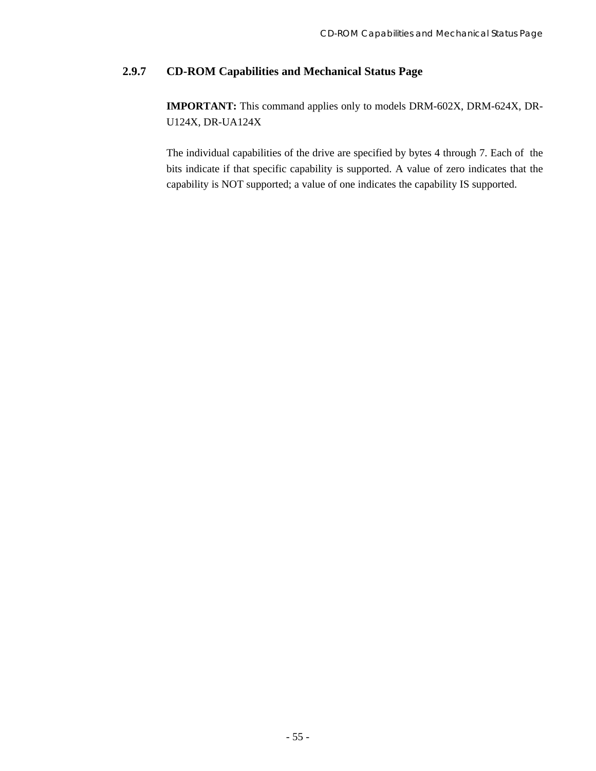### 2.9.7 CD-ROM Capabilities and Mechanical Status Page

**IMPORTANT:** This command applies only to models DRM-602X, DRM-624X, DR-U124X, DR-UA124X

The individual capabilities of the drive are specified by bytes 4 through 7. Each of the bits indicate if that specific capability is supported. A value of zero indicates that the capability is NOT supported; a value of one indicates the capability IS supported.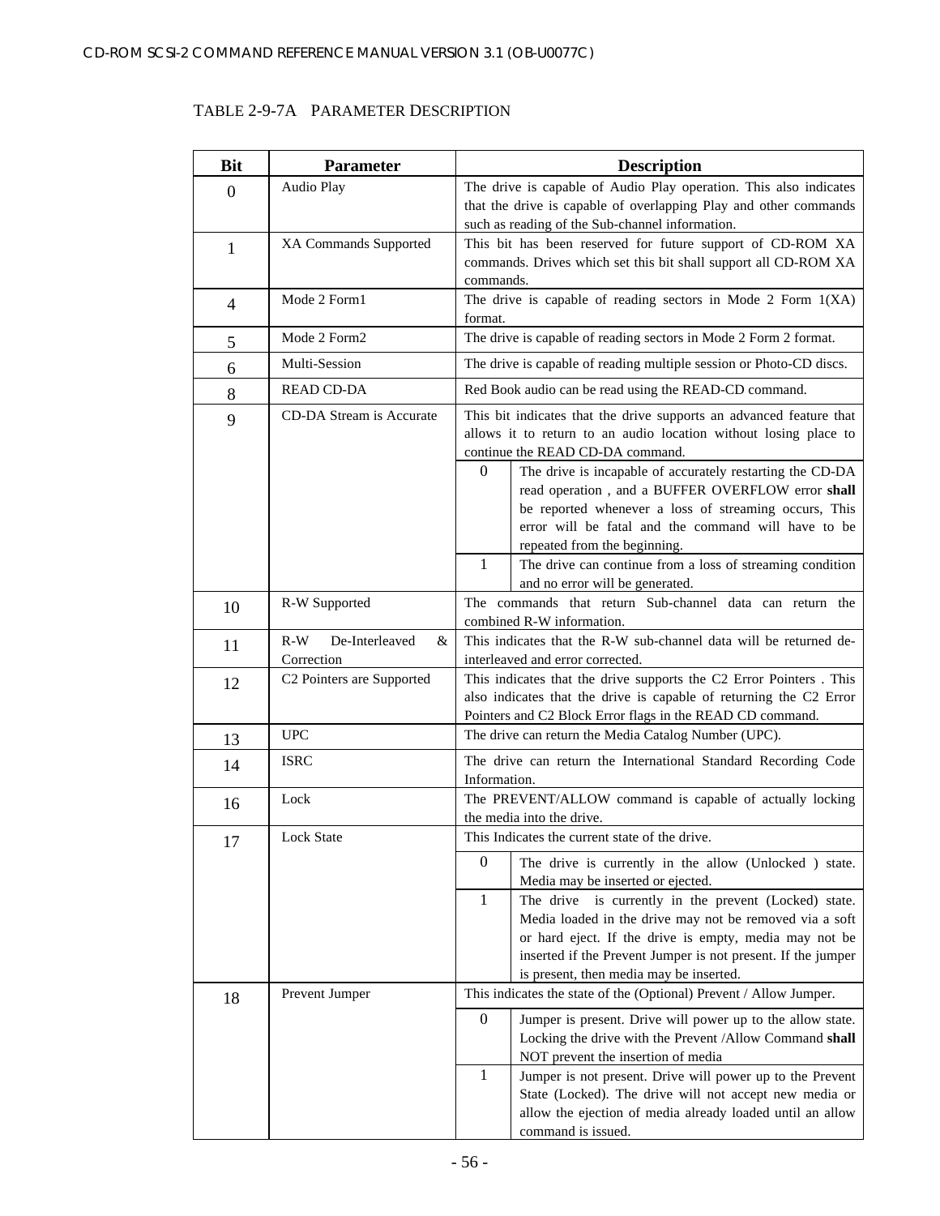TABLE 2-9-7A PARAMETER DESCRIPTION

| Bit | Parameter | Description | |
|---|---|---|---|
| 0 | Audio Play | The drive is capable of Audio Play operation. This also indicates that the drive is capable of overlapping Play and other commands such as reading of the Sub-channel information. | |
| 1 | XA Commands Supported | This bit has been reserved for future support of CD-ROM XA commands. Drives which set this bit shall support all CD-ROM XA commands. | |
| 4 | Mode 2 Form1 | The drive is capable of reading sectors in Mode 2 Form 1(XA) format. | |
| 5 | Mode 2 Form2 | The drive is capable of reading sectors in Mode 2 Form 2 format. | |
| 6 | Multi-Session | The drive is capable of reading multiple session or Photo-CD discs. | |
| 8 | READ CD-DA | Red Book audio can be read using the READ-CD command. | |
| 9 | CD-DA Stream is Accurate | This bit indicates that the drive supports an advanced feature that allows it to return to an audio location without losing place to continue the READ CD-DA command. | |
| | | 0 | The drive is incapable of accurately restarting the CD-DA read operation , and a BUFFER OVERFLOW error **shall** be reported whenever a loss of streaming occurs, This error will be fatal and the command will have to be repeated from the beginning. |
| | | 1 | The drive can continue from a loss of streaming condition and no error will be generated. |
| 10 | R-W Supported | The commands that return Sub-channel data can return the combined R-W information. | |
| 11 | R-W De-Interleaved & Correction | This indicates that the R-W sub-channel data will be returned de-interleaved and error corrected. | |
| 12 | C2 Pointers are Supported | This indicates that the drive supports the C2 Error Pointers . This also indicates that the drive is capable of returning the C2 Error Pointers and C2 Block Error flags in the READ CD command. | |
| 13 | UPC | The drive can return the Media Catalog Number (UPC). | |
| 14 | ISRC | The drive can return the International Standard Recording Code Information. | |
| 16 | Lock | The PREVENT/ALLOW command is capable of actually locking the media into the drive. | |
| 17 | Lock State | This Indicates the current state of the drive. | |
| | | 0 | The drive is currently in the allow (Unlocked ) state. Media may be inserted or ejected. |
| | | 1 | The drive is currently in the prevent (Locked) state. Media loaded in the drive may not be removed via a soft or hard eject. If the drive is empty, media may not be inserted if the Prevent Jumper is not present. If the jumper is present, then media may be inserted. |
| 18 | Prevent Jumper | This indicates the state of the (Optional) Prevent / Allow Jumper. | |
| | | 0 | Jumper is present. Drive will power up to the allow state. Locking the drive with the Prevent /Allow Command **shall** NOT prevent the insertion of media |
| | | 1 | Jumper is not present. Drive will power up to the Prevent State (Locked). The drive will not accept new media or allow the ejection of media already loaded until an allow command is issued. |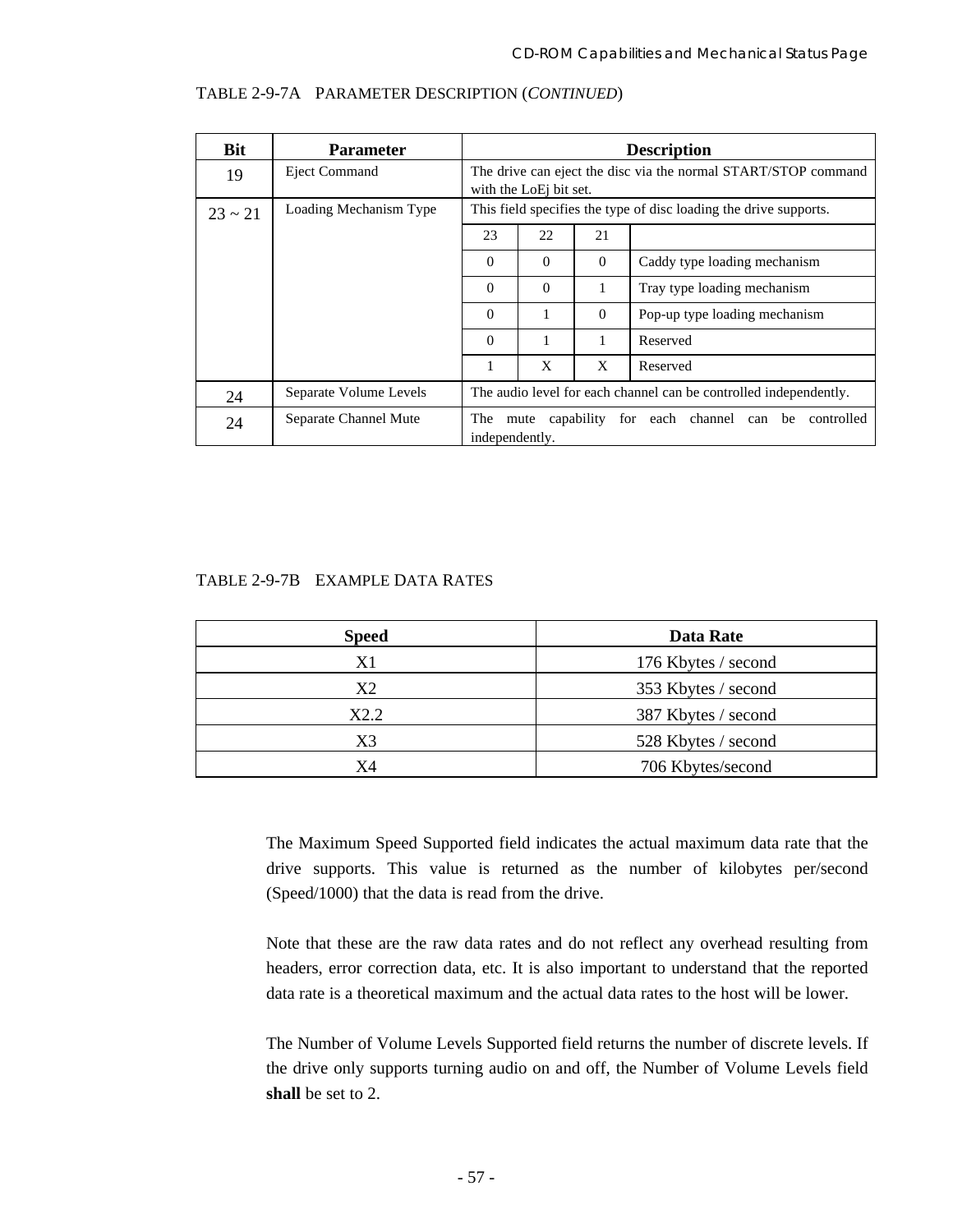TABLE 2-9-7A PARAMETER DESCRIPTION (*CONTINUED*)

| Bit | Parameter | Description | | | |
|---|---|---|---|---|---|
| 19 | Eject Command | The drive can eject the disc via the normal START/STOP command with the LoEj bit set. | | | |
| 23 ~ 21 | Loading Mechanism Type | This field specifies the type of disc loading the drive supports. | | | |
| | | 23 | 22 | 21 | |
| | | 0 | 0 | 0 | Caddy type loading mechanism |
| | | 0 | 0 | 1 | Tray type loading mechanism |
| | | 0 | 1 | 0 | Pop-up type loading mechanism |
| | | 0 | 1 | 1 | Reserved |
| | | 1 | X | X | Reserved |
| 24 | Separate Volume Levels | The audio level for each channel can be controlled independently. | | | |
| 24 | Separate Channel Mute | The mute capability for each channel can be controlled independently. | | | |

TABLE 2-9-7B EXAMPLE DATA RATES

| Speed | Data Rate |
|---|---|
| X1 | 176 Kbytes / second |
| X2 | 353 Kbytes / second |
| X2.2 | 387 Kbytes / second |
| X3 | 528 Kbytes / second |
| X4 | 706 Kbytes/second |

The Maximum Speed Supported field indicates the actual maximum data rate that the drive supports. This value is returned as the number of kilobytes per/second (Speed/1000) that the data is read from the drive.

Note that these are the raw data rates and do not reflect any overhead resulting from headers, error correction data, etc. It is also important to understand that the reported data rate is a theoretical maximum and the actual data rates to the host will be lower.

The Number of Volume Levels Supported field returns the number of discrete levels. If the drive only supports turning audio on and off, the Number of Volume Levels field **shall** be set to 2.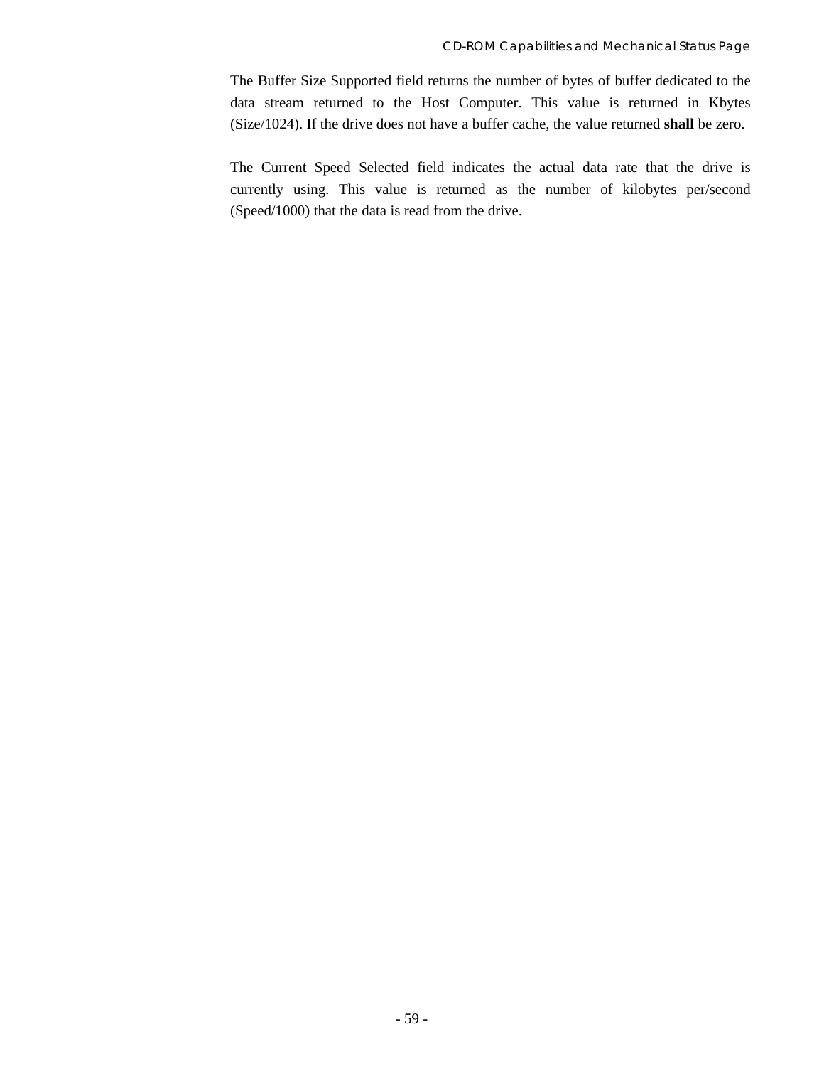The Buffer Size Supported field returns the number of bytes of buffer dedicated to the data stream returned to the Host Computer. This value is returned in Kbytes (Size/1024). If the drive does not have a buffer cache, the value returned **shall** be zero.

The Current Speed Selected field indicates the actual data rate that the drive is currently using. This value is returned as the number of kilobytes per/second (Speed/1000) that the data is read from the drive.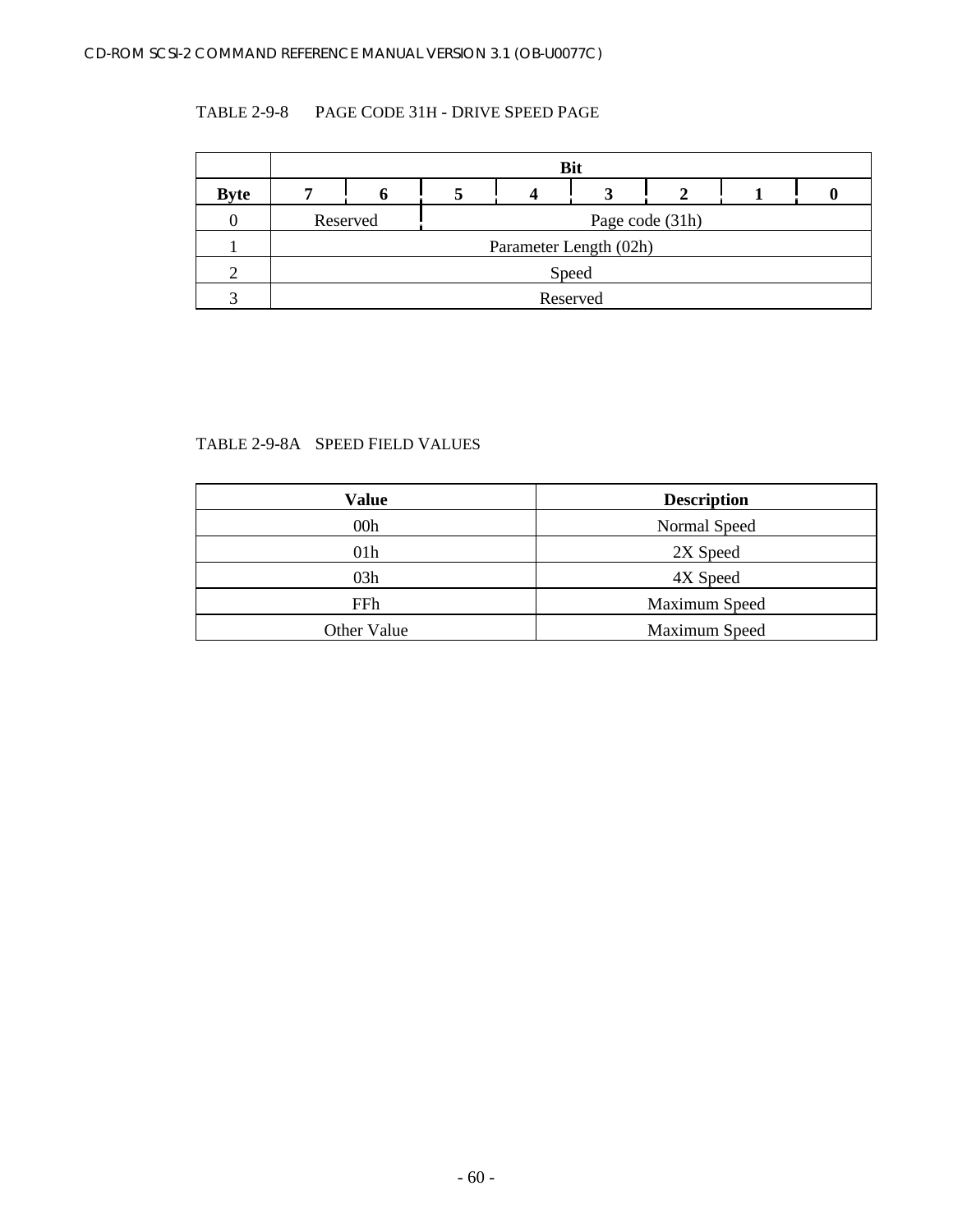TABLE 2-9-8 PAGE CODE 31H - DRIVE SPEED PAGE

| | Bit | | | | | | | |
|---|---|---|---|---|---|---|---|---|
| **Byte** | **7** | **6** | **5** | **4** | **3** | **2** | **1** | **0** |
| 0 | Reserved | | Page code (31h) | | | | | |
| 1 | Parameter Length (02h) | | | | | | | |
| 2 | Speed | | | | | | | |
| 3 | Reserved | | | | | | | |

TABLE 2-9-8A SPEED FIELD VALUES

| Value | Description |
|---|---|
| 00h | Normal Speed |
| 01h | 2X Speed |
| 03h | 4X Speed |
| FFh | Maximum Speed |
| Other Value | Maximum Speed |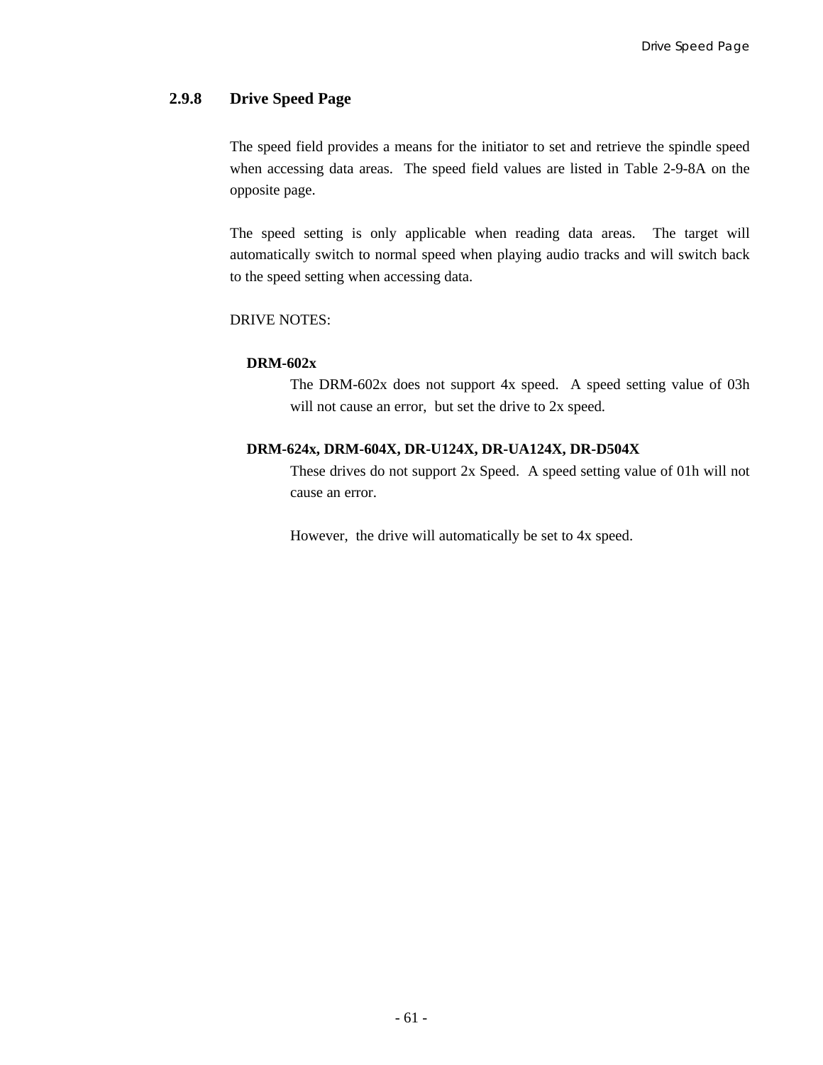### 2.9.8 Drive Speed Page

The speed field provides a means for the initiator to set and retrieve the spindle speed when accessing data areas. The speed field values are listed in Table 2-9-8A on the opposite page.

The speed setting is only applicable when reading data areas. The target will automatically switch to normal speed when playing audio tracks and will switch back to the speed setting when accessing data.

DRIVE NOTES:

**DRM-602x**

The DRM-602x does not support 4x speed. A speed setting value of 03h will not cause an error, but set the drive to 2x speed.

**DRM-624x, DRM-604X, DR-U124X, DR-UA124X, DR-D504X**

These drives do not support 2x Speed. A speed setting value of 01h will not cause an error.

However, the drive will automatically be set to 4x speed.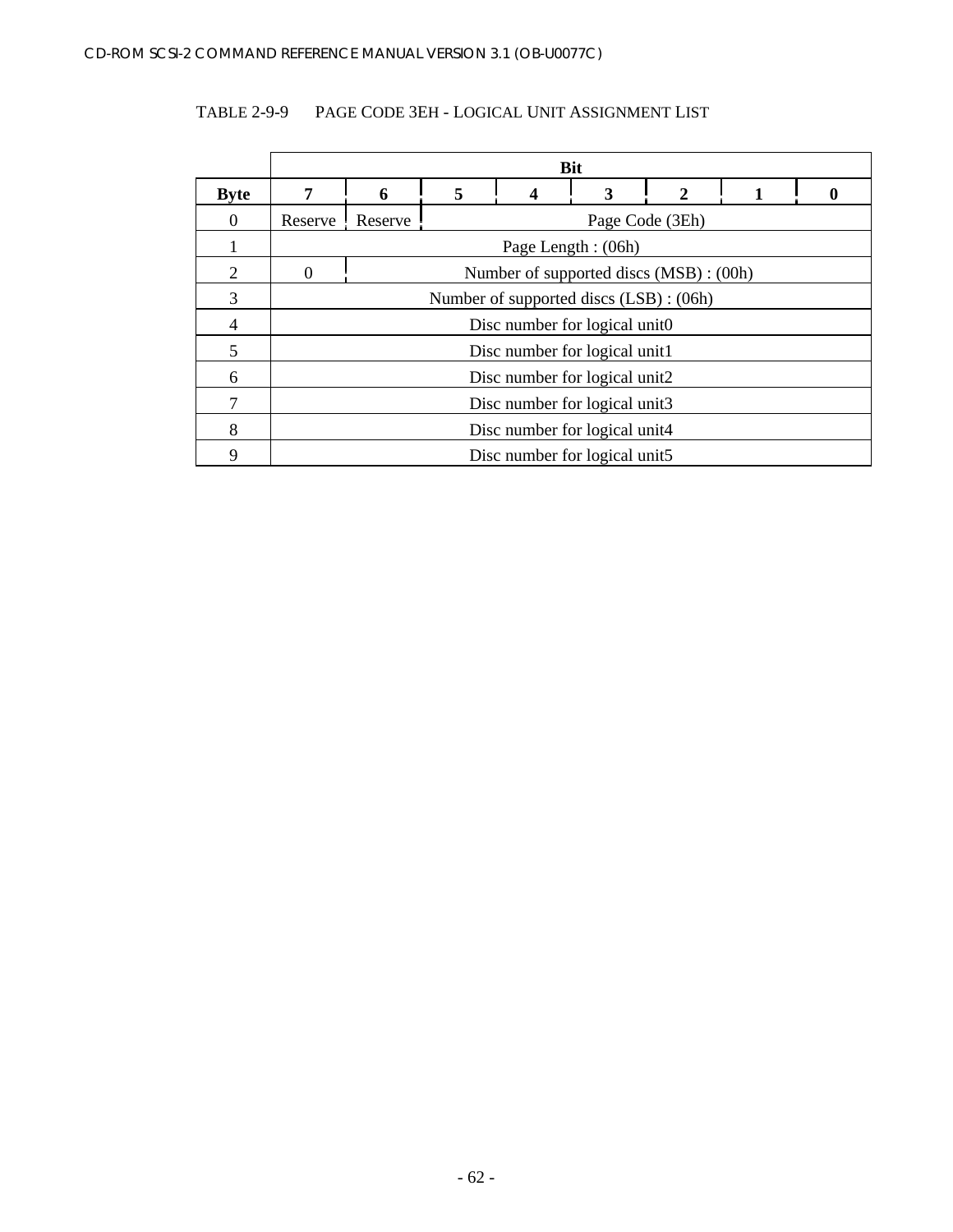TABLE 2-9-9 PAGE CODE 3EH - LOGICAL UNIT ASSIGNMENT LIST

| | Bit | | | | | | | |
|---|---|---|---|---|---|---|---|---|
| **Byte** | **7** | **6** | **5** | **4** | **3** | **2** | **1** | **0** |
| 0 | Reserve | Reserve | Page Code (3Eh) | | | | | |
| 1 | Page Length : (06h) | | | | | | | |
| 2 | 0 | Number of supported discs (MSB) : (00h) | | | | | | |
| 3 | Number of supported discs (LSB) : (06h) | | | | | | | |
| 4 | Disc number for logical unit0 | | | | | | | |
| 5 | Disc number for logical unit1 | | | | | | | |
| 6 | Disc number for logical unit2 | | | | | | | |
| 7 | Disc number for logical unit3 | | | | | | | |
| 8 | Disc number for logical unit4 | | | | | | | |
| 9 | Disc number for logical unit5 | | | | | | | |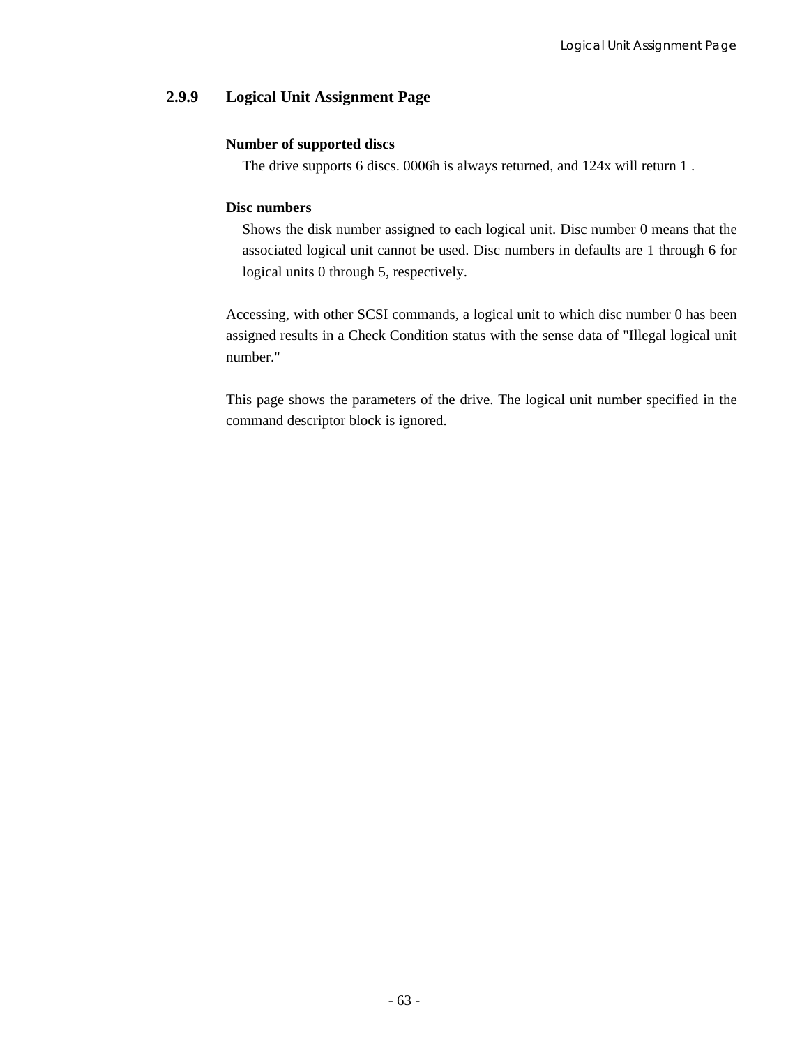### 2.9.9 Logical Unit Assignment Page

**Number of supported discs**

The drive supports 6 discs. 0006h is always returned, and 124x will return 1 .

**Disc numbers**

Shows the disk number assigned to each logical unit. Disc number 0 means that the associated logical unit cannot be used. Disc numbers in defaults are 1 through 6 for logical units 0 through 5, respectively.

Accessing, with other SCSI commands, a logical unit to which disc number 0 has been assigned results in a Check Condition status with the sense data of "Illegal logical unit number."

This page shows the parameters of the drive. The logical unit number specified in the command descriptor block is ignored.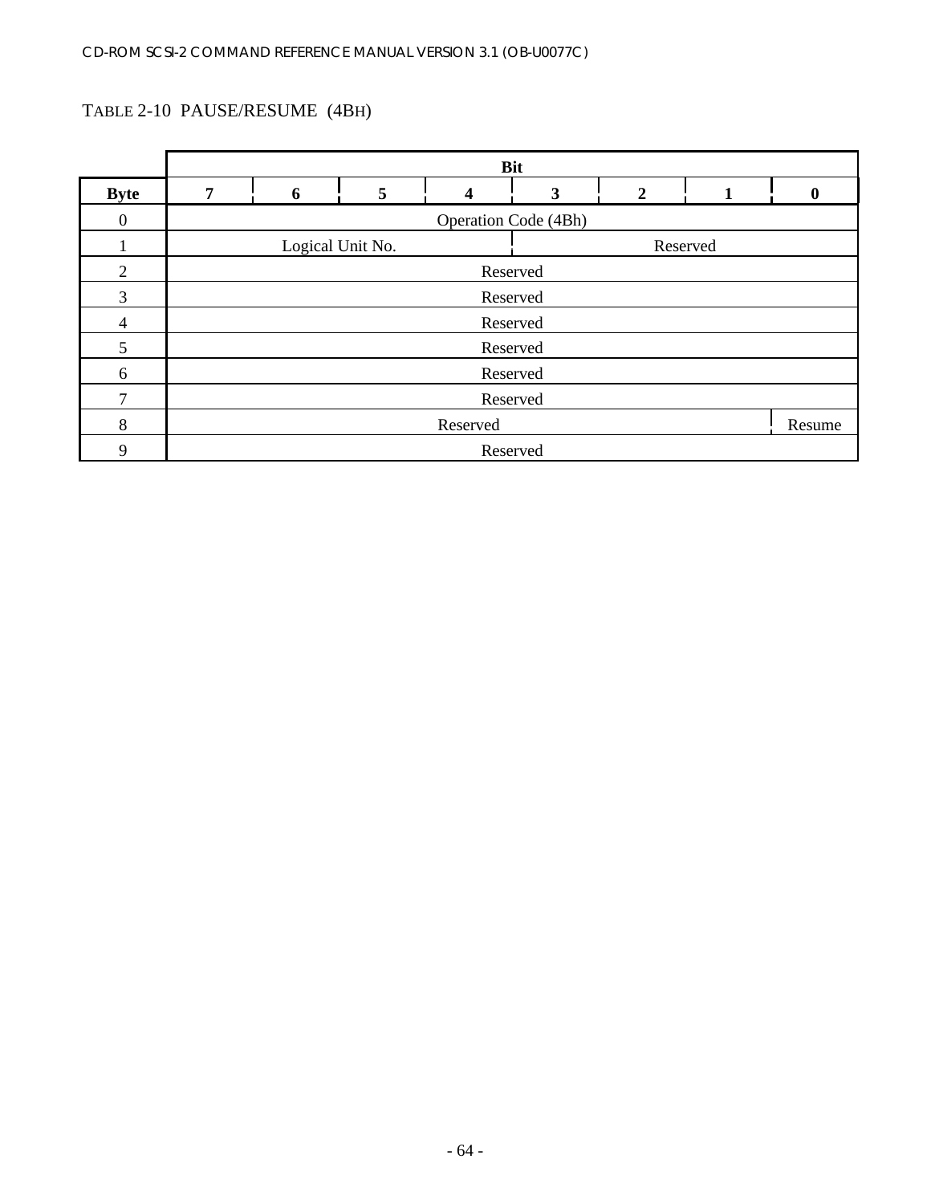TABLE 2-10  PAUSE/RESUME  (4BH)

| | Bit | | | | | | | |
|---|---|---|---|---|---|---|---|---|
| **Byte** | **7** | **6** | **5** | **4** | **3** | **2** | **1** | **0** |
| 0 | Operation Code (4Bh) | | | | | | | |
| 1 | Logical Unit No. | | | | Reserved | | | |
| 2 | Reserved | | | | | | | |
| 3 | Reserved | | | | | | | |
| 4 | Reserved | | | | | | | |
| 5 | Reserved | | | | | | | |
| 6 | Reserved | | | | | | | |
| 7 | Reserved | | | | | | | |
| 8 | Reserved | | | | | | | Resume |
| 9 | Reserved | | | | | | | |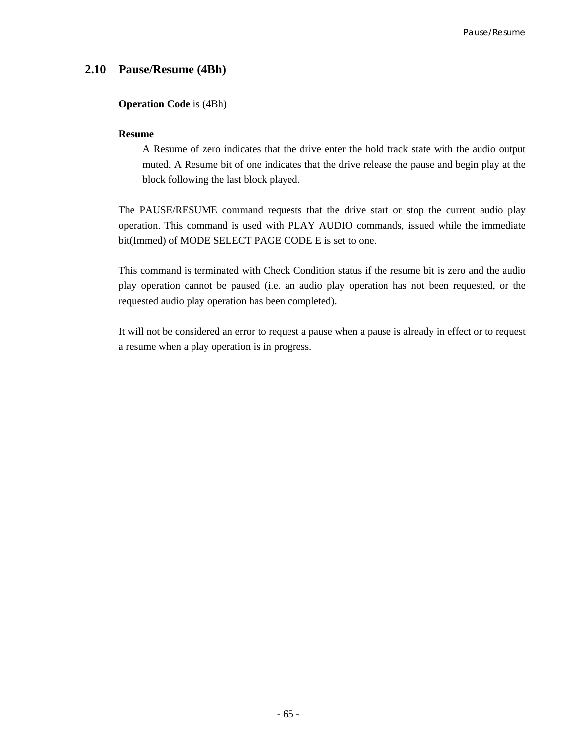## 2.10 Pause/Resume (4Bh)

**Operation Code** is (4Bh)

**Resume**

A Resume of zero indicates that the drive enter the hold track state with the audio output muted. A Resume bit of one indicates that the drive release the pause and begin play at the block following the last block played.

The PAUSE/RESUME command requests that the drive start or stop the current audio play operation. This command is used with PLAY AUDIO commands, issued while the immediate bit(Immed) of MODE SELECT PAGE CODE E is set to one.

This command is terminated with Check Condition status if the resume bit is zero and the audio play operation cannot be paused (i.e. an audio play operation has not been requested, or the requested audio play operation has been completed).

It will not be considered an error to request a pause when a pause is already in effect or to request a resume when a play operation is in progress.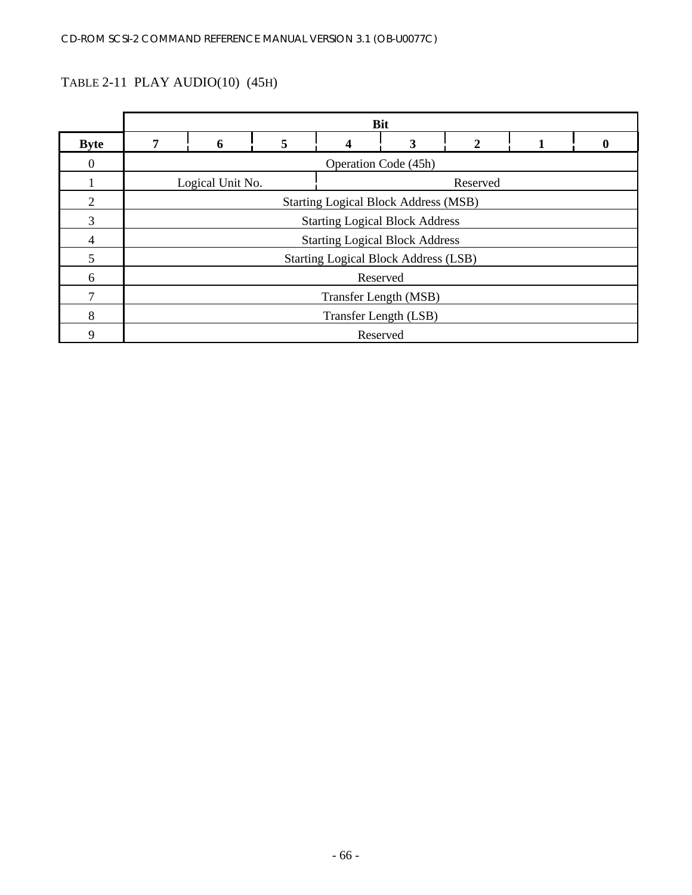TABLE 2-11 PLAY AUDIO(10) (45H)

| Byte | Bit 7 | 6 | 5 | 4 | 3 | 2 | 1 | 0 |
|---|---|---|---|---|---|---|---|---|
| 0 | Operation Code (45h) | | | | | | | |
| 1 | Logical Unit No. | | | Reserved | | | | |
| 2 | Starting Logical Block Address (MSB) | | | | | | | |
| 3 | Starting Logical Block Address | | | | | | | |
| 4 | Starting Logical Block Address | | | | | | | |
| 5 | Starting Logical Block Address (LSB) | | | | | | | |
| 6 | Reserved | | | | | | | |
| 7 | Transfer Length (MSB) | | | | | | | |
| 8 | Transfer Length (LSB) | | | | | | | |
| 9 | Reserved | | | | | | | |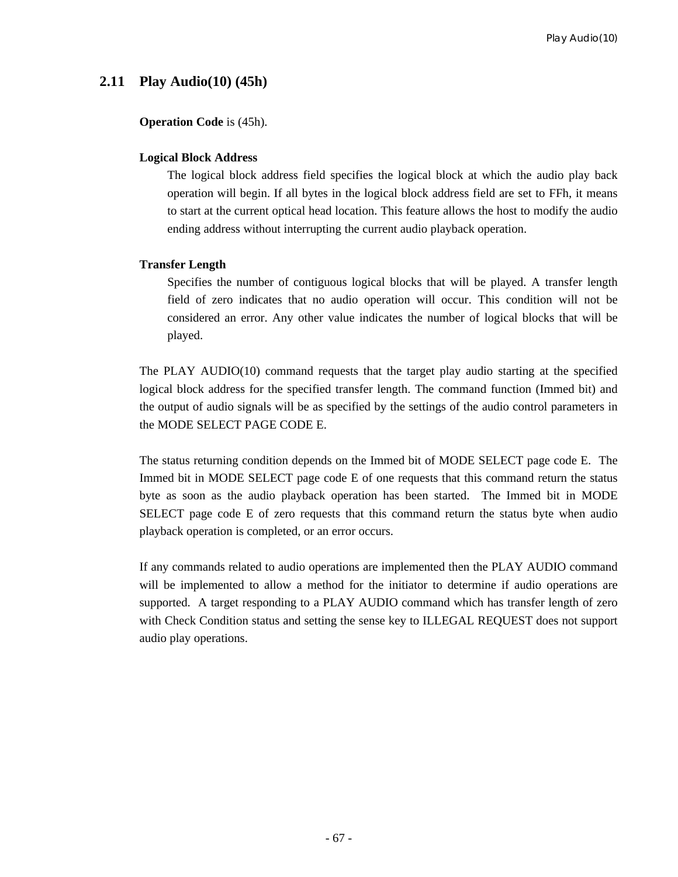## 2.11 Play Audio(10) (45h)

**Operation Code** is (45h).

**Logical Block Address**

The logical block address field specifies the logical block at which the audio play back operation will begin. If all bytes in the logical block address field are set to FFh, it means to start at the current optical head location. This feature allows the host to modify the audio ending address without interrupting the current audio playback operation.

**Transfer Length**

Specifies the number of contiguous logical blocks that will be played. A transfer length field of zero indicates that no audio operation will occur. This condition will not be considered an error. Any other value indicates the number of logical blocks that will be played.

The PLAY AUDIO(10) command requests that the target play audio starting at the specified logical block address for the specified transfer length. The command function (Immed bit) and the output of audio signals will be as specified by the settings of the audio control parameters in the MODE SELECT PAGE CODE E.

The status returning condition depends on the Immed bit of MODE SELECT page code E. The Immed bit in MODE SELECT page code E of one requests that this command return the status byte as soon as the audio playback operation has been started. The Immed bit in MODE SELECT page code E of zero requests that this command return the status byte when audio playback operation is completed, or an error occurs.

If any commands related to audio operations are implemented then the PLAY AUDIO command will be implemented to allow a method for the initiator to determine if audio operations are supported. A target responding to a PLAY AUDIO command which has transfer length of zero with Check Condition status and setting the sense key to ILLEGAL REQUEST does not support audio play operations.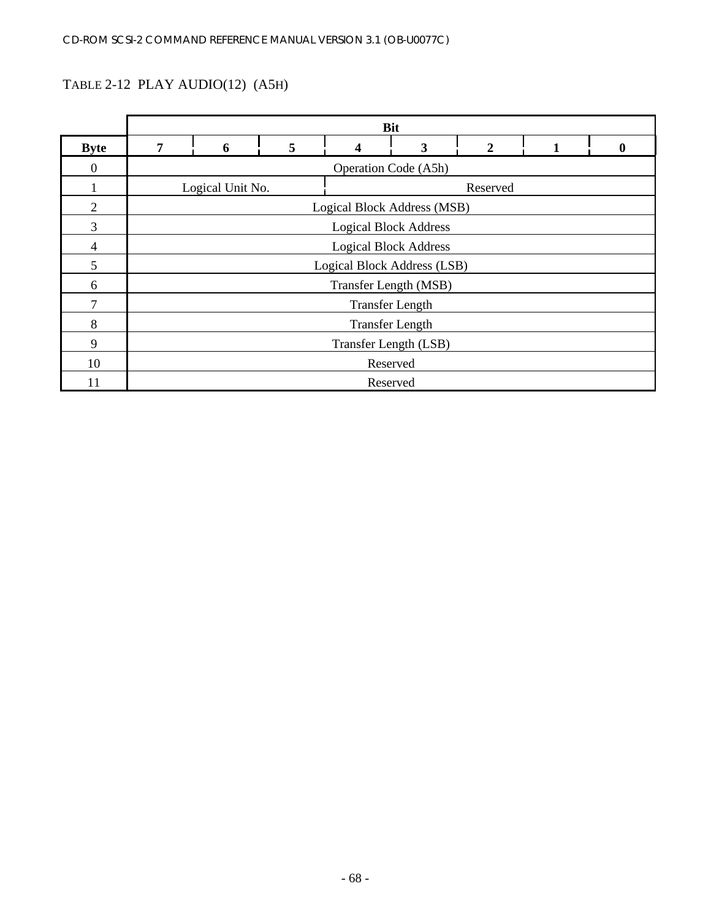TABLE 2-12 PLAY AUDIO(12) (A5H)

| Byte | Bit 7 | 6 | 5 | 4 | 3 | 2 | 1 | 0 |
|---|---|---|---|---|---|---|---|---|
| 0 | Operation Code (A5h) | | | | | | | |
| 1 | Logical Unit No. | | | Reserved | | | | |
| 2 | Logical Block Address (MSB) | | | | | | | |
| 3 | Logical Block Address | | | | | | | |
| 4 | Logical Block Address | | | | | | | |
| 5 | Logical Block Address (LSB) | | | | | | | |
| 6 | Transfer Length (MSB) | | | | | | | |
| 7 | Transfer Length | | | | | | | |
| 8 | Transfer Length | | | | | | | |
| 9 | Transfer Length (LSB) | | | | | | | |
| 10 | Reserved | | | | | | | |
| 11 | Reserved | | | | | | | |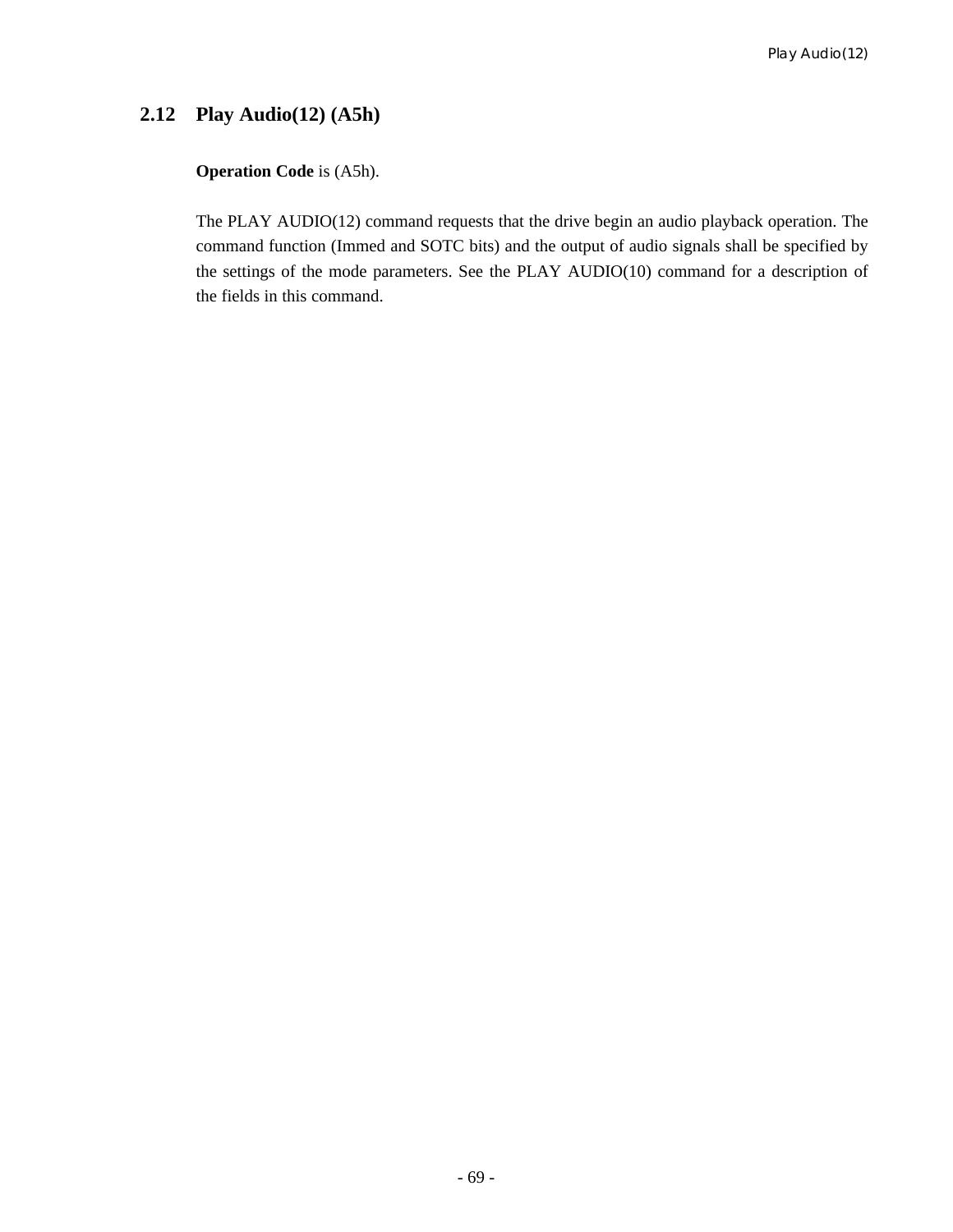## 2.12 Play Audio(12) (A5h)

**Operation Code** is (A5h).

The PLAY AUDIO(12) command requests that the drive begin an audio playback operation. The command function (Immed and SOTC bits) and the output of audio signals shall be specified by the settings of the mode parameters. See the PLAY AUDIO(10) command for a description of the fields in this command.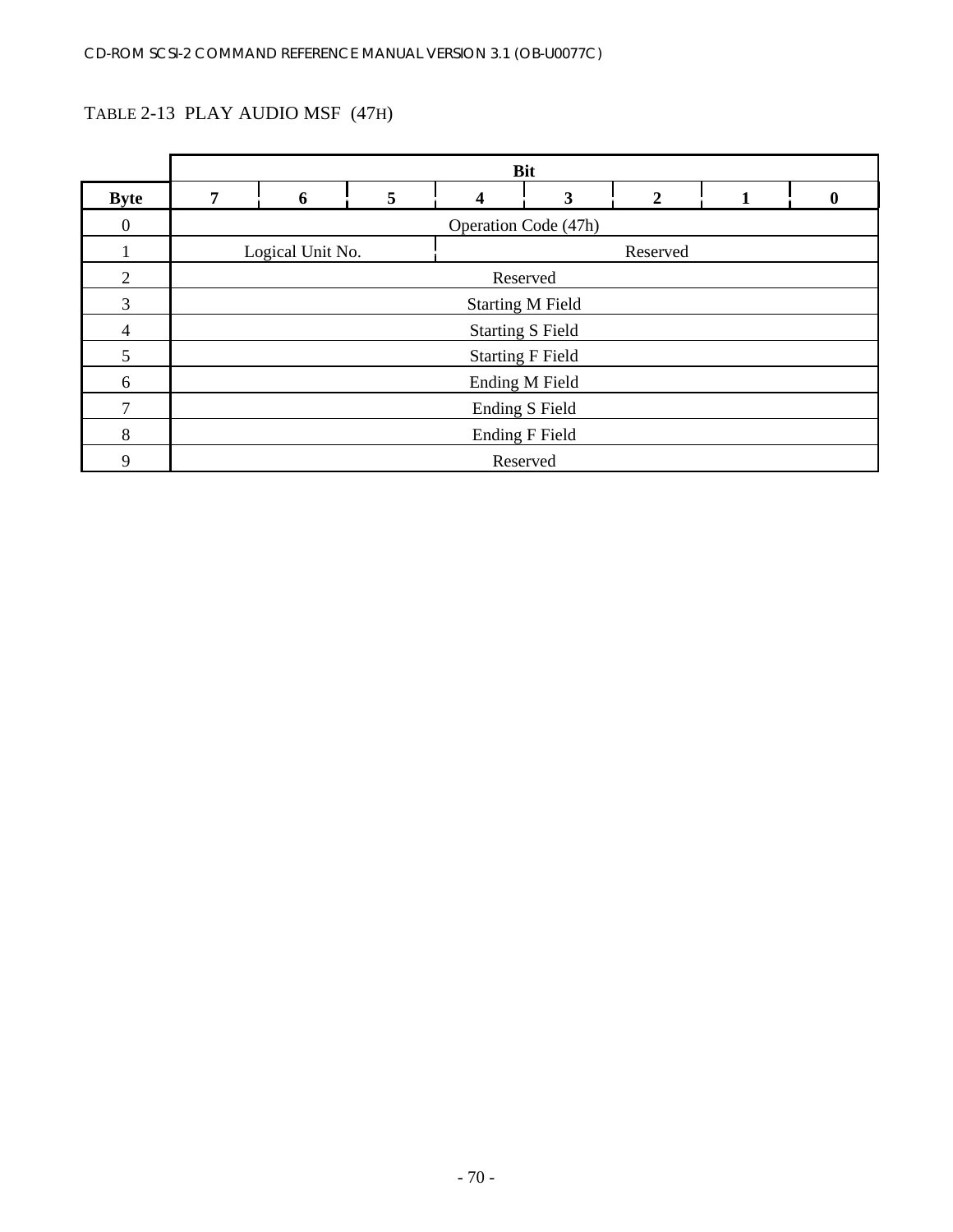TABLE 2-13 PLAY AUDIO MSF (47H)

| | Bit | | | | | | | |
|---|---|---|---|---|---|---|---|---|
| **Byte** | **7** | **6** | **5** | **4** | **3** | **2** | **1** | **0** |
| 0 | Operation Code (47h) | | | | | | | |
| 1 | Logical Unit No. | | | Reserved | | | | |
| 2 | Reserved | | | | | | | |
| 3 | Starting M Field | | | | | | | |
| 4 | Starting S Field | | | | | | | |
| 5 | Starting F Field | | | | | | | |
| 6 | Ending M Field | | | | | | | |
| 7 | Ending S Field | | | | | | | |
| 8 | Ending F Field | | | | | | | |
| 9 | Reserved | | | | | | | |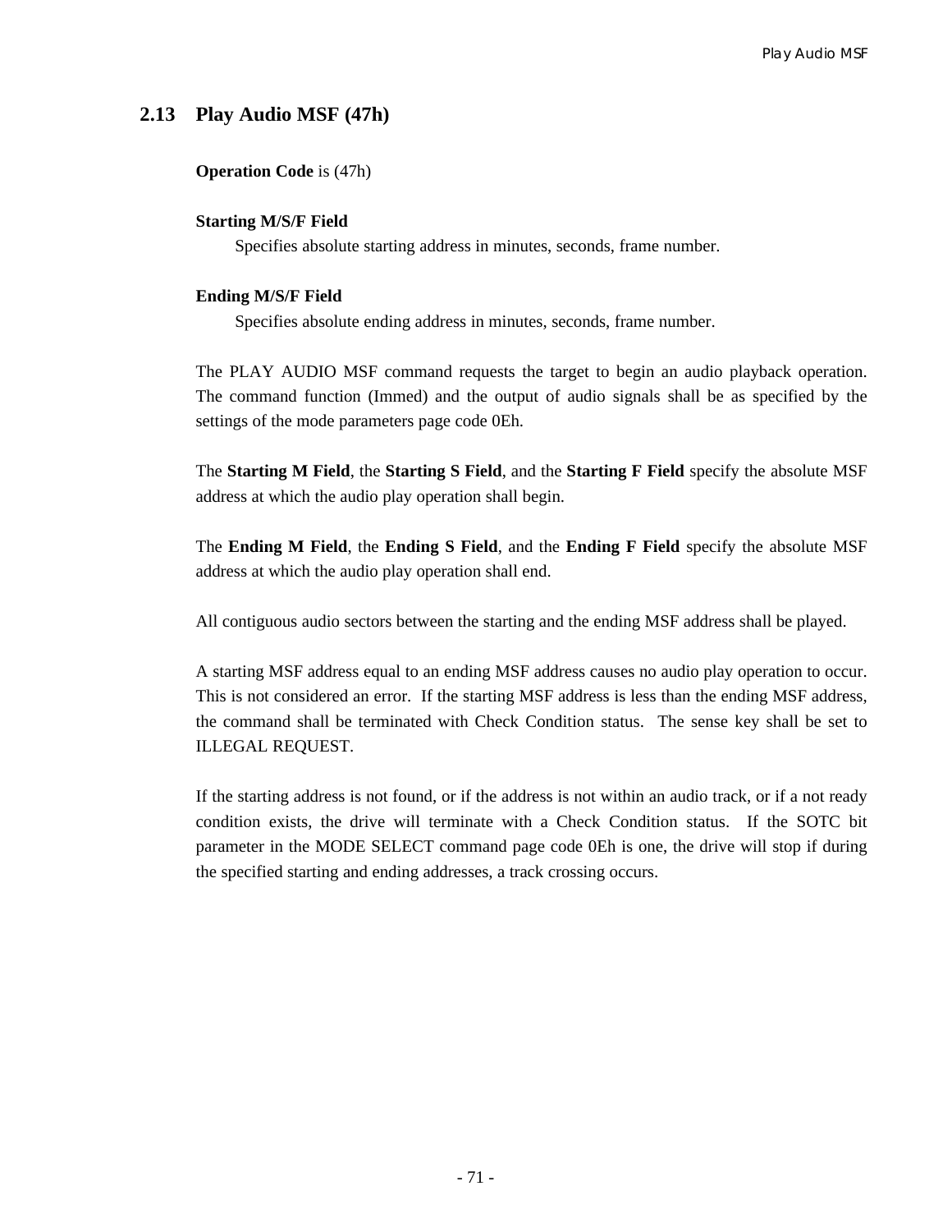## 2.13 Play Audio MSF (47h)

**Operation Code** is (47h)

**Starting M/S/F Field**

Specifies absolute starting address in minutes, seconds, frame number.

**Ending M/S/F Field**

Specifies absolute ending address in minutes, seconds, frame number.

The PLAY AUDIO MSF command requests the target to begin an audio playback operation. The command function (Immed) and the output of audio signals shall be as specified by the settings of the mode parameters page code 0Eh.

The **Starting M Field**, the **Starting S Field**, and the **Starting F Field** specify the absolute MSF address at which the audio play operation shall begin.

The **Ending M Field**, the **Ending S Field**, and the **Ending F Field** specify the absolute MSF address at which the audio play operation shall end.

All contiguous audio sectors between the starting and the ending MSF address shall be played.

A starting MSF address equal to an ending MSF address causes no audio play operation to occur. This is not considered an error. If the starting MSF address is less than the ending MSF address, the command shall be terminated with Check Condition status. The sense key shall be set to ILLEGAL REQUEST.

If the starting address is not found, or if the address is not within an audio track, or if a not ready condition exists, the drive will terminate with a Check Condition status. If the SOTC bit parameter in the MODE SELECT command page code 0Eh is one, the drive will stop if during the specified starting and ending addresses, a track crossing occurs.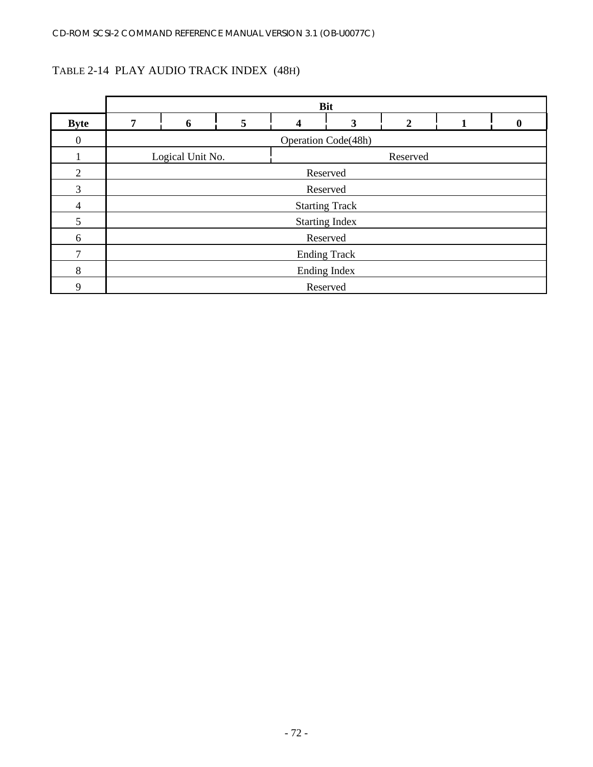TABLE 2-14 PLAY AUDIO TRACK INDEX (48H)

| Byte | Bit 7 | 6 | 5 | 4 | 3 | 2 | 1 | 0 |
|---|---|---|---|---|---|---|---|---|
| 0 | Operation Code(48h) | | | | | | | |
| 1 | Logical Unit No. | | | Reserved | | | | |
| 2 | Reserved | | | | | | | |
| 3 | Reserved | | | | | | | |
| 4 | Starting Track | | | | | | | |
| 5 | Starting Index | | | | | | | |
| 6 | Reserved | | | | | | | |
| 7 | Ending Track | | | | | | | |
| 8 | Ending Index | | | | | | | |
| 9 | Reserved | | | | | | | |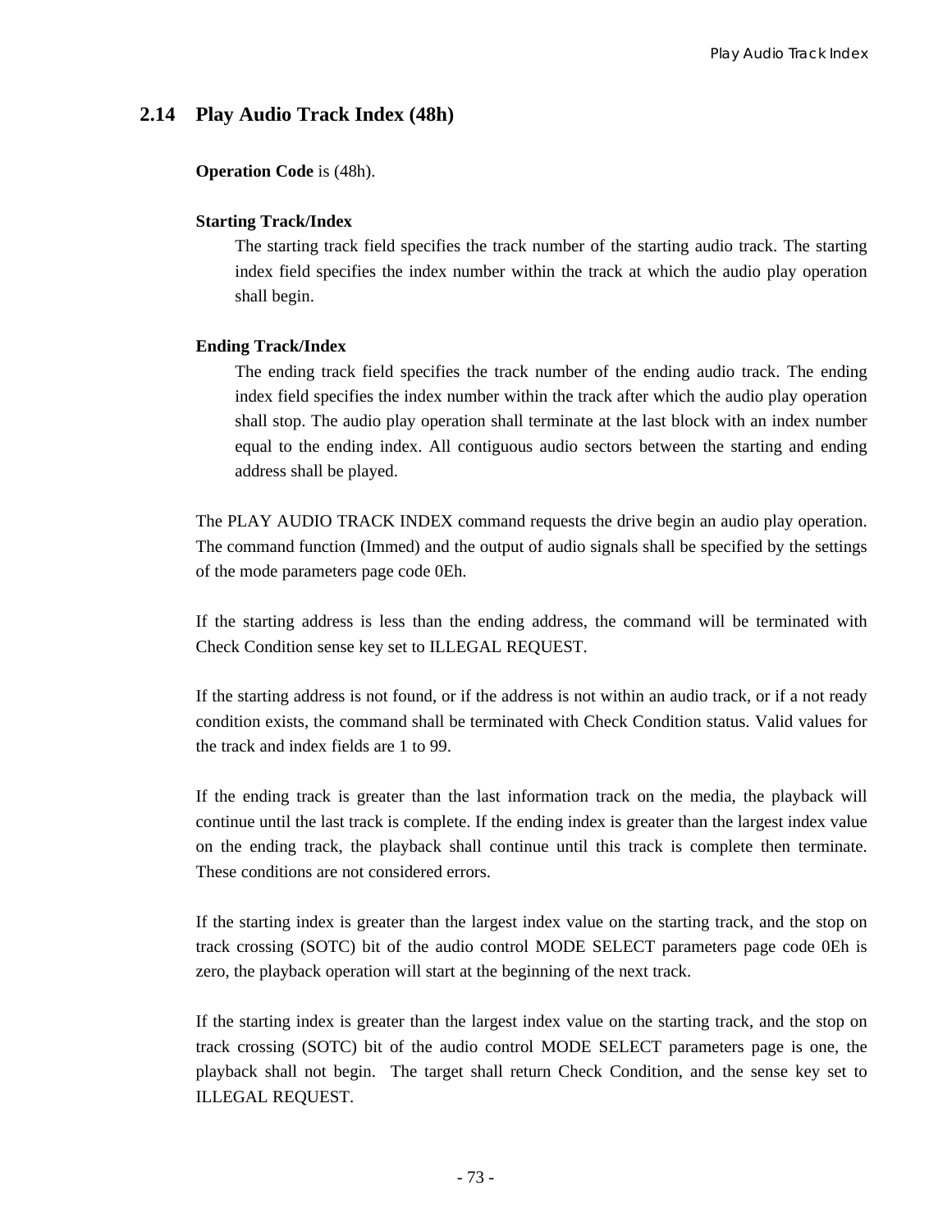## 2.14 Play Audio Track Index (48h)

**Operation Code** is (48h).

**Starting Track/Index**

The starting track field specifies the track number of the starting audio track. The starting index field specifies the index number within the track at which the audio play operation shall begin.

**Ending Track/Index**

The ending track field specifies the track number of the ending audio track. The ending index field specifies the index number within the track after which the audio play operation shall stop. The audio play operation shall terminate at the last block with an index number equal to the ending index. All contiguous audio sectors between the starting and ending address shall be played.

The PLAY AUDIO TRACK INDEX command requests the drive begin an audio play operation. The command function (Immed) and the output of audio signals shall be specified by the settings of the mode parameters page code 0Eh.

If the starting address is less than the ending address, the command will be terminated with Check Condition sense key set to ILLEGAL REQUEST.

If the starting address is not found, or if the address is not within an audio track, or if a not ready condition exists, the command shall be terminated with Check Condition status. Valid values for the track and index fields are 1 to 99.

If the ending track is greater than the last information track on the media, the playback will continue until the last track is complete. If the ending index is greater than the largest index value on the ending track, the playback shall continue until this track is complete then terminate. These conditions are not considered errors.

If the starting index is greater than the largest index value on the starting track, and the stop on track crossing (SOTC) bit of the audio control MODE SELECT parameters page code 0Eh is zero, the playback operation will start at the beginning of the next track.

If the starting index is greater than the largest index value on the starting track, and the stop on track crossing (SOTC) bit of the audio control MODE SELECT parameters page is one, the playback shall not begin. The target shall return Check Condition, and the sense key set to ILLEGAL REQUEST.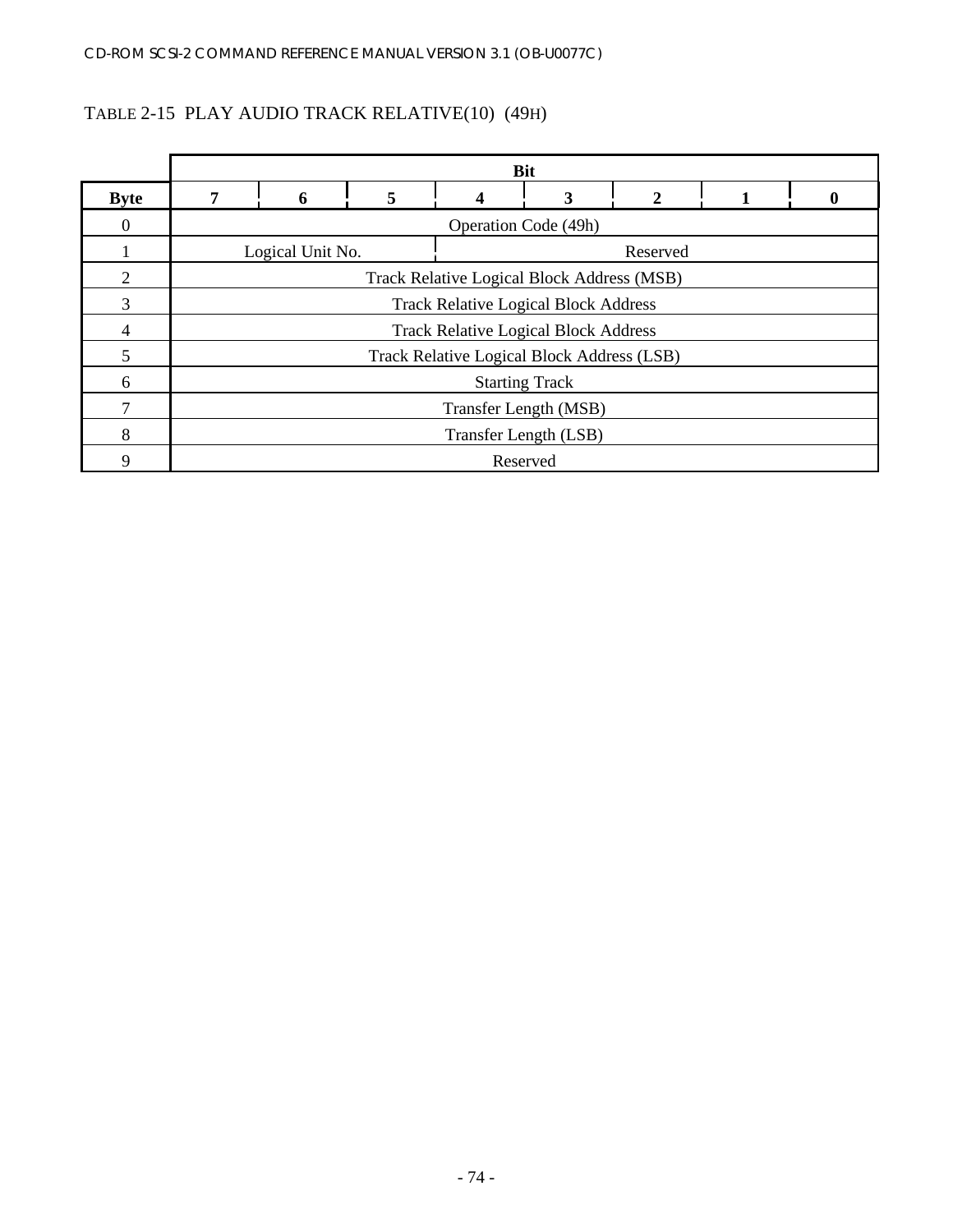TABLE 2-15 PLAY AUDIO TRACK RELATIVE(10) (49H)

| Byte | Bit 7 | 6 | 5 | 4 | 3 | 2 | 1 | 0 |
|---|---|---|---|---|---|---|---|---|
| 0 | Operation Code (49h) | | | | | | | |
| 1 | Logical Unit No. | | | Reserved | | | | |
| 2 | Track Relative Logical Block Address (MSB) | | | | | | | |
| 3 | Track Relative Logical Block Address | | | | | | | |
| 4 | Track Relative Logical Block Address | | | | | | | |
| 5 | Track Relative Logical Block Address (LSB) | | | | | | | |
| 6 | Starting Track | | | | | | | |
| 7 | Transfer Length (MSB) | | | | | | | |
| 8 | Transfer Length (LSB) | | | | | | | |
| 9 | Reserved | | | | | | | |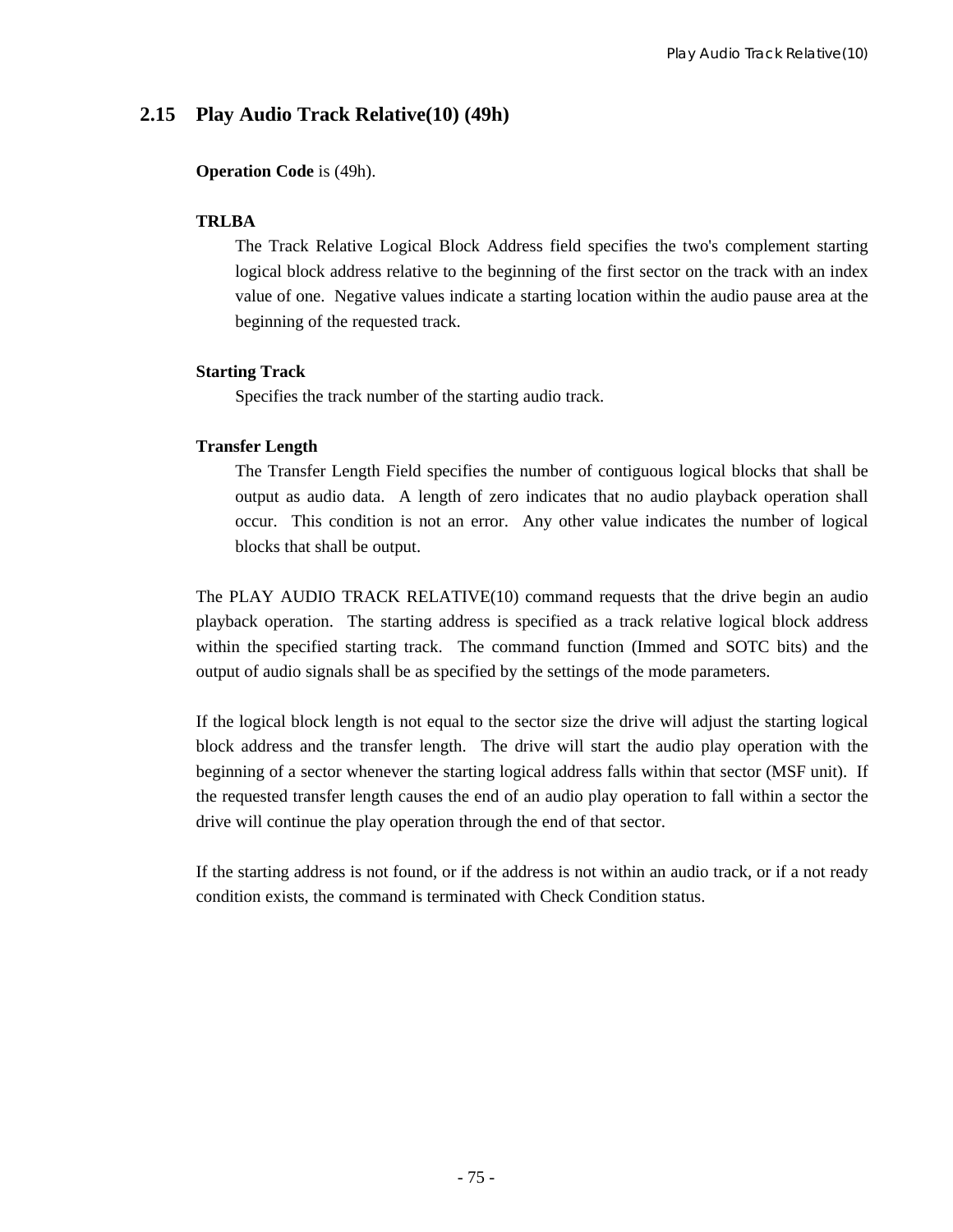## 2.15 Play Audio Track Relative(10) (49h)

**Operation Code** is (49h).

**TRLBA**

The Track Relative Logical Block Address field specifies the two's complement starting logical block address relative to the beginning of the first sector on the track with an index value of one. Negative values indicate a starting location within the audio pause area at the beginning of the requested track.

**Starting Track**

Specifies the track number of the starting audio track.

**Transfer Length**

The Transfer Length Field specifies the number of contiguous logical blocks that shall be output as audio data. A length of zero indicates that no audio playback operation shall occur. This condition is not an error. Any other value indicates the number of logical blocks that shall be output.

The PLAY AUDIO TRACK RELATIVE(10) command requests that the drive begin an audio playback operation. The starting address is specified as a track relative logical block address within the specified starting track. The command function (Immed and SOTC bits) and the output of audio signals shall be as specified by the settings of the mode parameters.

If the logical block length is not equal to the sector size the drive will adjust the starting logical block address and the transfer length. The drive will start the audio play operation with the beginning of a sector whenever the starting logical address falls within that sector (MSF unit). If the requested transfer length causes the end of an audio play operation to fall within a sector the drive will continue the play operation through the end of that sector.

If the starting address is not found, or if the address is not within an audio track, or if a not ready condition exists, the command is terminated with Check Condition status.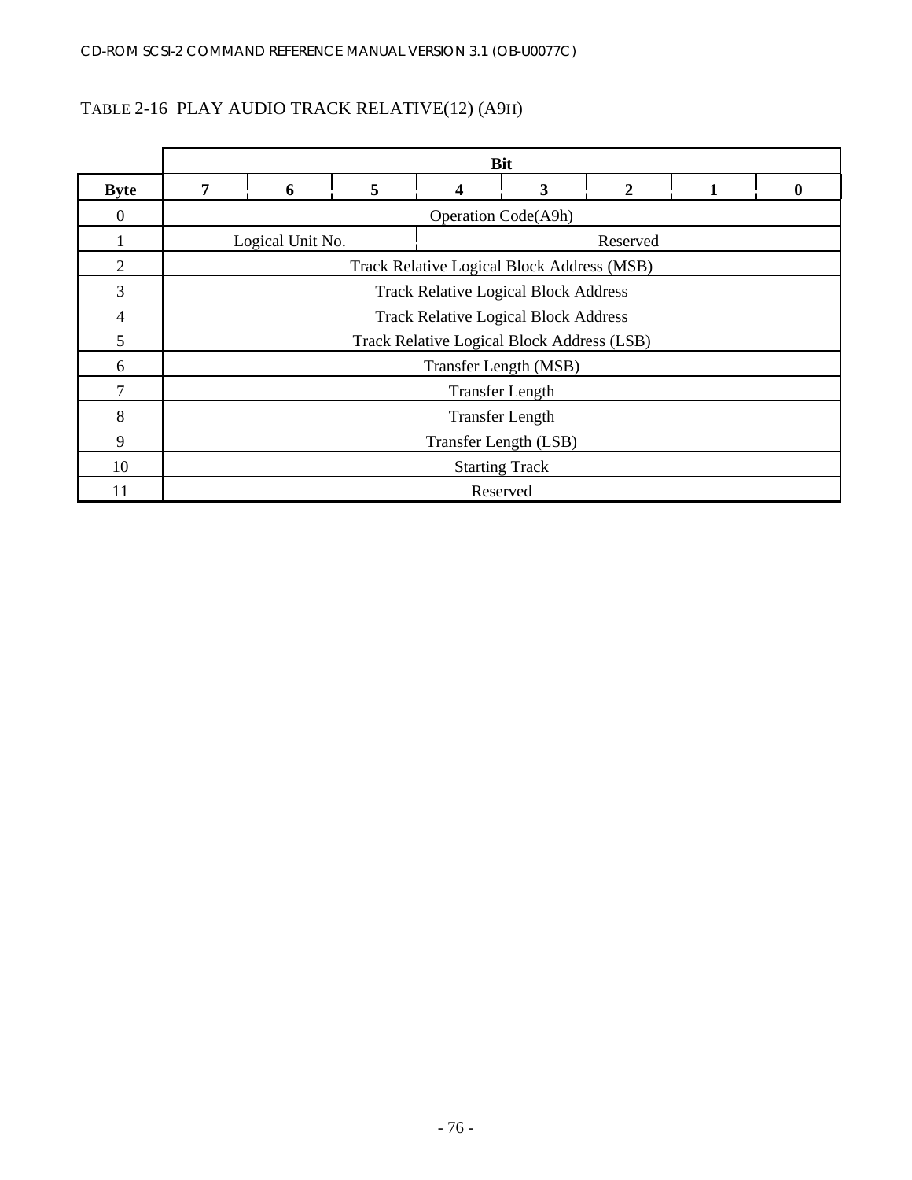TABLE 2-16 PLAY AUDIO TRACK RELATIVE(12) (A9H)

| | Bit | | | | | | | |
|---|---|---|---|---|---|---|---|---|
| **Byte** | **7** | **6** | **5** | **4** | **3** | **2** | **1** | **0** |
| 0 | Operation Code(A9h) | | | | | | | |
| 1 | Logical Unit No. | | | Reserved | | | | |
| 2 | Track Relative Logical Block Address (MSB) | | | | | | | |
| 3 | Track Relative Logical Block Address | | | | | | | |
| 4 | Track Relative Logical Block Address | | | | | | | |
| 5 | Track Relative Logical Block Address (LSB) | | | | | | | |
| 6 | Transfer Length (MSB) | | | | | | | |
| 7 | Transfer Length | | | | | | | |
| 8 | Transfer Length | | | | | | | |
| 9 | Transfer Length (LSB) | | | | | | | |
| 10 | Starting Track | | | | | | | |
| 11 | Reserved | | | | | | | |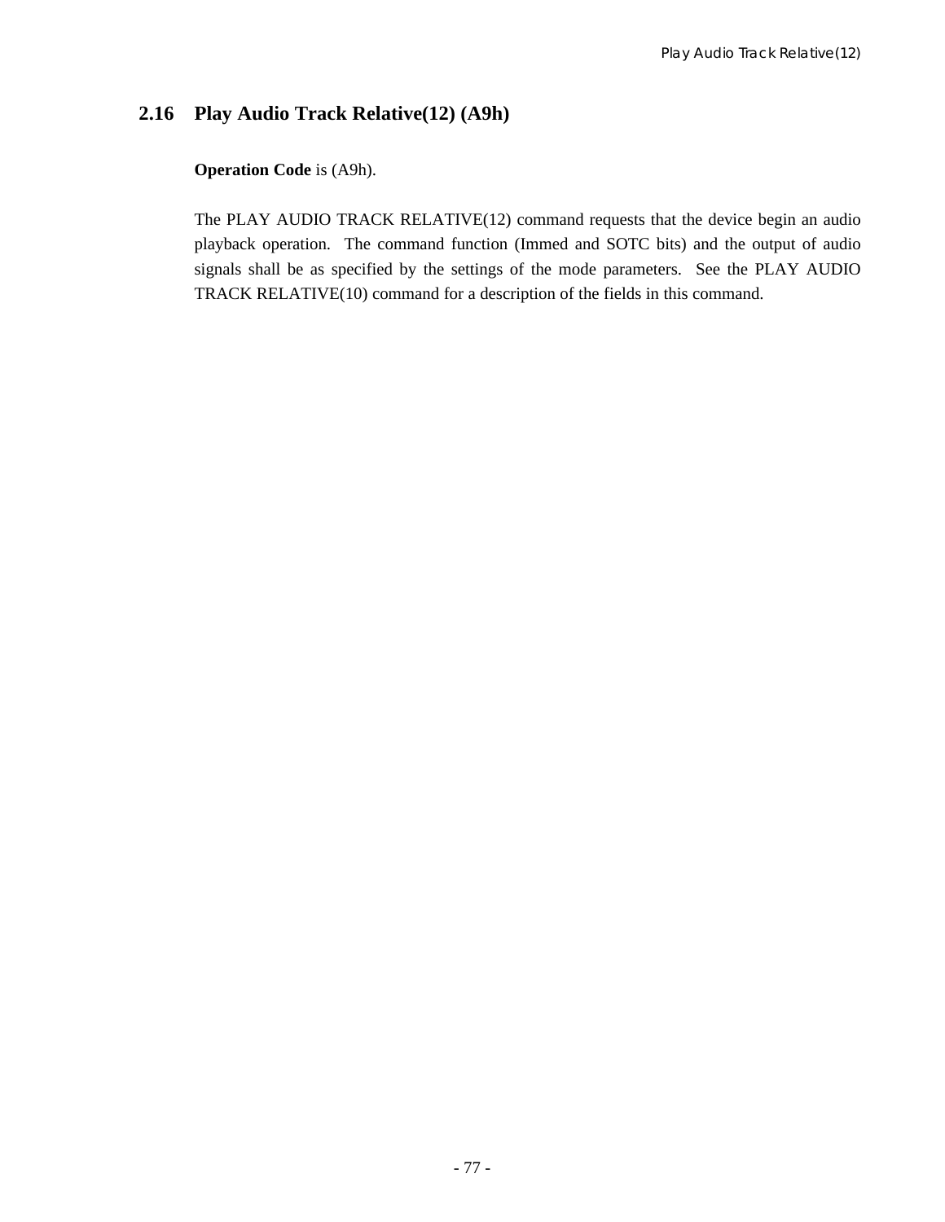## 2.16 Play Audio Track Relative(12) (A9h)

**Operation Code** is (A9h).

The PLAY AUDIO TRACK RELATIVE(12) command requests that the device begin an audio playback operation. The command function (Immed and SOTC bits) and the output of audio signals shall be as specified by the settings of the mode parameters. See the PLAY AUDIO TRACK RELATIVE(10) command for a description of the fields in this command.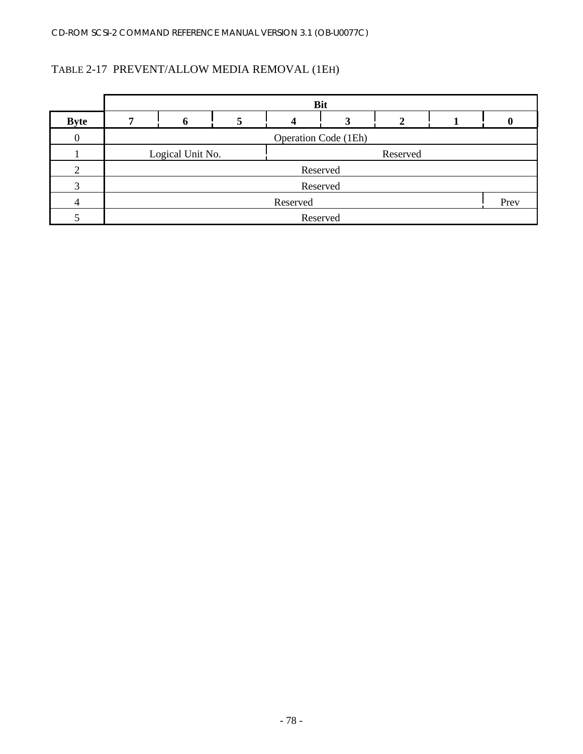TABLE 2-17 PREVENT/ALLOW MEDIA REMOVAL (1EH)

| | Bit | | | | | | | |
|---|---|---|---|---|---|---|---|---|
| **Byte** | **7** | **6** | **5** | **4** | **3** | **2** | **1** | **0** |
| 0 | Operation Code (1Eh) | | | | | | | |
| 1 | Logical Unit No. | | | Reserved | | | | |
| 2 | Reserved | | | | | | | |
| 3 | Reserved | | | | | | | |
| 4 | Reserved | | | | | | | Prev |
| 5 | Reserved | | | | | | | |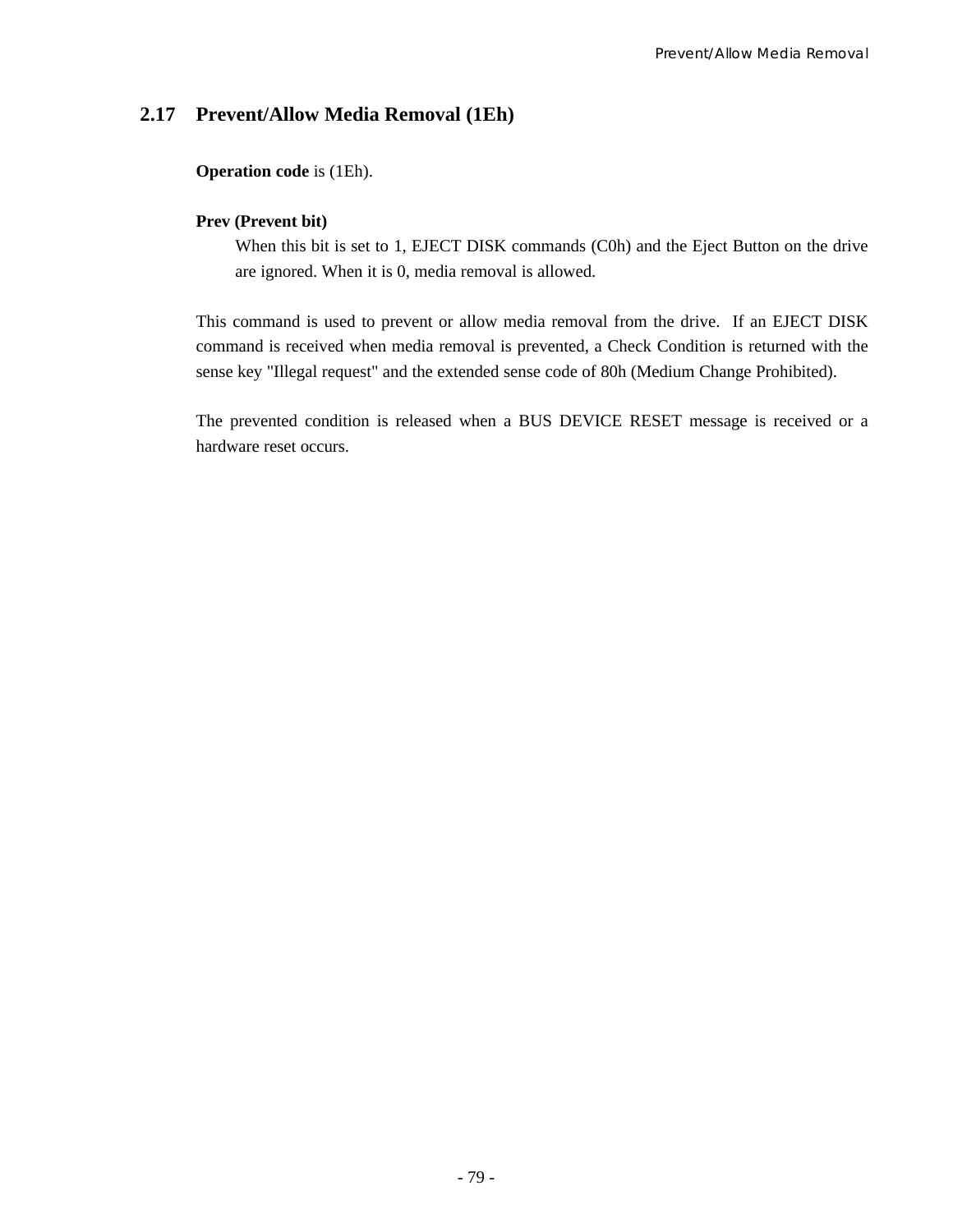## 2.17 Prevent/Allow Media Removal (1Eh)

**Operation code** is (1Eh).

**Prev (Prevent bit)**

When this bit is set to 1, EJECT DISK commands (C0h) and the Eject Button on the drive are ignored. When it is 0, media removal is allowed.

This command is used to prevent or allow media removal from the drive. If an EJECT DISK command is received when media removal is prevented, a Check Condition is returned with the sense key "Illegal request" and the extended sense code of 80h (Medium Change Prohibited).

The prevented condition is released when a BUS DEVICE RESET message is received or a hardware reset occurs.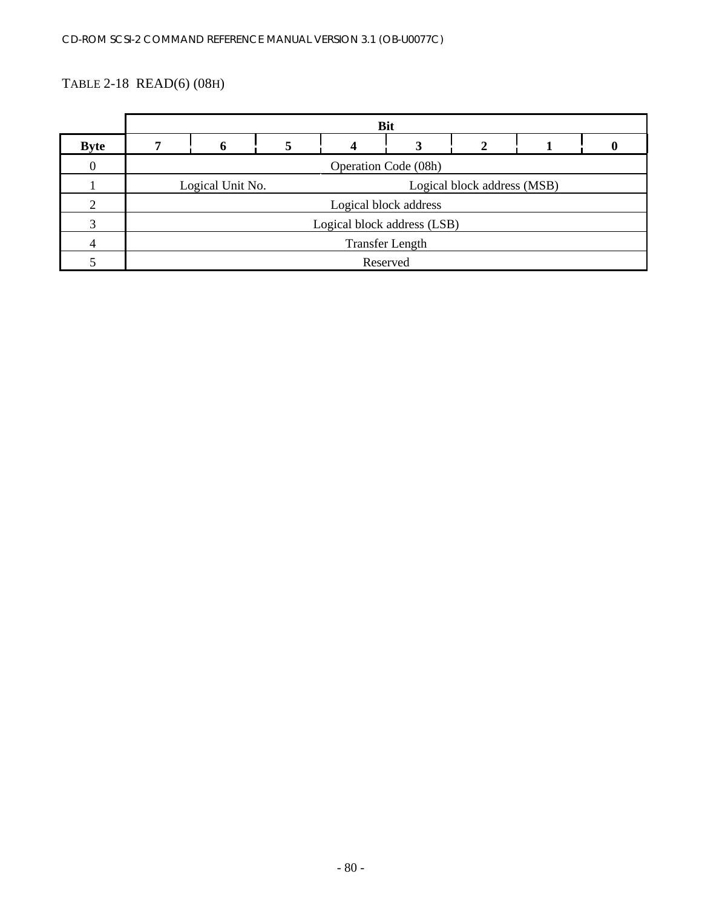TABLE 2-18 READ(6) (08H)

| Byte | Bit 7 | 6 | 5 | 4 | 3 | 2 | 1 | 0 |
|---|---|---|---|---|---|---|---|---|
| 0 | Operation Code (08h) | | | | | | | |
| 1 | Logical Unit No. | | | Logical block address (MSB) | | | | |
| 2 | Logical block address | | | | | | | |
| 3 | Logical block address (LSB) | | | | | | | |
| 4 | Transfer Length | | | | | | | |
| 5 | Reserved | | | | | | | |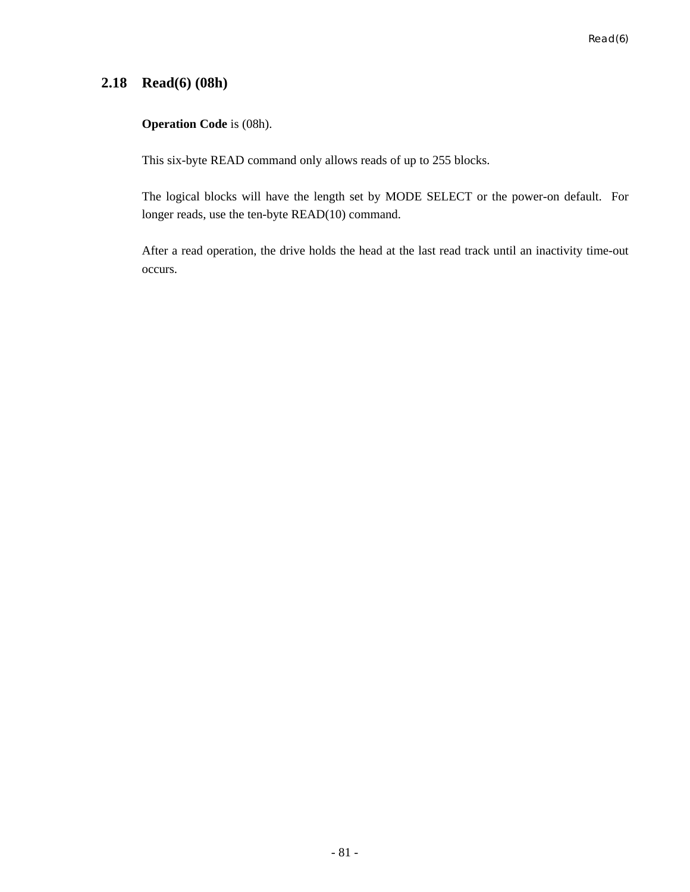## 2.18 Read(6) (08h)

**Operation Code** is (08h).

This six-byte READ command only allows reads of up to 255 blocks.

The logical blocks will have the length set by MODE SELECT or the power-on default. For longer reads, use the ten-byte READ(10) command.

After a read operation, the drive holds the head at the last read track until an inactivity time-out occurs.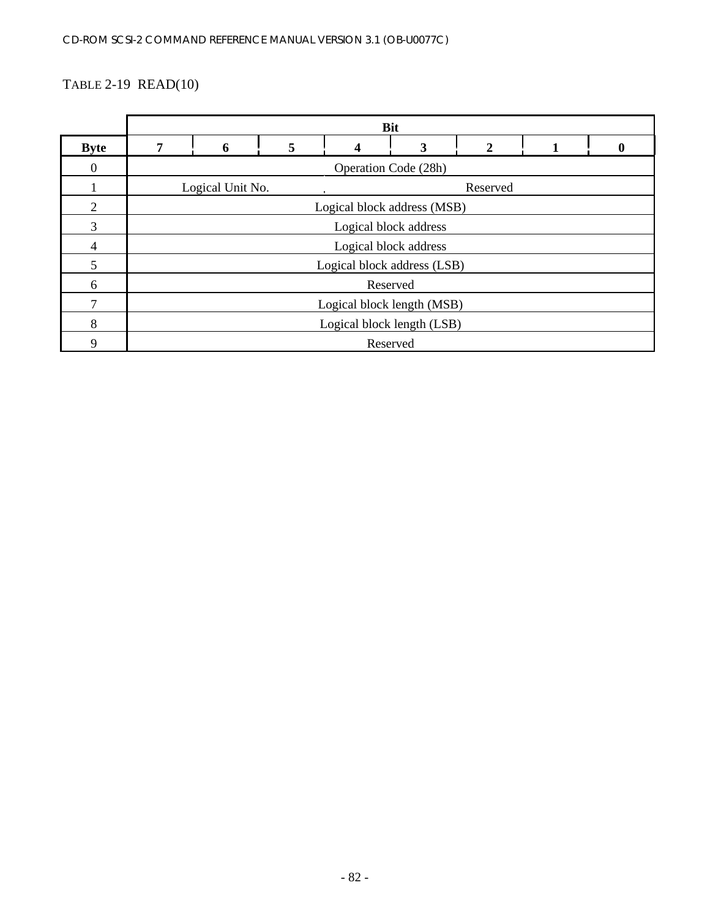TABLE 2-19 READ(10)

| Byte | Bit 7 | 6 | 5 | 4 | 3 | 2 | 1 | 0 |
|---|---|---|---|---|---|---|---|---|
| 0 | Operation Code (28h) | | | | | | | |
| 1 | Logical Unit No. | | | Reserved | | | | |
| 2 | Logical block address (MSB) | | | | | | | |
| 3 | Logical block address | | | | | | | |
| 4 | Logical block address | | | | | | | |
| 5 | Logical block address (LSB) | | | | | | | |
| 6 | Reserved | | | | | | | |
| 7 | Logical block length (MSB) | | | | | | | |
| 8 | Logical block length (LSB) | | | | | | | |
| 9 | Reserved | | | | | | | |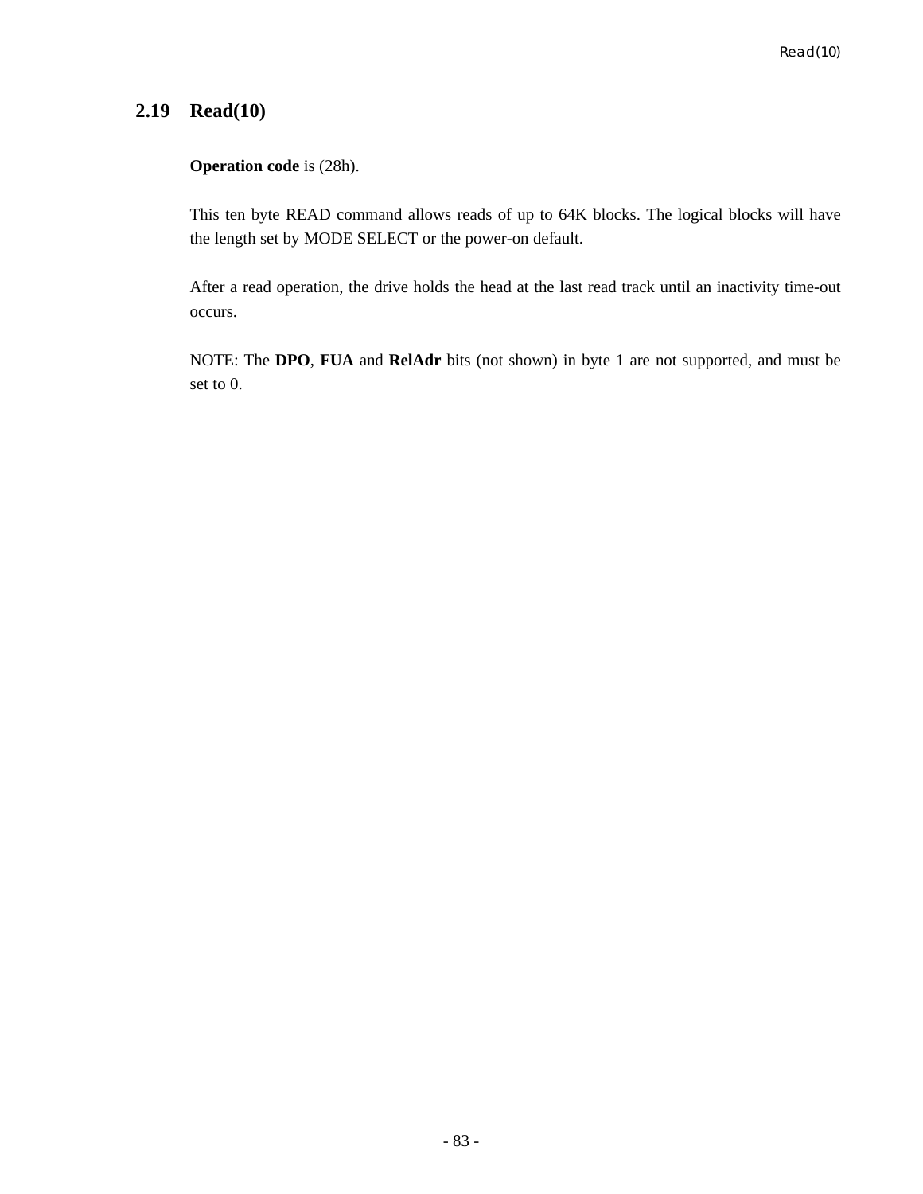## 2.19 Read(10)

**Operation code** is (28h).

This ten byte READ command allows reads of up to 64K blocks. The logical blocks will have the length set by MODE SELECT or the power-on default.

After a read operation, the drive holds the head at the last read track until an inactivity time-out occurs.

NOTE: The **DPO**, **FUA** and **RelAdr** bits (not shown) in byte 1 are not supported, and must be set to 0.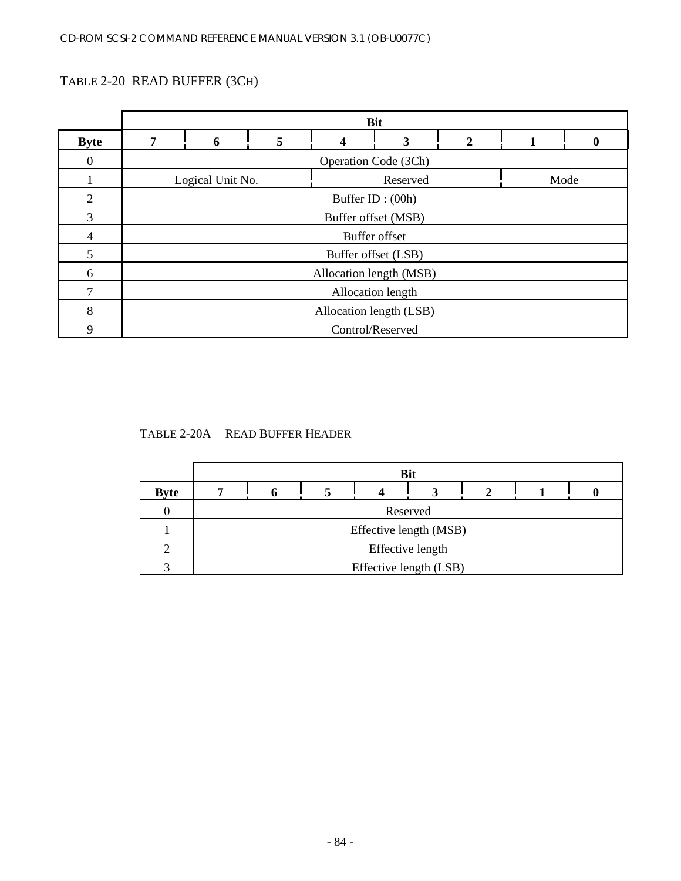TABLE 2-20 READ BUFFER (3CH)

| Byte | Bit 7 | 6 | 5 | 4 | 3 | 2 | 1 | 0 |
|---|---|---|---|---|---|---|---|---|
| 0 | Operation Code (3Ch) | | | | | | | |
| 1 | Logical Unit No. | | | Reserved | | | Mode | |
| 2 | Buffer ID : (00h) | | | | | | | |
| 3 | Buffer offset (MSB) | | | | | | | |
| 4 | Buffer offset | | | | | | | |
| 5 | Buffer offset (LSB) | | | | | | | |
| 6 | Allocation length (MSB) | | | | | | | |
| 7 | Allocation length | | | | | | | |
| 8 | Allocation length (LSB) | | | | | | | |
| 9 | Control/Reserved | | | | | | | |

TABLE 2-20A READ BUFFER HEADER

| Byte | Bit 7 | 6 | 5 | 4 | 3 | 2 | 1 | 0 |
|---|---|---|---|---|---|---|---|---|
| 0 | Reserved | | | | | | | |
| 1 | Effective length (MSB) | | | | | | | |
| 2 | Effective length | | | | | | | |
| 3 | Effective length (LSB) | | | | | | | |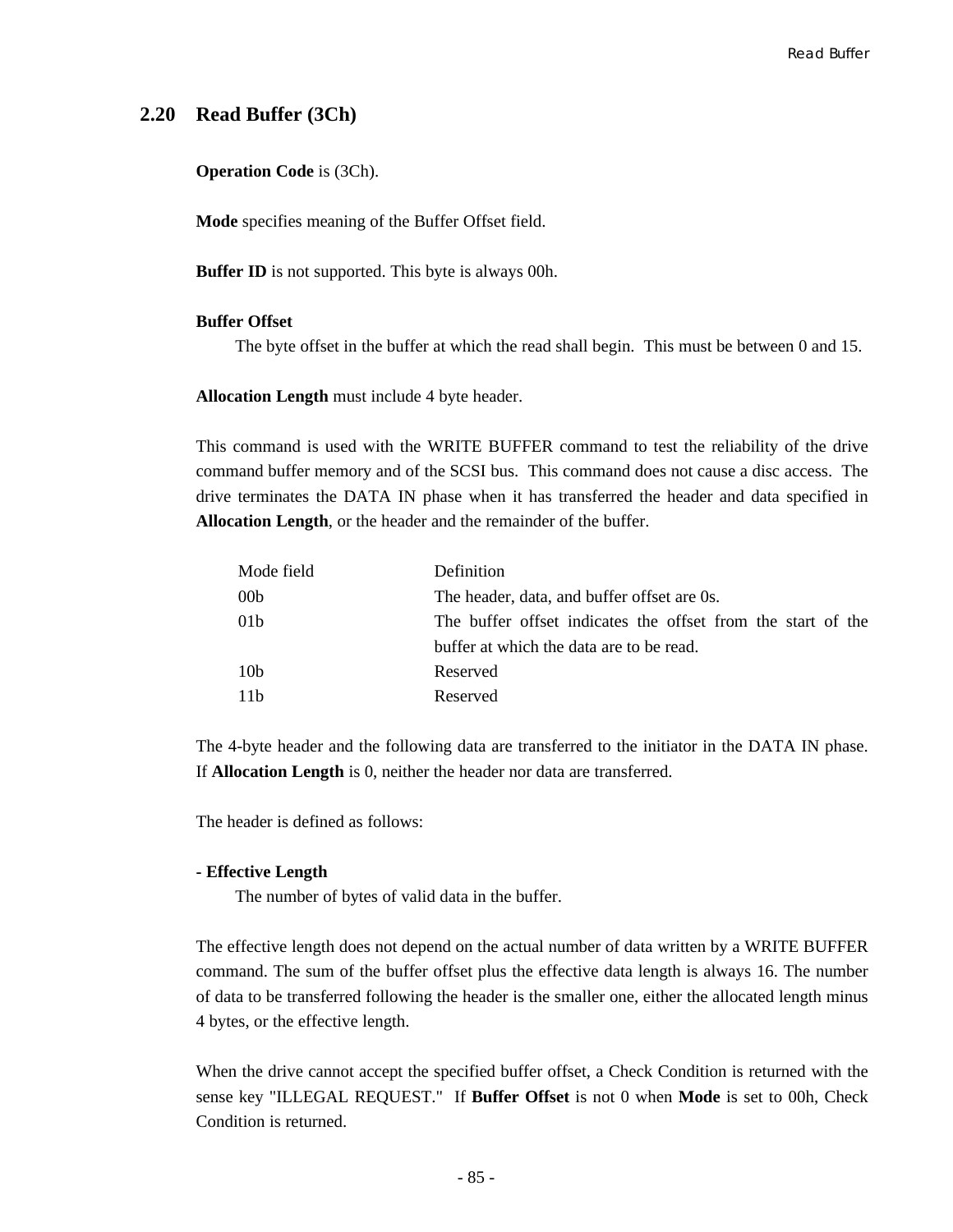## 2.20 Read Buffer (3Ch)

**Operation Code** is (3Ch).

**Mode** specifies meaning of the Buffer Offset field.

**Buffer ID** is not supported. This byte is always 00h.

**Buffer Offset**

The byte offset in the buffer at which the read shall begin. This must be between 0 and 15.

**Allocation Length** must include 4 byte header.

This command is used with the WRITE BUFFER command to test the reliability of the drive command buffer memory and of the SCSI bus. This command does not cause a disc access. The drive terminates the DATA IN phase when it has transferred the header and data specified in **Allocation Length**, or the header and the remainder of the buffer.

| Mode field | Definition |
|---|---|
| 00b | The header, data, and buffer offset are 0s. |
| 01b | The buffer offset indicates the offset from the start of the buffer at which the data are to be read. |
| 10b | Reserved |
| 11b | Reserved |

The 4-byte header and the following data are transferred to the initiator in the DATA IN phase. If **Allocation Length** is 0, neither the header nor data are transferred.

The header is defined as follows:

- **Effective Length**

The number of bytes of valid data in the buffer.

The effective length does not depend on the actual number of data written by a WRITE BUFFER command. The sum of the buffer offset plus the effective data length is always 16. The number of data to be transferred following the header is the smaller one, either the allocated length minus 4 bytes, or the effective length.

When the drive cannot accept the specified buffer offset, a Check Condition is returned with the sense key "ILLEGAL REQUEST." If **Buffer Offset** is not 0 when **Mode** is set to 00h, Check Condition is returned.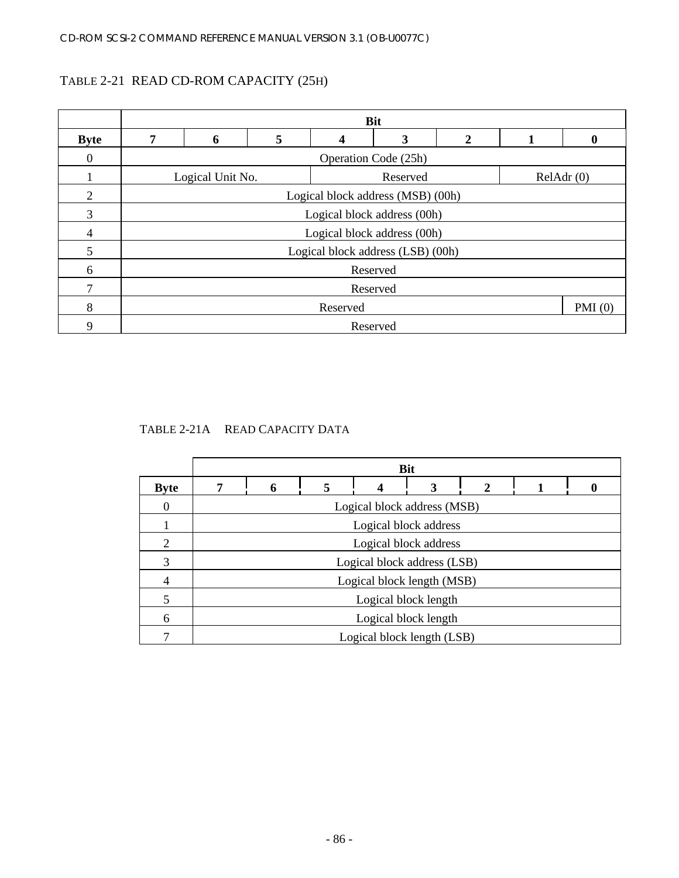TABLE 2-21 READ CD-ROM CAPACITY (25H)

| | Bit | | | | | | | |
|---|---|---|---|---|---|---|---|---|
| **Byte** | **7** | **6** | **5** | **4** | **3** | **2** | **1** | **0** |
| 0 | Operation Code (25h) | | | | | | | |
| 1 | Logical Unit No. | | | Reserved | | | RelAdr (0) | |
| 2 | Logical block address (MSB) (00h) | | | | | | | |
| 3 | Logical block address (00h) | | | | | | | |
| 4 | Logical block address (00h) | | | | | | | |
| 5 | Logical block address (LSB) (00h) | | | | | | | |
| 6 | Reserved | | | | | | | |
| 7 | Reserved | | | | | | | |
| 8 | Reserved | | | | | | | PMI (0) |
| 9 | Reserved | | | | | | | |

TABLE 2-21A READ CAPACITY DATA

| | Bit | | | | | | | |
|---|---|---|---|---|---|---|---|---|
| **Byte** | **7** | **6** | **5** | **4** | **3** | **2** | **1** | **0** |
| 0 | Logical block address (MSB) | | | | | | | |
| 1 | Logical block address | | | | | | | |
| 2 | Logical block address | | | | | | | |
| 3 | Logical block address (LSB) | | | | | | | |
| 4 | Logical block length (MSB) | | | | | | | |
| 5 | Logical block length | | | | | | | |
| 6 | Logical block length | | | | | | | |
| 7 | Logical block length (LSB) | | | | | | | |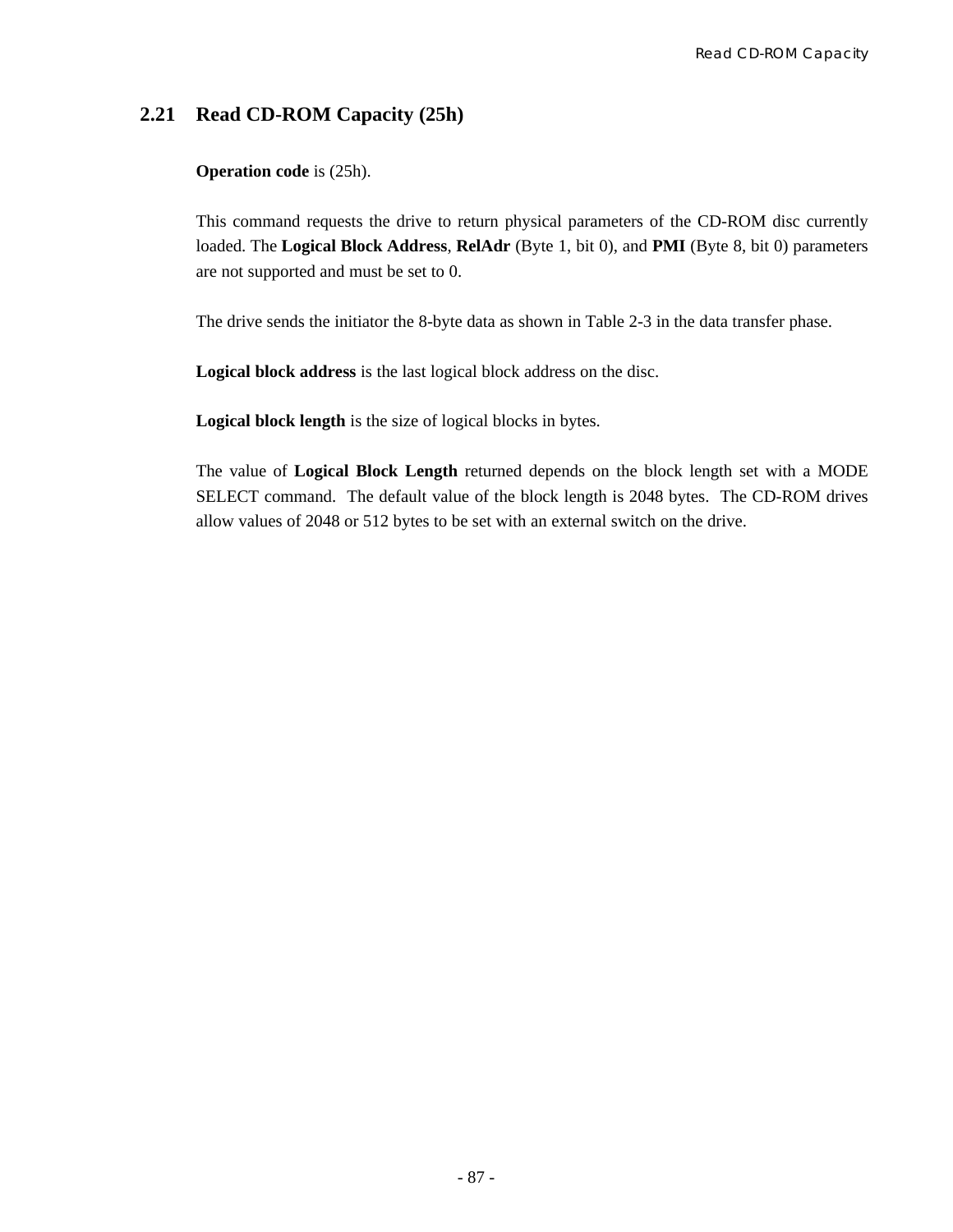## 2.21 Read CD-ROM Capacity (25h)

**Operation code** is (25h).

This command requests the drive to return physical parameters of the CD-ROM disc currently loaded. The **Logical Block Address**, **RelAdr** (Byte 1, bit 0), and **PMI** (Byte 8, bit 0) parameters are not supported and must be set to 0.

The drive sends the initiator the 8-byte data as shown in Table 2-3 in the data transfer phase.

**Logical block address** is the last logical block address on the disc.

**Logical block length** is the size of logical blocks in bytes.

The value of **Logical Block Length** returned depends on the block length set with a MODE SELECT command. The default value of the block length is 2048 bytes. The CD-ROM drives allow values of 2048 or 512 bytes to be set with an external switch on the drive.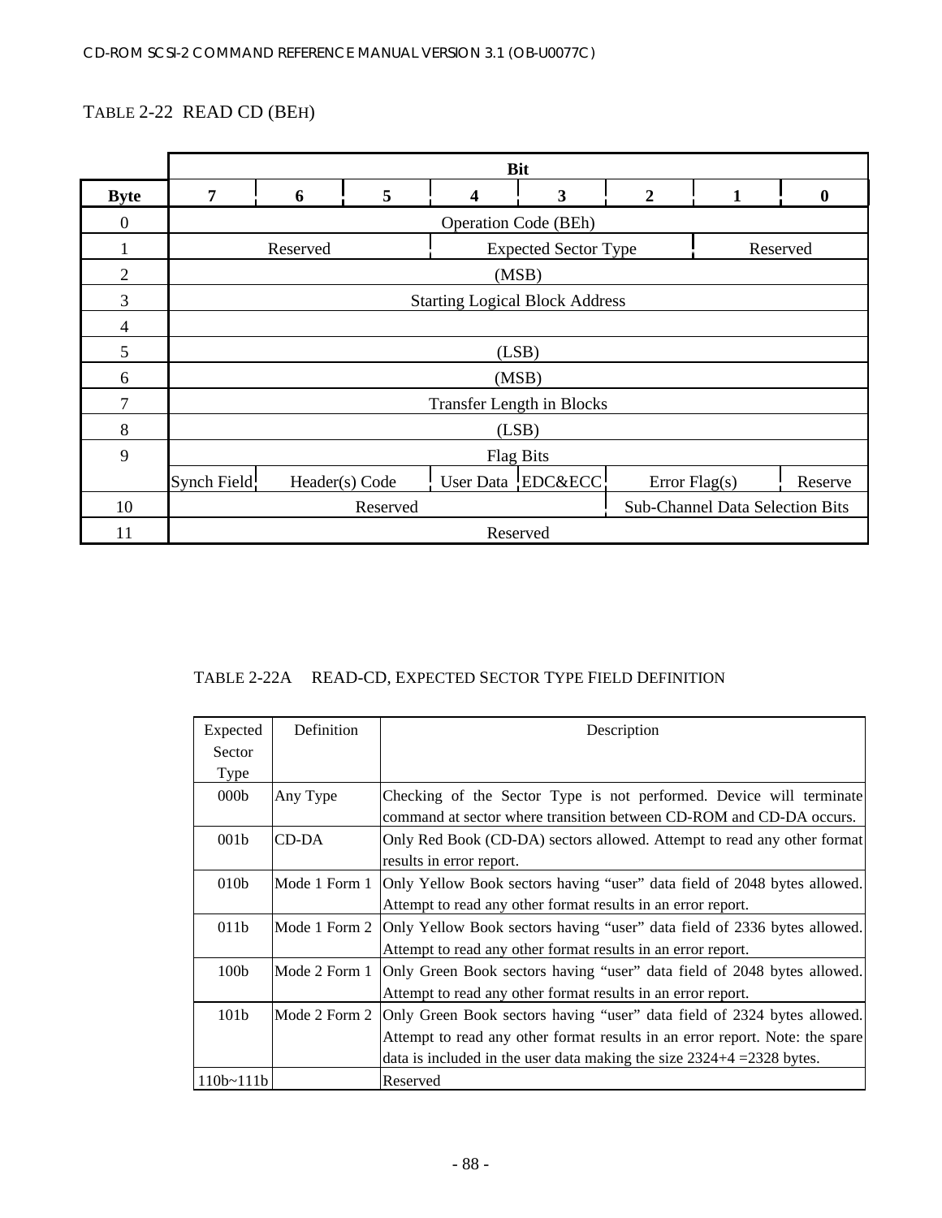TABLE 2-22  READ CD (BEH)

| Byte | Bit 7 | 6 | 5 | 4 | 3 | 2 | 1 | 0 |
|---|---|---|---|---|---|---|---|---|
| 0 | Operation Code (BEh) | | | | | | | |
| 1 | Reserved | | | Expected Sector Type | | | Reserved | |
| 2 | (MSB) | | | | | | | |
| 3 | Starting Logical Block Address | | | | | | | |
| 4 | | | | | | | | |
| 5 | (LSB) | | | | | | | |
| 6 | (MSB) | | | | | | | |
| 7 | Transfer Length in Blocks | | | | | | | |
| 8 | (LSB) | | | | | | | |
| 9 | Flag Bits | | | | | | | |
| | Synch Field | Header(s) Code | | User Data | EDC&ECC | Error Flag(s) | | Reserve |
| 10 | Reserved | | | | | Sub-Channel Data Selection Bits | | |
| 11 | Reserved | | | | | | | |

TABLE 2-22A  READ-CD, EXPECTED SECTOR TYPE FIELD DEFINITION

| Expected Sector Type | Definition | Description |
|---|---|---|
| 000b | Any Type | Checking of the Sector Type is not performed. Device will terminate command at sector where transition between CD-ROM and CD-DA occurs. |
| 001b | CD-DA | Only Red Book (CD-DA) sectors allowed. Attempt to read any other format results in error report. |
| 010b | Mode 1 Form 1 | Only Yellow Book sectors having “user” data field of 2048 bytes allowed. Attempt to read any other format results in an error report. |
| 011b | Mode 1 Form 2 | Only Yellow Book sectors having “user” data field of 2336 bytes allowed. Attempt to read any other format results in an error report. |
| 100b | Mode 2 Form 1 | Only Green Book sectors having “user” data field of 2048 bytes allowed. Attempt to read any other format results in an error report. |
| 101b | Mode 2 Form 2 | Only Green Book sectors having “user” data field of 2324 bytes allowed. Attempt to read any other format results in an error report. Note: the spare data is included in the user data making the size 2324+4 =2328 bytes. |
| 110b~111b | | Reserved |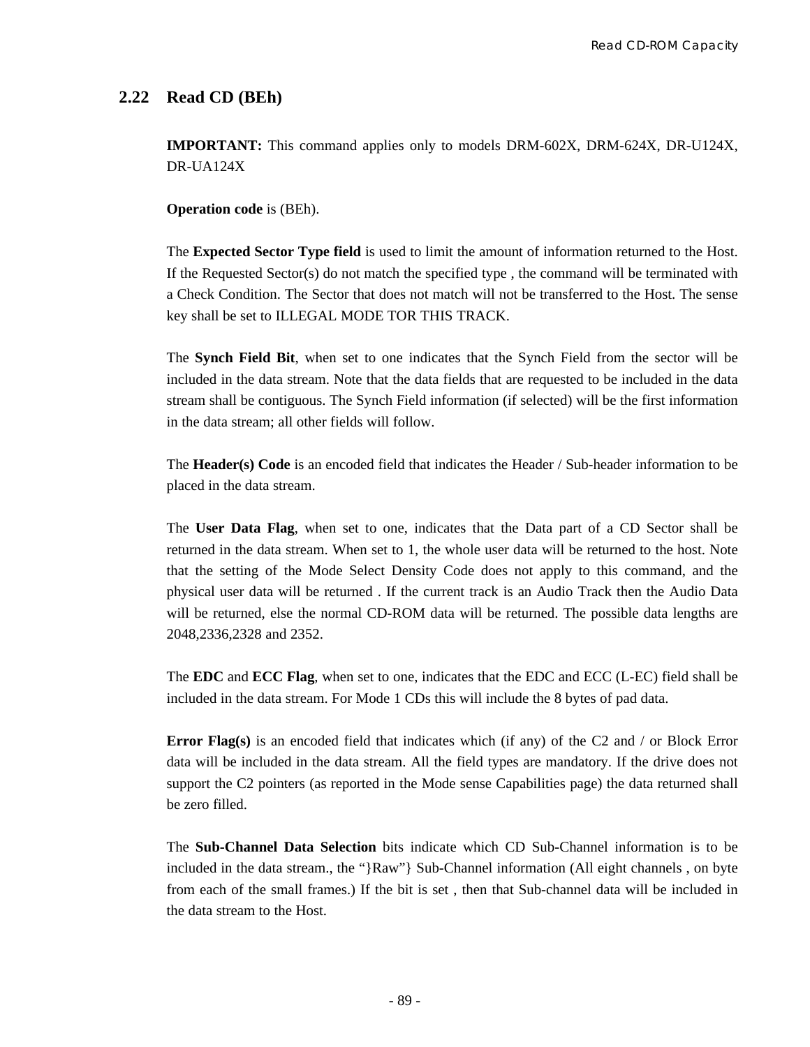## 2.22 Read CD (BEh)

**IMPORTANT:** This command applies only to models DRM-602X, DRM-624X, DR-U124X, DR-UA124X

**Operation code** is (BEh).

The **Expected Sector Type field** is used to limit the amount of information returned to the Host. If the Requested Sector(s) do not match the specified type , the command will be terminated with a Check Condition. The Sector that does not match will not be transferred to the Host. The sense key shall be set to ILLEGAL MODE TOR THIS TRACK.

The **Synch Field Bit**, when set to one indicates that the Synch Field from the sector will be included in the data stream. Note that the data fields that are requested to be included in the data stream shall be contiguous. The Synch Field information (if selected) will be the first information in the data stream; all other fields will follow.

The **Header(s) Code** is an encoded field that indicates the Header / Sub-header information to be placed in the data stream.

The **User Data Flag**, when set to one, indicates that the Data part of a CD Sector shall be returned in the data stream. When set to 1, the whole user data will be returned to the host. Note that the setting of the Mode Select Density Code does not apply to this command, and the physical user data will be returned . If the current track is an Audio Track then the Audio Data will be returned, else the normal CD-ROM data will be returned. The possible data lengths are 2048,2336,2328 and 2352.

The **EDC** and **ECC Flag**, when set to one, indicates that the EDC and ECC (L-EC) field shall be included in the data stream. For Mode 1 CDs this will include the 8 bytes of pad data.

**Error Flag(s)** is an encoded field that indicates which (if any) of the C2 and / or Block Error data will be included in the data stream. All the field types are mandatory. If the drive does not support the C2 pointers (as reported in the Mode sense Capabilities page) the data returned shall be zero filled.

The **Sub-Channel Data Selection** bits indicate which CD Sub-Channel information is to be included in the data stream., the "}Raw"} Sub-Channel information (All eight channels , on byte from each of the small frames.) If the bit is set , then that Sub-channel data will be included in the data stream to the Host.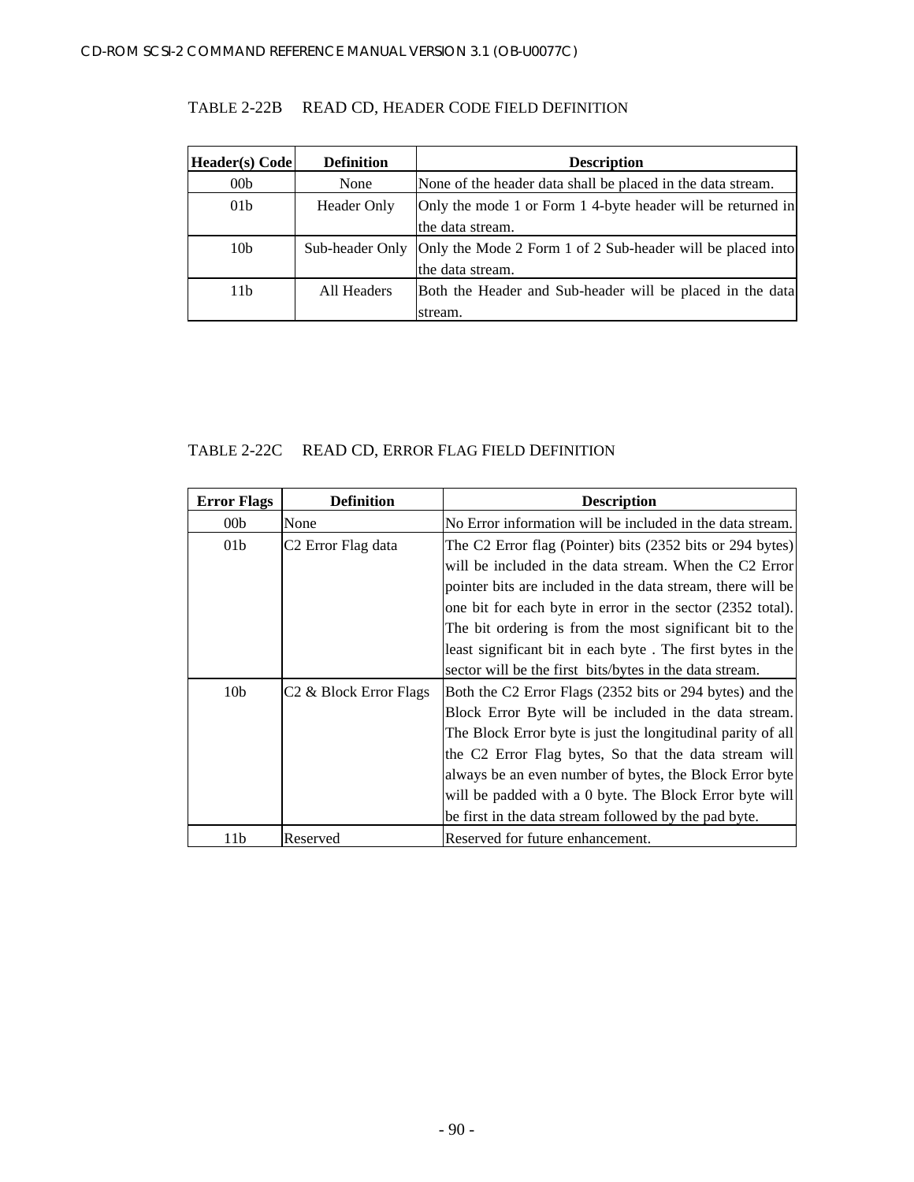TABLE 2-22B READ CD, HEADER CODE FIELD DEFINITION

| Header(s) Code | Definition | Description |
|---|---|---|
| 00b | None | None of the header data shall be placed in the data stream. |
| 01b | Header Only | Only the mode 1 or Form 1 4-byte header will be returned in the data stream. |
| 10b | Sub-header Only | Only the Mode 2 Form 1 of 2 Sub-header will be placed into the data stream. |
| 11b | All Headers | Both the Header and Sub-header will be placed in the data stream. |

TABLE 2-22C READ CD, ERROR FLAG FIELD DEFINITION

| Error Flags | Definition | Description |
|---|---|---|
| 00b | None | No Error information will be included in the data stream. |
| 01b | C2 Error Flag data | The C2 Error flag (Pointer) bits (2352 bits or 294 bytes) will be included in the data stream. When the C2 Error pointer bits are included in the data stream, there will be one bit for each byte in error in the sector (2352 total). The bit ordering is from the most significant bit to the least significant bit in each byte . The first bytes in the sector will be the first bits/bytes in the data stream. |
| 10b | C2 & Block Error Flags | Both the C2 Error Flags (2352 bits or 294 bytes) and the Block Error Byte will be included in the data stream. The Block Error byte is just the longitudinal parity of all the C2 Error Flag bytes, So that the data stream will always be an even number of bytes, the Block Error byte will be padded with a 0 byte. The Block Error byte will be first in the data stream followed by the pad byte. |
| 11b | Reserved | Reserved for future enhancement. |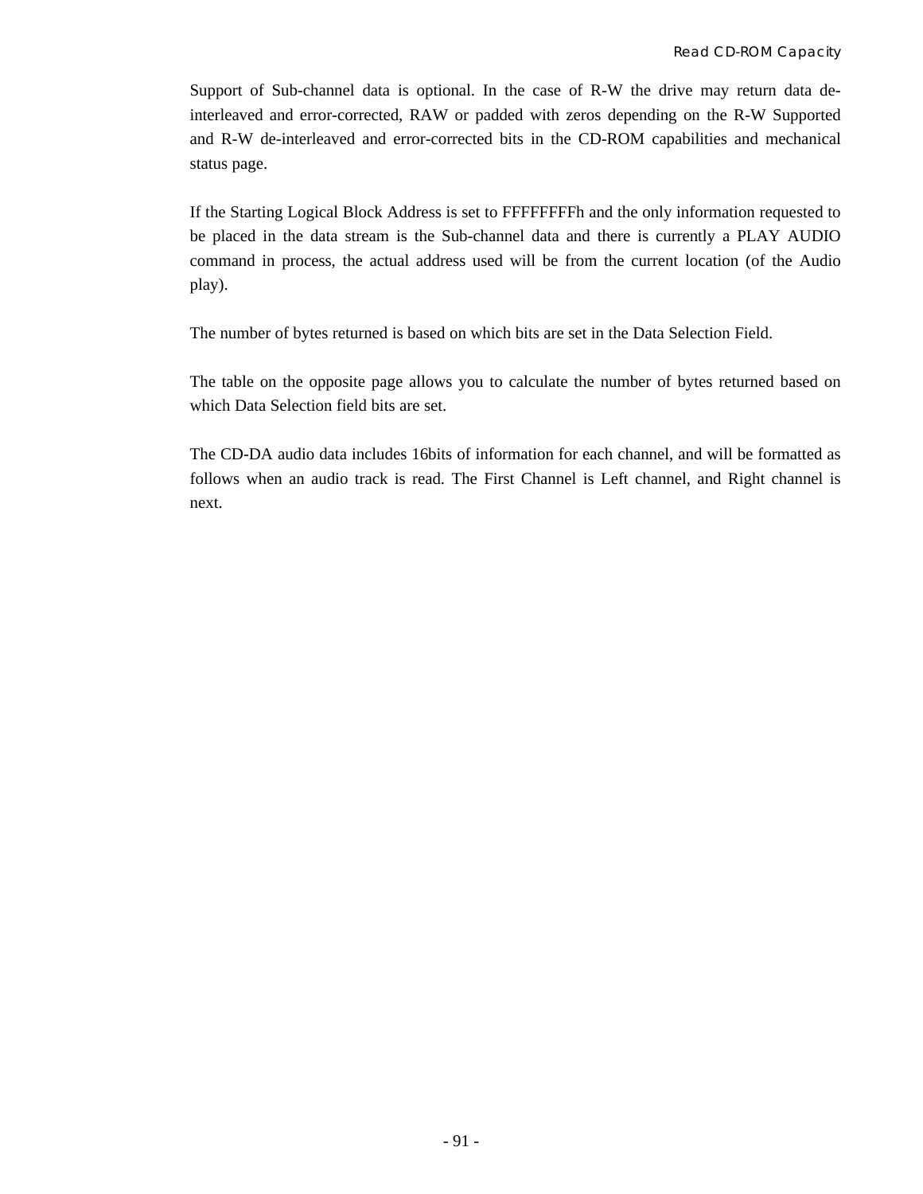Support of Sub-channel data is optional. In the case of R-W the drive may return data de-interleaved and error-corrected, RAW or padded with zeros depending on the R-W Supported and R-W de-interleaved and error-corrected bits in the CD-ROM capabilities and mechanical status page.

If the Starting Logical Block Address is set to FFFFFFFFh and the only information requested to be placed in the data stream is the Sub-channel data and there is currently a PLAY AUDIO command in process, the actual address used will be from the current location (of the Audio play).

The number of bytes returned is based on which bits are set in the Data Selection Field.

The table on the opposite page allows you to calculate the number of bytes returned based on which Data Selection field bits are set.

The CD-DA audio data includes 16bits of information for each channel, and will be formatted as follows when an audio track is read. The First Channel is Left channel, and Right channel is next.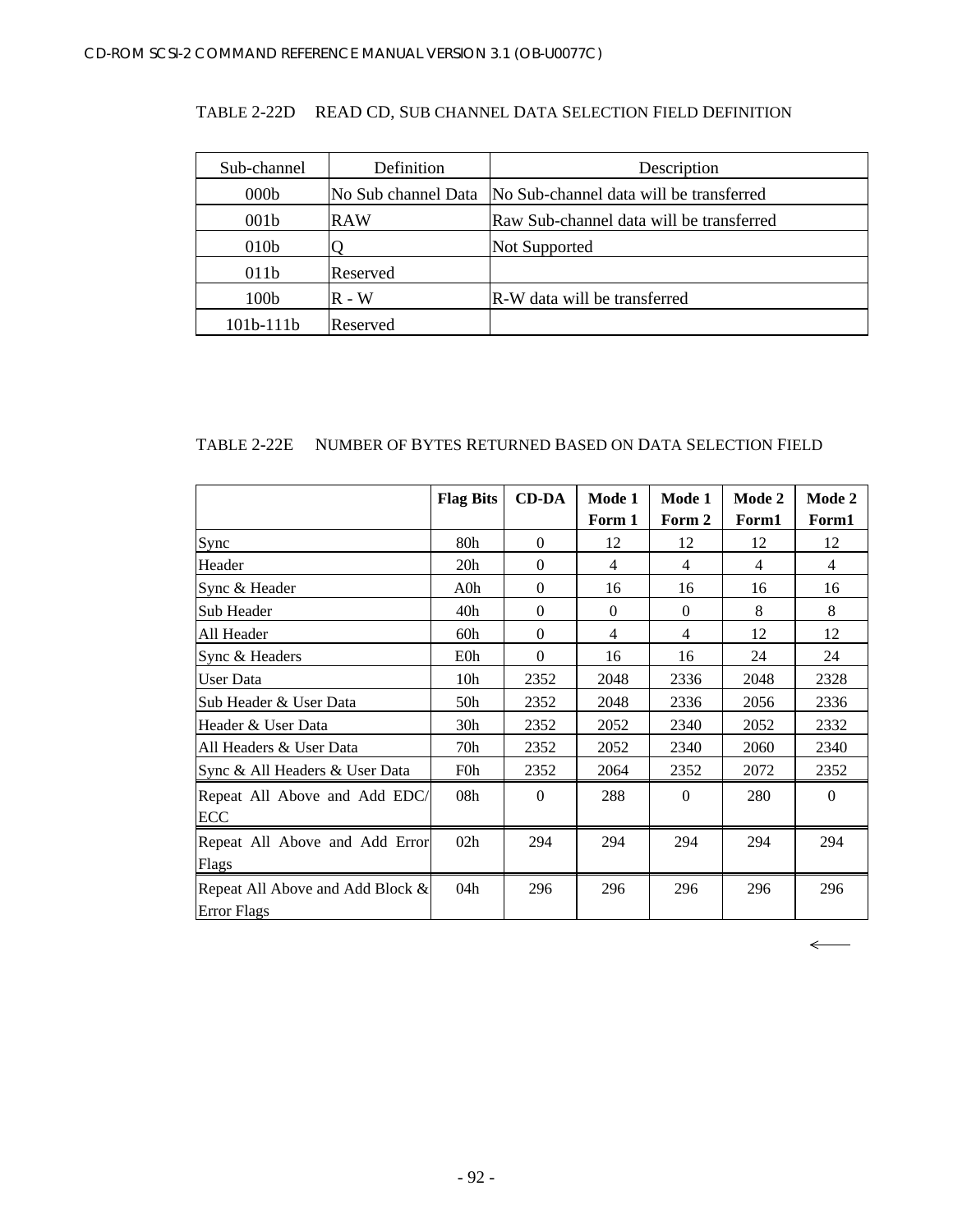TABLE 2-22D READ CD, SUB CHANNEL DATA SELECTION FIELD DEFINITION

| Sub-channel | Definition | Description |
|---|---|---|
| 000b | No Sub channel Data | No Sub-channel data will be transferred |
| 001b | RAW | Raw Sub-channel data will be transferred |
| 010b | Q | Not Supported |
| 011b | Reserved | |
| 100b | R - W | R-W data will be transferred |
| 101b-111b | Reserved | |

TABLE 2-22E NUMBER OF BYTES RETURNED BASED ON DATA SELECTION FIELD

| | Flag Bits | CD-DA | Mode 1 Form 1 | Mode 1 Form 2 | Mode 2 Form1 | Mode 2 Form1 |
|---|---|---|---|---|---|---|
| Sync | 80h | 0 | 12 | 12 | 12 | 12 |
| Header | 20h | 0 | 4 | 4 | 4 | 4 |
| Sync & Header | A0h | 0 | 16 | 16 | 16 | 16 |
| Sub Header | 40h | 0 | 0 | 0 | 8 | 8 |
| All Header | 60h | 0 | 4 | 4 | 12 | 12 |
| Sync & Headers | E0h | 0 | 16 | 16 | 24 | 24 |
| User Data | 10h | 2352 | 2048 | 2336 | 2048 | 2328 |
| Sub Header & User Data | 50h | 2352 | 2048 | 2336 | 2056 | 2336 |
| Header & User Data | 30h | 2352 | 2052 | 2340 | 2052 | 2332 |
| All Headers & User Data | 70h | 2352 | 2052 | 2340 | 2060 | 2340 |
| Sync & All Headers & User Data | F0h | 2352 | 2064 | 2352 | 2072 | 2352 |
| Repeat All Above and Add EDC/ECC | 08h | 0 | 288 | 0 | 280 | 0 |
| Repeat All Above and Add Error Flags | 02h | 294 | 294 | 294 | 294 | 294 |
| Repeat All Above and Add Block & Error Flags | 04h | 296 | 296 | 296 | 296 | 296 |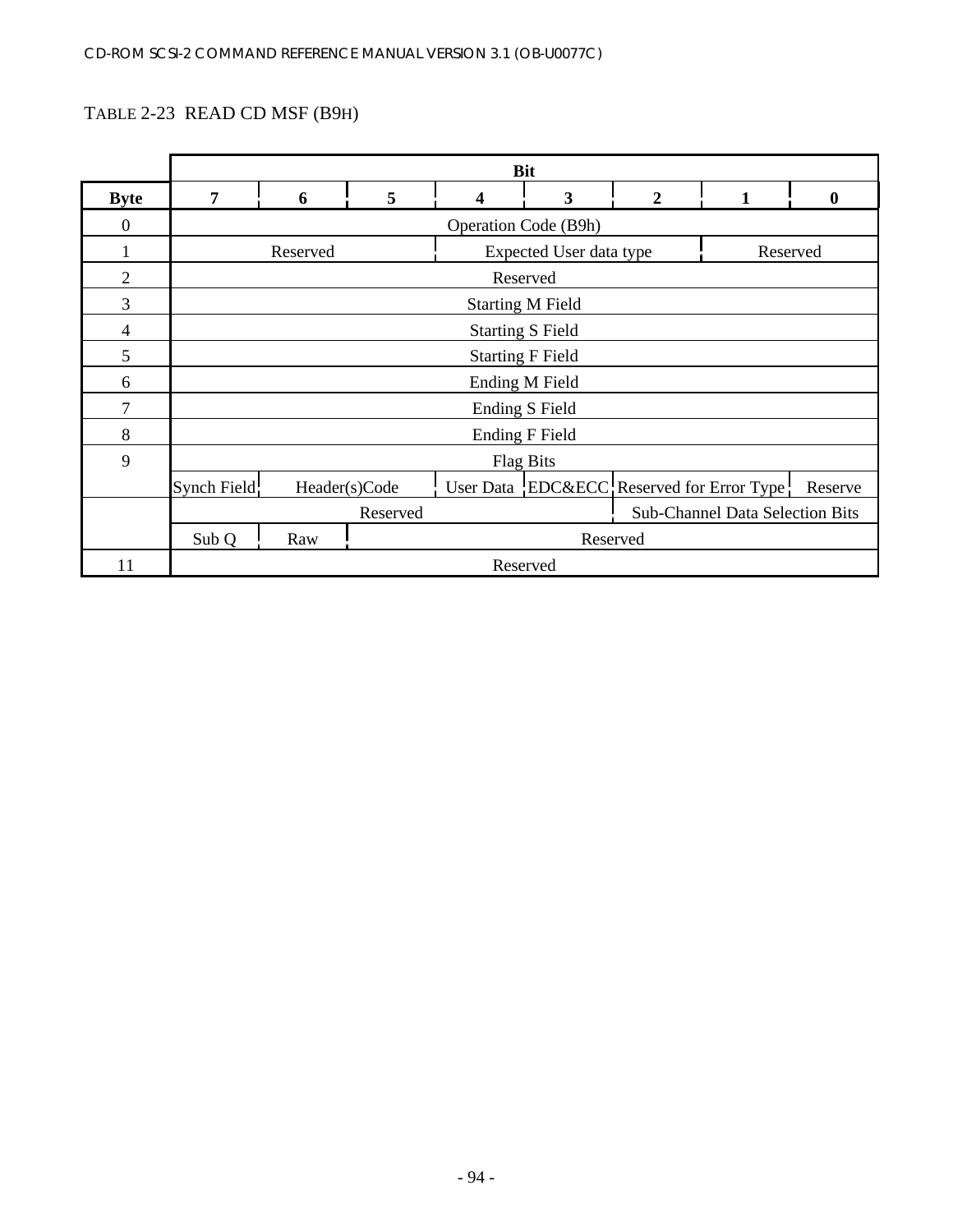TABLE 2-23  READ CD MSF (B9H)

| Byte | 7 | 6 | 5 | 4 | 3 | 2 | 1 | 0 |
|---|---|---|---|---|---|---|---|---|
| 0 | Operation Code (B9h) | | | | | | | |
| 1 | Reserved | | | Expected User data type | | | Reserved | |
| 2 | Reserved | | | | | | | |
| 3 | Starting M Field | | | | | | | |
| 4 | Starting S Field | | | | | | | |
| 5 | Starting F Field | | | | | | | |
| 6 | Ending M Field | | | | | | | |
| 7 | Ending S Field | | | | | | | |
| 8 | Ending F Field | | | | | | | |
| 9 | Flag Bits | | | | | | | |
| | Synch Field | Header(s)Code | | User Data | EDC&ECC | Reserved for Error Type | | Reserve |
| | Reserved | | | | | Sub-Channel Data Selection Bits | | |
| | Sub Q | Raw | Reserved | | | | | |
| 11 | Reserved | | | | | | | |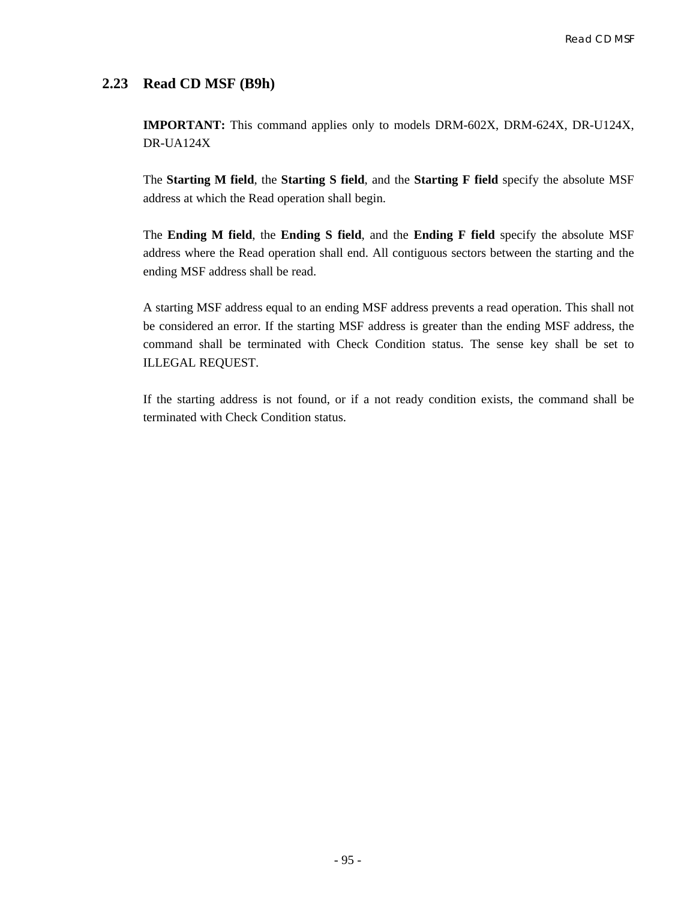## 2.23 Read CD MSF (B9h)

**IMPORTANT:** This command applies only to models DRM-602X, DRM-624X, DR-U124X, DR-UA124X

The **Starting M field**, the **Starting S field**, and the **Starting F field** specify the absolute MSF address at which the Read operation shall begin.

The **Ending M field**, the **Ending S field**, and the **Ending F field** specify the absolute MSF address where the Read operation shall end. All contiguous sectors between the starting and the ending MSF address shall be read.

A starting MSF address equal to an ending MSF address prevents a read operation. This shall not be considered an error. If the starting MSF address is greater than the ending MSF address, the command shall be terminated with Check Condition status. The sense key shall be set to ILLEGAL REQUEST.

If the starting address is not found, or if a not ready condition exists, the command shall be terminated with Check Condition status.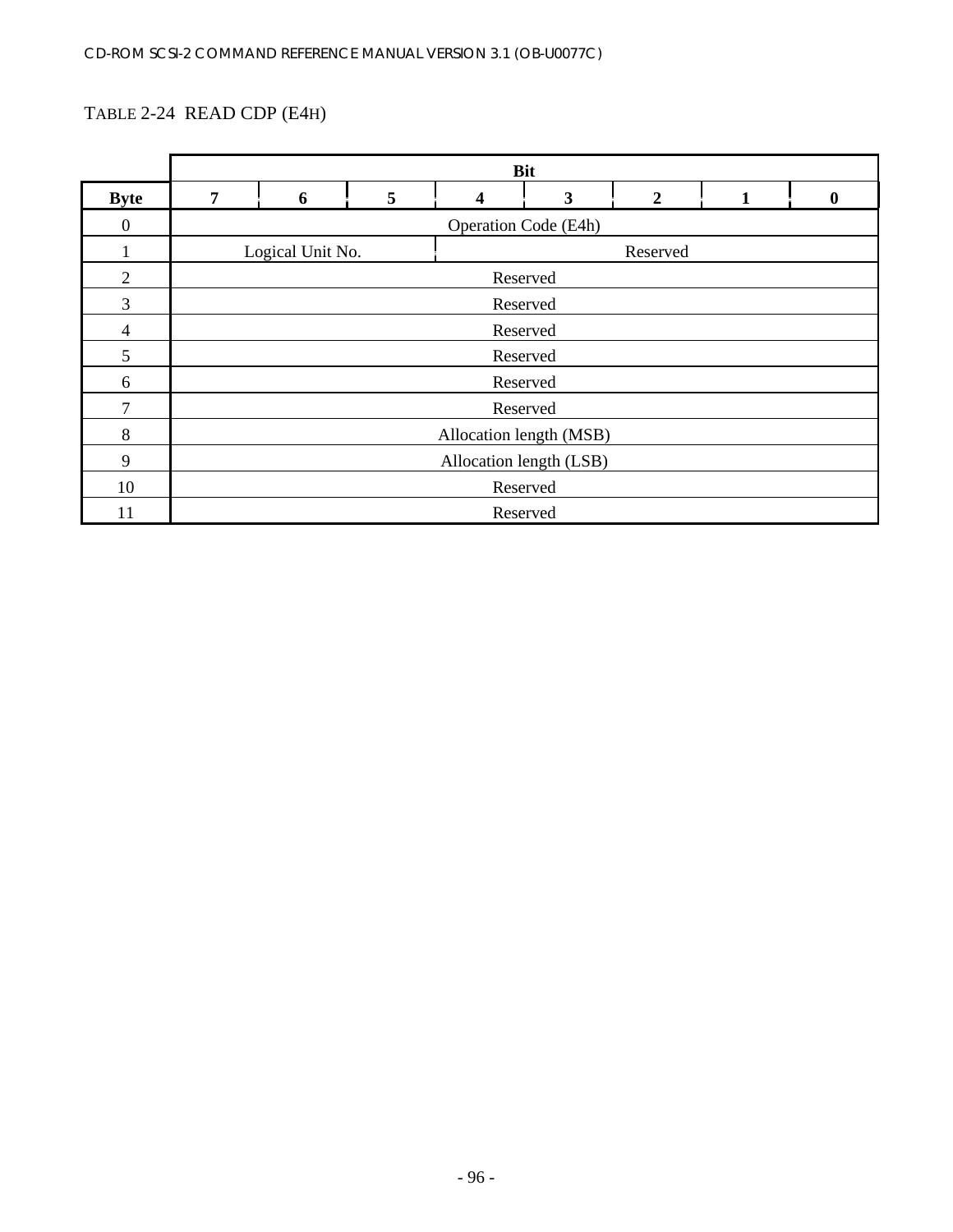TABLE 2-24 READ CDP (E4H)

| | Bit | | | | | | | |
|---|---|---|---|---|---|---|---|---|
| **Byte** | **7** | **6** | **5** | **4** | **3** | **2** | **1** | **0** |
| 0 | Operation Code (E4h) | | | | | | | |
| 1 | Logical Unit No. | | | Reserved | | | | |
| 2 | Reserved | | | | | | | |
| 3 | Reserved | | | | | | | |
| 4 | Reserved | | | | | | | |
| 5 | Reserved | | | | | | | |
| 6 | Reserved | | | | | | | |
| 7 | Reserved | | | | | | | |
| 8 | Allocation length (MSB) | | | | | | | |
| 9 | Allocation length (LSB) | | | | | | | |
| 10 | Reserved | | | | | | | |
| 11 | Reserved | | | | | | | |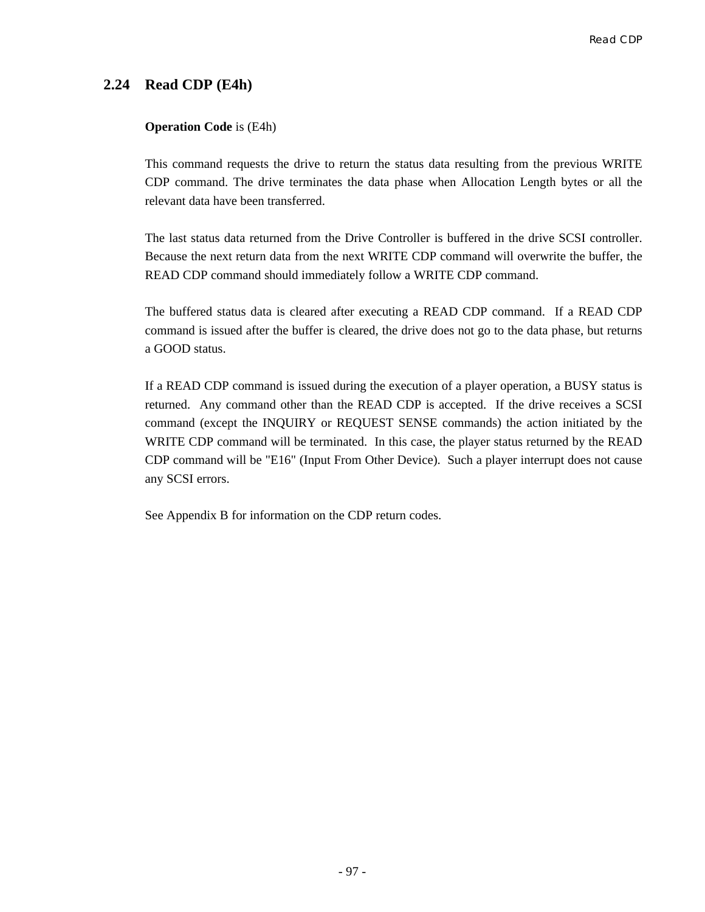## 2.24 Read CDP (E4h)

**Operation Code** is (E4h)

This command requests the drive to return the status data resulting from the previous WRITE CDP command. The drive terminates the data phase when Allocation Length bytes or all the relevant data have been transferred.

The last status data returned from the Drive Controller is buffered in the drive SCSI controller. Because the next return data from the next WRITE CDP command will overwrite the buffer, the READ CDP command should immediately follow a WRITE CDP command.

The buffered status data is cleared after executing a READ CDP command. If a READ CDP command is issued after the buffer is cleared, the drive does not go to the data phase, but returns a GOOD status.

If a READ CDP command is issued during the execution of a player operation, a BUSY status is returned. Any command other than the READ CDP is accepted. If the drive receives a SCSI command (except the INQUIRY or REQUEST SENSE commands) the action initiated by the WRITE CDP command will be terminated. In this case, the player status returned by the READ CDP command will be "E16" (Input From Other Device). Such a player interrupt does not cause any SCSI errors.

See Appendix B for information on the CDP return codes.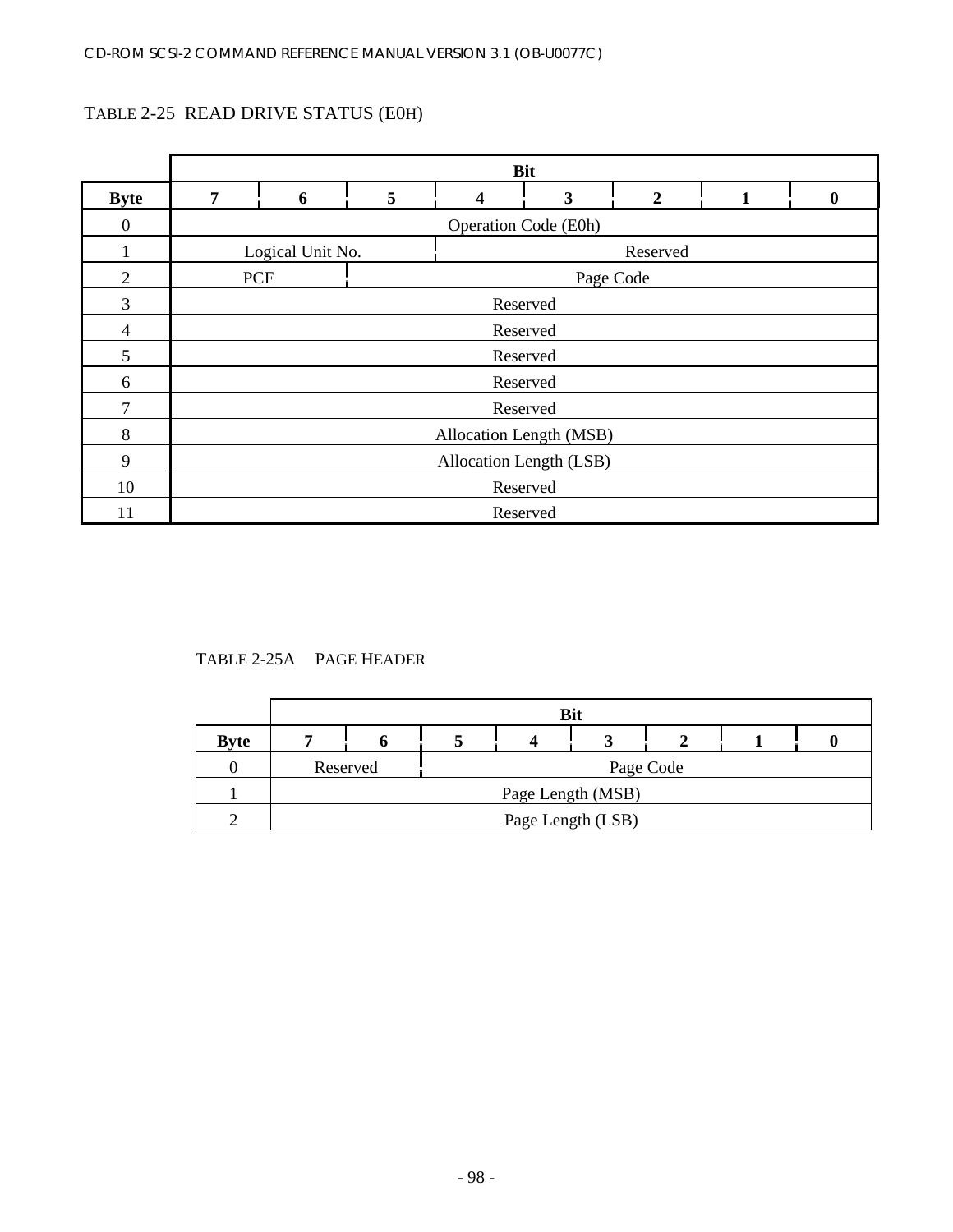TABLE 2-25 READ DRIVE STATUS (E0H)

| Byte | 7 | 6 | 5 | 4 | 3 | 2 | 1 | 0 |
|---|---|---|---|---|---|---|---|---|
| 0 | Operation Code (E0h) | | | | | | | |
| 1 | Logical Unit No. | | | Reserved | | | | |
| 2 | PCF | | Page Code | | | | | |
| 3 | Reserved | | | | | | | |
| 4 | Reserved | | | | | | | |
| 5 | Reserved | | | | | | | |
| 6 | Reserved | | | | | | | |
| 7 | Reserved | | | | | | | |
| 8 | Allocation Length (MSB) | | | | | | | |
| 9 | Allocation Length (LSB) | | | | | | | |
| 10 | Reserved | | | | | | | |
| 11 | Reserved | | | | | | | |

TABLE 2-25A PAGE HEADER

| Byte | 7 | 6 | 5 | 4 | 3 | 2 | 1 | 0 |
|---|---|---|---|---|---|---|---|---|
| 0 | Reserved | | Page Code | | | | | |
| 1 | Page Length (MSB) | | | | | | | |
| 2 | Page Length (LSB) | | | | | | | |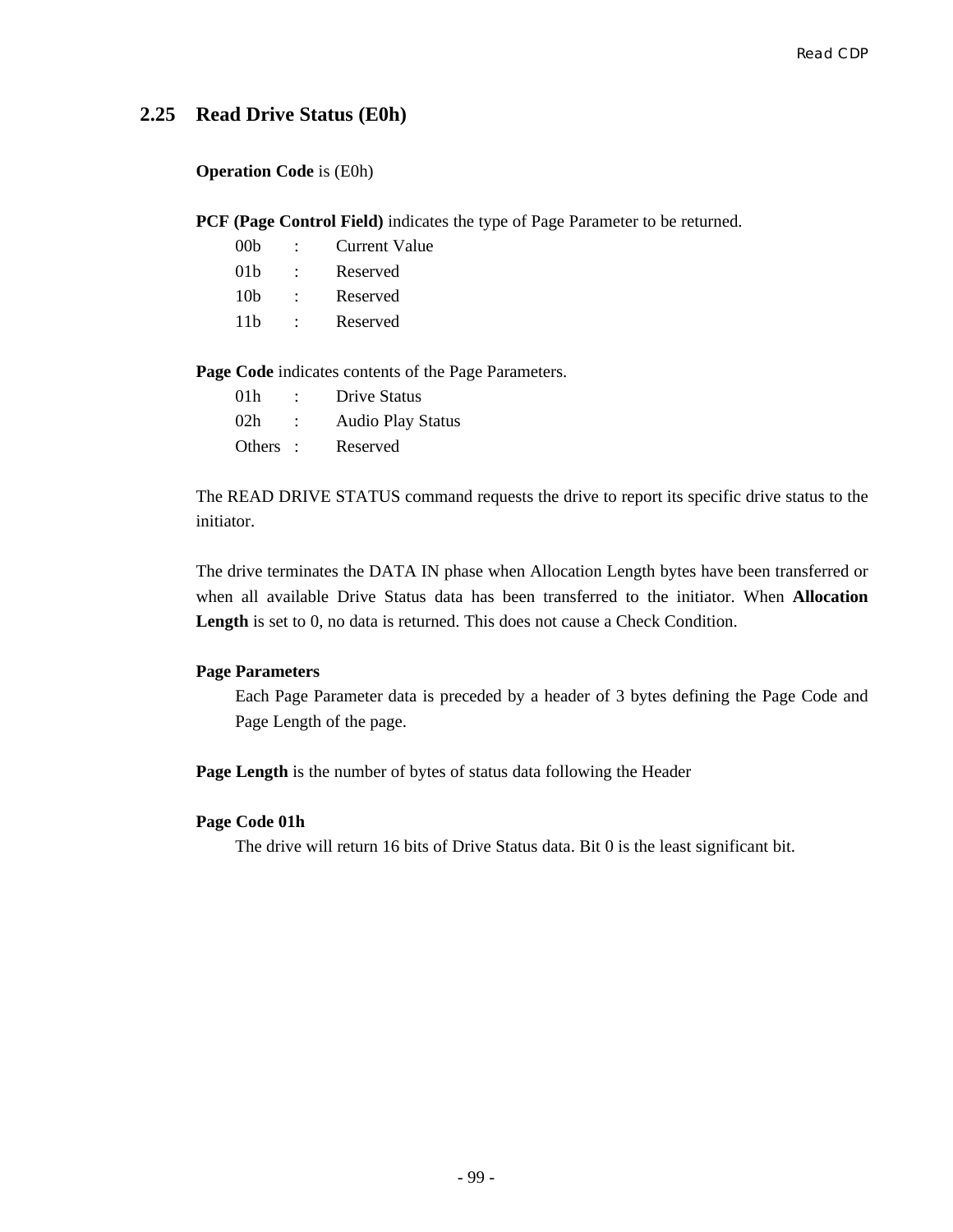## 2.25 Read Drive Status (E0h)

**Operation Code** is (E0h)

**PCF (Page Control Field)** indicates the type of Page Parameter to be returned.

| | | |
|---|---|---|
| 00b | : | Current Value |
| 01b | : | Reserved |
| 10b | : | Reserved |
| 11b | : | Reserved |

**Page Code** indicates contents of the Page Parameters.

| | | |
|---|---|---|
| 01h | : | Drive Status |
| 02h | : | Audio Play Status |
| Others | : | Reserved |

The READ DRIVE STATUS command requests the drive to report its specific drive status to the initiator.

The drive terminates the DATA IN phase when Allocation Length bytes have been transferred or when all available Drive Status data has been transferred to the initiator. When **Allocation Length** is set to 0, no data is returned. This does not cause a Check Condition.

**Page Parameters**

Each Page Parameter data is preceded by a header of 3 bytes defining the Page Code and Page Length of the page.

**Page Length** is the number of bytes of status data following the Header

**Page Code 01h**

The drive will return 16 bits of Drive Status data. Bit 0 is the least significant bit.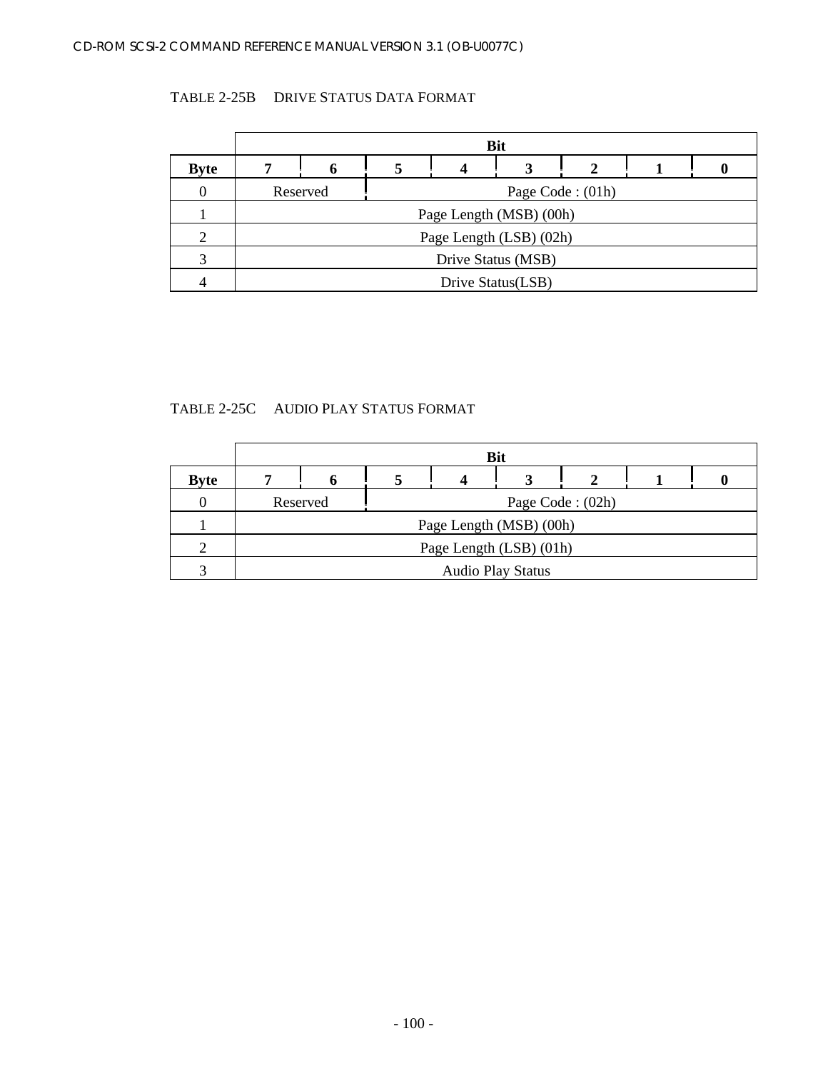TABLE 2-25B DRIVE STATUS DATA FORMAT

| | Bit | | | | | | | |
|---|---|---|---|---|---|---|---|---|
| **Byte** | **7** | **6** | **5** | **4** | **3** | **2** | **1** | **0** |
| 0 | Reserved | | Page Code : (01h) | | | | | |
| 1 | Page Length (MSB) (00h) | | | | | | | |
| 2 | Page Length (LSB) (02h) | | | | | | | |
| 3 | Drive Status (MSB) | | | | | | | |
| 4 | Drive Status(LSB) | | | | | | | |

TABLE 2-25C AUDIO PLAY STATUS FORMAT

| | Bit | | | | | | | |
|---|---|---|---|---|---|---|---|---|
| **Byte** | **7** | **6** | **5** | **4** | **3** | **2** | **1** | **0** |
| 0 | Reserved | | Page Code : (02h) | | | | | |
| 1 | Page Length (MSB) (00h) | | | | | | | |
| 2 | Page Length (LSB) (01h) | | | | | | | |
| 3 | Audio Play Status | | | | | | | |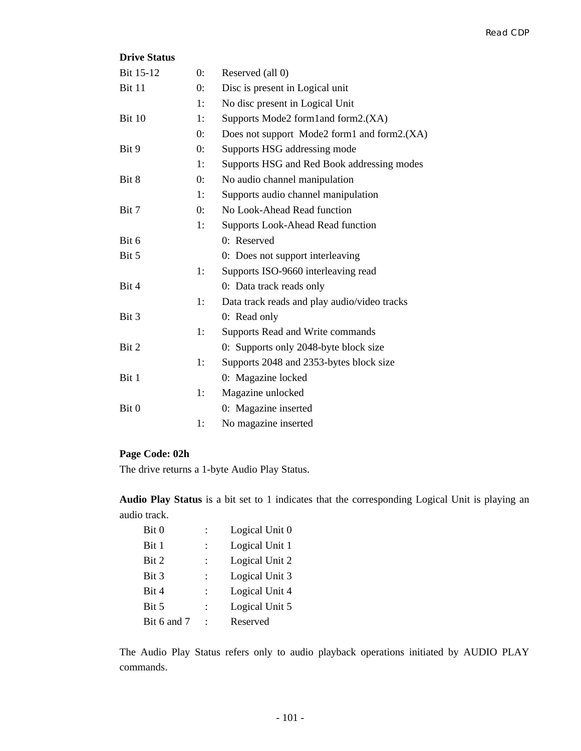**Drive Status**

| | | |
|---|---|---|
| Bit 15-12 | 0: | Reserved (all 0) |
| Bit 11 | 0: | Disc is present in Logical unit |
| | 1: | No disc present in Logical Unit |
| Bit 10 | 1: | Supports Mode2 form1and form2.(XA) |
| | 0: | Does not support  Mode2 form1 and form2.(XA) |
| Bit 9 | 0: | Supports HSG addressing mode |
| | 1: | Supports HSG and Red Book addressing modes |
| Bit 8 | 0: | No audio channel manipulation |
| | 1: | Supports audio channel manipulation |
| Bit 7 | 0: | No Look-Ahead Read function |
| | 1: | Supports Look-Ahead Read function |
| Bit 6 | | 0:  Reserved |
| Bit 5 | | 0:  Does not support interleaving |
| | 1: | Supports ISO-9660 interleaving read |
| Bit 4 | | 0:  Data track reads only |
| | 1: | Data track reads and play audio/video tracks |
| Bit 3 | | 0:  Read only |
| | 1: | Supports Read and Write commands |
| Bit 2 | | 0:  Supports only 2048-byte block size |
| | 1: | Supports 2048 and 2353-bytes block size |
| Bit 1 | | 0:  Magazine locked |
| | 1: | Magazine unlocked |
| Bit 0 | | 0:  Magazine inserted |
| | 1: | No magazine inserted |

**Page Code: 02h**

The drive returns a 1-byte Audio Play Status.

**Audio Play Status** is a bit set to 1 indicates that the corresponding Logical Unit is playing an audio track.

| | | |
|---|---|---|
| Bit 0 | : | Logical Unit 0 |
| Bit 1 | : | Logical Unit 1 |
| Bit 2 | : | Logical Unit 2 |
| Bit 3 | : | Logical Unit 3 |
| Bit 4 | : | Logical Unit 4 |
| Bit 5 | : | Logical Unit 5 |
| Bit 6 and 7 | : | Reserved |

The Audio Play Status refers only to audio playback operations initiated by AUDIO PLAY commands.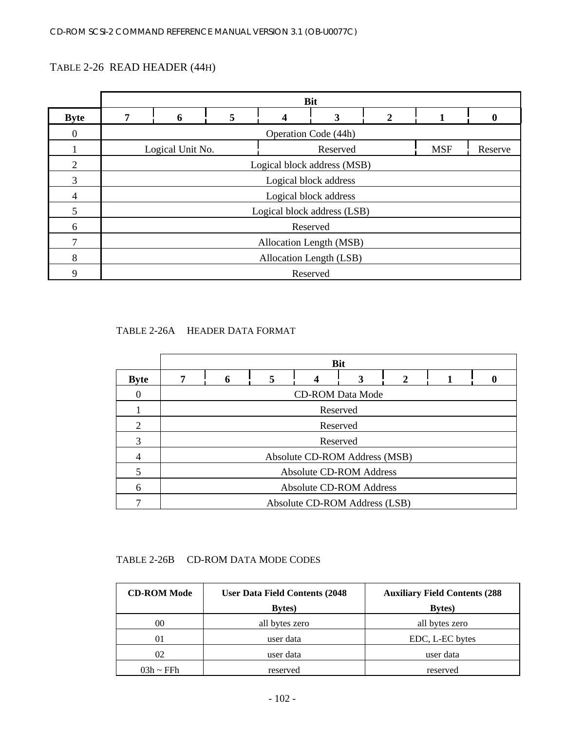### TABLE 2-26 READ HEADER (44H)

| Byte | Bit 7 | 6 | 5 | 4 | 3 | 2 | 1 | 0 |
|---|---|---|---|---|---|---|---|---|
| 0 | Operation Code (44h) | | | | | | | |
| 1 | Logical Unit No. | | | Reserved | | | MSF | Reserve |
| 2 | Logical block address (MSB) | | | | | | | |
| 3 | Logical block address | | | | | | | |
| 4 | Logical block address | | | | | | | |
| 5 | Logical block address (LSB) | | | | | | | |
| 6 | Reserved | | | | | | | |
| 7 | Allocation Length (MSB) | | | | | | | |
| 8 | Allocation Length (LSB) | | | | | | | |
| 9 | Reserved | | | | | | | |

### TABLE 2-26A HEADER DATA FORMAT

| Byte | Bit 7 | 6 | 5 | 4 | 3 | 2 | 1 | 0 |
|---|---|---|---|---|---|---|---|---|
| 0 | CD-ROM Data Mode | | | | | | | |
| 1 | Reserved | | | | | | | |
| 2 | Reserved | | | | | | | |
| 3 | Reserved | | | | | | | |
| 4 | Absolute CD-ROM Address (MSB) | | | | | | | |
| 5 | Absolute CD-ROM Address | | | | | | | |
| 6 | Absolute CD-ROM Address | | | | | | | |
| 7 | Absolute CD-ROM Address (LSB) | | | | | | | |

### TABLE 2-26B CD-ROM DATA MODE CODES

| CD-ROM Mode | User Data Field Contents (2048 Bytes) | Auxiliary Field Contents (288 Bytes) |
|---|---|---|
| 00 | all bytes zero | all bytes zero |
| 01 | user data | EDC, L-EC bytes |
| 02 | user data | user data |
| 03h ~ FFh | reserved | reserved |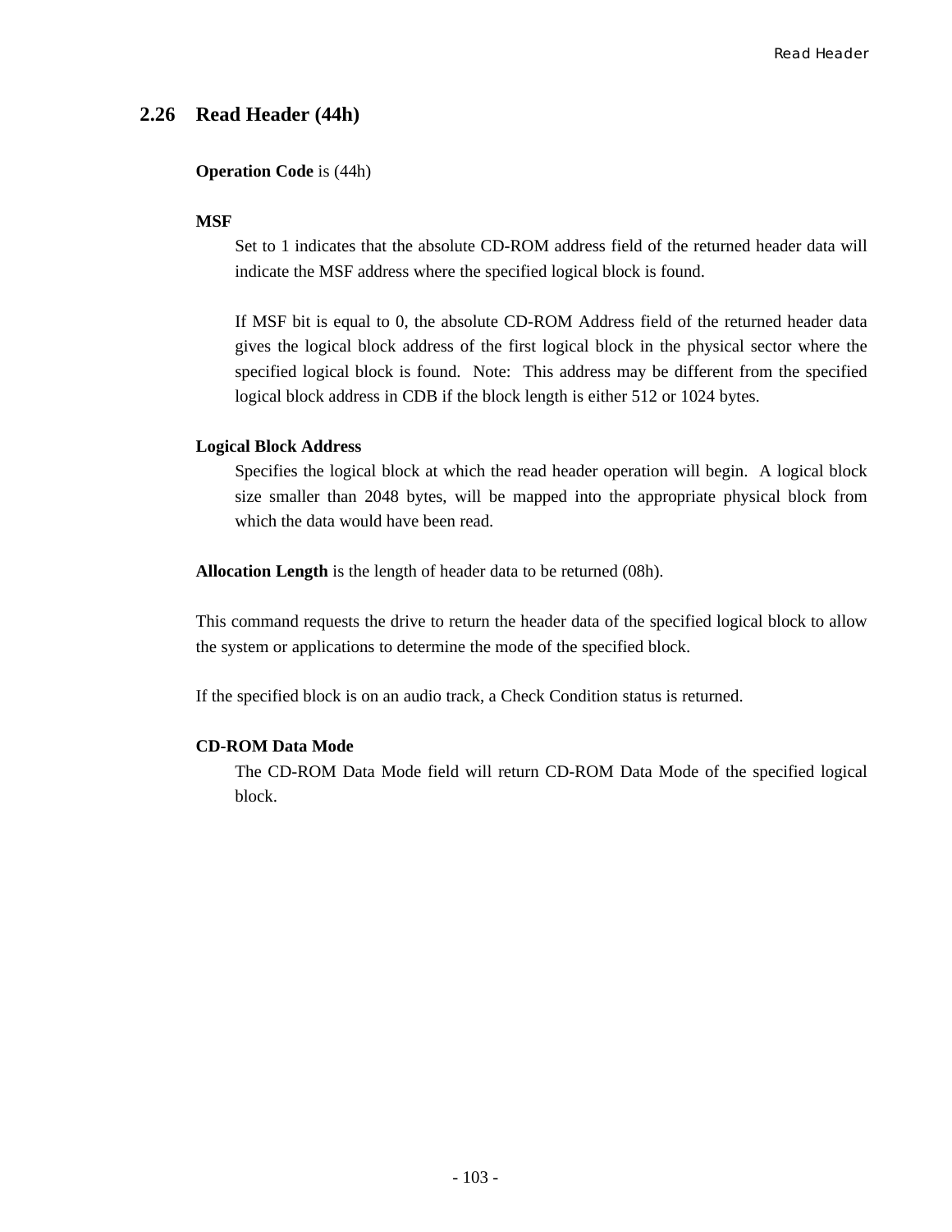## 2.26 Read Header (44h)

**Operation Code** is (44h)

**MSF**

Set to 1 indicates that the absolute CD-ROM address field of the returned header data will indicate the MSF address where the specified logical block is found.

If MSF bit is equal to 0, the absolute CD-ROM Address field of the returned header data gives the logical block address of the first logical block in the physical sector where the specified logical block is found. Note: This address may be different from the specified logical block address in CDB if the block length is either 512 or 1024 bytes.

**Logical Block Address**

Specifies the logical block at which the read header operation will begin. A logical block size smaller than 2048 bytes, will be mapped into the appropriate physical block from which the data would have been read.

**Allocation Length** is the length of header data to be returned (08h).

This command requests the drive to return the header data of the specified logical block to allow the system or applications to determine the mode of the specified block.

If the specified block is on an audio track, a Check Condition status is returned.

**CD-ROM Data Mode**

The CD-ROM Data Mode field will return CD-ROM Data Mode of the specified logical block.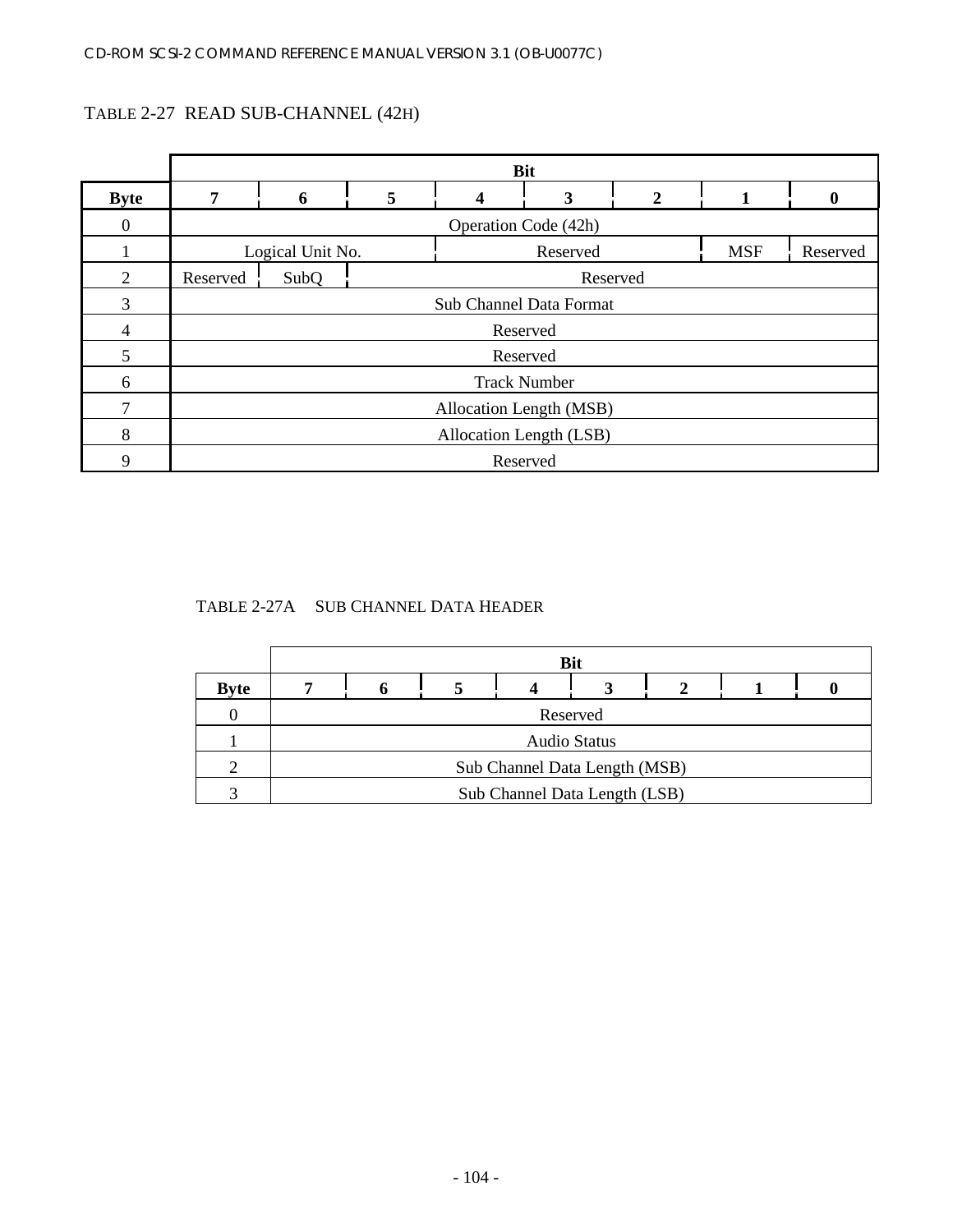TABLE 2-27 READ SUB-CHANNEL (42H)

| | Bit | | | | | | | |
|---|---|---|---|---|---|---|---|---|
| **Byte** | **7** | **6** | **5** | **4** | **3** | **2** | **1** | **0** |
| 0 | Operation Code (42h) | | | | | | | |
| 1 | Logical Unit No. | | | Reserved | | | MSF | Reserved |
| 2 | Reserved | SubQ | Reserved | | | | | |
| 3 | Sub Channel Data Format | | | | | | | |
| 4 | Reserved | | | | | | | |
| 5 | Reserved | | | | | | | |
| 6 | Track Number | | | | | | | |
| 7 | Allocation Length (MSB) | | | | | | | |
| 8 | Allocation Length (LSB) | | | | | | | |
| 9 | Reserved | | | | | | | |

TABLE 2-27A SUB CHANNEL DATA HEADER

| | Bit | | | | | | | |
|---|---|---|---|---|---|---|---|---|
| **Byte** | **7** | **6** | **5** | **4** | **3** | **2** | **1** | **0** |
| 0 | Reserved | | | | | | | |
| 1 | Audio Status | | | | | | | |
| 2 | Sub Channel Data Length (MSB) | | | | | | | |
| 3 | Sub Channel Data Length (LSB) | | | | | | | |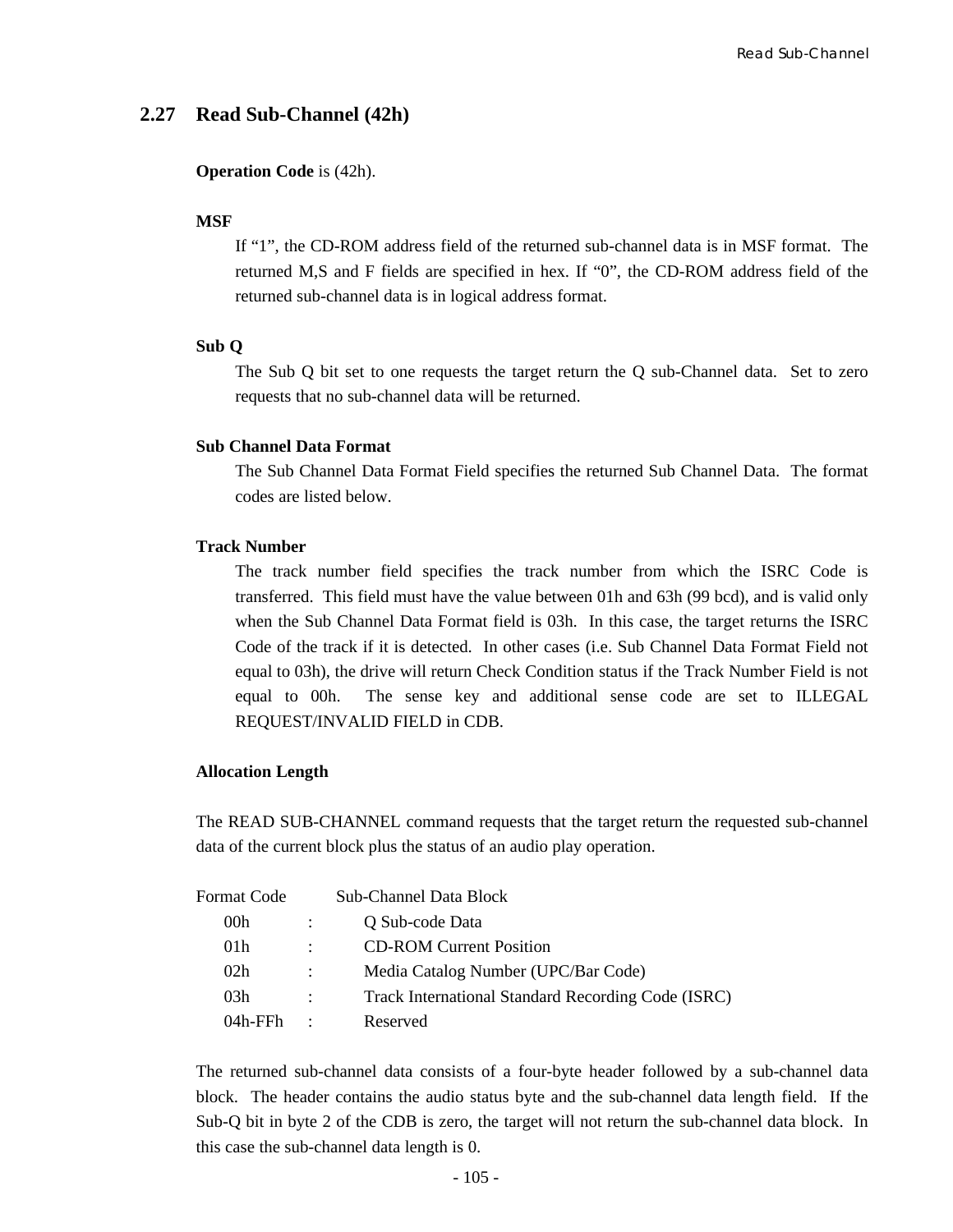## 2.27 Read Sub-Channel (42h)

**Operation Code** is (42h).

**MSF**

If “1”, the CD-ROM address field of the returned sub-channel data is in MSF format. The returned M,S and F fields are specified in hex. If “0”, the CD-ROM address field of the returned sub-channel data is in logical address format.

**Sub Q**

The Sub Q bit set to one requests the target return the Q sub-Channel data. Set to zero requests that no sub-channel data will be returned.

**Sub Channel Data Format**

The Sub Channel Data Format Field specifies the returned Sub Channel Data. The format codes are listed below.

**Track Number**

The track number field specifies the track number from which the ISRC Code is transferred. This field must have the value between 01h and 63h (99 bcd), and is valid only when the Sub Channel Data Format field is 03h. In this case, the target returns the ISRC Code of the track if it is detected. In other cases (i.e. Sub Channel Data Format Field not equal to 03h), the drive will return Check Condition status if the Track Number Field is not equal to 00h. The sense key and additional sense code are set to ILLEGAL REQUEST/INVALID FIELD in CDB.

**Allocation Length**

The READ SUB-CHANNEL command requests that the target return the requested sub-channel data of the current block plus the status of an audio play operation.

| Format Code | | Sub-Channel Data Block |
|---|---|---|
| 00h | : | Q Sub-code Data |
| 01h | : | CD-ROM Current Position |
| 02h | : | Media Catalog Number (UPC/Bar Code) |
| 03h | : | Track International Standard Recording Code (ISRC) |
| 04h-FFh | : | Reserved |

The returned sub-channel data consists of a four-byte header followed by a sub-channel data block. The header contains the audio status byte and the sub-channel data length field. If the Sub-Q bit in byte 2 of the CDB is zero, the target will not return the sub-channel data block. In this case the sub-channel data length is 0.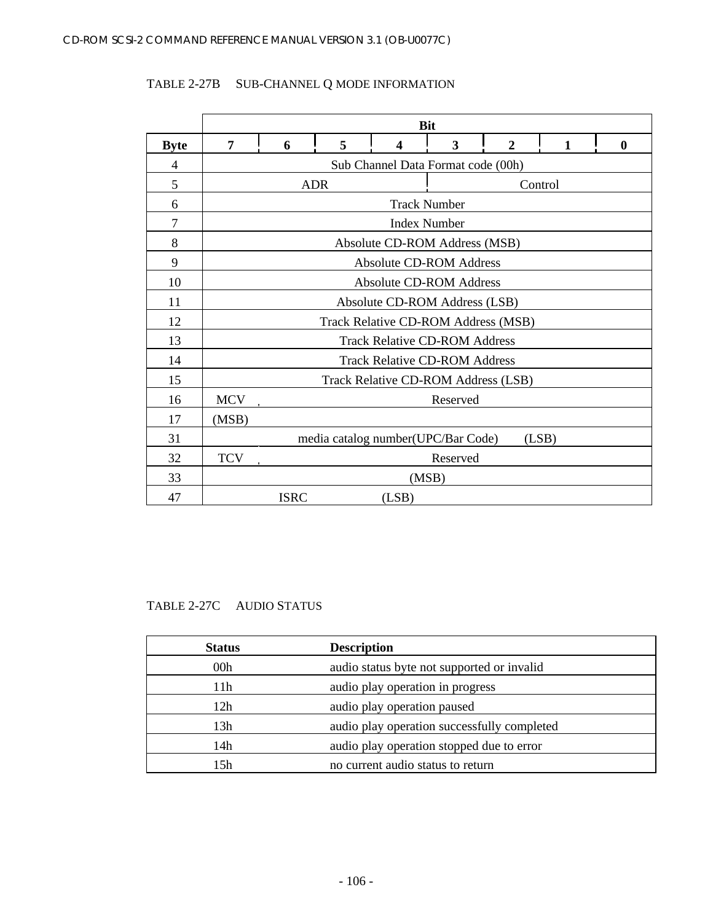TABLE 2-27B SUB-CHANNEL Q MODE INFORMATION

| Byte | 7 | 6 | 5 | 4 | 3 | 2 | 1 | 0 |
|---|---|---|---|---|---|---|---|---|
| 4 | Sub Channel Data Format code (00h) | | | | | | | |
| 5 | ADR | | | | Control | | | |
| 6 | Track Number | | | | | | | |
| 7 | Index Number | | | | | | | |
| 8 | Absolute CD-ROM Address (MSB) | | | | | | | |
| 9 | Absolute CD-ROM Address | | | | | | | |
| 10 | Absolute CD-ROM Address | | | | | | | |
| 11 | Absolute CD-ROM Address (LSB) | | | | | | | |
| 12 | Track Relative CD-ROM Address (MSB) | | | | | | | |
| 13 | Track Relative CD-ROM Address | | | | | | | |
| 14 | Track Relative CD-ROM Address | | | | | | | |
| 15 | Track Relative CD-ROM Address (LSB) | | | | | | | |
| 16 | MCV | Reserved | | | | | | |
| 17 | (MSB) | | | | | | | |
| 31 | media catalog number(UPC/Bar Code) (LSB) | | | | | | | |
| 32 | TCV | Reserved | | | | | | |
| 33 | (MSB) | | | | | | | |
| 47 | ISRC (LSB) | | | | | | | |

TABLE 2-27C AUDIO STATUS

| Status | Description |
|---|---|
| 00h | audio status byte not supported or invalid |
| 11h | audio play operation in progress |
| 12h | audio play operation paused |
| 13h | audio play operation successfully completed |
| 14h | audio play operation stopped due to error |
| 15h | no current audio status to return |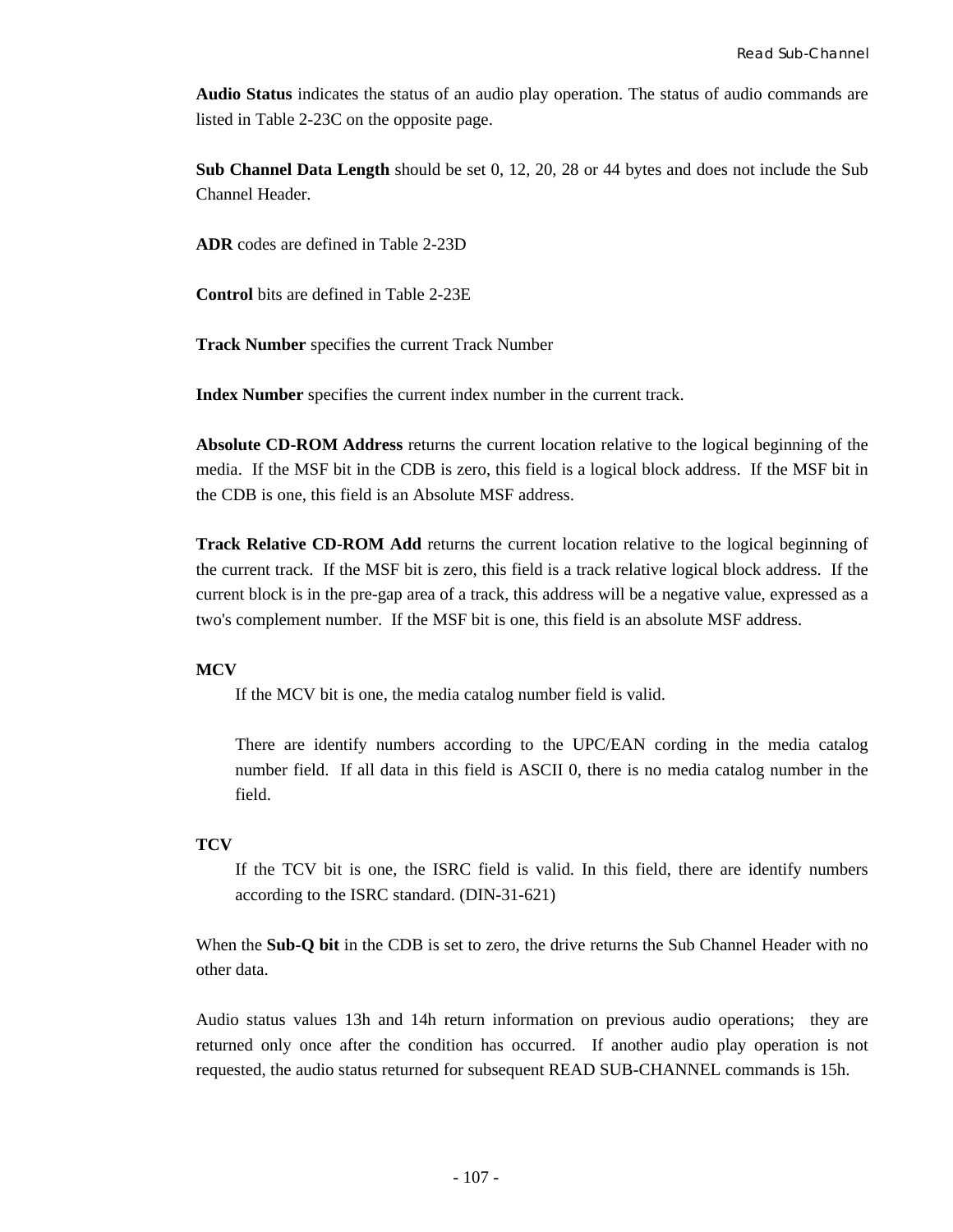**Audio Status** indicates the status of an audio play operation. The status of audio commands are listed in Table 2-23C on the opposite page.

**Sub Channel Data Length** should be set 0, 12, 20, 28 or 44 bytes and does not include the Sub Channel Header.

**ADR** codes are defined in Table 2-23D

**Control** bits are defined in Table 2-23E

**Track Number** specifies the current Track Number

**Index Number** specifies the current index number in the current track.

**Absolute CD-ROM Address** returns the current location relative to the logical beginning of the media. If the MSF bit in the CDB is zero, this field is a logical block address. If the MSF bit in the CDB is one, this field is an Absolute MSF address.

**Track Relative CD-ROM Add** returns the current location relative to the logical beginning of the current track. If the MSF bit is zero, this field is a track relative logical block address. If the current block is in the pre-gap area of a track, this address will be a negative value, expressed as a two's complement number. If the MSF bit is one, this field is an absolute MSF address.

**MCV**

If the MCV bit is one, the media catalog number field is valid.

There are identify numbers according to the UPC/EAN cording in the media catalog number field. If all data in this field is ASCII 0, there is no media catalog number in the field.

**TCV**

If the TCV bit is one, the ISRC field is valid. In this field, there are identify numbers according to the ISRC standard. (DIN-31-621)

When the **Sub-Q bit** in the CDB is set to zero, the drive returns the Sub Channel Header with no other data.

Audio status values 13h and 14h return information on previous audio operations; they are returned only once after the condition has occurred. If another audio play operation is not requested, the audio status returned for subsequent READ SUB-CHANNEL commands is 15h.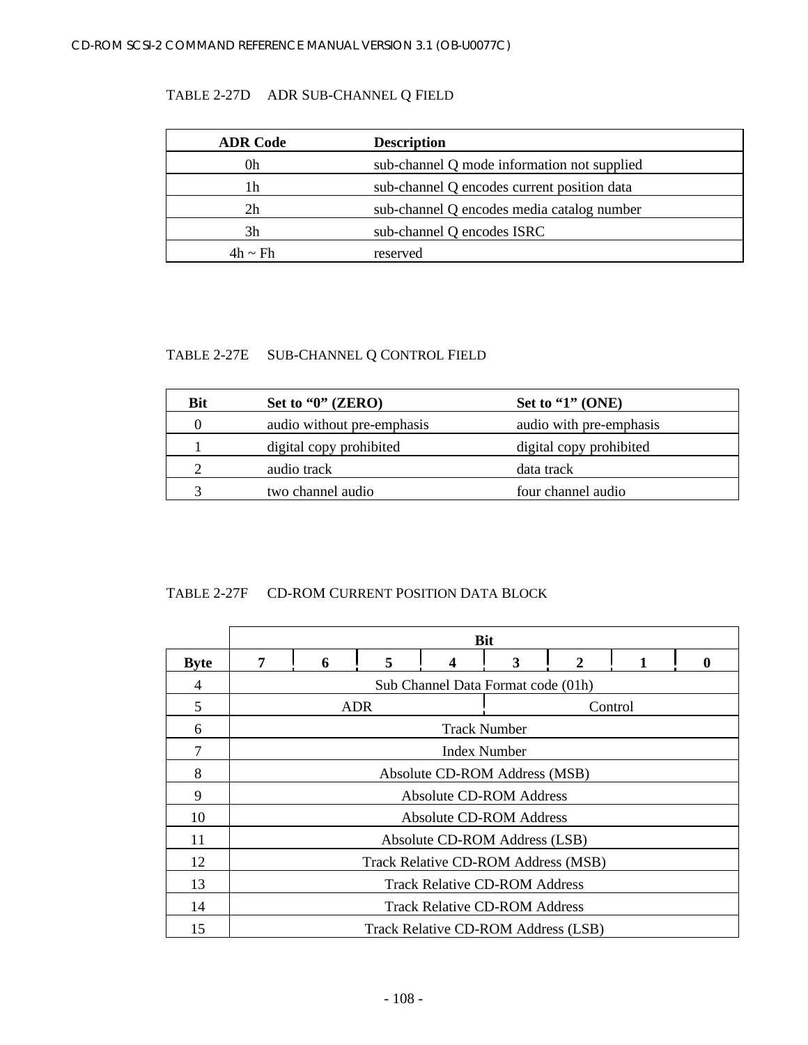TABLE 2-27D ADR SUB-CHANNEL Q FIELD

| ADR Code | Description |
|---|---|
| 0h | sub-channel Q mode information not supplied |
| 1h | sub-channel Q encodes current position data |
| 2h | sub-channel Q encodes media catalog number |
| 3h | sub-channel Q encodes ISRC |
| 4h ~ Fh | reserved |

TABLE 2-27E SUB-CHANNEL Q CONTROL FIELD

| Bit | Set to "0" (ZERO) | Set to "1" (ONE) |
|---|---|---|
| 0 | audio without pre-emphasis | audio with pre-emphasis |
| 1 | digital copy prohibited | digital copy prohibited |
| 2 | audio track | data track |
| 3 | two channel audio | four channel audio |

TABLE 2-27F CD-ROM CURRENT POSITION DATA BLOCK

| | Bit | | | | | | | |
|---|---|---|---|---|---|---|---|---|
| Byte | 7 | 6 | 5 | 4 | 3 | 2 | 1 | 0 |
| 4 | Sub Channel Data Format code (01h) | | | | | | | |
| 5 | ADR | | | | Control | | | |
| 6 | Track Number | | | | | | | |
| 7 | Index Number | | | | | | | |
| 8 | Absolute CD-ROM Address (MSB) | | | | | | | |
| 9 | Absolute CD-ROM Address | | | | | | | |
| 10 | Absolute CD-ROM Address | | | | | | | |
| 11 | Absolute CD-ROM Address (LSB) | | | | | | | |
| 12 | Track Relative CD-ROM Address (MSB) | | | | | | | |
| 13 | Track Relative CD-ROM Address | | | | | | | |
| 14 | Track Relative CD-ROM Address | | | | | | | |
| 15 | Track Relative CD-ROM Address (LSB) | | | | | | | |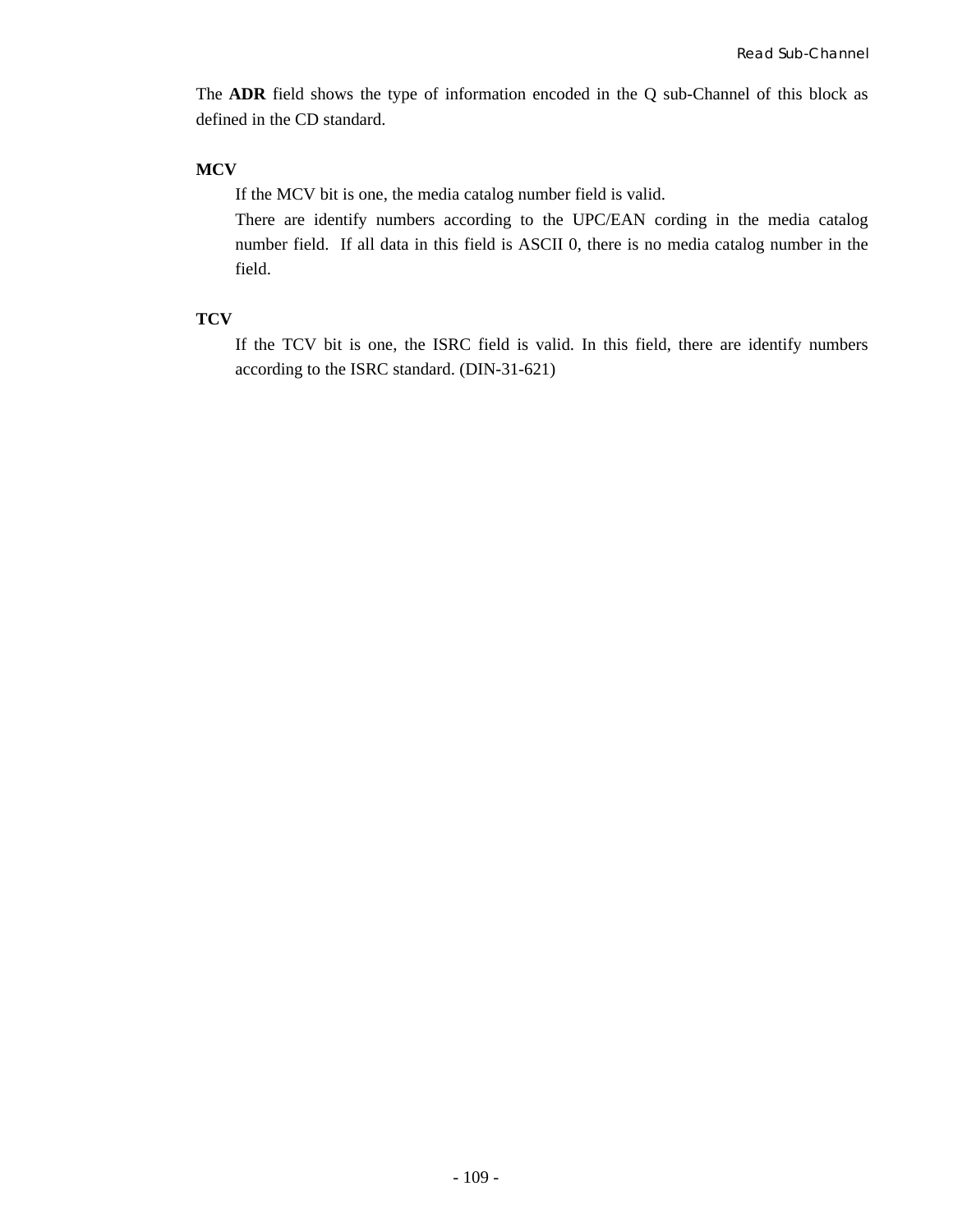The **ADR** field shows the type of information encoded in the Q sub-Channel of this block as defined in the CD standard.

**MCV**

If the MCV bit is one, the media catalog number field is valid.

There are identify numbers according to the UPC/EAN cording in the media catalog number field. If all data in this field is ASCII 0, there is no media catalog number in the field.

**TCV**

If the TCV bit is one, the ISRC field is valid. In this field, there are identify numbers according to the ISRC standard. (DIN-31-621)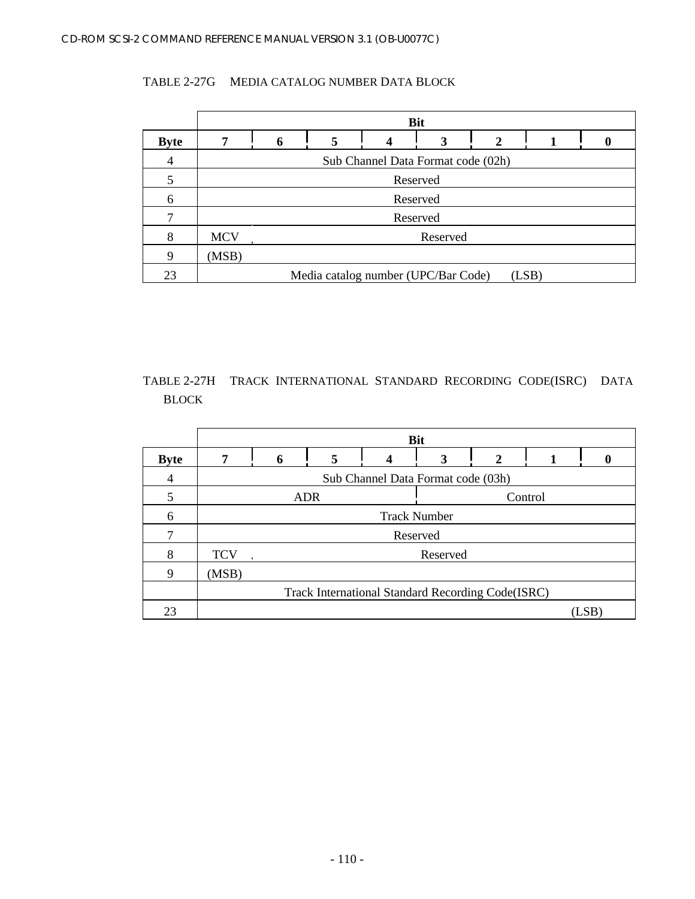TABLE 2-27G MEDIA CATALOG NUMBER DATA BLOCK

| | Bit | | | | | | | |
|---|---|---|---|---|---|---|---|---|
| **Byte** | **7** | **6** | **5** | **4** | **3** | **2** | **1** | **0** |
| 4 | Sub Channel Data Format code (02h) | | | | | | | |
| 5 | Reserved | | | | | | | |
| 6 | Reserved | | | | | | | |
| 7 | Reserved | | | | | | | |
| 8 | MCV | Reserved | | | | | | |
| 9 | (MSB) | | | | | | | |
| 23 | Media catalog number (UPC/Bar Code) (LSB) | | | | | | | |

TABLE 2-27H TRACK INTERNATIONAL STANDARD RECORDING CODE(ISRC) DATA BLOCK

| | Bit | | | | | | | |
|---|---|---|---|---|---|---|---|---|
| **Byte** | **7** | **6** | **5** | **4** | **3** | **2** | **1** | **0** |
| 4 | Sub Channel Data Format code (03h) | | | | | | | |
| 5 | ADR | | | | Control | | | |
| 6 | Track Number | | | | | | | |
| 7 | Reserved | | | | | | | |
| 8 | TCV | Reserved | | | | | | |
| 9 | (MSB) | | | | | | | |
| | Track International Standard Recording Code(ISRC) | | | | | | | |
| 23 | | | | | | | | (LSB) |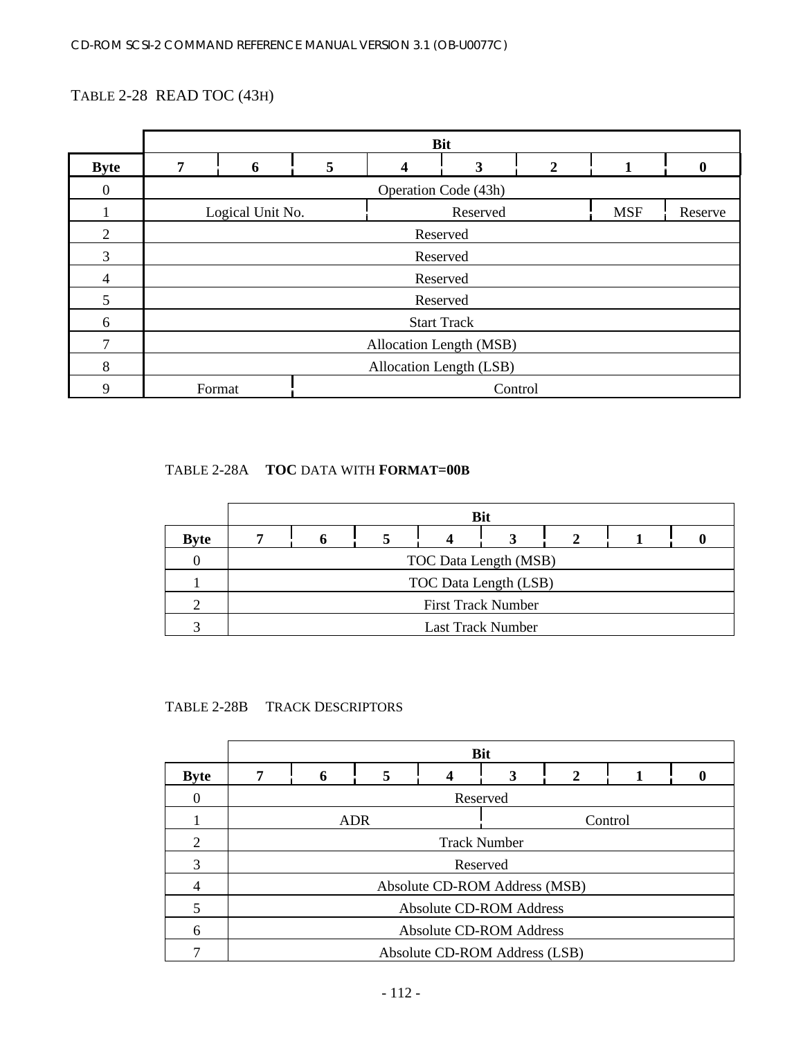TABLE 2-28 READ TOC (43H)

| Byte | Bit 7 | 6 | 5 | 4 | 3 | 2 | 1 | 0 |
|---|---|---|---|---|---|---|---|---|
| 0 | Operation Code (43h) | | | | | | | |
| 1 | Logical Unit No. | | | Reserved | | | MSF | Reserve |
| 2 | Reserved | | | | | | | |
| 3 | Reserved | | | | | | | |
| 4 | Reserved | | | | | | | |
| 5 | Reserved | | | | | | | |
| 6 | Start Track | | | | | | | |
| 7 | Allocation Length (MSB) | | | | | | | |
| 8 | Allocation Length (LSB) | | | | | | | |
| 9 | Format | | Control | | | | | |

TABLE 2-28A **TOC** DATA WITH **FORMAT=00B**

| Byte | Bit 7 | 6 | 5 | 4 | 3 | 2 | 1 | 0 |
|---|---|---|---|---|---|---|---|---|
| 0 | TOC Data Length (MSB) | | | | | | | |
| 1 | TOC Data Length (LSB) | | | | | | | |
| 2 | First Track Number | | | | | | | |
| 3 | Last Track Number | | | | | | | |

TABLE 2-28B TRACK DESCRIPTORS

| Byte | Bit 7 | 6 | 5 | 4 | 3 | 2 | 1 | 0 |
|---|---|---|---|---|---|---|---|---|
| 0 | Reserved | | | | | | | |
| 1 | ADR | | | | Control | | | |
| 2 | Track Number | | | | | | | |
| 3 | Reserved | | | | | | | |
| 4 | Absolute CD-ROM Address (MSB) | | | | | | | |
| 5 | Absolute CD-ROM Address | | | | | | | |
| 6 | Absolute CD-ROM Address | | | | | | | |
| 7 | Absolute CD-ROM Address (LSB) | | | | | | | |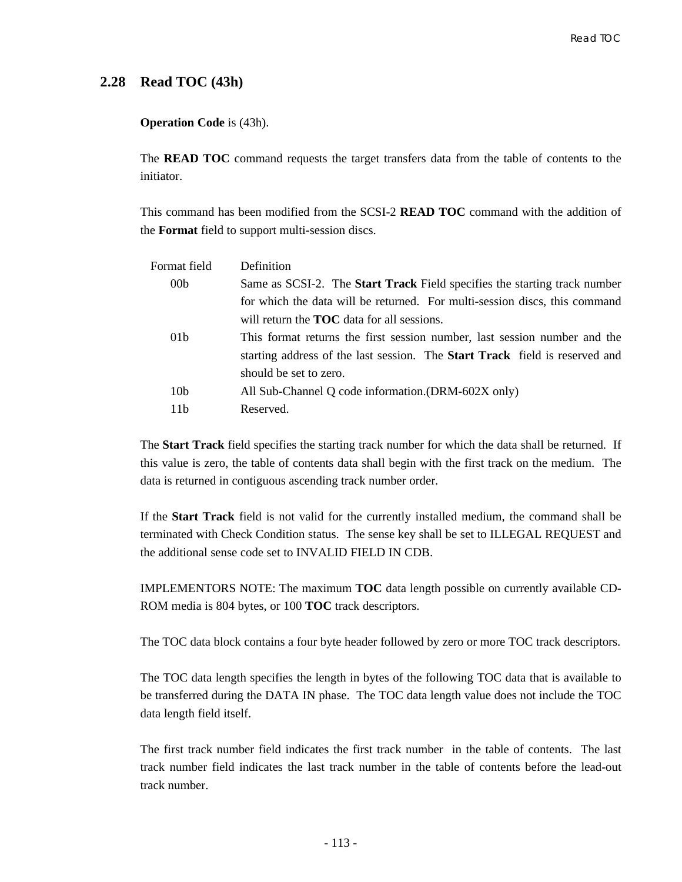## 2.28 Read TOC (43h)

**Operation Code** is (43h).

The **READ TOC** command requests the target transfers data from the table of contents to the initiator.

This command has been modified from the SCSI-2 **READ TOC** command with the addition of the **Format** field to support multi-session discs.

| Format field | Definition |
|---|---|
| 00b | Same as SCSI-2. The **Start Track** Field specifies the starting track number for which the data will be returned. For multi-session discs, this command will return the **TOC** data for all sessions. |
| 01b | This format returns the first session number, last session number and the starting address of the last session. The **Start Track** field is reserved and should be set to zero. |
| 10b | All Sub-Channel Q code information.(DRM-602X only) |
| 11b | Reserved. |

The **Start Track** field specifies the starting track number for which the data shall be returned. If this value is zero, the table of contents data shall begin with the first track on the medium. The data is returned in contiguous ascending track number order.

If the **Start Track** field is not valid for the currently installed medium, the command shall be terminated with Check Condition status. The sense key shall be set to ILLEGAL REQUEST and the additional sense code set to INVALID FIELD IN CDB.

IMPLEMENTORS NOTE: The maximum **TOC** data length possible on currently available CD-ROM media is 804 bytes, or 100 **TOC** track descriptors.

The TOC data block contains a four byte header followed by zero or more TOC track descriptors.

The TOC data length specifies the length in bytes of the following TOC data that is available to be transferred during the DATA IN phase. The TOC data length value does not include the TOC data length field itself.

The first track number field indicates the first track number in the table of contents. The last track number field indicates the last track number in the table of contents before the lead-out track number.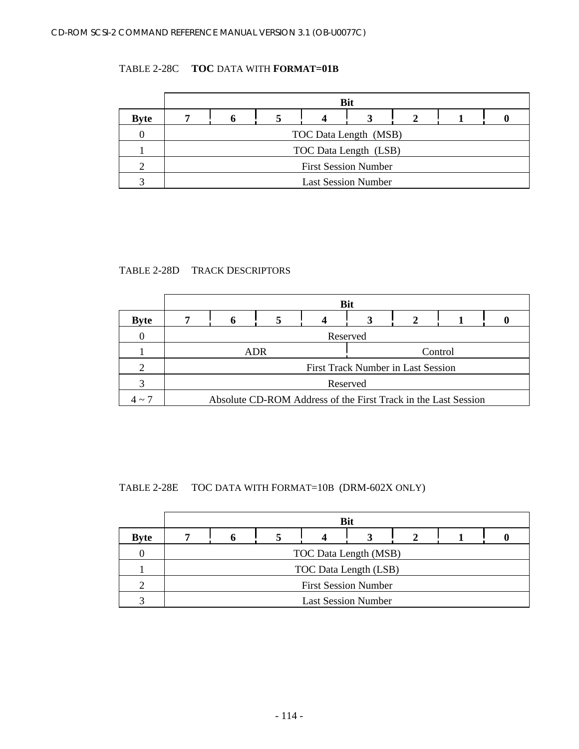TABLE 2-28C **TOC** DATA WITH **FORMAT=01B**

| | Bit | | | | | | | |
|---|---|---|---|---|---|---|---|---|
| **Byte** | **7** | **6** | **5** | **4** | **3** | **2** | **1** | **0** |
| 0 | TOC Data Length (MSB) | | | | | | | |
| 1 | TOC Data Length (LSB) | | | | | | | |
| 2 | First Session Number | | | | | | | |
| 3 | Last Session Number | | | | | | | |

TABLE 2-28D TRACK DESCRIPTORS

| | Bit | | | | | | | |
|---|---|---|---|---|---|---|---|---|
| **Byte** | **7** | **6** | **5** | **4** | **3** | **2** | **1** | **0** |
| 0 | Reserved | | | | | | | |
| 1 | ADR | | | | Control | | | |
| 2 | First Track Number in Last Session | | | | | | | |
| 3 | Reserved | | | | | | | |
| 4 ~ 7 | Absolute CD-ROM Address of the First Track in the Last Session | | | | | | | |

TABLE 2-28E TOC DATA WITH FORMAT=10B (DRM-602X ONLY)

| | Bit | | | | | | | |
|---|---|---|---|---|---|---|---|---|
| **Byte** | **7** | **6** | **5** | **4** | **3** | **2** | **1** | **0** |
| 0 | TOC Data Length (MSB) | | | | | | | |
| 1 | TOC Data Length (LSB) | | | | | | | |
| 2 | First Session Number | | | | | | | |
| 3 | Last Session Number | | | | | | | |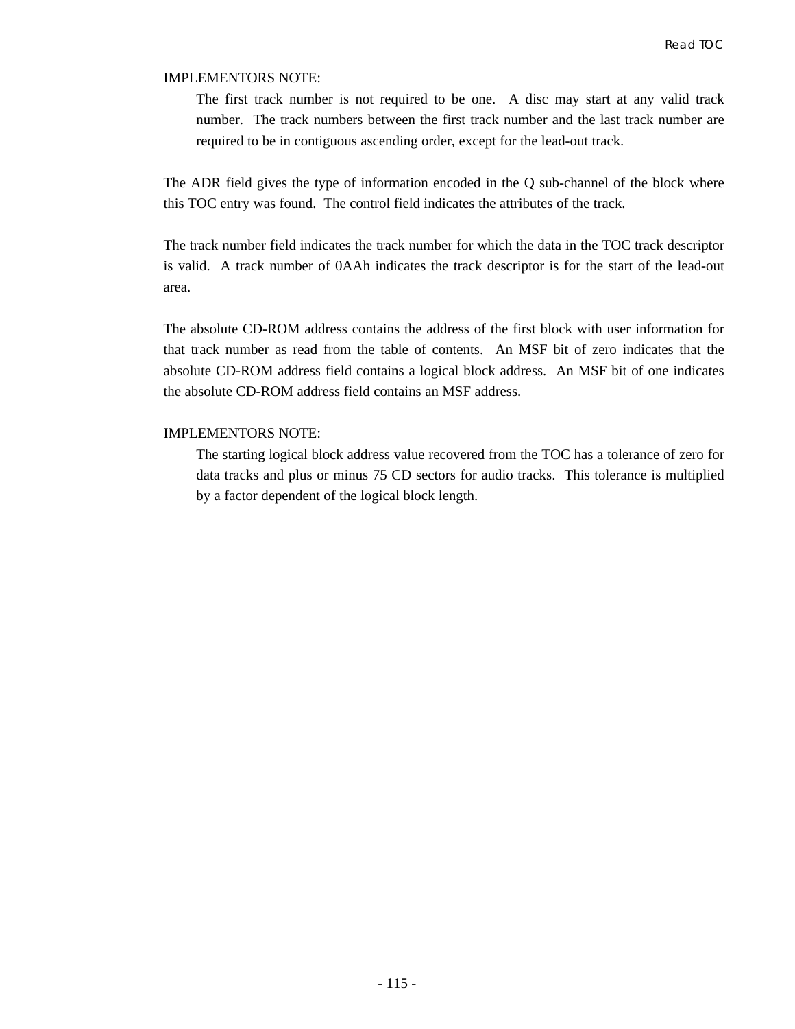IMPLEMENTORS NOTE:

> The first track number is not required to be one. A disc may start at any valid track number. The track numbers between the first track number and the last track number are required to be in contiguous ascending order, except for the lead-out track.

The ADR field gives the type of information encoded in the Q sub-channel of the block where this TOC entry was found. The control field indicates the attributes of the track.

The track number field indicates the track number for which the data in the TOC track descriptor is valid. A track number of 0AAh indicates the track descriptor is for the start of the lead-out area.

The absolute CD-ROM address contains the address of the first block with user information for that track number as read from the table of contents. An MSF bit of zero indicates that the absolute CD-ROM address field contains a logical block address. An MSF bit of one indicates the absolute CD-ROM address field contains an MSF address.

IMPLEMENTORS NOTE:

> The starting logical block address value recovered from the TOC has a tolerance of zero for data tracks and plus or minus 75 CD sectors for audio tracks. This tolerance is multiplied by a factor dependent of the logical block length.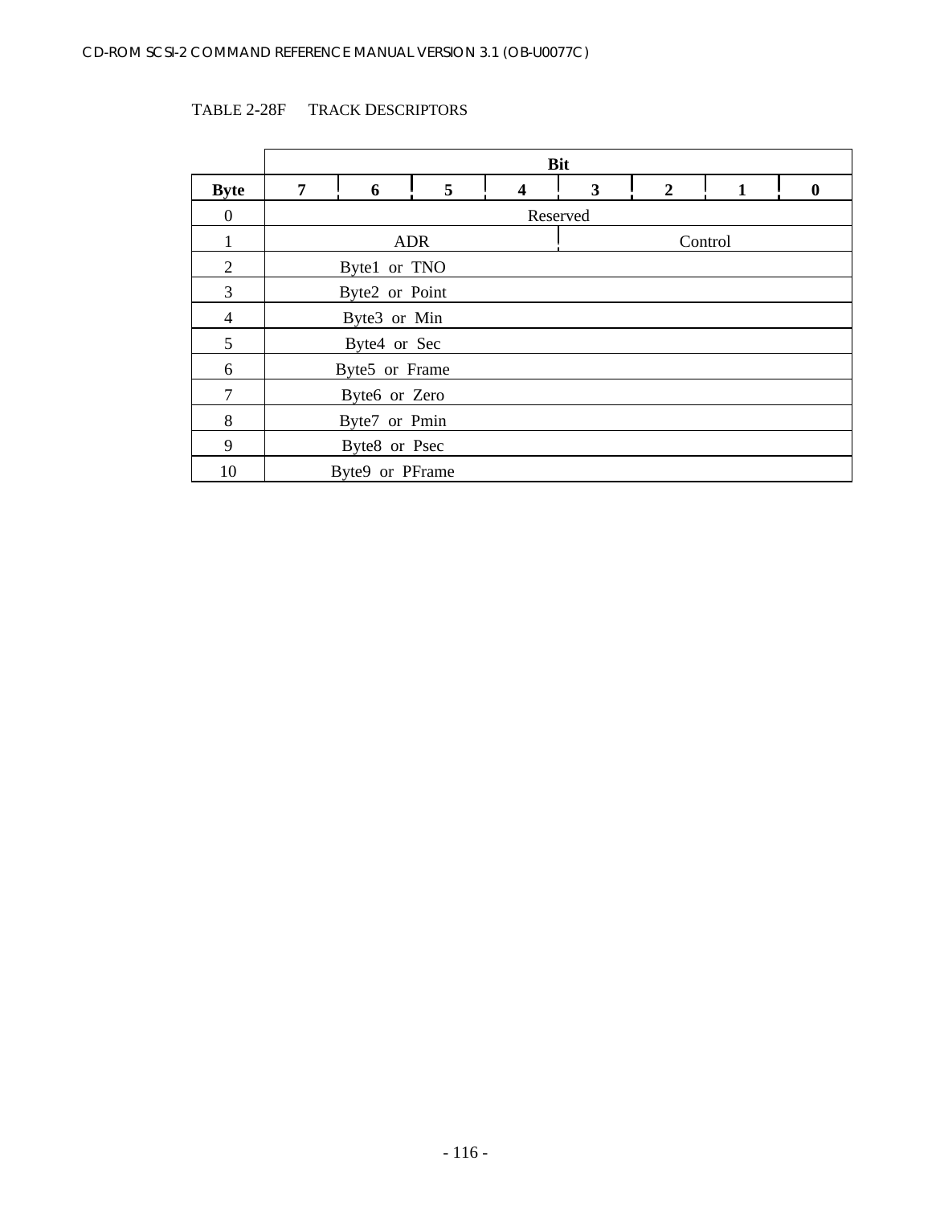TABLE 2-28F TRACK DESCRIPTORS

| Byte | Bit 7 | 6 | 5 | 4 | 3 | 2 | 1 | 0 |
|---|---|---|---|---|---|---|---|---|
| 0 | Reserved | | | | | | | |
| 1 | ADR | | | | Control | | | |
| 2 | Byte1 or TNO | | | | | | | |
| 3 | Byte2 or Point | | | | | | | |
| 4 | Byte3 or Min | | | | | | | |
| 5 | Byte4 or Sec | | | | | | | |
| 6 | Byte5 or Frame | | | | | | | |
| 7 | Byte6 or Zero | | | | | | | |
| 8 | Byte7 or Pmin | | | | | | | |
| 9 | Byte8 or Psec | | | | | | | |
| 10 | Byte9 or PFrame | | | | | | | |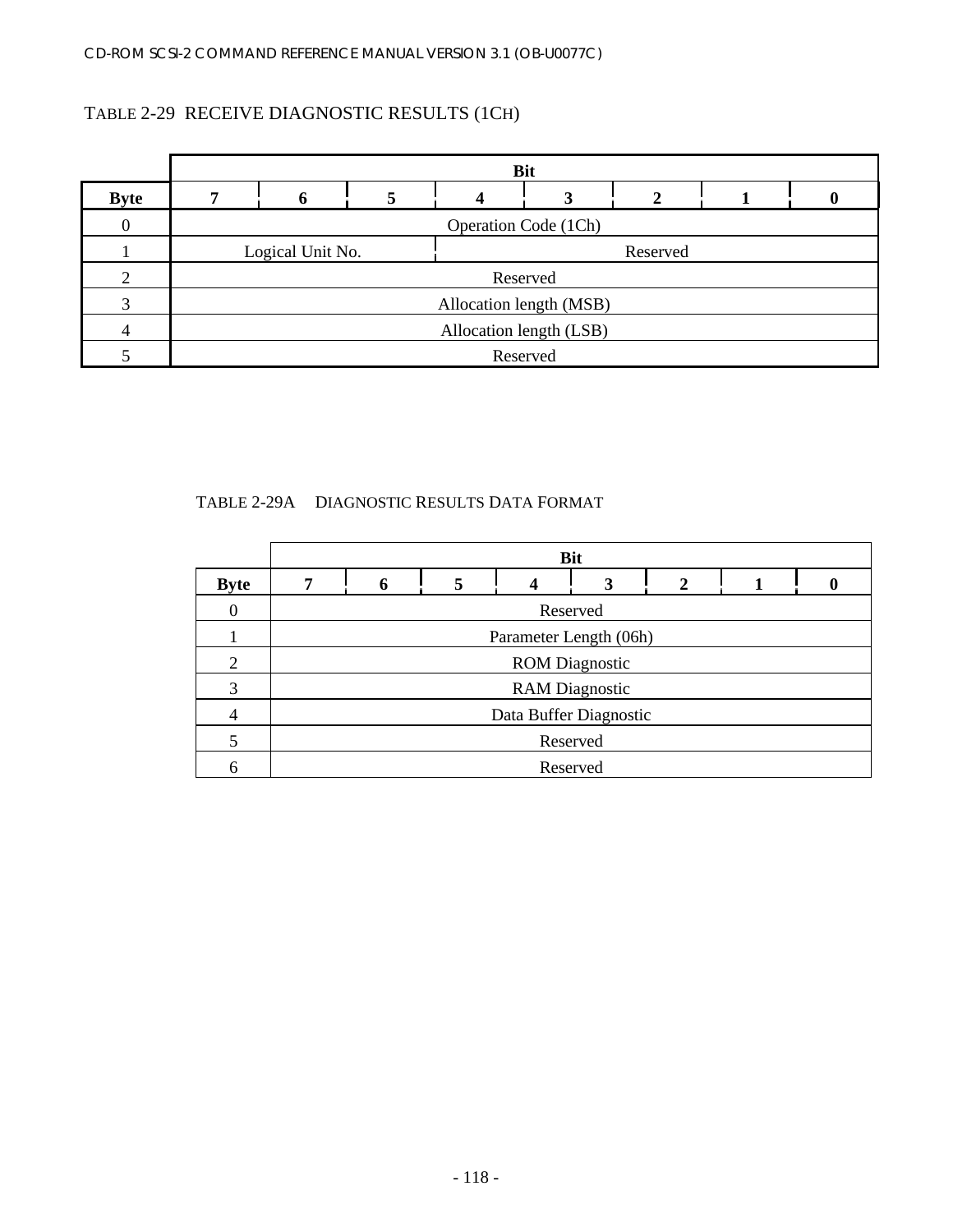TABLE 2-29 RECEIVE DIAGNOSTIC RESULTS (1CH)

| Byte | Bit 7 | 6 | 5 | 4 | 3 | 2 | 1 | 0 |
|---|---|---|---|---|---|---|---|---|
| 0 | Operation Code (1Ch) | | | | | | | |
| 1 | Logical Unit No. | | | Reserved | | | | |
| 2 | Reserved | | | | | | | |
| 3 | Allocation length (MSB) | | | | | | | |
| 4 | Allocation length (LSB) | | | | | | | |
| 5 | Reserved | | | | | | | |

TABLE 2-29A DIAGNOSTIC RESULTS DATA FORMAT

| Byte | Bit 7 | 6 | 5 | 4 | 3 | 2 | 1 | 0 |
|---|---|---|---|---|---|---|---|---|
| 0 | Reserved | | | | | | | |
| 1 | Parameter Length (06h) | | | | | | | |
| 2 | ROM Diagnostic | | | | | | | |
| 3 | RAM Diagnostic | | | | | | | |
| 4 | Data Buffer Diagnostic | | | | | | | |
| 5 | Reserved | | | | | | | |
| 6 | Reserved | | | | | | | |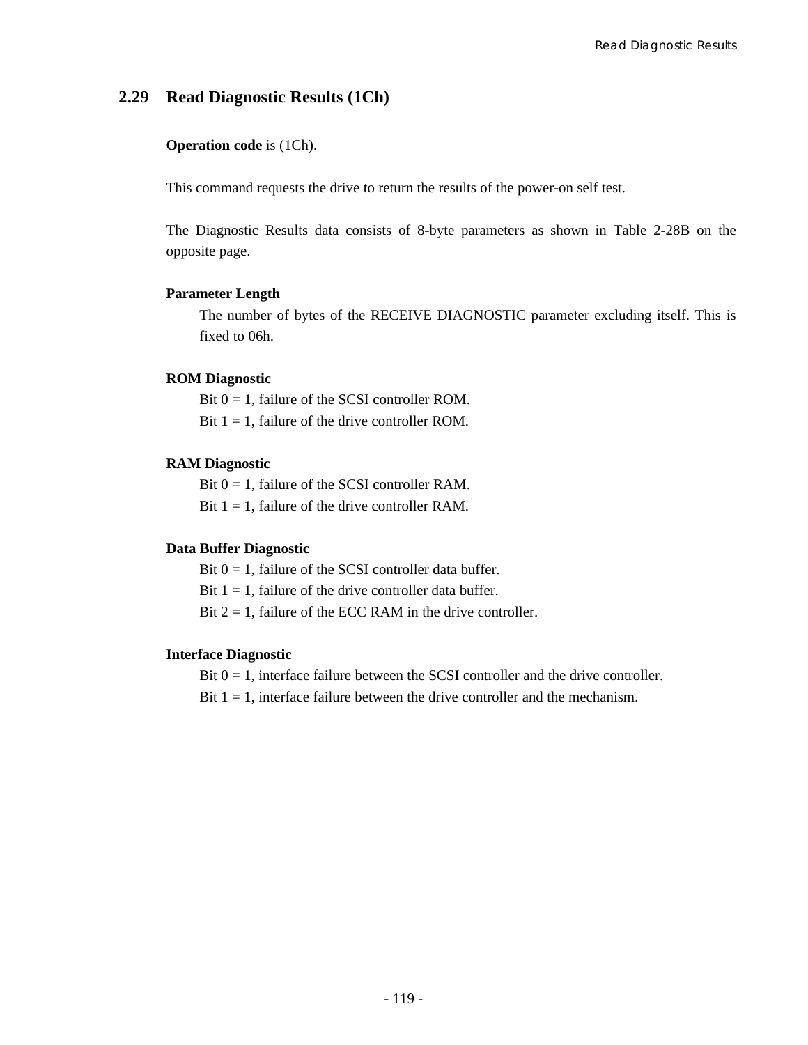## 2.29 Read Diagnostic Results (1Ch)

**Operation code** is (1Ch).

This command requests the drive to return the results of the power-on self test.

The Diagnostic Results data consists of 8-byte parameters as shown in Table 2-28B on the opposite page.

**Parameter Length**

The number of bytes of the RECEIVE DIAGNOSTIC parameter excluding itself. This is fixed to 06h.

**ROM Diagnostic**

Bit 0 = 1, failure of the SCSI controller ROM.
Bit 1 = 1, failure of the drive controller ROM.

**RAM Diagnostic**

Bit 0 = 1, failure of the SCSI controller RAM.
Bit 1 = 1, failure of the drive controller RAM.

**Data Buffer Diagnostic**

Bit 0 = 1, failure of the SCSI controller data buffer.
Bit 1 = 1, failure of the drive controller data buffer.
Bit 2 = 1, failure of the ECC RAM in the drive controller.

**Interface Diagnostic**

Bit 0 = 1, interface failure between the SCSI controller and the drive controller.
Bit 1 = 1, interface failure between the drive controller and the mechanism.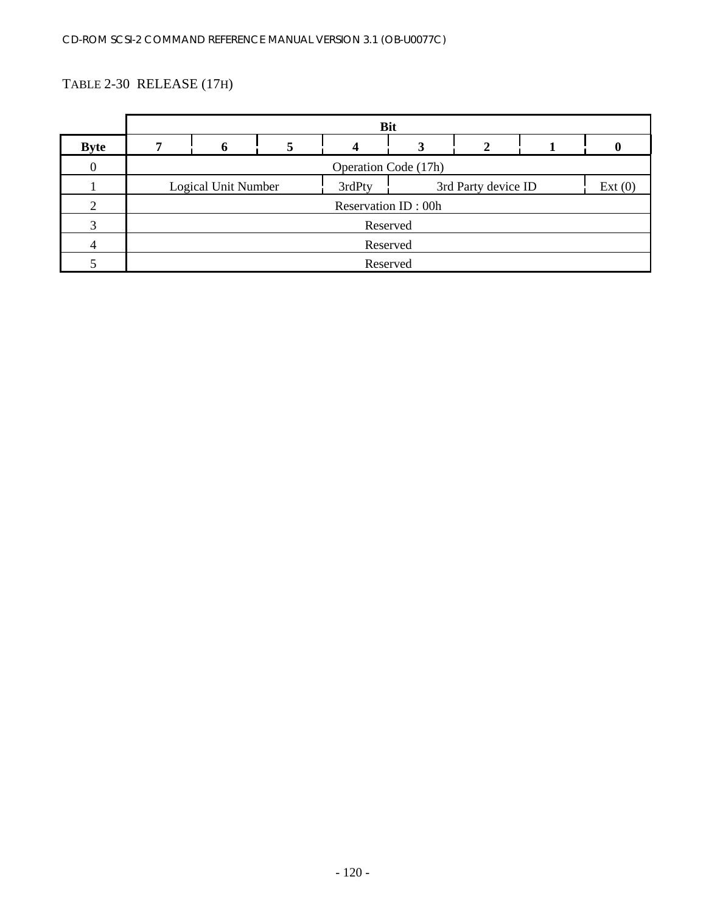TABLE 2-30 RELEASE (17H)

| Byte | Bit 7 | 6 | 5 | 4 | 3 | 2 | 1 | 0 |
|---|---|---|---|---|---|---|---|---|
| 0 | Operation Code (17h) | | | | | | | |
| 1 | Logical Unit Number | | | 3rdPty | 3rd Party device ID | | | Ext (0) |
| 2 | Reservation ID : 00h | | | | | | | |
| 3 | Reserved | | | | | | | |
| 4 | Reserved | | | | | | | |
| 5 | Reserved | | | | | | | |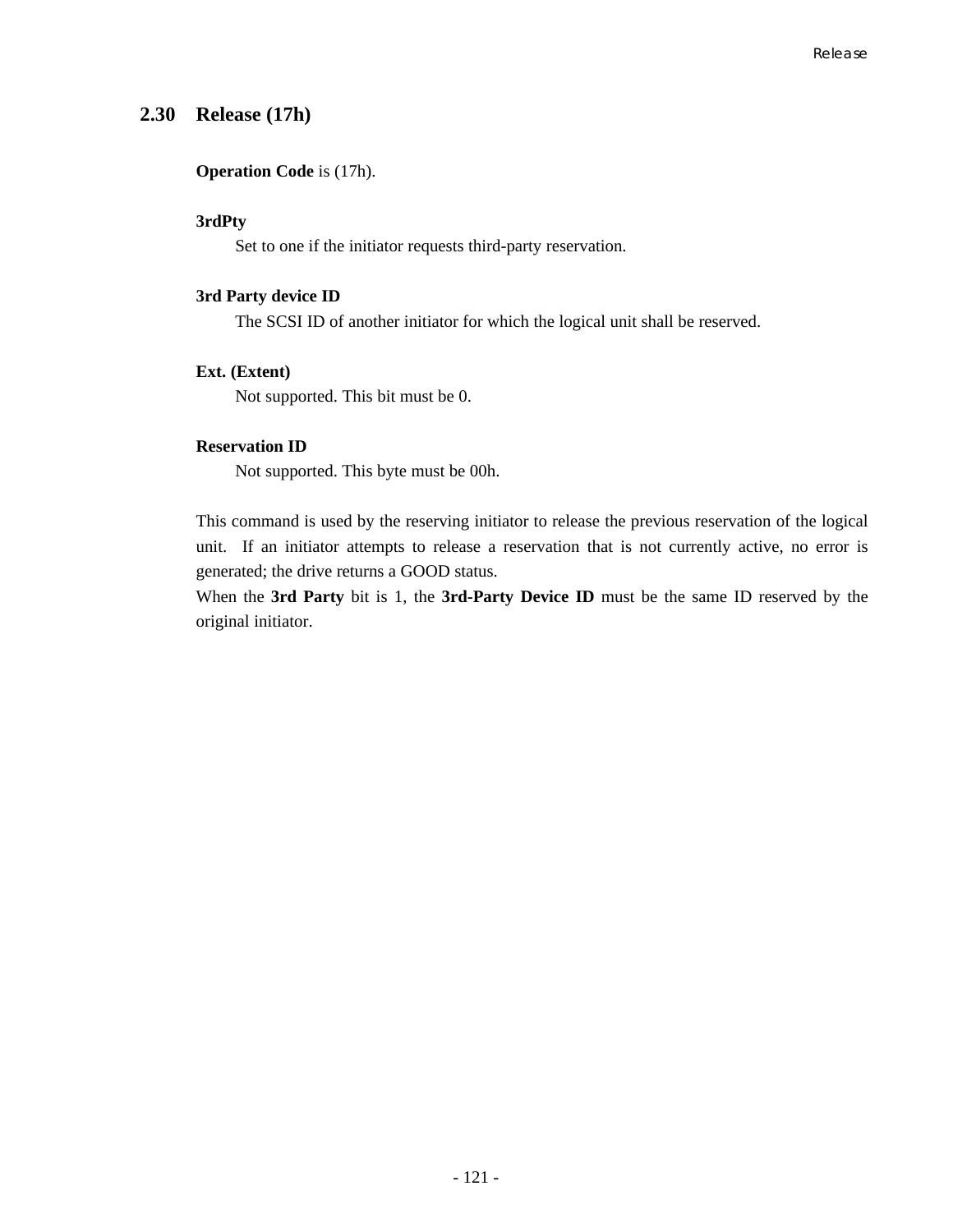## 2.30 Release (17h)

**Operation Code** is (17h).

**3rdPty**

Set to one if the initiator requests third-party reservation.

**3rd Party device ID**

The SCSI ID of another initiator for which the logical unit shall be reserved.

**Ext. (Extent)**

Not supported. This bit must be 0.

**Reservation ID**

Not supported. This byte must be 00h.

This command is used by the reserving initiator to release the previous reservation of the logical unit. If an initiator attempts to release a reservation that is not currently active, no error is generated; the drive returns a GOOD status.
When the **3rd Party** bit is 1, the **3rd-Party Device ID** must be the same ID reserved by the original initiator.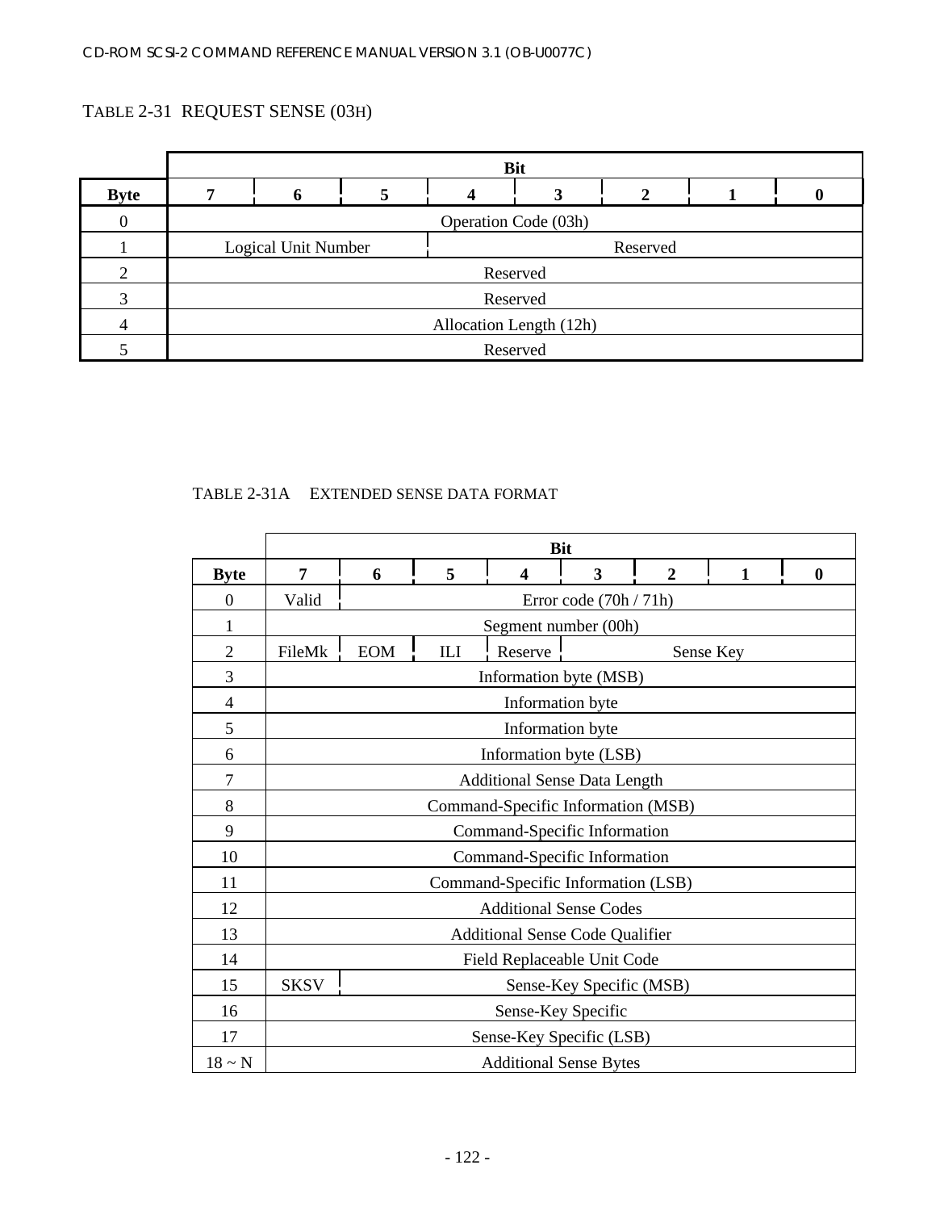TABLE 2-31 REQUEST SENSE (03H)

| Byte | Bit 7 | 6 | 5 | 4 | 3 | 2 | 1 | 0 |
|---|---|---|---|---|---|---|---|---|
| 0 | Operation Code (03h) | | | | | | | |
| 1 | Logical Unit Number | | | Reserved | | | | |
| 2 | Reserved | | | | | | | |
| 3 | Reserved | | | | | | | |
| 4 | Allocation Length (12h) | | | | | | | |
| 5 | Reserved | | | | | | | |

TABLE 2-31A EXTENDED SENSE DATA FORMAT

| Byte | Bit 7 | 6 | 5 | 4 | 3 | 2 | 1 | 0 |
|---|---|---|---|---|---|---|---|---|
| 0 | Valid | Error code (70h / 71h) | | | | | | |
| 1 | Segment number (00h) | | | | | | | |
| 2 | FileMk | EOM | ILI | Reserve | Sense Key | | | |
| 3 | Information byte (MSB) | | | | | | | |
| 4 | Information byte | | | | | | | |
| 5 | Information byte | | | | | | | |
| 6 | Information byte (LSB) | | | | | | | |
| 7 | Additional Sense Data Length | | | | | | | |
| 8 | Command-Specific Information (MSB) | | | | | | | |
| 9 | Command-Specific Information | | | | | | | |
| 10 | Command-Specific Information | | | | | | | |
| 11 | Command-Specific Information (LSB) | | | | | | | |
| 12 | Additional Sense Codes | | | | | | | |
| 13 | Additional Sense Code Qualifier | | | | | | | |
| 14 | Field Replaceable Unit Code | | | | | | | |
| 15 | SKSV | Sense-Key Specific (MSB) | | | | | | |
| 16 | Sense-Key Specific | | | | | | | |
| 17 | Sense-Key Specific (LSB) | | | | | | | |
| 18 ~ N | Additional Sense Bytes | | | | | | | |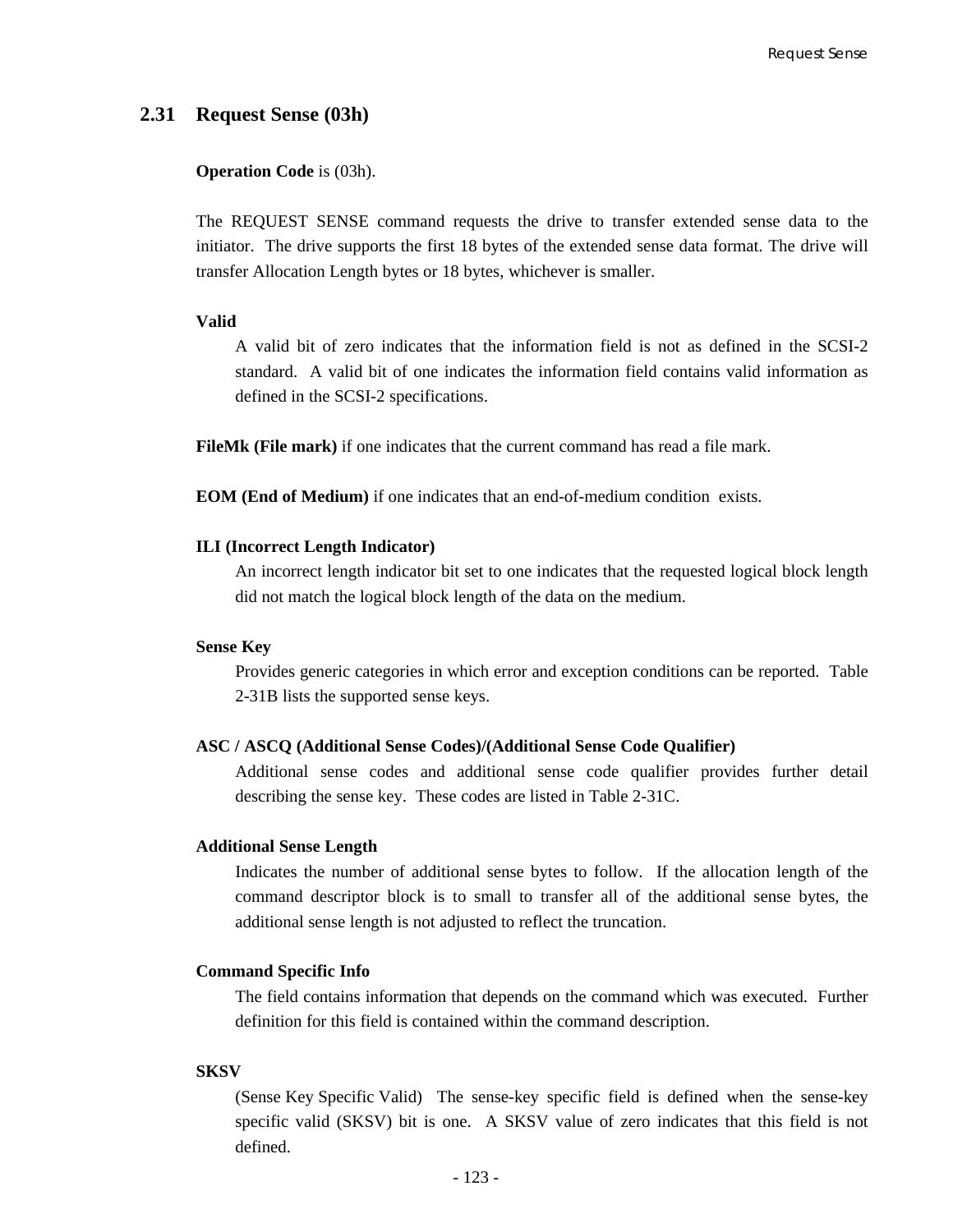## 2.31 Request Sense (03h)

**Operation Code** is (03h).

The REQUEST SENSE command requests the drive to transfer extended sense data to the initiator. The drive supports the first 18 bytes of the extended sense data format. The drive will transfer Allocation Length bytes or 18 bytes, whichever is smaller.

**Valid**

A valid bit of zero indicates that the information field is not as defined in the SCSI-2 standard. A valid bit of one indicates the information field contains valid information as defined in the SCSI-2 specifications.

**FileMk (File mark)** if one indicates that the current command has read a file mark.

**EOM (End of Medium)** if one indicates that an end-of-medium condition exists.

**ILI (Incorrect Length Indicator)**

An incorrect length indicator bit set to one indicates that the requested logical block length did not match the logical block length of the data on the medium.

**Sense Key**

Provides generic categories in which error and exception conditions can be reported. Table 2-31B lists the supported sense keys.

**ASC / ASCQ (Additional Sense Codes)/(Additional Sense Code Qualifier)**

Additional sense codes and additional sense code qualifier provides further detail describing the sense key. These codes are listed in Table 2-31C.

**Additional Sense Length**

Indicates the number of additional sense bytes to follow. If the allocation length of the command descriptor block is to small to transfer all of the additional sense bytes, the additional sense length is not adjusted to reflect the truncation.

**Command Specific Info**

The field contains information that depends on the command which was executed. Further definition for this field is contained within the command description.

**SKSV**

(Sense Key Specific Valid) The sense-key specific field is defined when the sense-key specific valid (SKSV) bit is one. A SKSV value of zero indicates that this field is not defined.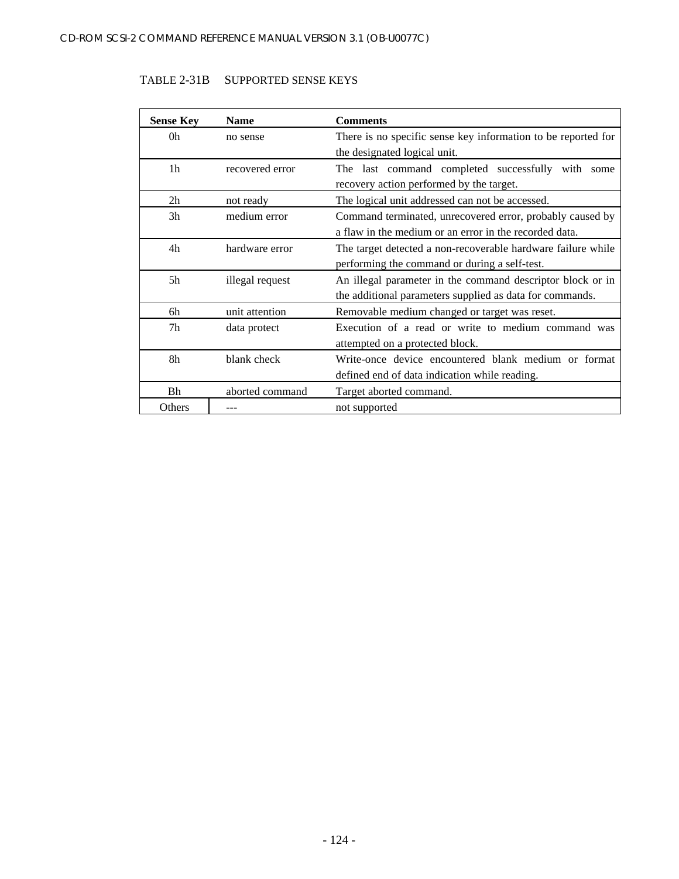TABLE 2-31B SUPPORTED SENSE KEYS

| Sense Key | Name | Comments |
|---|---|---|
| 0h | no sense | There is no specific sense key information to be reported for the designated logical unit. |
| 1h | recovered error | The last command completed successfully with some recovery action performed by the target. |
| 2h | not ready | The logical unit addressed can not be accessed. |
| 3h | medium error | Command terminated, unrecovered error, probably caused by a flaw in the medium or an error in the recorded data. |
| 4h | hardware error | The target detected a non-recoverable hardware failure while performing the command or during a self-test. |
| 5h | illegal request | An illegal parameter in the command descriptor block or in the additional parameters supplied as data for commands. |
| 6h | unit attention | Removable medium changed or target was reset. |
| 7h | data protect | Execution of a read or write to medium command was attempted on a protected block. |
| 8h | blank check | Write-once device encountered blank medium or format defined end of data indication while reading. |
| Bh | aborted command | Target aborted command. |
| Others | --- | not supported |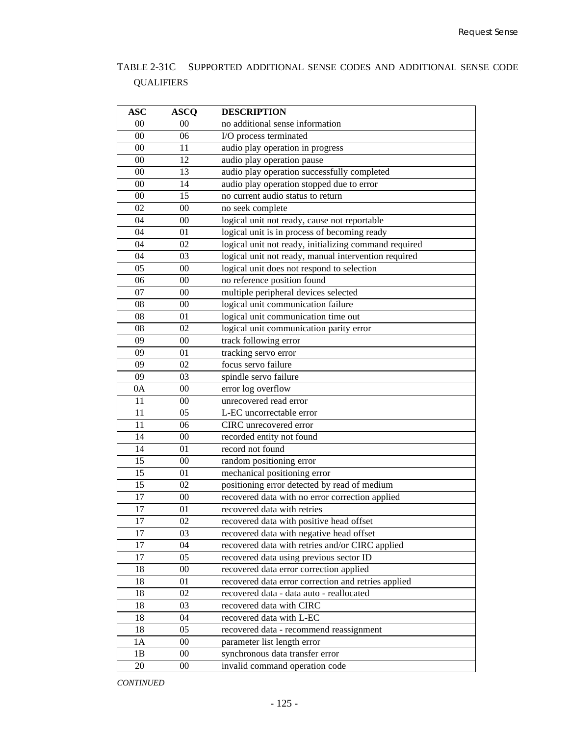TABLE 2-31C SUPPORTED ADDITIONAL SENSE CODES AND ADDITIONAL SENSE CODE QUALIFIERS

| ASC | ASCQ | DESCRIPTION |
|---|---|---|
| 00 | 00 | no additional sense information |
| 00 | 06 | I/O process terminated |
| 00 | 11 | audio play operation in progress |
| 00 | 12 | audio play operation pause |
| 00 | 13 | audio play operation successfully completed |
| 00 | 14 | audio play operation stopped due to error |
| 00 | 15 | no current audio status to return |
| 02 | 00 | no seek complete |
| 04 | 00 | logical unit not ready, cause not reportable |
| 04 | 01 | logical unit is in process of becoming ready |
| 04 | 02 | logical unit not ready, initializing command required |
| 04 | 03 | logical unit not ready, manual intervention required |
| 05 | 00 | logical unit does not respond to selection |
| 06 | 00 | no reference position found |
| 07 | 00 | multiple peripheral devices selected |
| 08 | 00 | logical unit communication failure |
| 08 | 01 | logical unit communication time out |
| 08 | 02 | logical unit communication parity error |
| 09 | 00 | track following error |
| 09 | 01 | tracking servo error |
| 09 | 02 | focus servo failure |
| 09 | 03 | spindle servo failure |
| 0A | 00 | error log overflow |
| 11 | 00 | unrecovered read error |
| 11 | 05 | L-EC uncorrectable error |
| 11 | 06 | CIRC unrecovered error |
| 14 | 00 | recorded entity not found |
| 14 | 01 | record not found |
| 15 | 00 | random positioning error |
| 15 | 01 | mechanical positioning error |
| 15 | 02 | positioning error detected by read of medium |
| 17 | 00 | recovered data with no error correction applied |
| 17 | 01 | recovered data with retries |
| 17 | 02 | recovered data with positive head offset |
| 17 | 03 | recovered data with negative head offset |
| 17 | 04 | recovered data with retries and/or CIRC applied |
| 17 | 05 | recovered data using previous sector ID |
| 18 | 00 | recovered data error correction applied |
| 18 | 01 | recovered data error correction and retries applied |
| 18 | 02 | recovered data - data auto - reallocated |
| 18 | 03 | recovered data with CIRC |
| 18 | 04 | recovered data with L-EC |
| 18 | 05 | recovered data - recommend reassignment |
| 1A | 00 | parameter list length error |
| 1B | 00 | synchronous data transfer error |
| 20 | 00 | invalid command operation code |

*CONTINUED*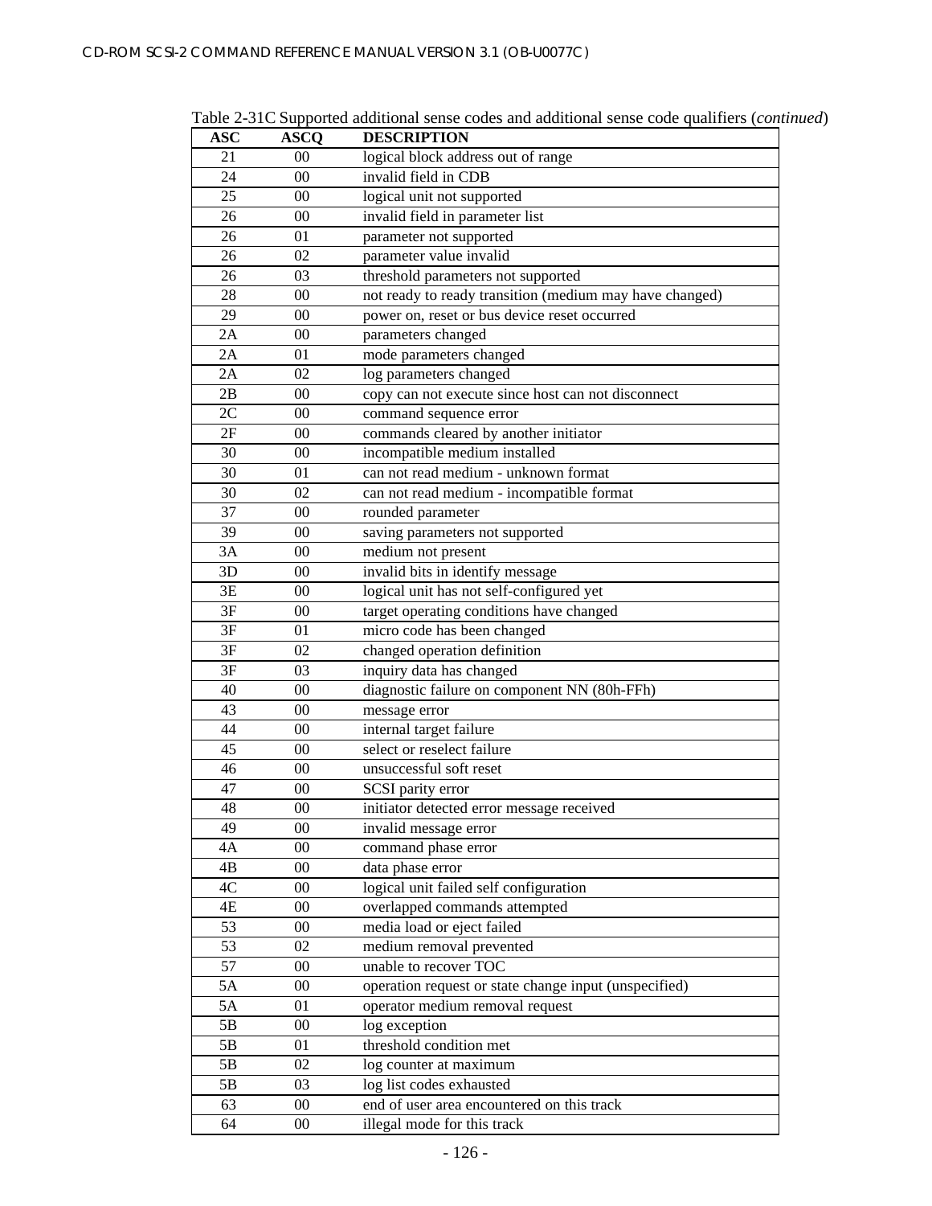Table 2-31C Supported additional sense codes and additional sense code qualifiers (*continued*)

| ASC | ASCQ | DESCRIPTION |
|---|---|---|
| 21 | 00 | logical block address out of range |
| 24 | 00 | invalid field in CDB |
| 25 | 00 | logical unit not supported |
| 26 | 00 | invalid field in parameter list |
| 26 | 01 | parameter not supported |
| 26 | 02 | parameter value invalid |
| 26 | 03 | threshold parameters not supported |
| 28 | 00 | not ready to ready transition (medium may have changed) |
| 29 | 00 | power on, reset or bus device reset occurred |
| 2A | 00 | parameters changed |
| 2A | 01 | mode parameters changed |
| 2A | 02 | log parameters changed |
| 2B | 00 | copy can not execute since host can not disconnect |
| 2C | 00 | command sequence error |
| 2F | 00 | commands cleared by another initiator |
| 30 | 00 | incompatible medium installed |
| 30 | 01 | can not read medium - unknown format |
| 30 | 02 | can not read medium - incompatible format |
| 37 | 00 | rounded parameter |
| 39 | 00 | saving parameters not supported |
| 3A | 00 | medium not present |
| 3D | 00 | invalid bits in identify message |
| 3E | 00 | logical unit has not self-configured yet |
| 3F | 00 | target operating conditions have changed |
| 3F | 01 | micro code has been changed |
| 3F | 02 | changed operation definition |
| 3F | 03 | inquiry data has changed |
| 40 | 00 | diagnostic failure on component NN (80h-FFh) |
| 43 | 00 | message error |
| 44 | 00 | internal target failure |
| 45 | 00 | select or reselect failure |
| 46 | 00 | unsuccessful soft reset |
| 47 | 00 | SCSI parity error |
| 48 | 00 | initiator detected error message received |
| 49 | 00 | invalid message error |
| 4A | 00 | command phase error |
| 4B | 00 | data phase error |
| 4C | 00 | logical unit failed self configuration |
| 4E | 00 | overlapped commands attempted |
| 53 | 00 | media load or eject failed |
| 53 | 02 | medium removal prevented |
| 57 | 00 | unable to recover TOC |
| 5A | 00 | operation request or state change input (unspecified) |
| 5A | 01 | operator medium removal request |
| 5B | 00 | log exception |
| 5B | 01 | threshold condition met |
| 5B | 02 | log counter at maximum |
| 5B | 03 | log list codes exhausted |
| 63 | 00 | end of user area encountered on this track |
| 64 | 00 | illegal mode for this track |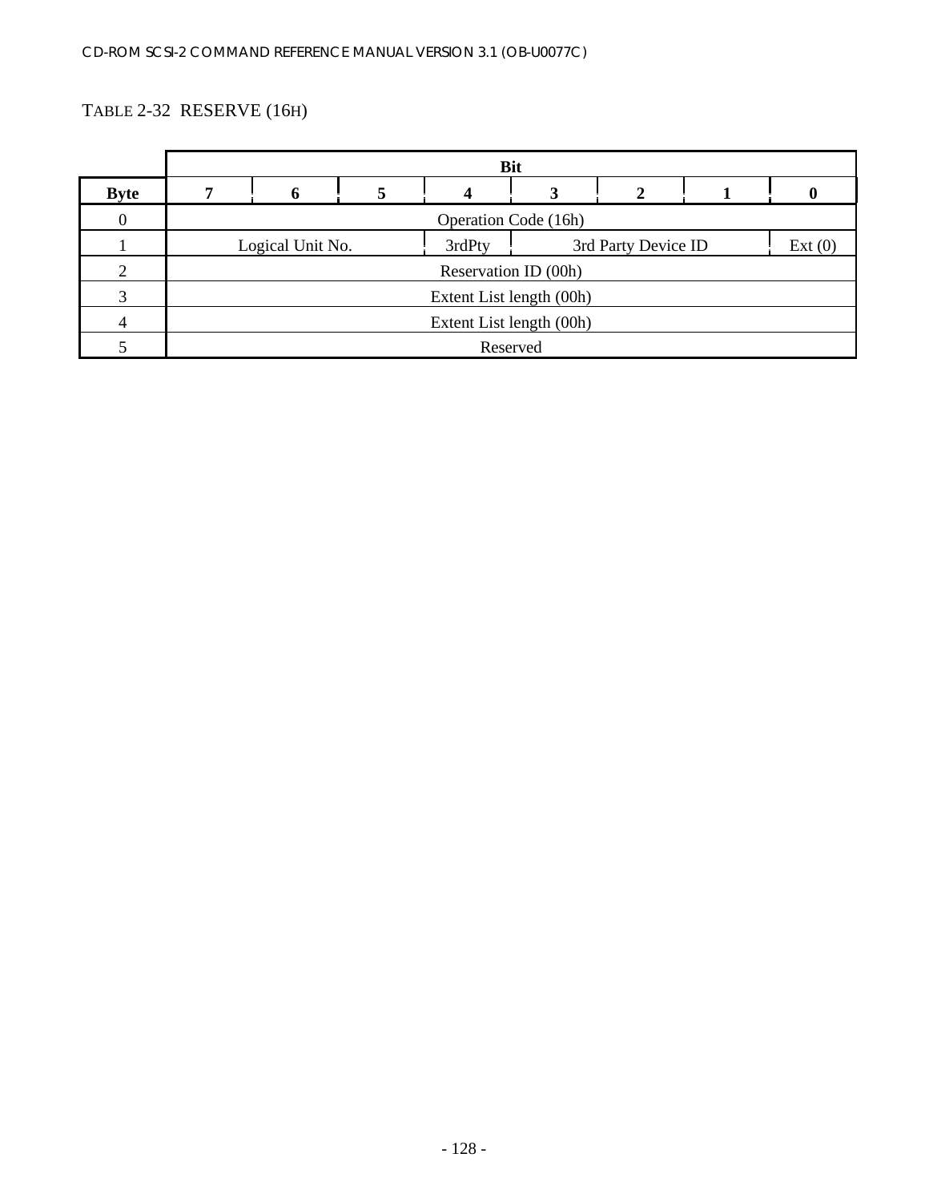TABLE 2-32 RESERVE (16H)

| Byte | Bit 7 | 6 | 5 | 4 | 3 | 2 | 1 | 0 |
|---|---|---|---|---|---|---|---|---|
| 0 | Operation Code (16h) | | | | | | | |
| 1 | Logical Unit No. | | | 3rdPty | 3rd Party Device ID | | | Ext (0) |
| 2 | Reservation ID (00h) | | | | | | | |
| 3 | Extent List length (00h) | | | | | | | |
| 4 | Extent List length (00h) | | | | | | | |
| 5 | Reserved | | | | | | | |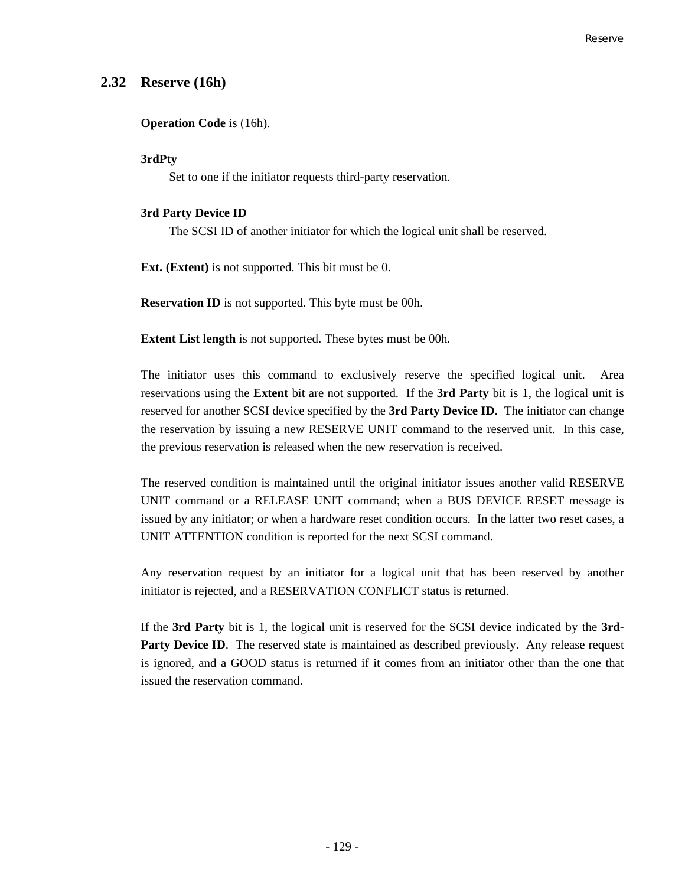## 2.32 Reserve (16h)

**Operation Code** is (16h).

**3rdPty**

Set to one if the initiator requests third-party reservation.

**3rd Party Device ID**

The SCSI ID of another initiator for which the logical unit shall be reserved.

**Ext. (Extent)** is not supported. This bit must be 0.

**Reservation ID** is not supported. This byte must be 00h.

**Extent List length** is not supported. These bytes must be 00h.

The initiator uses this command to exclusively reserve the specified logical unit. Area reservations using the **Extent** bit are not supported. If the **3rd Party** bit is 1, the logical unit is reserved for another SCSI device specified by the **3rd Party Device ID**. The initiator can change the reservation by issuing a new RESERVE UNIT command to the reserved unit. In this case, the previous reservation is released when the new reservation is received.

The reserved condition is maintained until the original initiator issues another valid RESERVE UNIT command or a RELEASE UNIT command; when a BUS DEVICE RESET message is issued by any initiator; or when a hardware reset condition occurs. In the latter two reset cases, a UNIT ATTENTION condition is reported for the next SCSI command.

Any reservation request by an initiator for a logical unit that has been reserved by another initiator is rejected, and a RESERVATION CONFLICT status is returned.

If the **3rd Party** bit is 1, the logical unit is reserved for the SCSI device indicated by the **3rd-Party Device ID**. The reserved state is maintained as described previously. Any release request is ignored, and a GOOD status is returned if it comes from an initiator other than the one that issued the reservation command.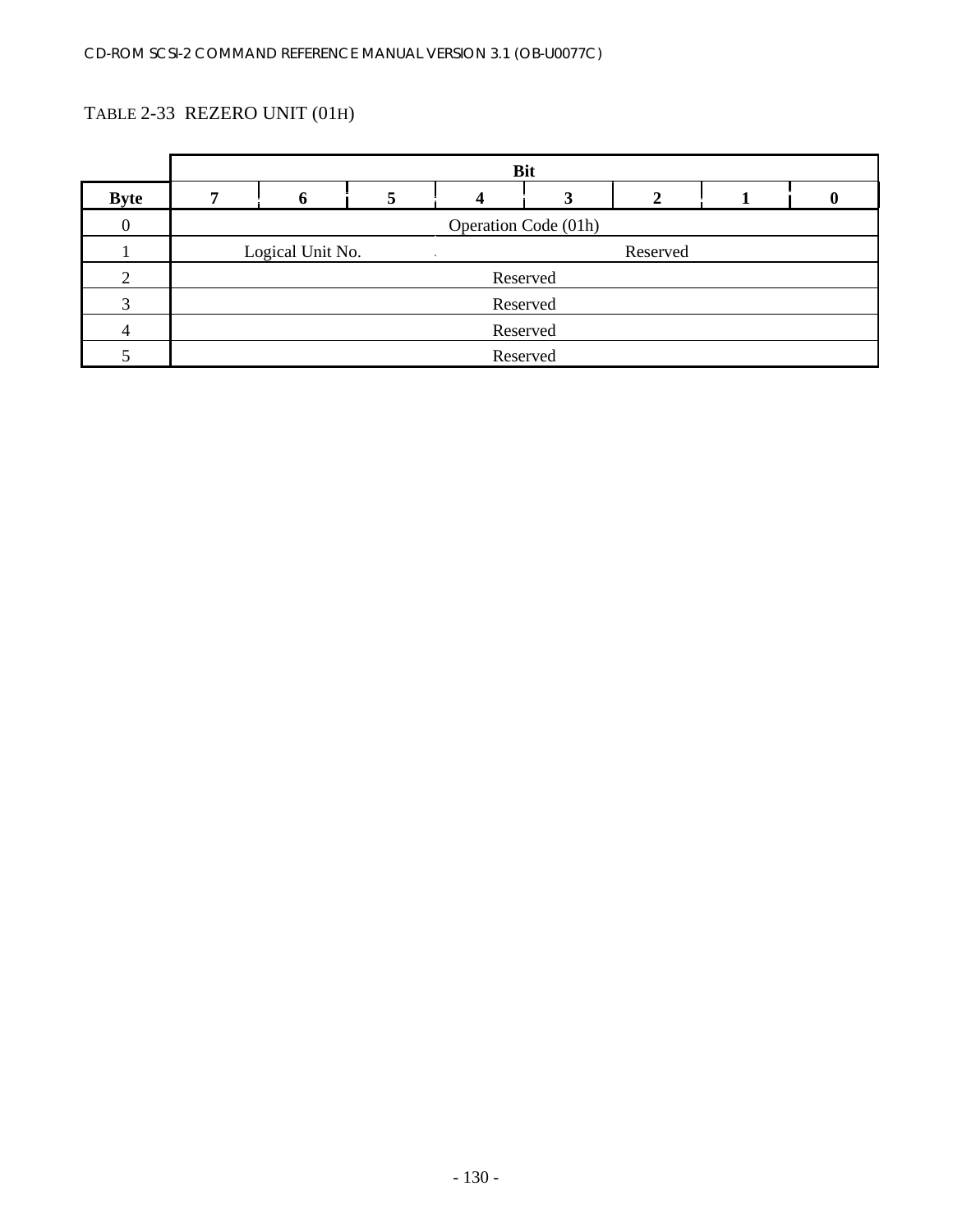TABLE 2-33 REZERO UNIT (01H)

| | Bit | | | | | | | |
|---|---|---|---|---|---|---|---|---|
| **Byte** | **7** | **6** | **5** | **4** | **3** | **2** | **1** | **0** |
| 0 | Operation Code (01h) | | | | | | | |
| 1 | Logical Unit No. | | | Reserved | | | | |
| 2 | Reserved | | | | | | | |
| 3 | Reserved | | | | | | | |
| 4 | Reserved | | | | | | | |
| 5 | Reserved | | | | | | | |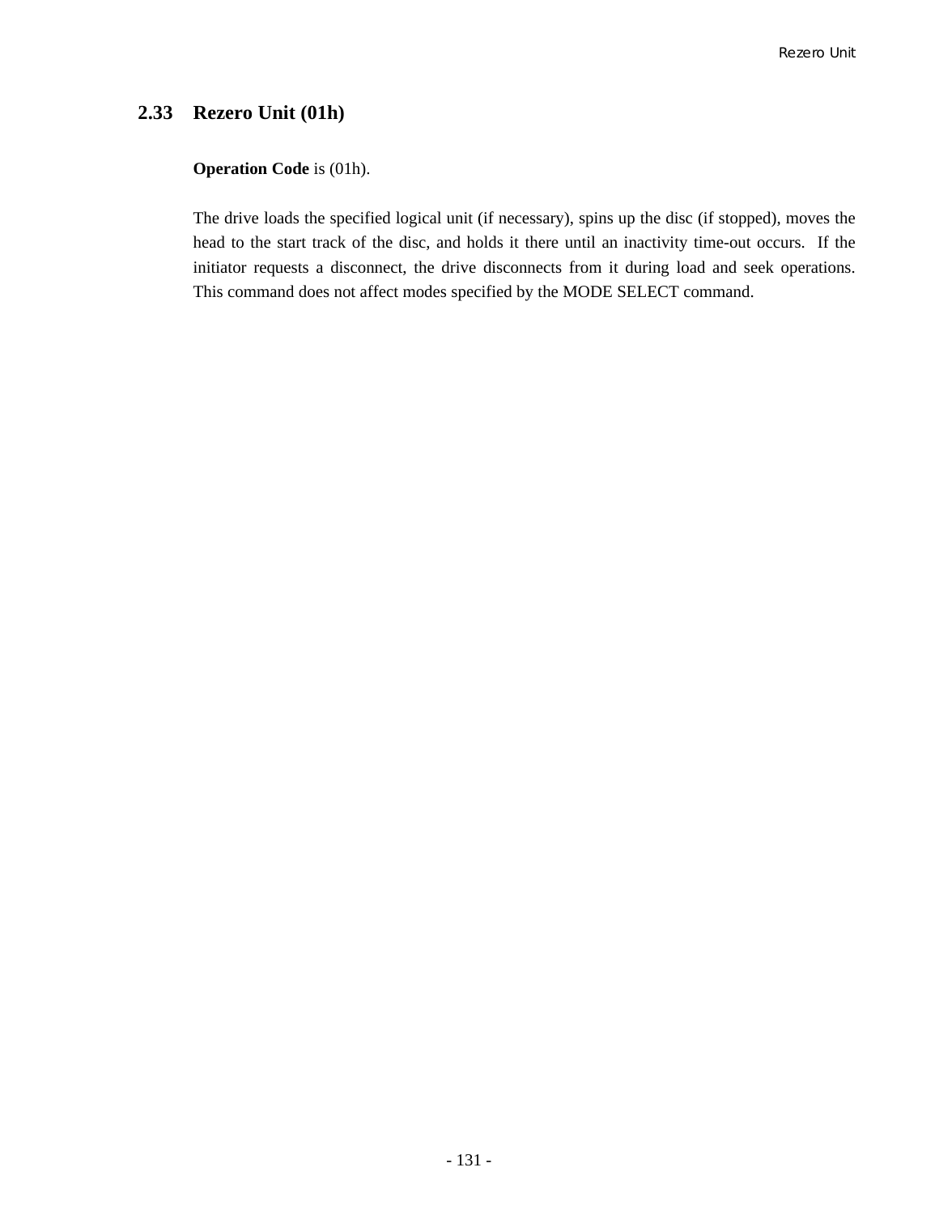## 2.33 Rezero Unit (01h)

**Operation Code** is (01h).

The drive loads the specified logical unit (if necessary), spins up the disc (if stopped), moves the head to the start track of the disc, and holds it there until an inactivity time-out occurs. If the initiator requests a disconnect, the drive disconnects from it during load and seek operations. This command does not affect modes specified by the MODE SELECT command.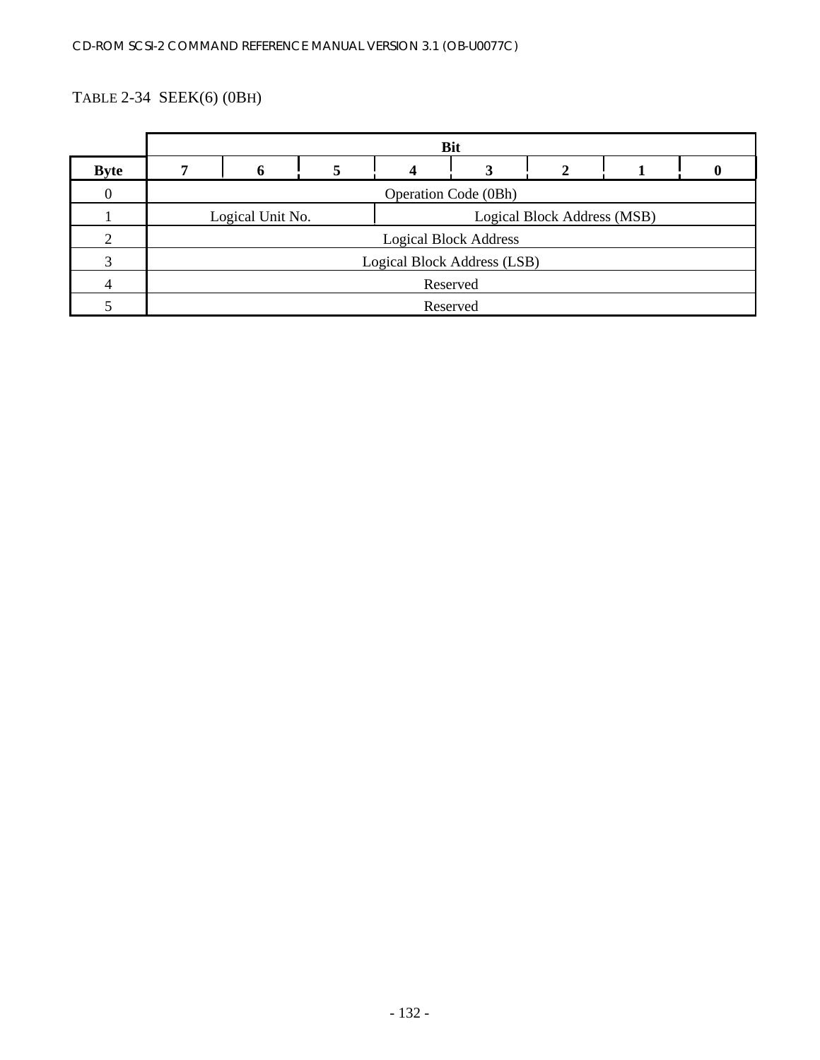TABLE 2-34 SEEK(6) (0BH)

| | Bit | | | | | | | |
|---|---|---|---|---|---|---|---|---|
| **Byte** | **7** | **6** | **5** | **4** | **3** | **2** | **1** | **0** |
| 0 | Operation Code (0Bh) | | | | | | | |
| 1 | Logical Unit No. | | | Logical Block Address (MSB) | | | | |
| 2 | Logical Block Address | | | | | | | |
| 3 | Logical Block Address (LSB) | | | | | | | |
| 4 | Reserved | | | | | | | |
| 5 | Reserved | | | | | | | |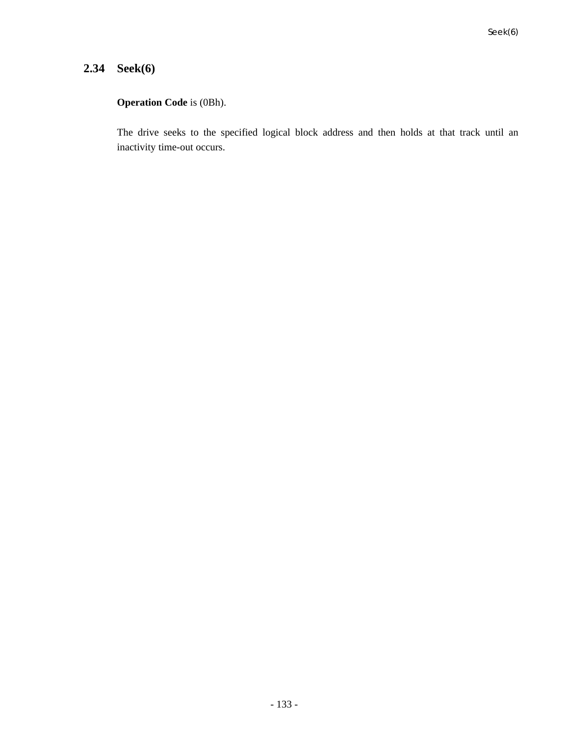## 2.34 Seek(6)

**Operation Code** is (0Bh).

The drive seeks to the specified logical block address and then holds at that track until an inactivity time-out occurs.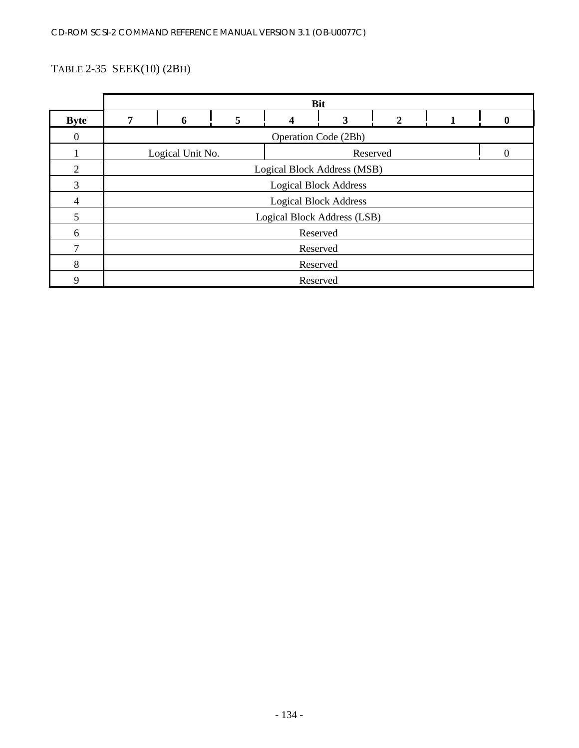TABLE 2-35 SEEK(10) (2BH)

| | Bit | | | | | | | |
|---|---|---|---|---|---|---|---|---|
| **Byte** | **7** | **6** | **5** | **4** | **3** | **2** | **1** | **0** |
| 0 | Operation Code (2Bh) | | | | | | | |
| 1 | Logical Unit No. | | | Reserved | | | | 0 |
| 2 | Logical Block Address (MSB) | | | | | | | |
| 3 | Logical Block Address | | | | | | | |
| 4 | Logical Block Address | | | | | | | |
| 5 | Logical Block Address (LSB) | | | | | | | |
| 6 | Reserved | | | | | | | |
| 7 | Reserved | | | | | | | |
| 8 | Reserved | | | | | | | |
| 9 | Reserved | | | | | | | |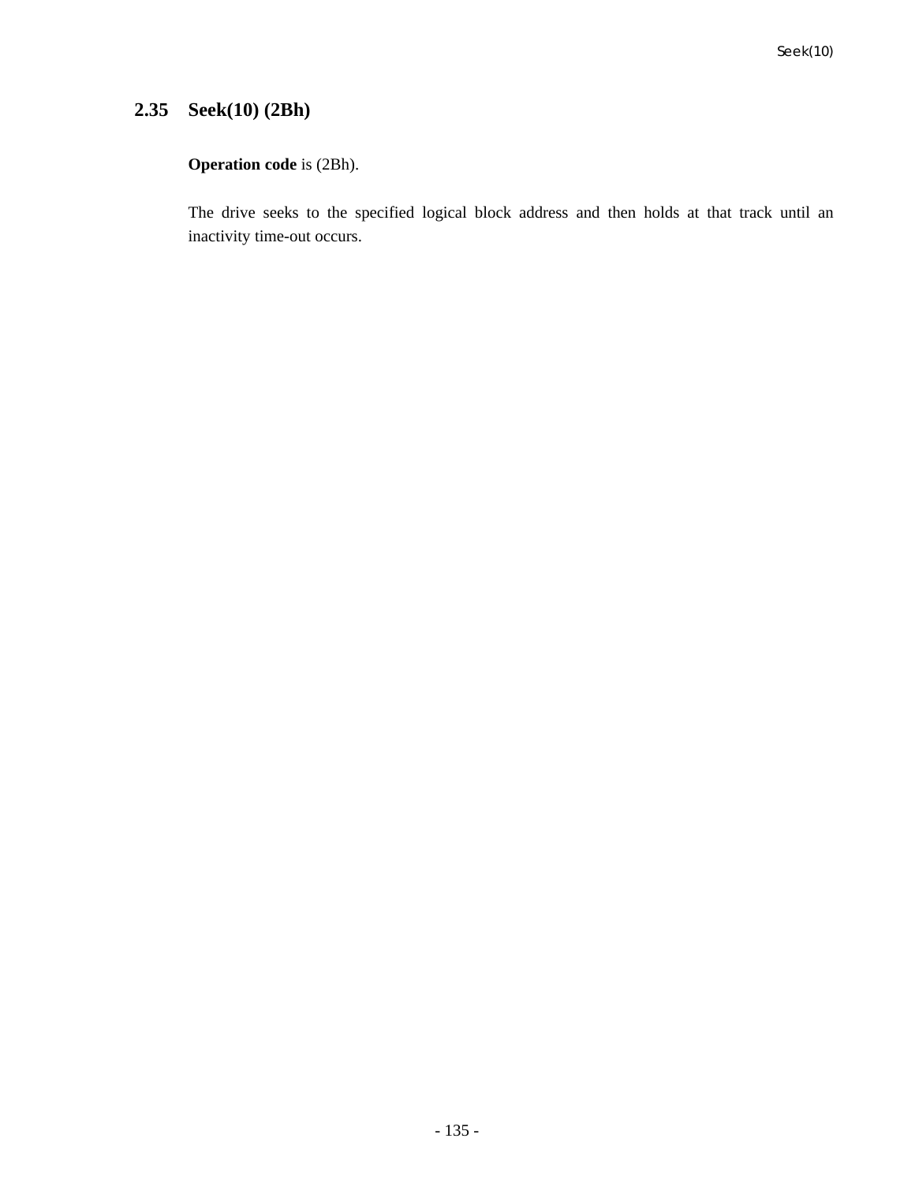## 2.35 Seek(10) (2Bh)

**Operation code** is (2Bh).

The drive seeks to the specified logical block address and then holds at that track until an inactivity time-out occurs.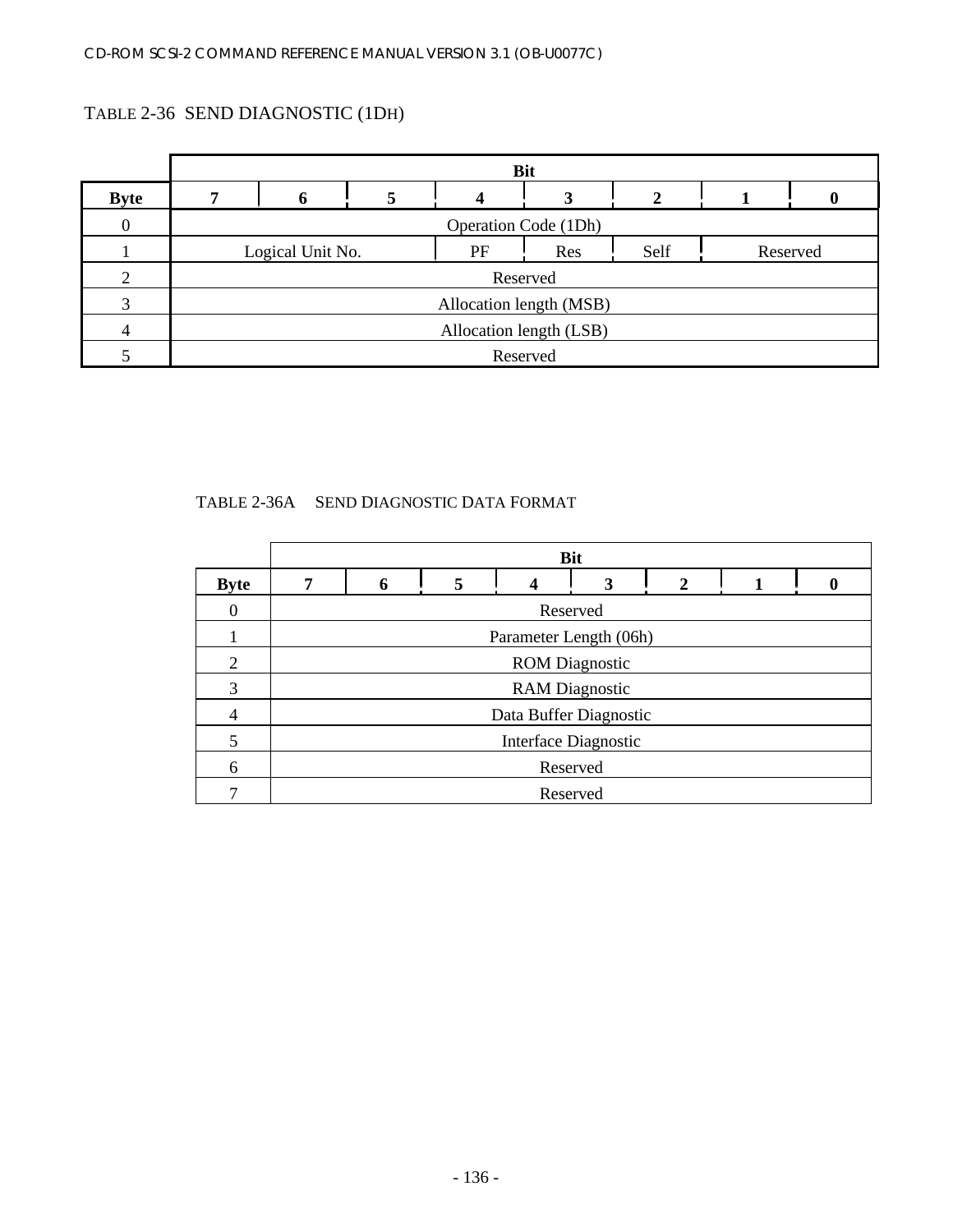TABLE 2-36  SEND DIAGNOSTIC (1DH)

| | Bit | | | | | | | |
|---|---|---|---|---|---|---|---|---|
| **Byte** | **7** | **6** | **5** | **4** | **3** | **2** | **1** | **0** |
| 0 | Operation Code (1Dh) | | | | | | | |
| 1 | Logical Unit No. | | | PF | Res | Self | Reserved | |
| 2 | Reserved | | | | | | | |
| 3 | Allocation length (MSB) | | | | | | | |
| 4 | Allocation length (LSB) | | | | | | | |
| 5 | Reserved | | | | | | | |

TABLE 2-36A  SEND DIAGNOSTIC DATA FORMAT

| | Bit | | | | | | | |
|---|---|---|---|---|---|---|---|---|
| **Byte** | **7** | **6** | **5** | **4** | **3** | **2** | **1** | **0** |
| 0 | Reserved | | | | | | | |
| 1 | Parameter Length (06h) | | | | | | | |
| 2 | ROM Diagnostic | | | | | | | |
| 3 | RAM Diagnostic | | | | | | | |
| 4 | Data Buffer Diagnostic | | | | | | | |
| 5 | Interface Diagnostic | | | | | | | |
| 6 | Reserved | | | | | | | |
| 7 | Reserved | | | | | | | |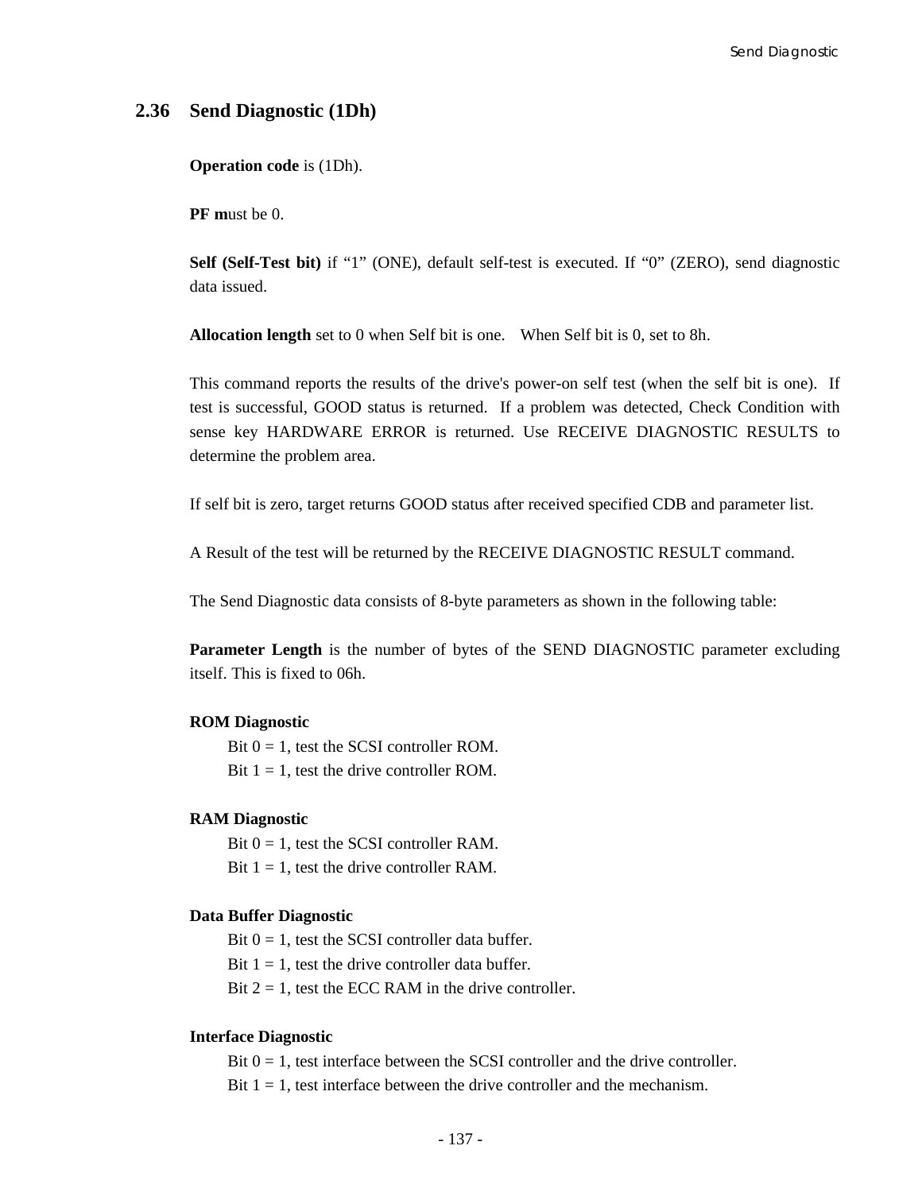## 2.36 Send Diagnostic (1Dh)

**Operation code** is (1Dh).

**PF m**ust be 0.

**Self (Self-Test bit)** if "1" (ONE), default self-test is executed. If "0" (ZERO), send diagnostic data issued.

**Allocation length** set to 0 when Self bit is one.   When Self bit is 0, set to 8h.

This command reports the results of the drive's power-on self test (when the self bit is one).  If test is successful, GOOD status is returned.  If a problem was detected, Check Condition with sense key HARDWARE ERROR is returned. Use RECEIVE DIAGNOSTIC RESULTS to determine the problem area.

If self bit is zero, target returns GOOD status after received specified CDB and parameter list.

A Result of the test will be returned by the RECEIVE DIAGNOSTIC RESULT command.

The Send Diagnostic data consists of 8-byte parameters as shown in the following table:

**Parameter Length** is the number of bytes of the SEND DIAGNOSTIC parameter excluding itself. This is fixed to 06h.

**ROM Diagnostic**

Bit 0 = 1, test the SCSI controller ROM.
Bit 1 = 1, test the drive controller ROM.

**RAM Diagnostic**

Bit 0 = 1, test the SCSI controller RAM.
Bit 1 = 1, test the drive controller RAM.

**Data Buffer Diagnostic**

Bit 0 = 1, test the SCSI controller data buffer.
Bit 1 = 1, test the drive controller data buffer.
Bit 2 = 1, test the ECC RAM in the drive controller.

**Interface Diagnostic**

Bit 0 = 1, test interface between the SCSI controller and the drive controller.
Bit 1 = 1, test interface between the drive controller and the mechanism.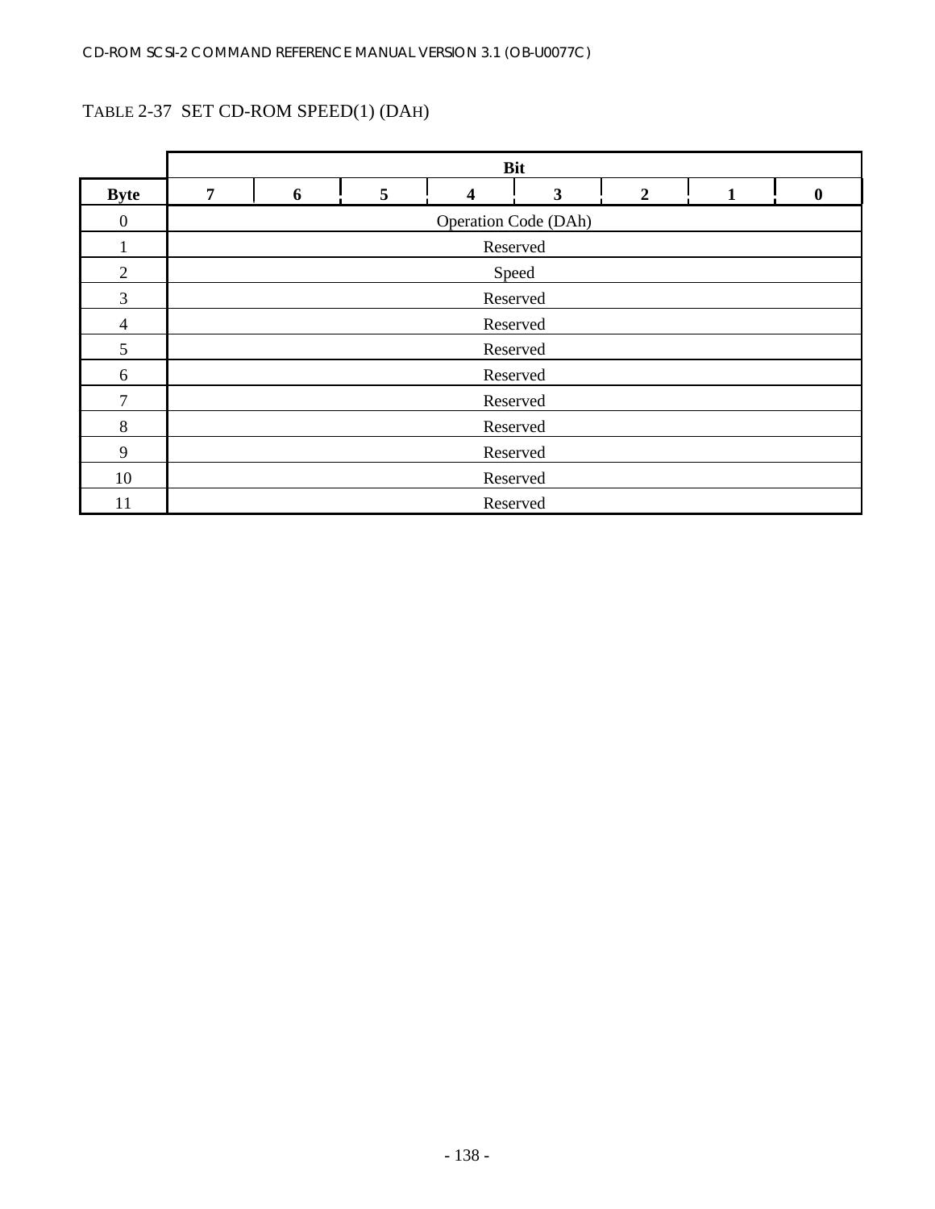TABLE 2-37 SET CD-ROM SPEED(1) (DAH)

| | Bit | | | | | | | |
|---|---|---|---|---|---|---|---|---|
| **Byte** | **7** | **6** | **5** | **4** | **3** | **2** | **1** | **0** |
| 0 | Operation Code (DAh) | | | | | | | |
| 1 | Reserved | | | | | | | |
| 2 | Speed | | | | | | | |
| 3 | Reserved | | | | | | | |
| 4 | Reserved | | | | | | | |
| 5 | Reserved | | | | | | | |
| 6 | Reserved | | | | | | | |
| 7 | Reserved | | | | | | | |
| 8 | Reserved | | | | | | | |
| 9 | Reserved | | | | | | | |
| 10 | Reserved | | | | | | | |
| 11 | Reserved | | | | | | | |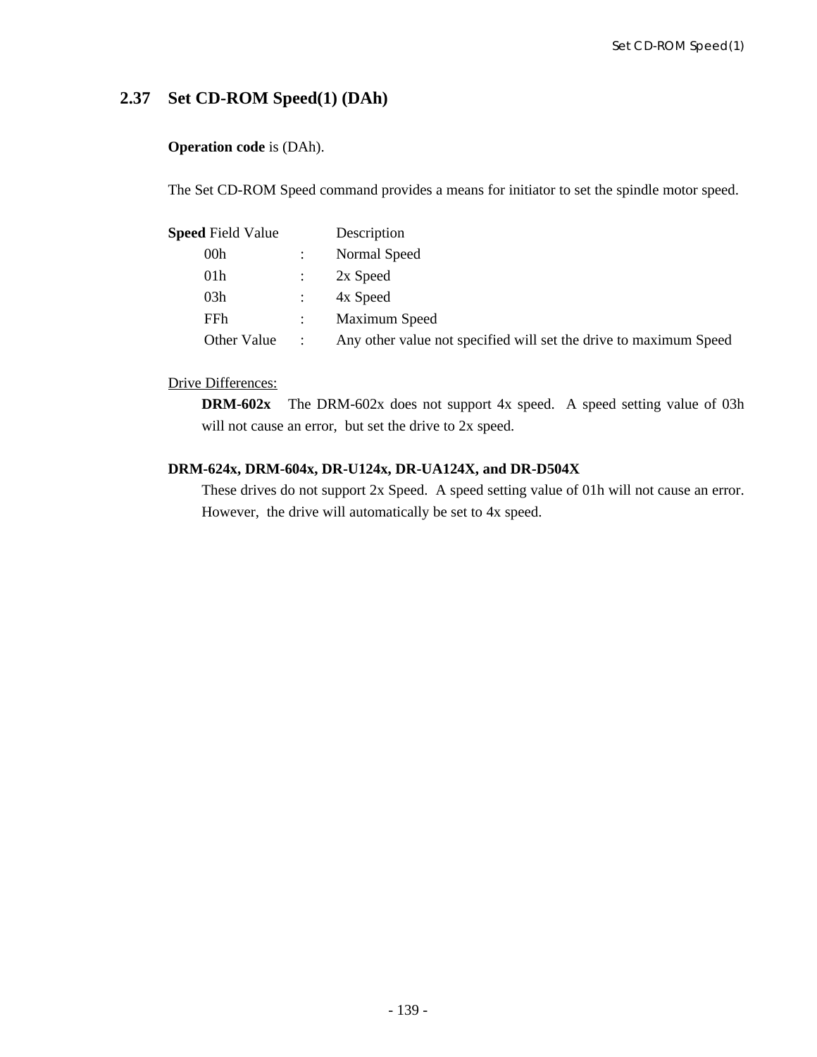## 2.37 Set CD-ROM Speed(1) (DAh)

**Operation code** is (DAh).

The Set CD-ROM Speed command provides a means for initiator to set the spindle motor speed.

| **Speed** Field Value | | Description |
|---|---|---|
| 00h | : | Normal Speed |
| 01h | : | 2x Speed |
| 03h | : | 4x Speed |
| FFh | : | Maximum Speed |
| Other Value | : | Any other value not specified will set the drive to maximum Speed |

Drive Differences:

**DRM-602x** The DRM-602x does not support 4x speed. A speed setting value of 03h will not cause an error, but set the drive to 2x speed.

**DRM-624x, DRM-604x, DR-U124x, DR-UA124X, and DR-D504X**

These drives do not support 2x Speed. A speed setting value of 01h will not cause an error. However, the drive will automatically be set to 4x speed.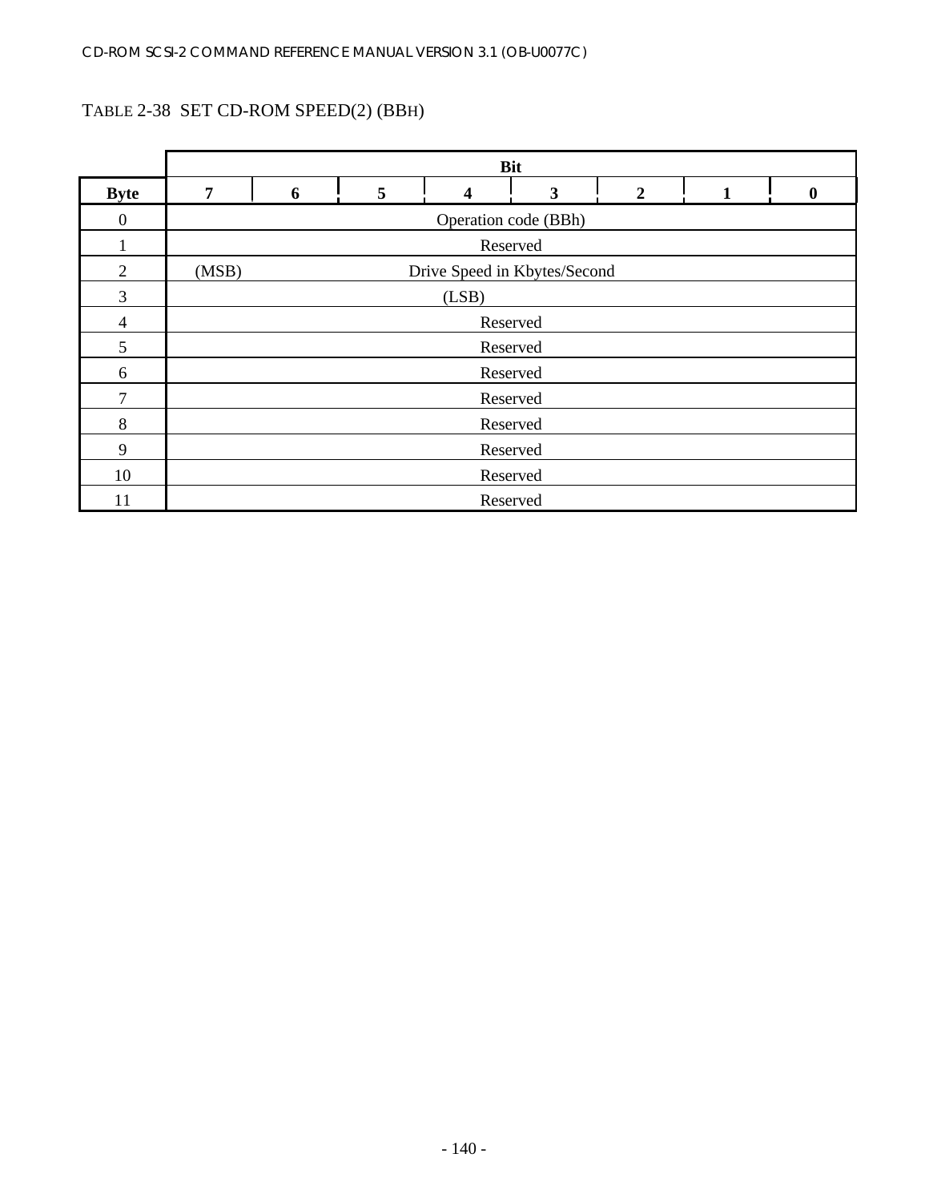TABLE 2-38 SET CD-ROM SPEED(2) (BBH)

| | Bit | | | | | | | |
|---|---|---|---|---|---|---|---|---|
| **Byte** | **7** | **6** | **5** | **4** | **3** | **2** | **1** | **0** |
| 0 | Operation code (BBh) | | | | | | | |
| 1 | Reserved | | | | | | | |
| 2 | (MSB) | Drive Speed in Kbytes/Second | | | | | | |
| 3 | (LSB) | | | | | | | |
| 4 | Reserved | | | | | | | |
| 5 | Reserved | | | | | | | |
| 6 | Reserved | | | | | | | |
| 7 | Reserved | | | | | | | |
| 8 | Reserved | | | | | | | |
| 9 | Reserved | | | | | | | |
| 10 | Reserved | | | | | | | |
| 11 | Reserved | | | | | | | |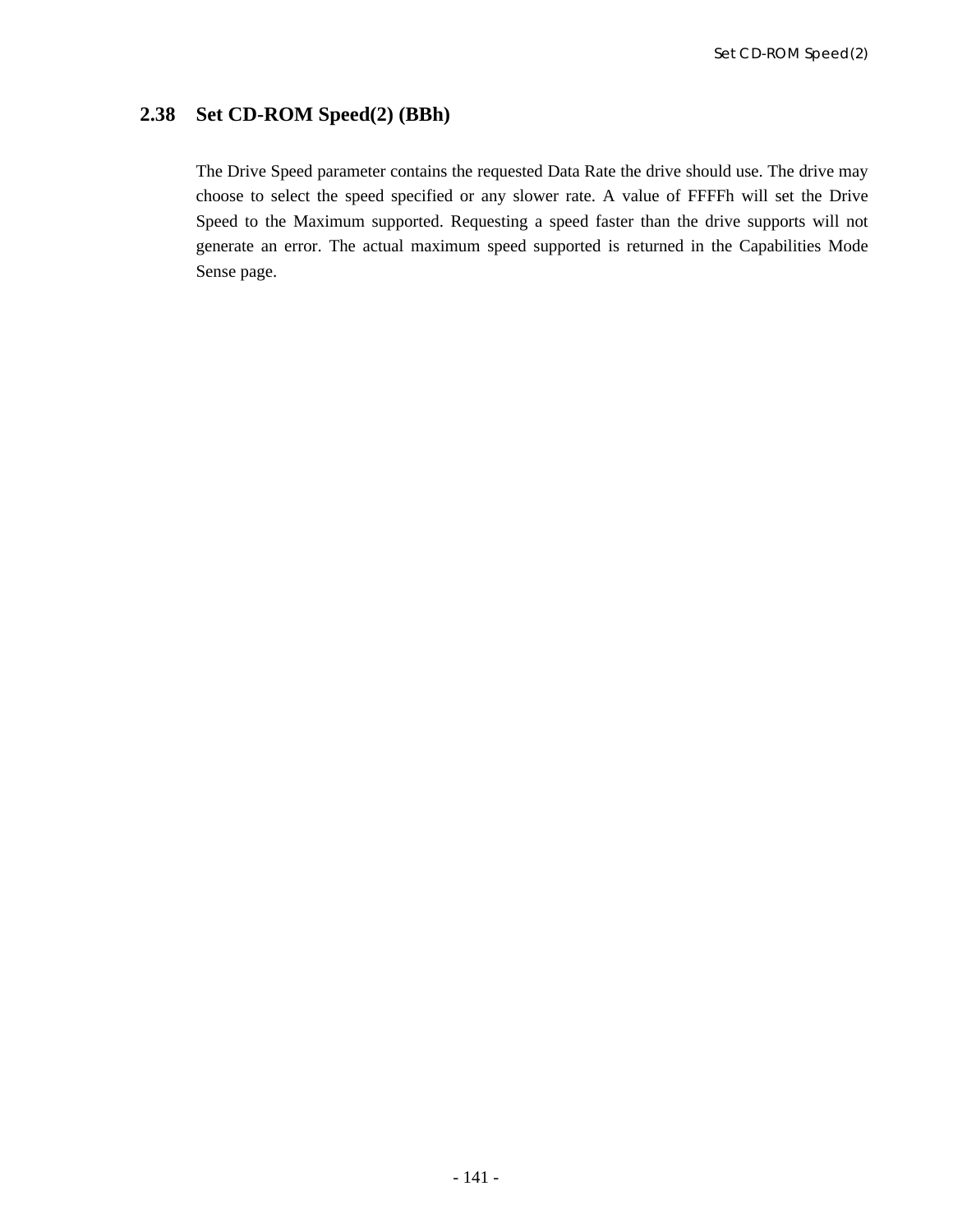## 2.38 Set CD-ROM Speed(2) (BBh)

The Drive Speed parameter contains the requested Data Rate the drive should use. The drive may choose to select the speed specified or any slower rate. A value of FFFFh will set the Drive Speed to the Maximum supported. Requesting a speed faster than the drive supports will not generate an error. The actual maximum speed supported is returned in the Capabilities Mode Sense page.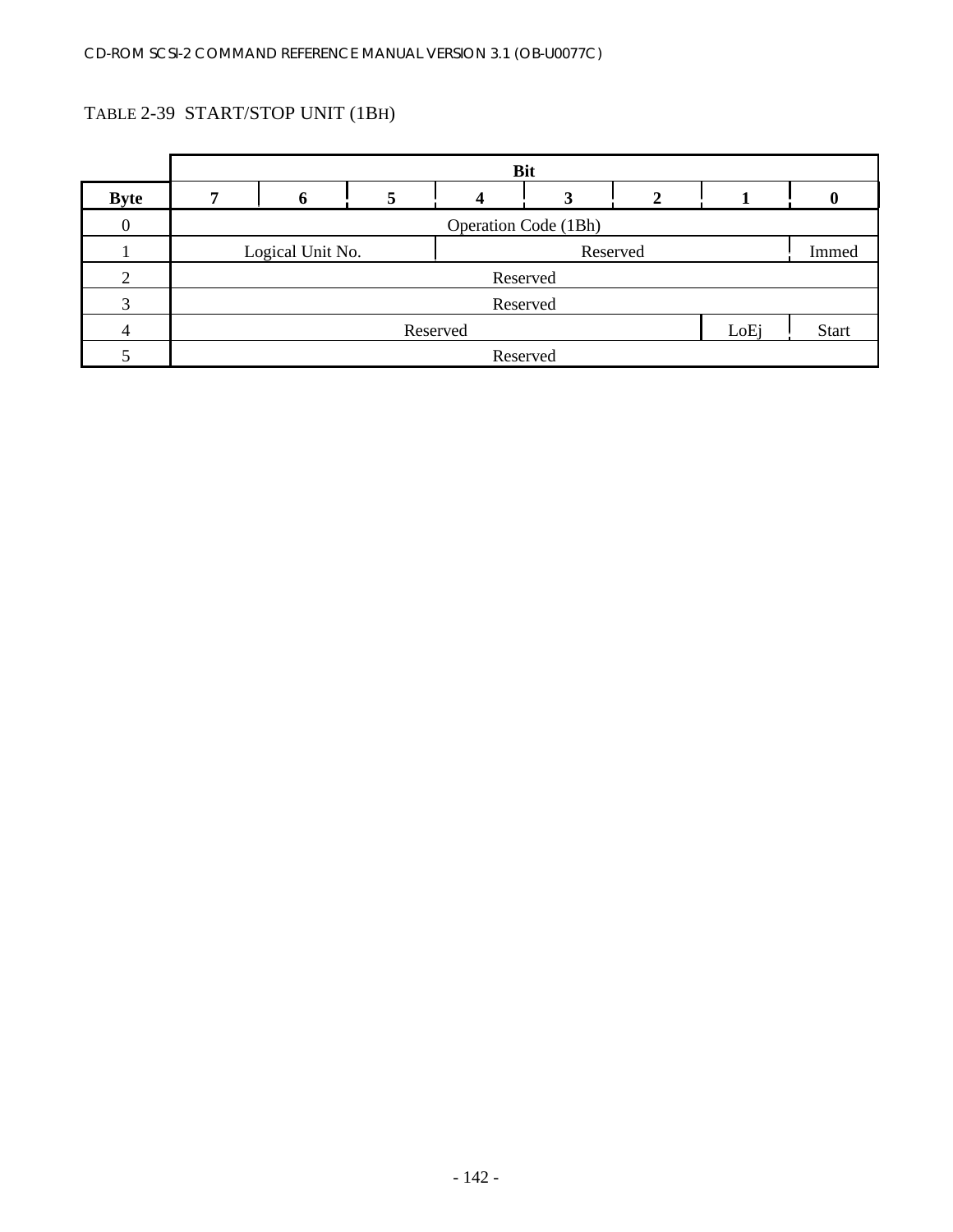TABLE 2-39 START/STOP UNIT (1BH)

| Byte | Bit 7 | 6 | 5 | 4 | 3 | 2 | 1 | 0 |
|---|---|---|---|---|---|---|---|---|
| 0 | Operation Code (1Bh) | | | | | | | |
| 1 | Logical Unit No. | | | Reserved | | | | Immed |
| 2 | Reserved | | | | | | | |
| 3 | Reserved | | | | | | | |
| 4 | Reserved | | | | | | LoEj | Start |
| 5 | Reserved | | | | | | | |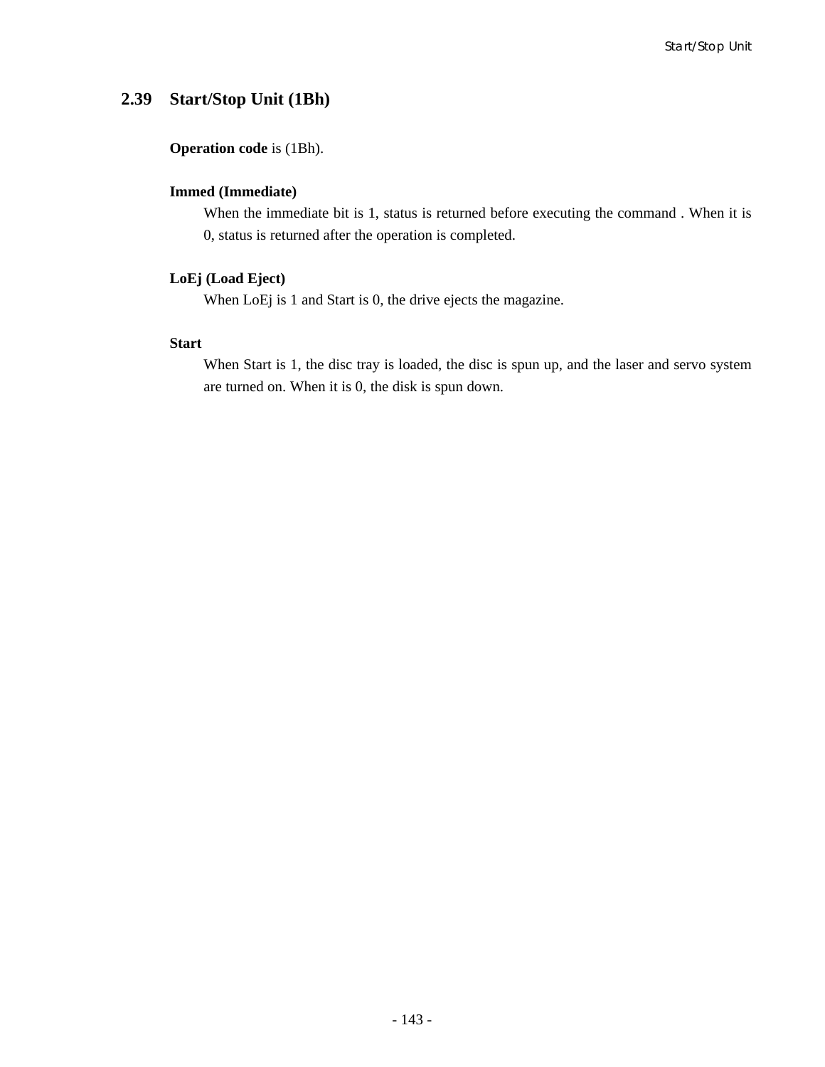## 2.39 Start/Stop Unit (1Bh)

**Operation code** is (1Bh).

**Immed (Immediate)**

When the immediate bit is 1, status is returned before executing the command . When it is 0, status is returned after the operation is completed.

**LoEj (Load Eject)**

When LoEj is 1 and Start is 0, the drive ejects the magazine.

**Start**

When Start is 1, the disc tray is loaded, the disc is spun up, and the laser and servo system are turned on. When it is 0, the disk is spun down.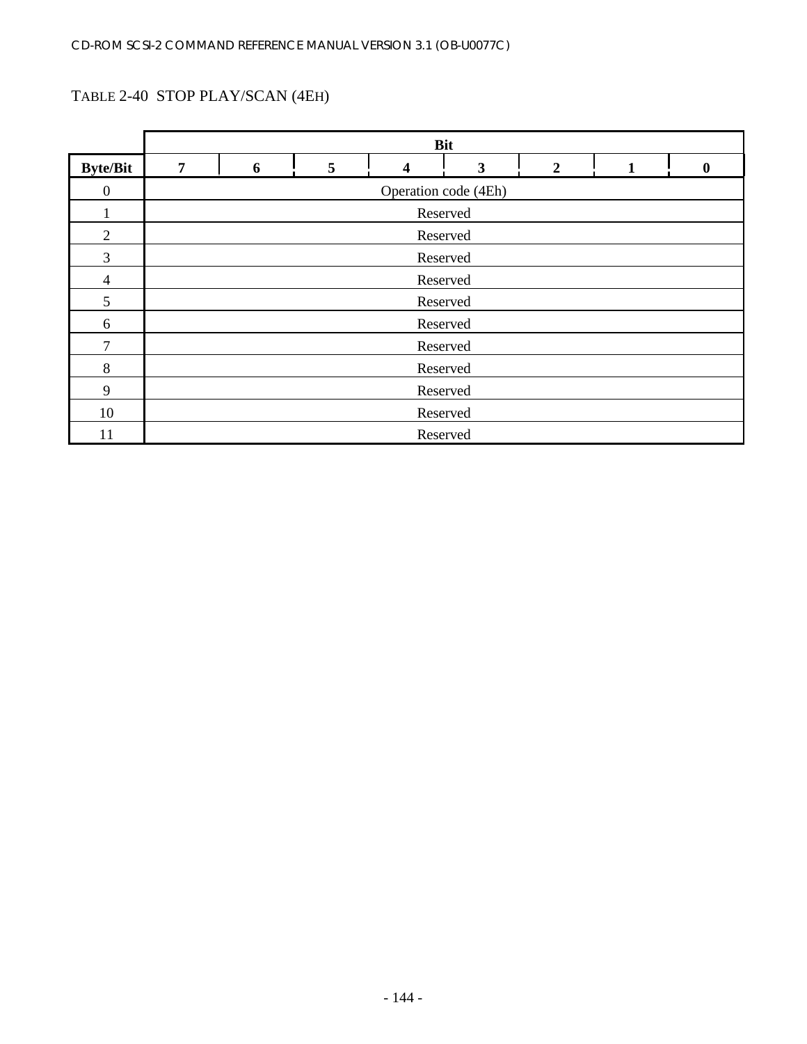TABLE 2-40 STOP PLAY/SCAN (4EH)

| | Bit | | | | | | | |
|---|---|---|---|---|---|---|---|---|
| **Byte/Bit** | **7** | **6** | **5** | **4** | **3** | **2** | **1** | **0** |
| 0 | Operation code (4Eh) | | | | | | | |
| 1 | Reserved | | | | | | | |
| 2 | Reserved | | | | | | | |
| 3 | Reserved | | | | | | | |
| 4 | Reserved | | | | | | | |
| 5 | Reserved | | | | | | | |
| 6 | Reserved | | | | | | | |
| 7 | Reserved | | | | | | | |
| 8 | Reserved | | | | | | | |
| 9 | Reserved | | | | | | | |
| 10 | Reserved | | | | | | | |
| 11 | Reserved | | | | | | | |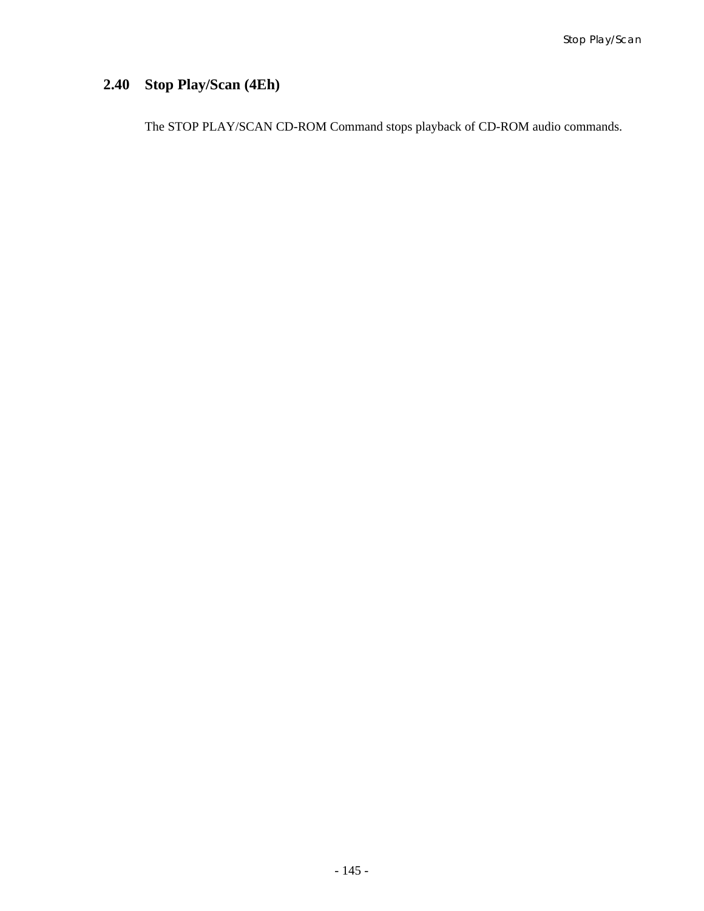## 2.40 Stop Play/Scan (4Eh)

The STOP PLAY/SCAN CD-ROM Command stops playback of CD-ROM audio commands.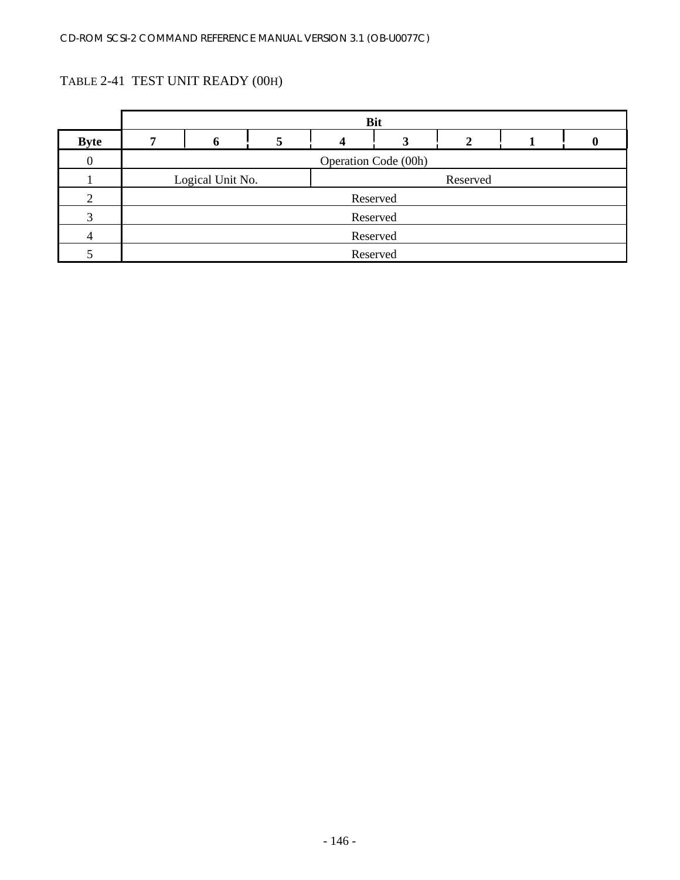TABLE 2-41 TEST UNIT READY (00H)

| | Bit | | | | | | | |
|---|---|---|---|---|---|---|---|---|
| **Byte** | **7** | **6** | **5** | **4** | **3** | **2** | **1** | **0** |
| 0 | Operation Code (00h) | | | | | | | |
| 1 | Logical Unit No. | | | Reserved | | | | |
| 2 | Reserved | | | | | | | |
| 3 | Reserved | | | | | | | |
| 4 | Reserved | | | | | | | |
| 5 | Reserved | | | | | | | |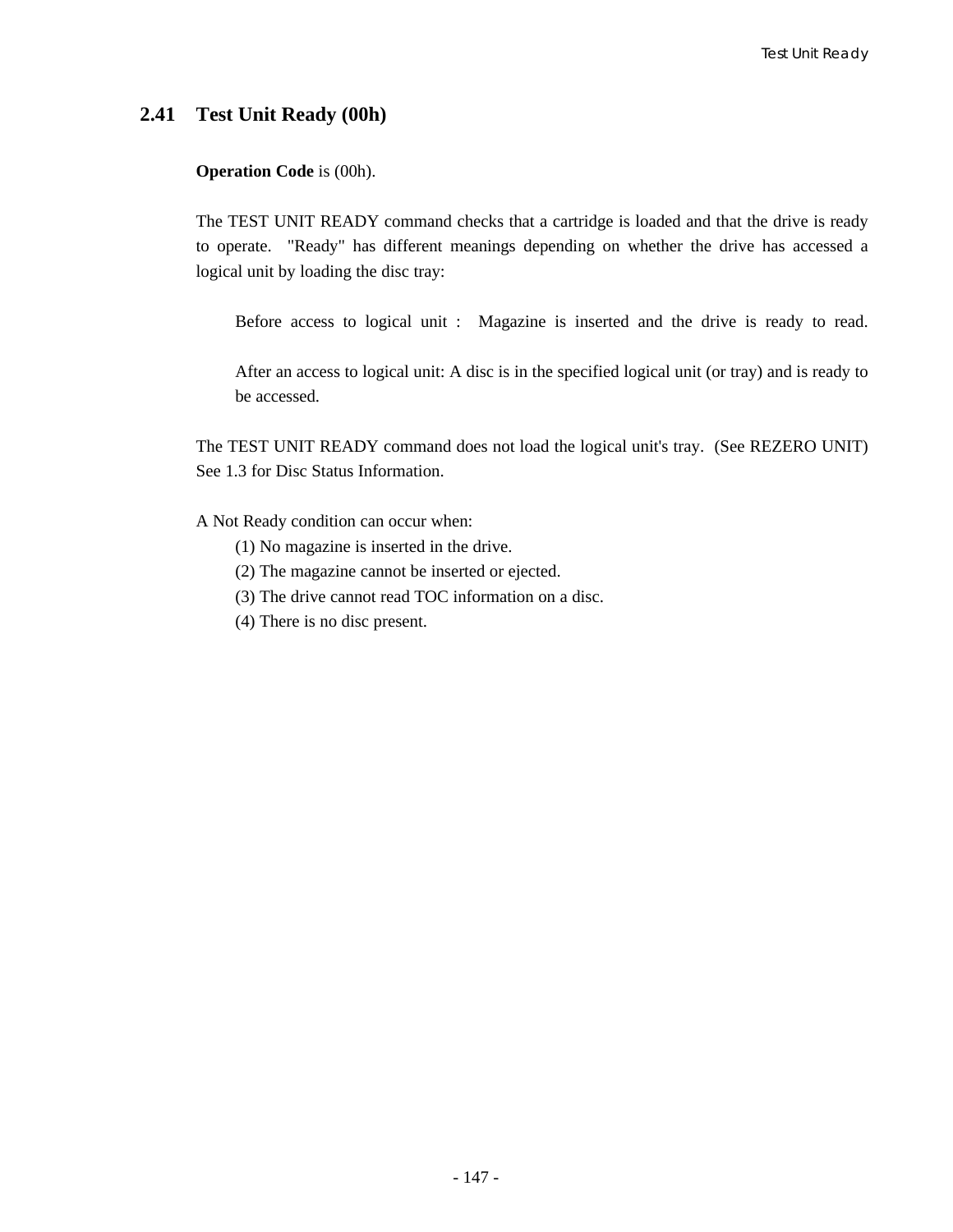## 2.41 Test Unit Ready (00h)

**Operation Code** is (00h).

The TEST UNIT READY command checks that a cartridge is loaded and that the drive is ready to operate. "Ready" has different meanings depending on whether the drive has accessed a logical unit by loading the disc tray:

> Before access to logical unit : Magazine is inserted and the drive is ready to read.
>
> After an access to logical unit: A disc is in the specified logical unit (or tray) and is ready to be accessed.

The TEST UNIT READY command does not load the logical unit's tray. (See REZERO UNIT) See 1.3 for Disc Status Information.

A Not Ready condition can occur when:

(1) No magazine is inserted in the drive.
(2) The magazine cannot be inserted or ejected.
(3) The drive cannot read TOC information on a disc.
(4) There is no disc present.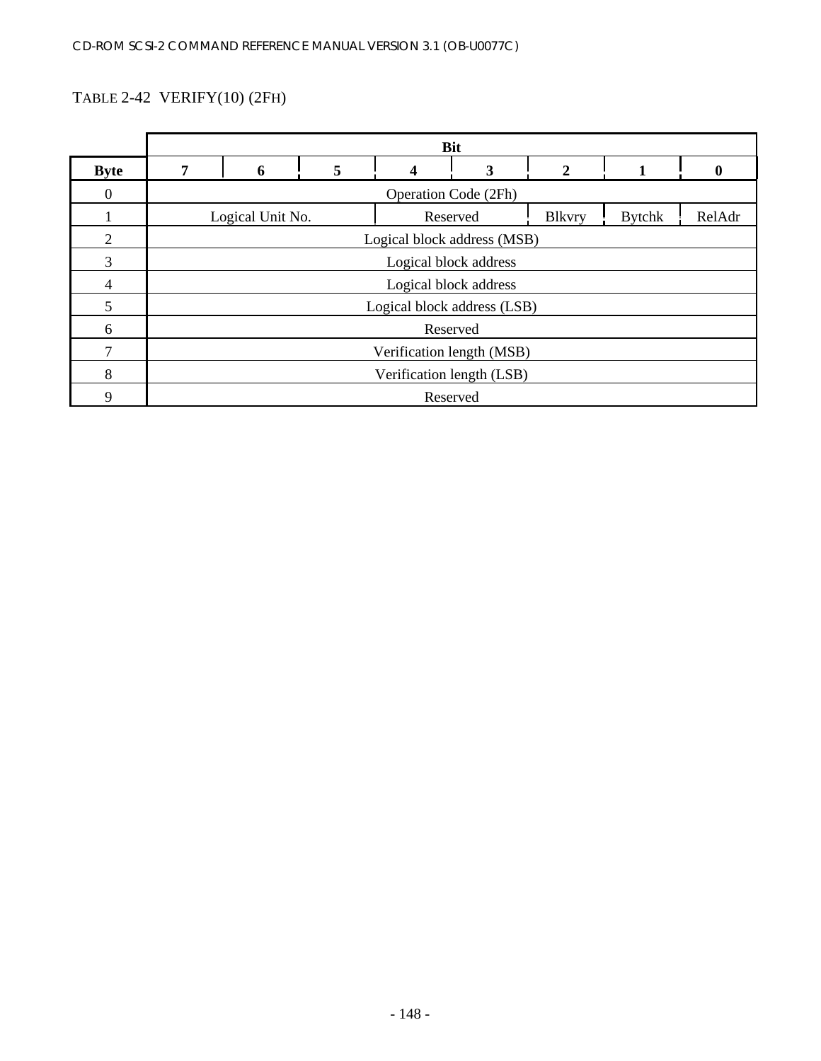TABLE 2-42 VERIFY(10) (2FH)

| Byte | Bit 7 | 6 | 5 | 4 | 3 | 2 | 1 | 0 |
|---|---|---|---|---|---|---|---|---|
| 0 | Operation Code (2Fh) | | | | | | | |
| 1 | Logical Unit No. | | | Reserved | | Blkvry | Bytchk | RelAdr |
| 2 | Logical block address (MSB) | | | | | | | |
| 3 | Logical block address | | | | | | | |
| 4 | Logical block address | | | | | | | |
| 5 | Logical block address (LSB) | | | | | | | |
| 6 | Reserved | | | | | | | |
| 7 | Verification length (MSB) | | | | | | | |
| 8 | Verification length (LSB) | | | | | | | |
| 9 | Reserved | | | | | | | |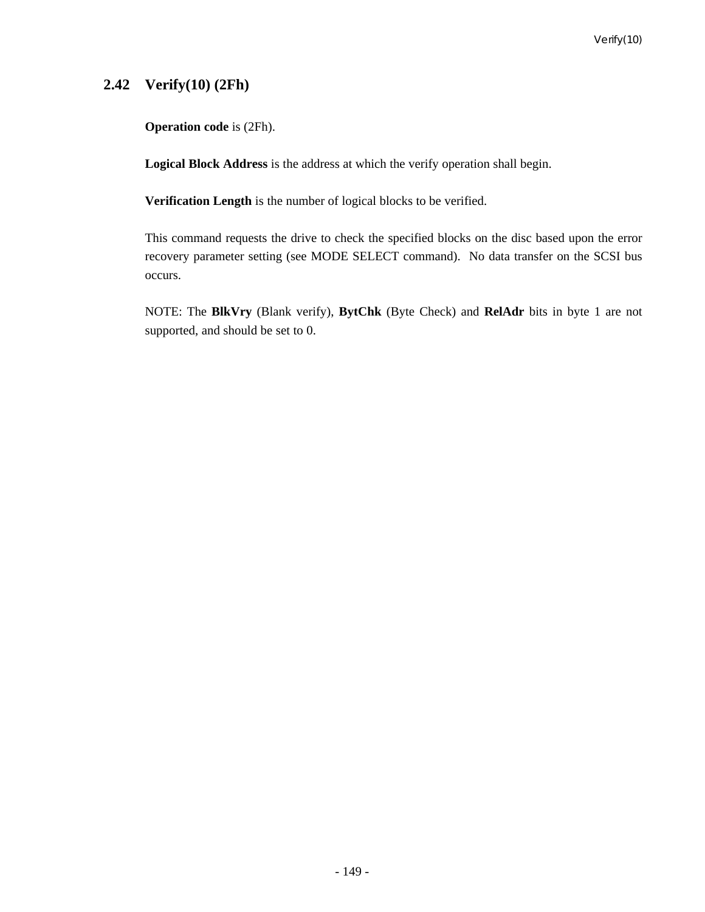## 2.42 Verify(10) (2Fh)

**Operation code** is (2Fh).

**Logical Block Address** is the address at which the verify operation shall begin.

**Verification Length** is the number of logical blocks to be verified.

This command requests the drive to check the specified blocks on the disc based upon the error recovery parameter setting (see MODE SELECT command). No data transfer on the SCSI bus occurs.

NOTE: The **BlkVry** (Blank verify), **BytChk** (Byte Check) and **RelAdr** bits in byte 1 are not supported, and should be set to 0.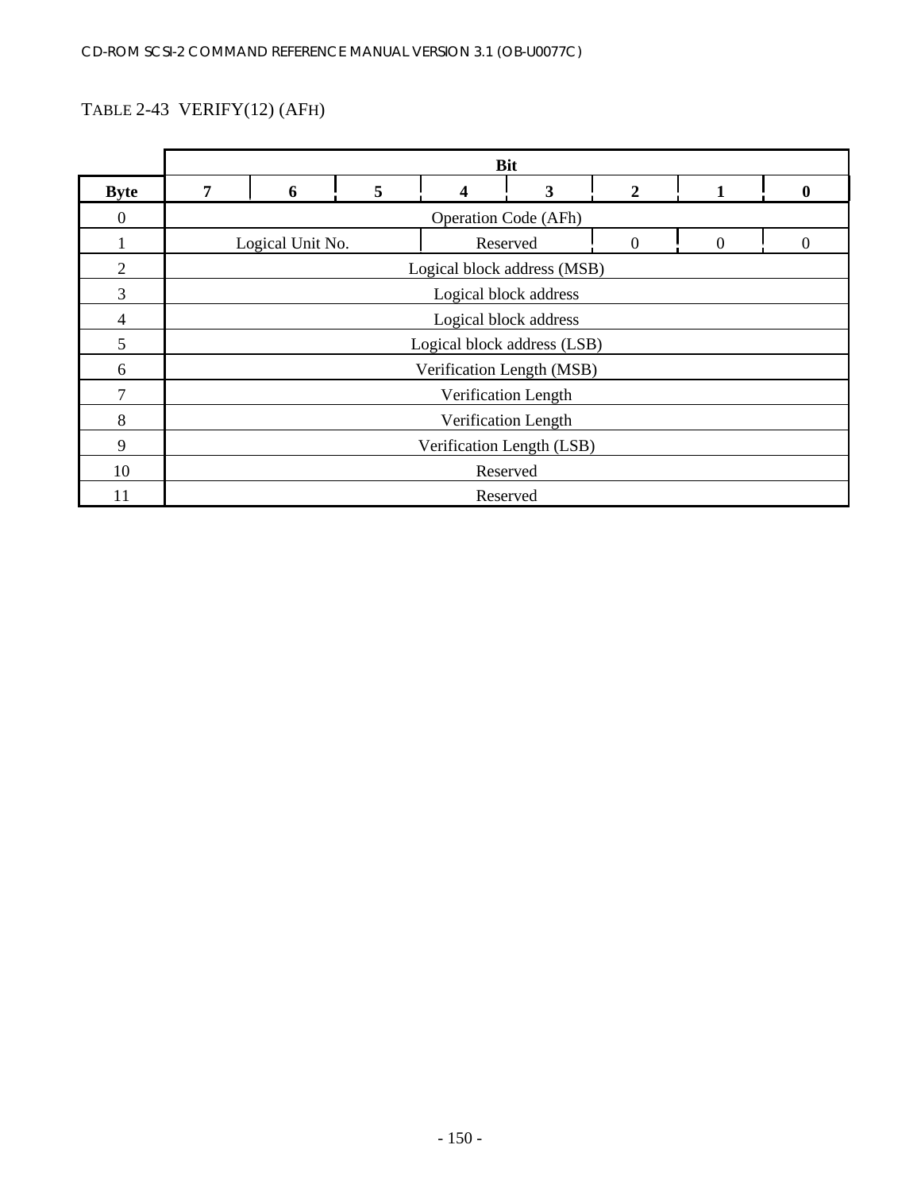TABLE 2-43 VERIFY(12) (AFH)

| Byte | Bit 7 | 6 | 5 | 4 | 3 | 2 | 1 | 0 |
|---|---|---|---|---|---|---|---|---|
| 0 | Operation Code (AFh) | | | | | | | |
| 1 | Logical Unit No. | | | Reserved | | 0 | 0 | 0 |
| 2 | Logical block address (MSB) | | | | | | | |
| 3 | Logical block address | | | | | | | |
| 4 | Logical block address | | | | | | | |
| 5 | Logical block address (LSB) | | | | | | | |
| 6 | Verification Length (MSB) | | | | | | | |
| 7 | Verification Length | | | | | | | |
| 8 | Verification Length | | | | | | | |
| 9 | Verification Length (LSB) | | | | | | | |
| 10 | Reserved | | | | | | | |
| 11 | Reserved | | | | | | | |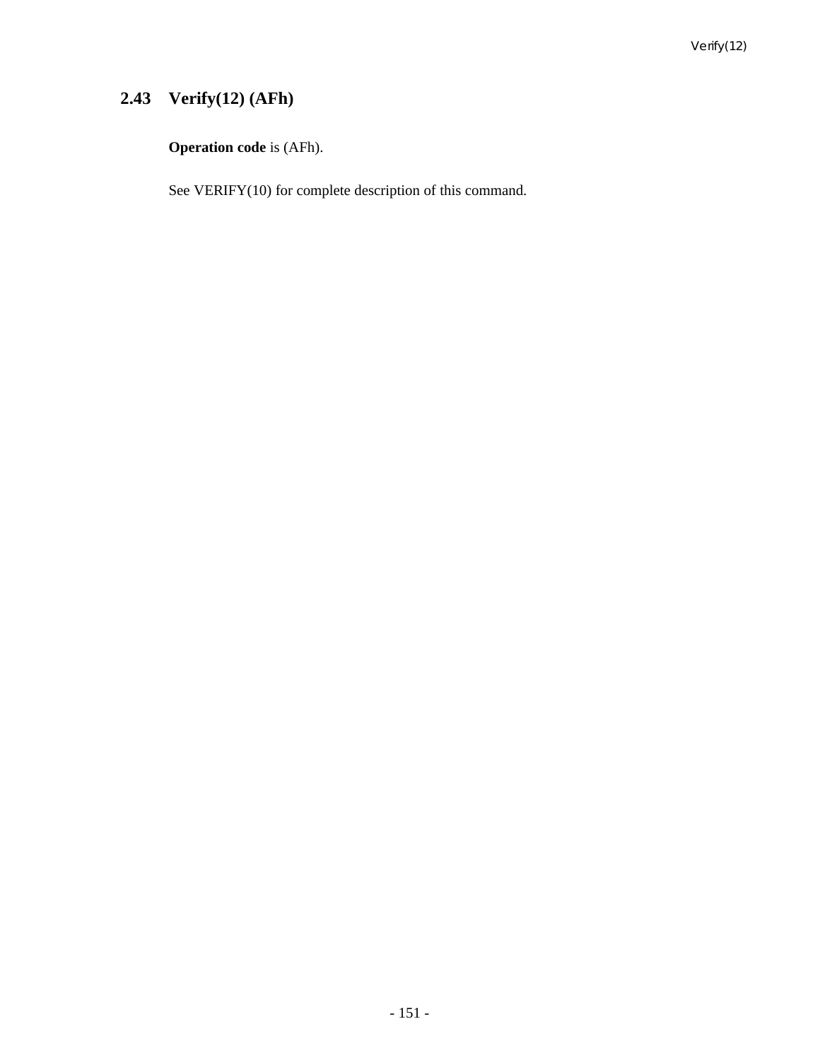## 2.43 Verify(12) (AFh)

**Operation code** is (AFh).

See VERIFY(10) for complete description of this command.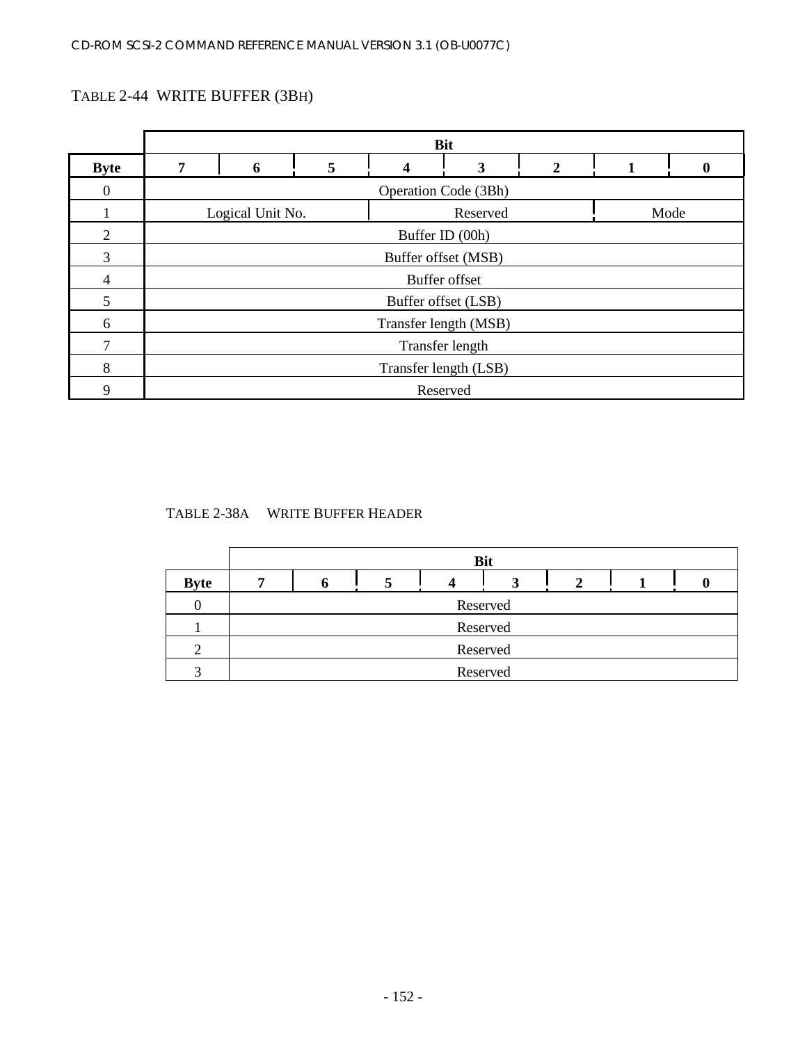TABLE 2-44 WRITE BUFFER (3BH)

| | Bit | | | | | | | |
|---|---|---|---|---|---|---|---|---|
| **Byte** | **7** | **6** | **5** | **4** | **3** | **2** | **1** | **0** |
| 0 | Operation Code (3Bh) | | | | | | | |
| 1 | Logical Unit No. | | | Reserved | | | Mode | |
| 2 | Buffer ID (00h) | | | | | | | |
| 3 | Buffer offset (MSB) | | | | | | | |
| 4 | Buffer offset | | | | | | | |
| 5 | Buffer offset (LSB) | | | | | | | |
| 6 | Transfer length (MSB) | | | | | | | |
| 7 | Transfer length | | | | | | | |
| 8 | Transfer length (LSB) | | | | | | | |
| 9 | Reserved | | | | | | | |

TABLE 2-38A WRITE BUFFER HEADER

| | Bit | | | | | | | |
|---|---|---|---|---|---|---|---|---|
| **Byte** | **7** | **6** | **5** | **4** | **3** | **2** | **1** | **0** |
| 0 | Reserved | | | | | | | |
| 1 | Reserved | | | | | | | |
| 2 | Reserved | | | | | | | |
| 3 | Reserved | | | | | | | |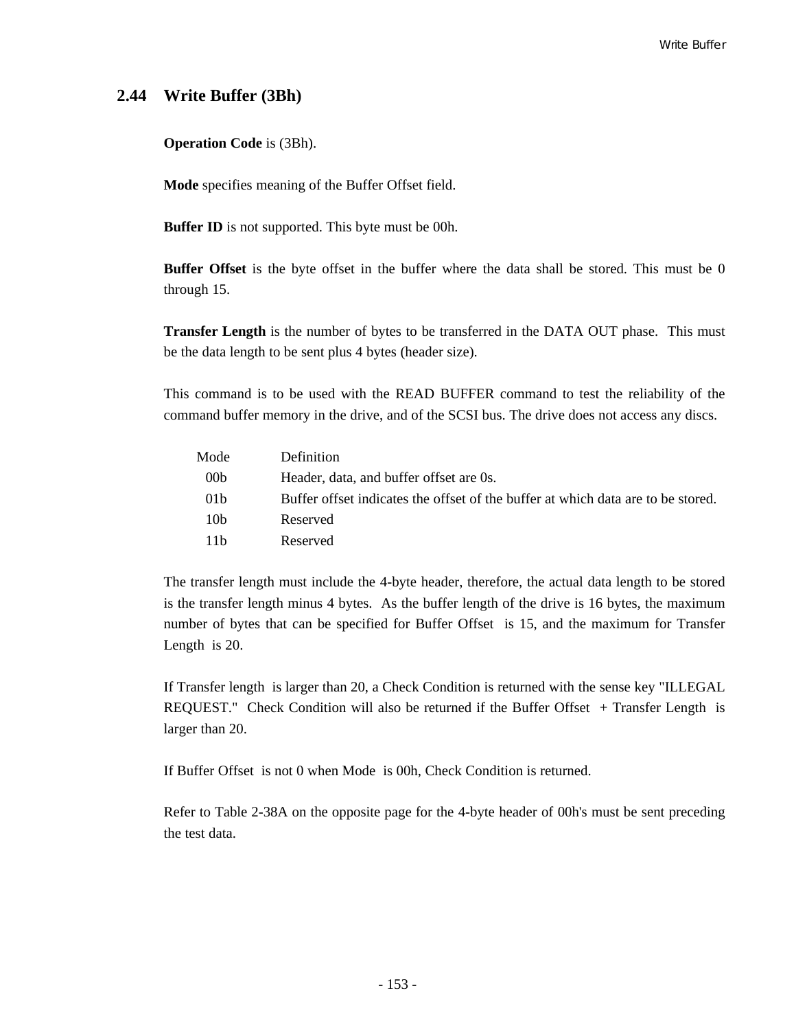## 2.44 Write Buffer (3Bh)

**Operation Code** is (3Bh).

**Mode** specifies meaning of the Buffer Offset field.

**Buffer ID** is not supported. This byte must be 00h.

**Buffer Offset** is the byte offset in the buffer where the data shall be stored. This must be 0 through 15.

**Transfer Length** is the number of bytes to be transferred in the DATA OUT phase. This must be the data length to be sent plus 4 bytes (header size).

This command is to be used with the READ BUFFER command to test the reliability of the command buffer memory in the drive, and of the SCSI bus. The drive does not access any discs.

| Mode | Definition |
|---|---|
| 00b | Header, data, and buffer offset are 0s. |
| 01b | Buffer offset indicates the offset of the buffer at which data are to be stored. |
| 10b | Reserved |
| 11b | Reserved |

The transfer length must include the 4-byte header, therefore, the actual data length to be stored is the transfer length minus 4 bytes. As the buffer length of the drive is 16 bytes, the maximum number of bytes that can be specified for Buffer Offset is 15, and the maximum for Transfer Length is 20.

If Transfer length is larger than 20, a Check Condition is returned with the sense key "ILLEGAL REQUEST." Check Condition will also be returned if the Buffer Offset + Transfer Length is larger than 20.

If Buffer Offset is not 0 when Mode is 00h, Check Condition is returned.

Refer to Table 2-38A on the opposite page for the 4-byte header of 00h's must be sent preceding the test data.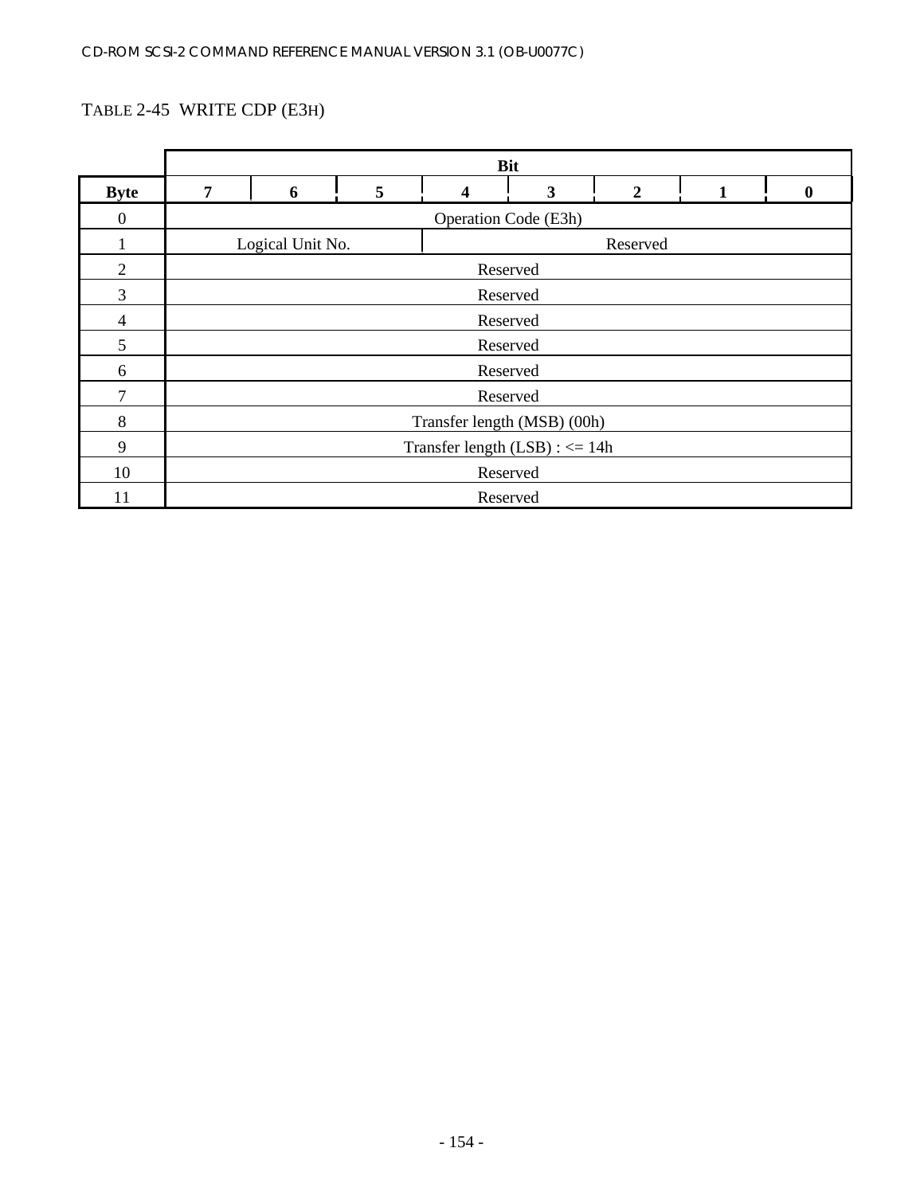TABLE 2-45 WRITE CDP (E3H)

| Byte | Bit 7 | 6 | 5 | 4 | 3 | 2 | 1 | 0 |
|---|---|---|---|---|---|---|---|---|
| 0 | Operation Code (E3h) | | | | | | | |
| 1 | Logical Unit No. | | | Reserved | | | | |
| 2 | Reserved | | | | | | | |
| 3 | Reserved | | | | | | | |
| 4 | Reserved | | | | | | | |
| 5 | Reserved | | | | | | | |
| 6 | Reserved | | | | | | | |
| 7 | Reserved | | | | | | | |
| 8 | Transfer length (MSB) (00h) | | | | | | | |
| 9 | Transfer length (LSB) : <= 14h | | | | | | | |
| 10 | Reserved | | | | | | | |
| 11 | Reserved | | | | | | | |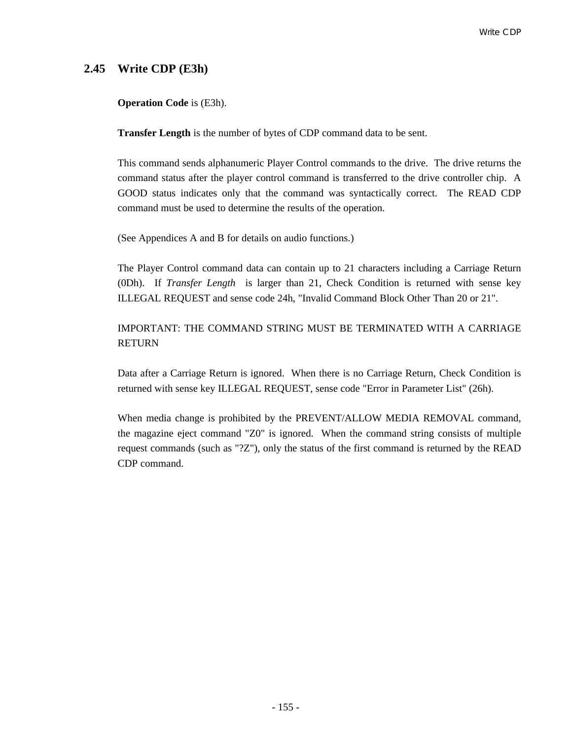## 2.45 Write CDP (E3h)

**Operation Code** is (E3h).

**Transfer Length** is the number of bytes of CDP command data to be sent.

This command sends alphanumeric Player Control commands to the drive. The drive returns the command status after the player control command is transferred to the drive controller chip. A GOOD status indicates only that the command was syntactically correct. The READ CDP command must be used to determine the results of the operation.

(See Appendices A and B for details on audio functions.)

The Player Control command data can contain up to 21 characters including a Carriage Return (0Dh). If *Transfer Length* is larger than 21, Check Condition is returned with sense key ILLEGAL REQUEST and sense code 24h, "Invalid Command Block Other Than 20 or 21".

IMPORTANT: THE COMMAND STRING MUST BE TERMINATED WITH A CARRIAGE RETURN

Data after a Carriage Return is ignored. When there is no Carriage Return, Check Condition is returned with sense key ILLEGAL REQUEST, sense code "Error in Parameter List" (26h).

When media change is prohibited by the PREVENT/ALLOW MEDIA REMOVAL command, the magazine eject command "Z0" is ignored. When the command string consists of multiple request commands (such as "?Z"), only the status of the first command is returned by the READ CDP command.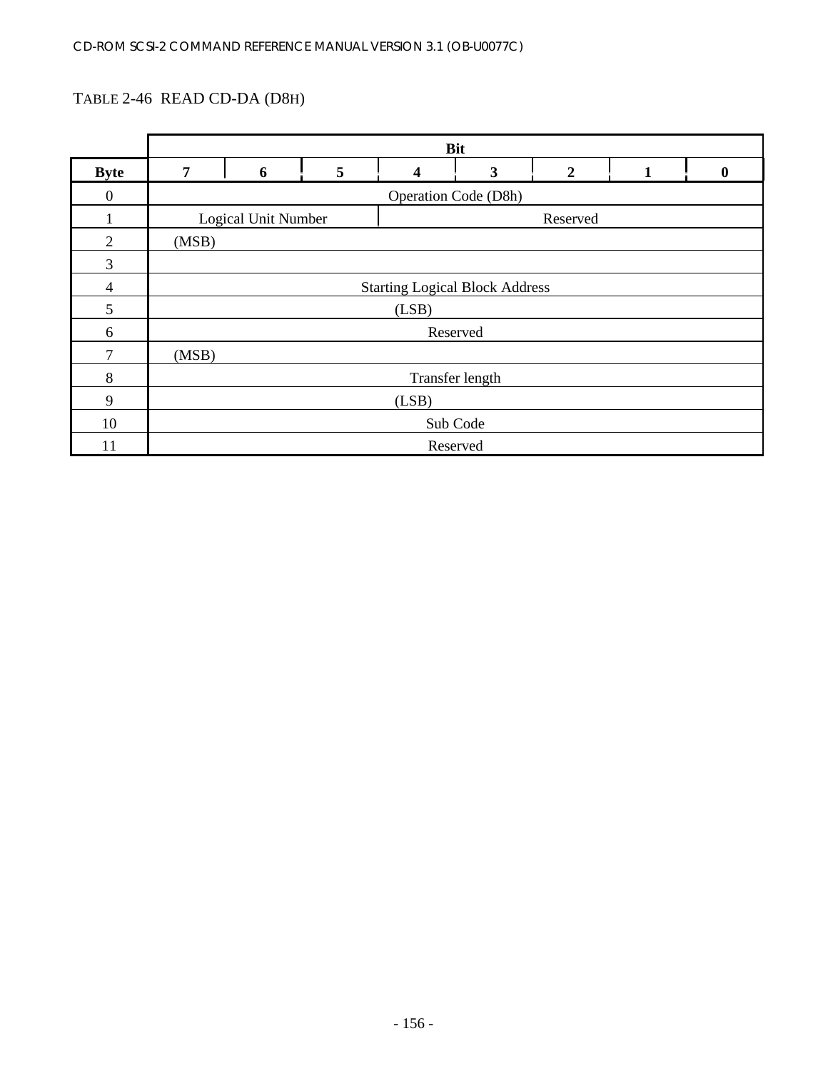TABLE 2-46 READ CD-DA (D8H)

| | Bit | | | | | | | |
|---|---|---|---|---|---|---|---|---|
| **Byte** | **7** | **6** | **5** | **4** | **3** | **2** | **1** | **0** |
| 0 | Operation Code (D8h) | | | | | | | |
| 1 | Logical Unit Number | | | Reserved | | | | |
| 2 | (MSB) | | | | | | | |
| 3 | | | | | | | | |
| 4 | Starting Logical Block Address | | | | | | | |
| 5 | (LSB) | | | | | | | |
| 6 | Reserved | | | | | | | |
| 7 | (MSB) | | | | | | | |
| 8 | Transfer length | | | | | | | |
| 9 | (LSB) | | | | | | | |
| 10 | Sub Code | | | | | | | |
| 11 | Reserved | | | | | | | |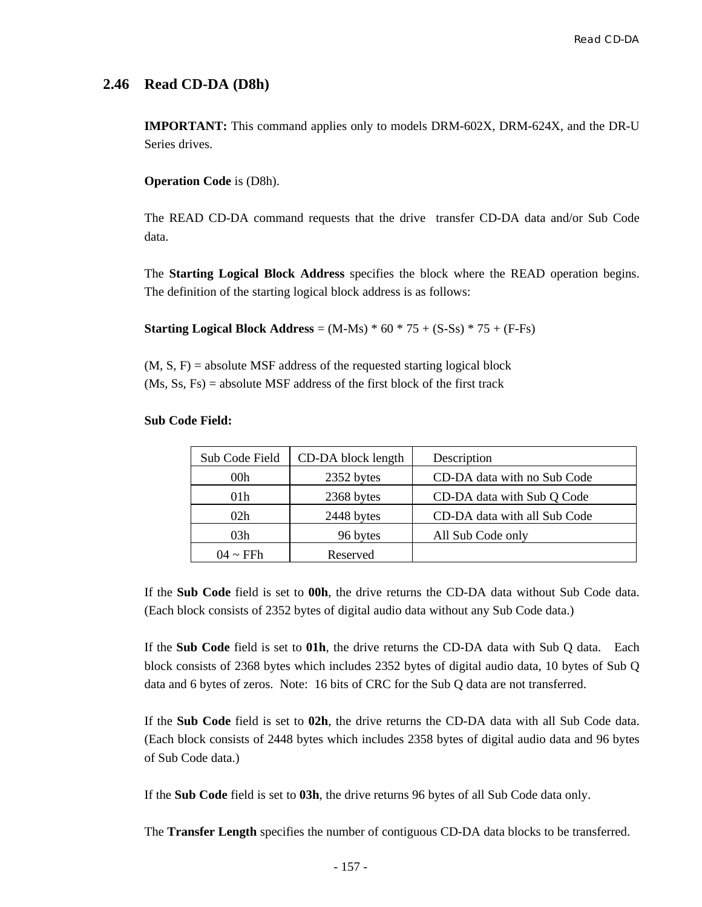## 2.46 Read CD-DA (D8h)

**IMPORTANT:** This command applies only to models DRM-602X, DRM-624X, and the DR-U Series drives.

**Operation Code** is (D8h).

The READ CD-DA command requests that the drive transfer CD-DA data and/or Sub Code data.

The **Starting Logical Block Address** specifies the block where the READ operation begins. The definition of the starting logical block address is as follows:

**Starting Logical Block Address** = (M-Ms) * 60 * 75 + (S-Ss) * 75 + (F-Fs)

(M, S, F) = absolute MSF address of the requested starting logical block
(Ms, Ss, Fs) = absolute MSF address of the first block of the first track

**Sub Code Field:**

| Sub Code Field | CD-DA block length | Description |
|---|---|---|
| 00h | 2352 bytes | CD-DA data with no Sub Code |
| 01h | 2368 bytes | CD-DA data with Sub Q Code |
| 02h | 2448 bytes | CD-DA data with all Sub Code |
| 03h | 96 bytes | All Sub Code only |
| 04 ~ FFh | Reserved | |

If the **Sub Code** field is set to **00h**, the drive returns the CD-DA data without Sub Code data. (Each block consists of 2352 bytes of digital audio data without any Sub Code data.)

If the **Sub Code** field is set to **01h**, the drive returns the CD-DA data with Sub Q data. Each block consists of 2368 bytes which includes 2352 bytes of digital audio data, 10 bytes of Sub Q data and 6 bytes of zeros. Note: 16 bits of CRC for the Sub Q data are not transferred.

If the **Sub Code** field is set to **02h**, the drive returns the CD-DA data with all Sub Code data. (Each block consists of 2448 bytes which includes 2358 bytes of digital audio data and 96 bytes of Sub Code data.)

If the **Sub Code** field is set to **03h**, the drive returns 96 bytes of all Sub Code data only.

The **Transfer Length** specifies the number of contiguous CD-DA data blocks to be transferred.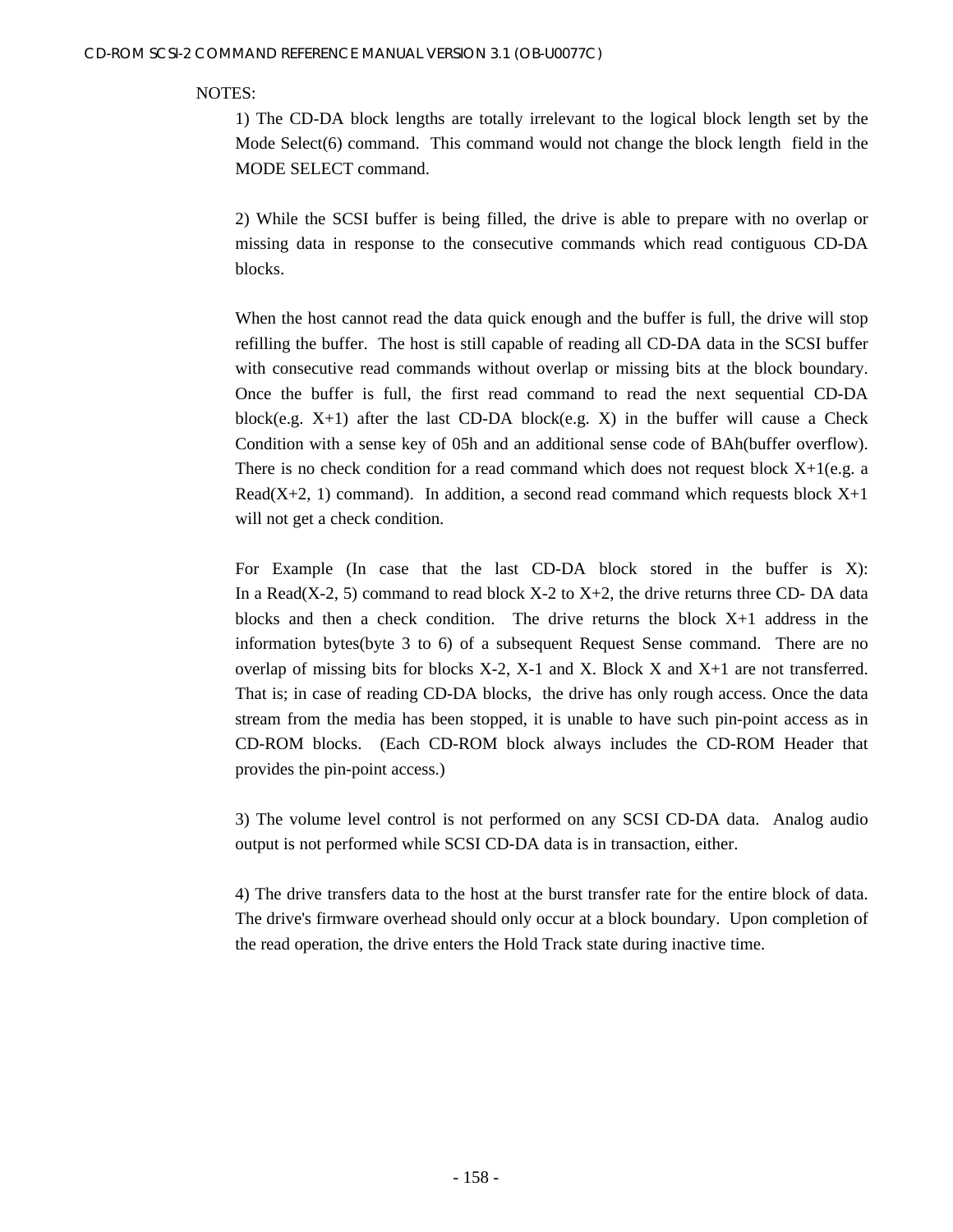NOTES:

1) The CD-DA block lengths are totally irrelevant to the logical block length set by the Mode Select(6) command. This command would not change the block length field in the MODE SELECT command.

2) While the SCSI buffer is being filled, the drive is able to prepare with no overlap or missing data in response to the consecutive commands which read contiguous CD-DA blocks.

When the host cannot read the data quick enough and the buffer is full, the drive will stop refilling the buffer. The host is still capable of reading all CD-DA data in the SCSI buffer with consecutive read commands without overlap or missing bits at the block boundary. Once the buffer is full, the first read command to read the next sequential CD-DA block(e.g. X+1) after the last CD-DA block(e.g. X) in the buffer will cause a Check Condition with a sense key of 05h and an additional sense code of BAh(buffer overflow). There is no check condition for a read command which does not request block X+1(e.g. a Read(X+2, 1) command). In addition, a second read command which requests block X+1 will not get a check condition.

For Example (In case that the last CD-DA block stored in the buffer is X):
In a Read(X-2, 5) command to read block X-2 to X+2, the drive returns three CD- DA data blocks and then a check condition. The drive returns the block X+1 address in the information bytes(byte 3 to 6) of a subsequent Request Sense command. There are no overlap of missing bits for blocks X-2, X-1 and X. Block X and X+1 are not transferred. That is; in case of reading CD-DA blocks, the drive has only rough access. Once the data stream from the media has been stopped, it is unable to have such pin-point access as in CD-ROM blocks. (Each CD-ROM block always includes the CD-ROM Header that provides the pin-point access.)

3) The volume level control is not performed on any SCSI CD-DA data. Analog audio output is not performed while SCSI CD-DA data is in transaction, either.

4) The drive transfers data to the host at the burst transfer rate for the entire block of data. The drive's firmware overhead should only occur at a block boundary. Upon completion of the read operation, the drive enters the Hold Track state during inactive time.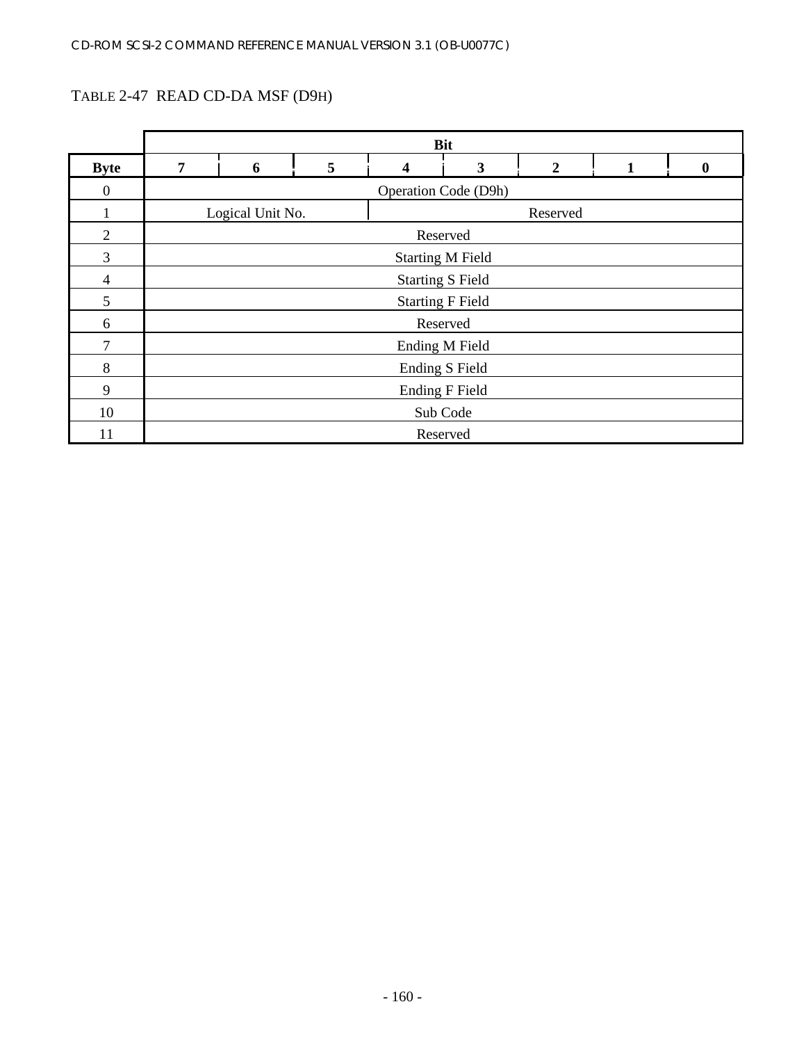TABLE 2-47 READ CD-DA MSF (D9H)

| Byte | Bit 7 | 6 | 5 | 4 | 3 | 2 | 1 | 0 |
|---|---|---|---|---|---|---|---|---|
| 0 | Operation Code (D9h) | | | | | | | |
| 1 | Logical Unit No. | | | Reserved | | | | |
| 2 | Reserved | | | | | | | |
| 3 | Starting M Field | | | | | | | |
| 4 | Starting S Field | | | | | | | |
| 5 | Starting F Field | | | | | | | |
| 6 | Reserved | | | | | | | |
| 7 | Ending M Field | | | | | | | |
| 8 | Ending S Field | | | | | | | |
| 9 | Ending F Field | | | | | | | |
| 10 | Sub Code | | | | | | | |
| 11 | Reserved | | | | | | | |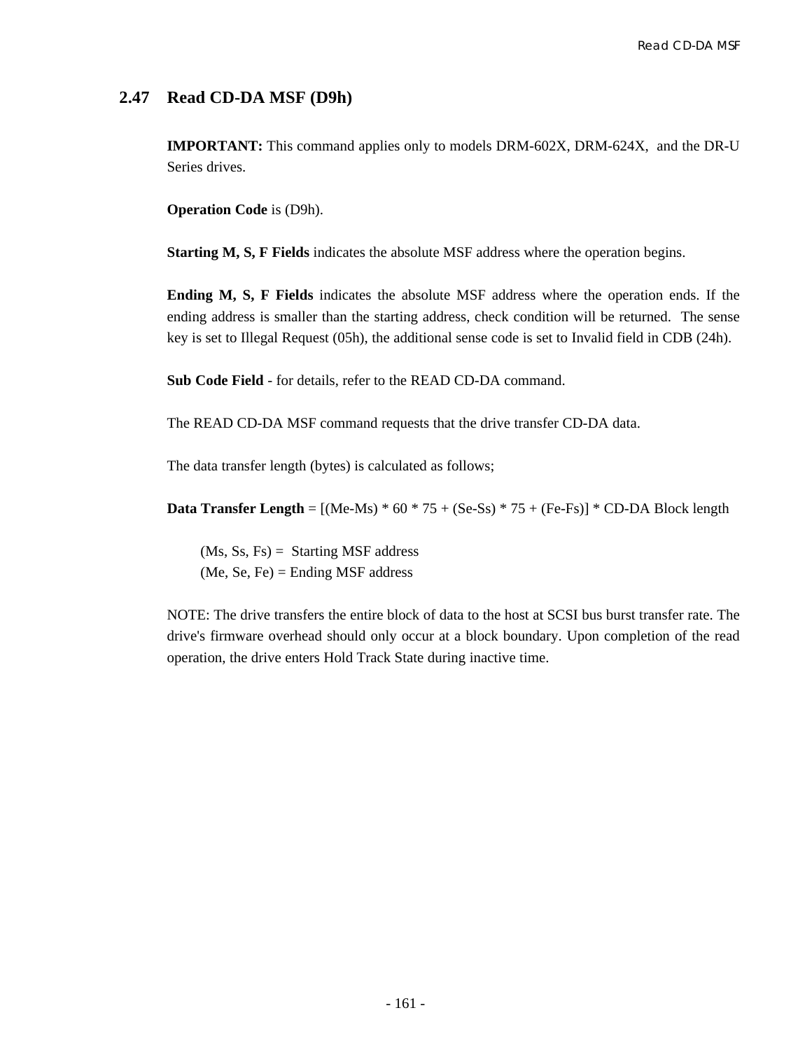## 2.47 Read CD-DA MSF (D9h)

**IMPORTANT:** This command applies only to models DRM-602X, DRM-624X, and the DR-U Series drives.

**Operation Code** is (D9h).

**Starting M, S, F Fields** indicates the absolute MSF address where the operation begins.

**Ending M, S, F Fields** indicates the absolute MSF address where the operation ends. If the ending address is smaller than the starting address, check condition will be returned. The sense key is set to Illegal Request (05h), the additional sense code is set to Invalid field in CDB (24h).

**Sub Code Field** - for details, refer to the READ CD-DA command.

The READ CD-DA MSF command requests that the drive transfer CD-DA data.

The data transfer length (bytes) is calculated as follows;

**Data Transfer Length** = [(Me-Ms) * 60 * 75 + (Se-Ss) * 75 + (Fe-Fs)] * CD-DA Block length

(Ms, Ss, Fs) = Starting MSF address
(Me, Se, Fe) = Ending MSF address

NOTE: The drive transfers the entire block of data to the host at SCSI bus burst transfer rate. The drive's firmware overhead should only occur at a block boundary. Upon completion of the read operation, the drive enters Hold Track State during inactive time.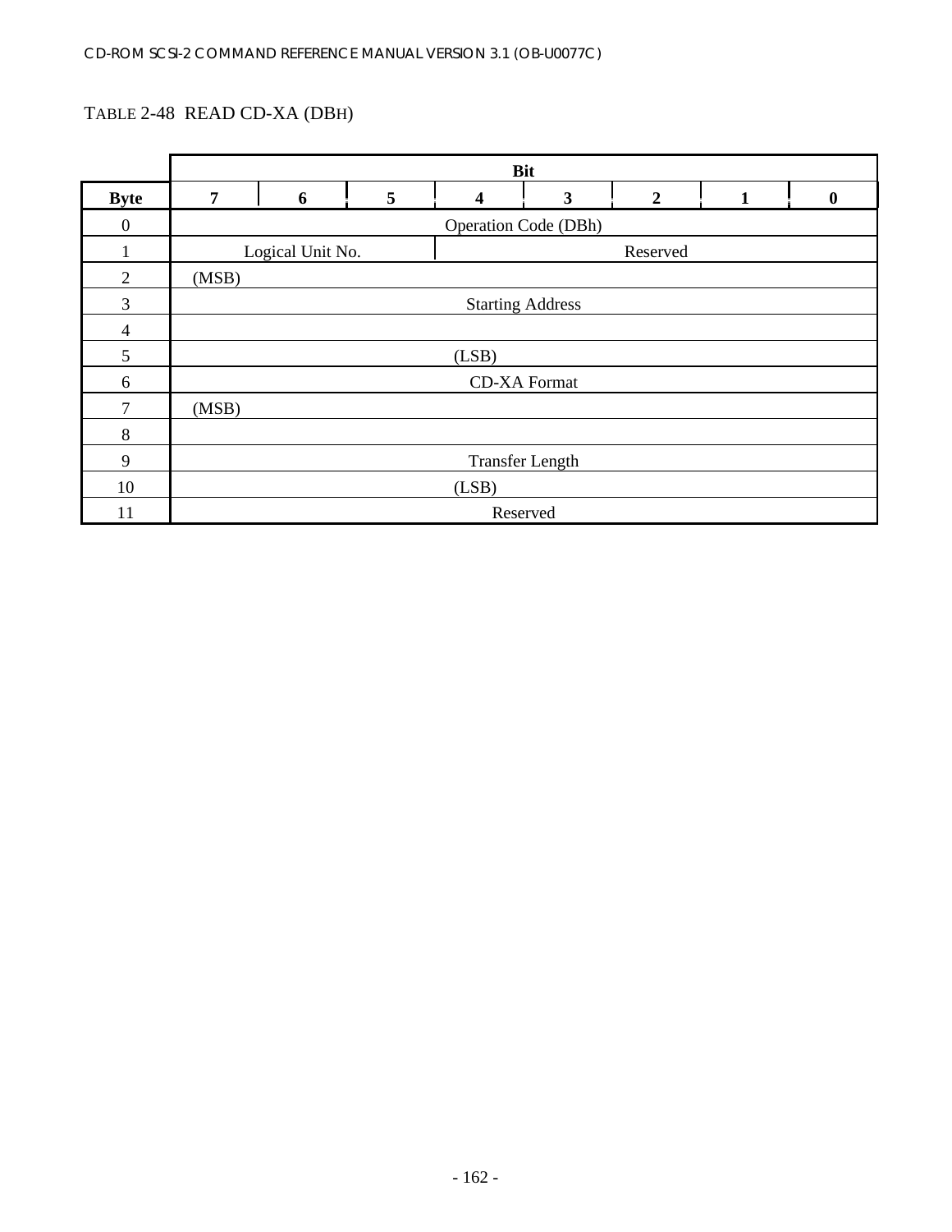TABLE 2-48 READ CD-XA (DBH)

| | Bit | | | | | | | |
|---|---|---|---|---|---|---|---|---|
| **Byte** | **7** | **6** | **5** | **4** | **3** | **2** | **1** | **0** |
| 0 | Operation Code (DBh) | | | | | | | |
| 1 | Logical Unit No. | | | Reserved | | | | |
| 2 | (MSB) | | | | | | | |
| 3 | Starting Address | | | | | | | |
| 4 | | | | | | | | |
| 5 | (LSB) | | | | | | | |
| 6 | CD-XA Format | | | | | | | |
| 7 | (MSB) | | | | | | | |
| 8 | | | | | | | | |
| 9 | Transfer Length | | | | | | | |
| 10 | (LSB) | | | | | | | |
| 11 | Reserved | | | | | | | |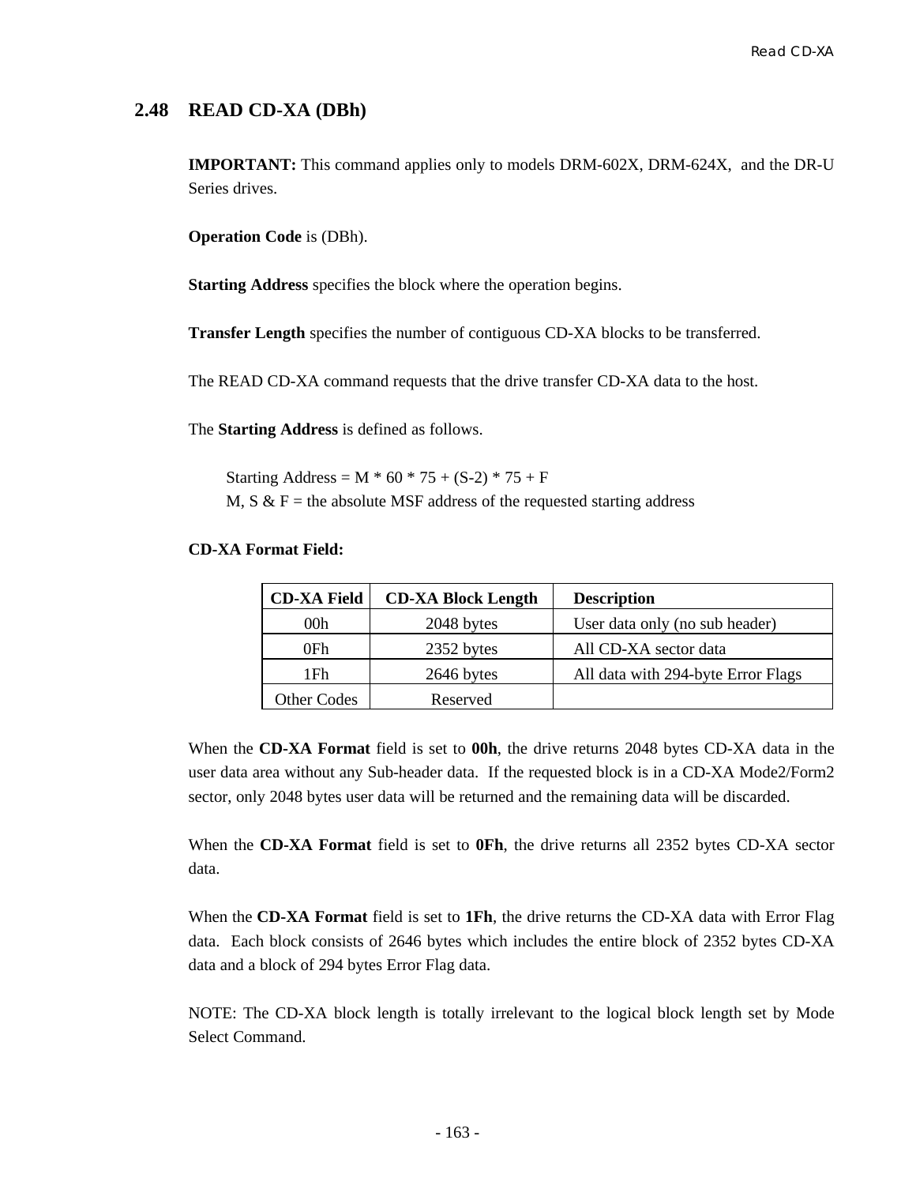## 2.48 READ CD-XA (DBh)

**IMPORTANT:** This command applies only to models DRM-602X, DRM-624X, and the DR-U Series drives.

**Operation Code** is (DBh).

**Starting Address** specifies the block where the operation begins.

**Transfer Length** specifies the number of contiguous CD-XA blocks to be transferred.

The READ CD-XA command requests that the drive transfer CD-XA data to the host.

The **Starting Address** is defined as follows.

Starting Address = M * 60 * 75 + (S-2) * 75 + F
M, S & F = the absolute MSF address of the requested starting address

**CD-XA Format Field:**

| CD-XA Field | CD-XA Block Length | Description |
|---|---|---|
| 00h | 2048 bytes | User data only (no sub header) |
| 0Fh | 2352 bytes | All CD-XA sector data |
| 1Fh | 2646 bytes | All data with 294-byte Error Flags |
| Other Codes | Reserved | |

When the **CD-XA Format** field is set to **00h**, the drive returns 2048 bytes CD-XA data in the user data area without any Sub-header data. If the requested block is in a CD-XA Mode2/Form2 sector, only 2048 bytes user data will be returned and the remaining data will be discarded.

When the **CD-XA Format** field is set to **0Fh**, the drive returns all 2352 bytes CD-XA sector data.

When the **CD-XA Format** field is set to **1Fh**, the drive returns the CD-XA data with Error Flag data. Each block consists of 2646 bytes which includes the entire block of 2352 bytes CD-XA data and a block of 294 bytes Error Flag data.

NOTE: The CD-XA block length is totally irrelevant to the logical block length set by Mode Select Command.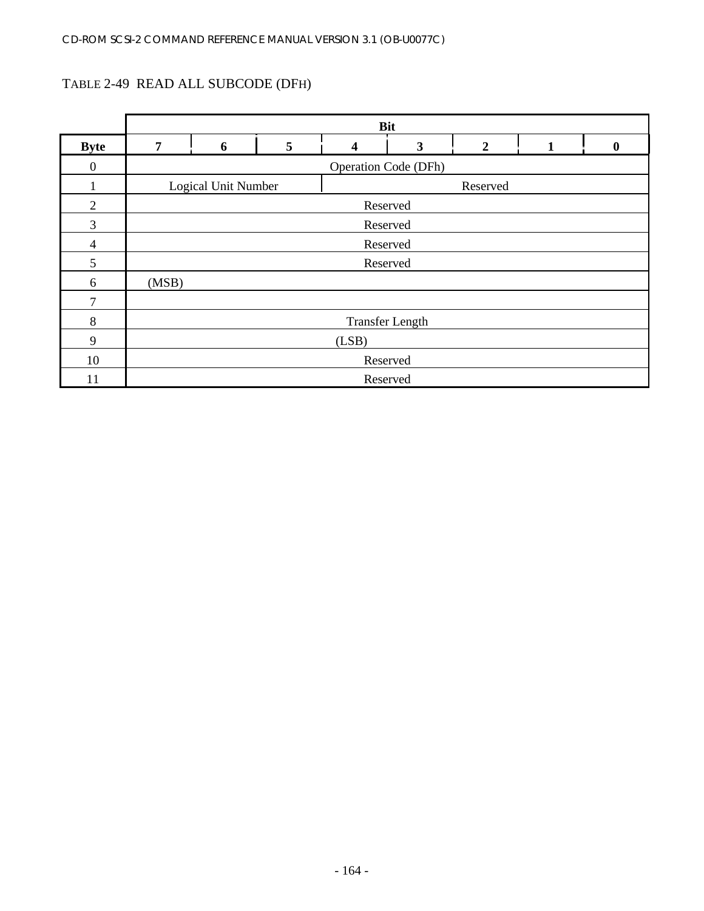TABLE 2-49  READ ALL SUBCODE (DFH)

| Byte | Bit 7 | 6 | 5 | 4 | 3 | 2 | 1 | 0 |
|---|---|---|---|---|---|---|---|---|
| 0 | Operation Code (DFh) | | | | | | | |
| 1 | Logical Unit Number | | | Reserved | | | | |
| 2 | Reserved | | | | | | | |
| 3 | Reserved | | | | | | | |
| 4 | Reserved | | | | | | | |
| 5 | Reserved | | | | | | | |
| 6 | (MSB) | | | | | | | |
| 7 | | | | | | | | |
| 8 | Transfer Length | | | | | | | |
| 9 | (LSB) | | | | | | | |
| 10 | Reserved | | | | | | | |
| 11 | Reserved | | | | | | | |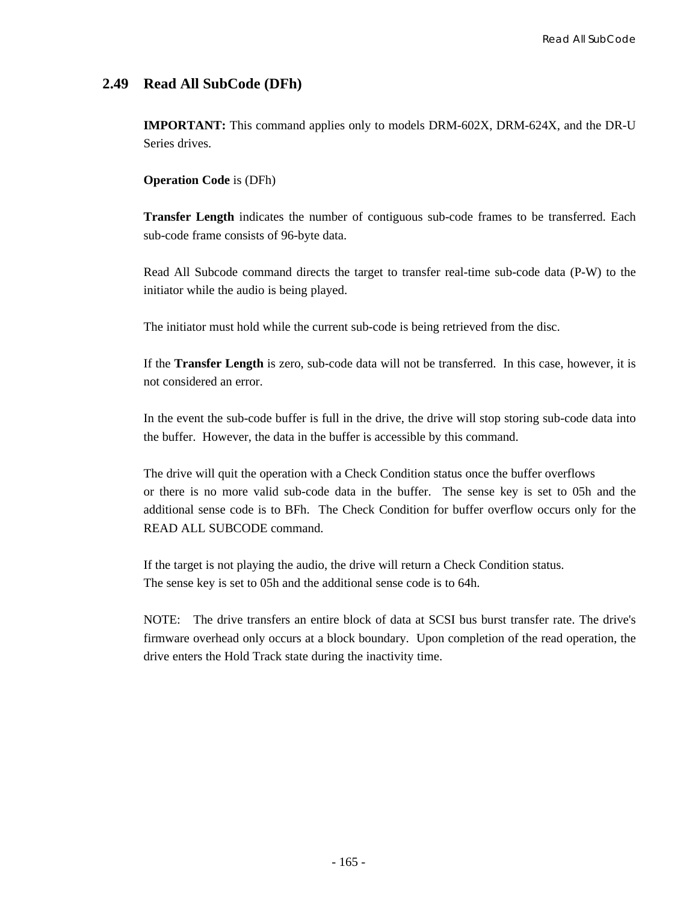## 2.49 Read All SubCode (DFh)

**IMPORTANT:** This command applies only to models DRM-602X, DRM-624X, and the DR-U Series drives.

**Operation Code** is (DFh)

**Transfer Length** indicates the number of contiguous sub-code frames to be transferred. Each sub-code frame consists of 96-byte data.

Read All Subcode command directs the target to transfer real-time sub-code data (P-W) to the initiator while the audio is being played.

The initiator must hold while the current sub-code is being retrieved from the disc.

If the **Transfer Length** is zero, sub-code data will not be transferred. In this case, however, it is not considered an error.

In the event the sub-code buffer is full in the drive, the drive will stop storing sub-code data into the buffer. However, the data in the buffer is accessible by this command.

The drive will quit the operation with a Check Condition status once the buffer overflows or there is no more valid sub-code data in the buffer. The sense key is set to 05h and the additional sense code is to BFh. The Check Condition for buffer overflow occurs only for the READ ALL SUBCODE command.

If the target is not playing the audio, the drive will return a Check Condition status.
The sense key is set to 05h and the additional sense code is to 64h.

NOTE: The drive transfers an entire block of data at SCSI bus burst transfer rate. The drive's firmware overhead only occurs at a block boundary. Upon completion of the read operation, the drive enters the Hold Track state during the inactivity time.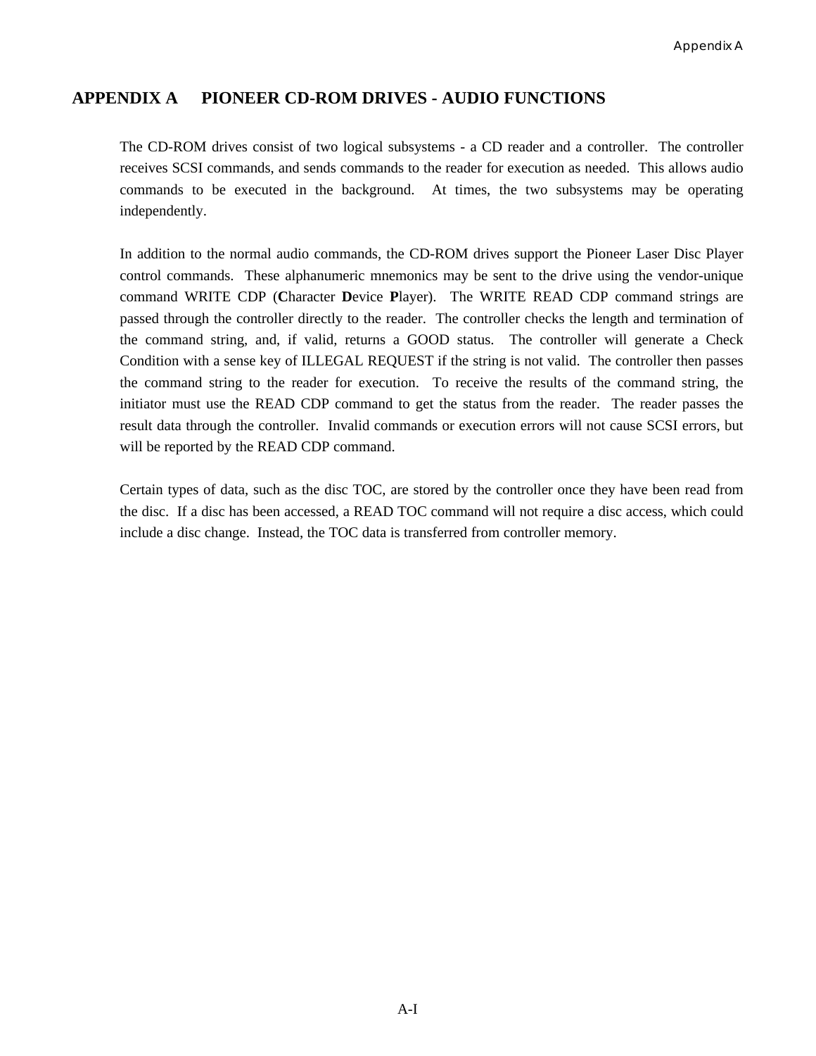# APPENDIX A PIONEER CD-ROM DRIVES - AUDIO FUNCTIONS

The CD-ROM drives consist of two logical subsystems - a CD reader and a controller. The controller receives SCSI commands, and sends commands to the reader for execution as needed. This allows audio commands to be executed in the background. At times, the two subsystems may be operating independently.

In addition to the normal audio commands, the CD-ROM drives support the Pioneer Laser Disc Player control commands. These alphanumeric mnemonics may be sent to the drive using the vendor-unique command WRITE CDP (**C**haracter **D**evice **P**layer). The WRITE READ CDP command strings are passed through the controller directly to the reader. The controller checks the length and termination of the command string, and, if valid, returns a GOOD status. The controller will generate a Check Condition with a sense key of ILLEGAL REQUEST if the string is not valid. The controller then passes the command string to the reader for execution. To receive the results of the command string, the initiator must use the READ CDP command to get the status from the reader. The reader passes the result data through the controller. Invalid commands or execution errors will not cause SCSI errors, but will be reported by the READ CDP command.

Certain types of data, such as the disc TOC, are stored by the controller once they have been read from the disc. If a disc has been accessed, a READ TOC command will not require a disc access, which could include a disc change. Instead, the TOC data is transferred from controller memory.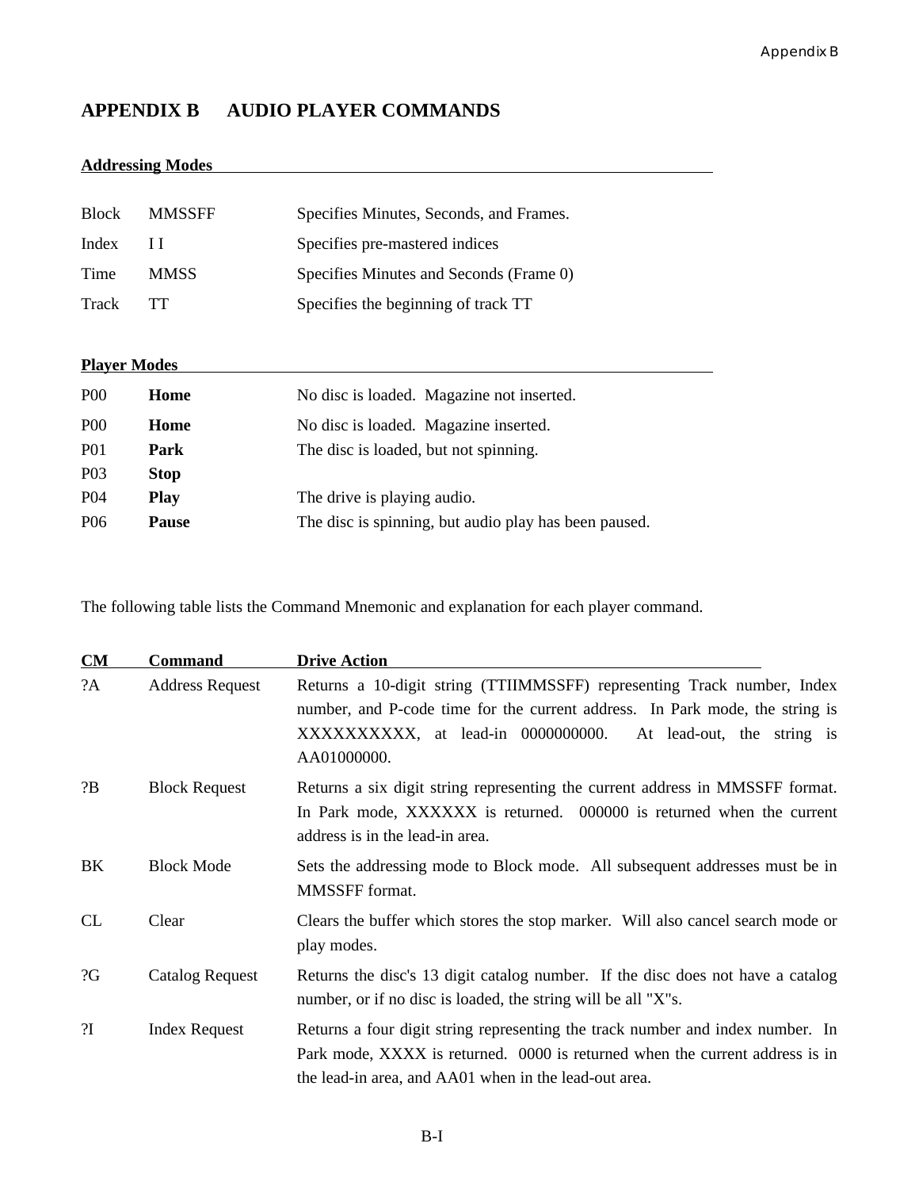# APPENDIX B AUDIO PLAYER COMMANDS

**Addressing Modes**

| | | |
|---|---|---|
| Block | MMSSFF | Specifies Minutes, Seconds, and Frames. |
| Index | I I | Specifies pre-mastered indices |
| Time | MMSS | Specifies Minutes and Seconds (Frame 0) |
| Track | TT | Specifies the beginning of track TT |

**Player Modes**

| | | |
|---|---|---|
| P00 | **Home** | No disc is loaded. Magazine not inserted. |
| P00 | **Home** | No disc is loaded. Magazine inserted. |
| P01 | **Park** | The disc is loaded, but not spinning. |
| P03 | **Stop** | |
| P04 | **Play** | The drive is playing audio. |
| P06 | **Pause** | The disc is spinning, but audio play has been paused. |

The following table lists the Command Mnemonic and explanation for each player command.

| CM | Command | Drive Action |
|---|---|---|
| ?A | Address Request | Returns a 10-digit string (TTIIMMSSFF) representing Track number, Index number, and P-code time for the current address. In Park mode, the string is XXXXXXXXXX, at lead-in 0000000000. At lead-out, the string is AA01000000. |
| ?B | Block Request | Returns a six digit string representing the current address in MMSSFF format. In Park mode, XXXXXX is returned. 000000 is returned when the current address is in the lead-in area. |
| BK | Block Mode | Sets the addressing mode to Block mode. All subsequent addresses must be in MMSSFF format. |
| CL | Clear | Clears the buffer which stores the stop marker. Will also cancel search mode or play modes. |
| ?G | Catalog Request | Returns the disc's 13 digit catalog number. If the disc does not have a catalog number, or if no disc is loaded, the string will be all "X"s. |
| ?I | Index Request | Returns a four digit string representing the track number and index number. In Park mode, XXXX is returned. 0000 is returned when the current address is in the lead-in area, and AA01 when in the lead-out area. |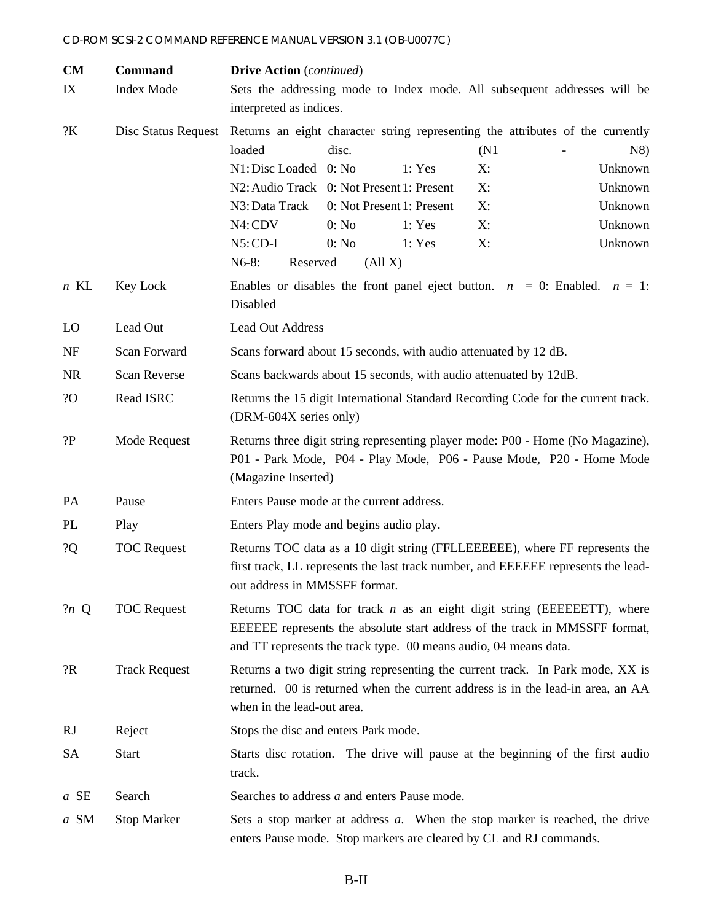| CM | Command | Drive Action (*continued*) |
|---|---|---|
| IX | Index Mode | Sets the addressing mode to Index mode. All subsequent addresses will be interpreted as indices. |
| ?K | Disc Status Request | Returns an eight character string representing the attributes of the currently loaded disc. (N1 - N8)<br>N1: Disc Loaded 0: No 1: Yes X: Unknown<br>N2: Audio Track 0: Not Present 1: Present X: Unknown<br>N3: Data Track 0: Not Present 1: Present X: Unknown<br>N4: CDV 0: No 1: Yes X: Unknown<br>N5: CD-I 0: No 1: Yes X: Unknown<br>N6-8: Reserved (All X) |
| *n* KL | Key Lock | Enables or disables the front panel eject button. *n* = 0: Enabled. *n* = 1: Disabled |
| LO | Lead Out | Lead Out Address |
| NF | Scan Forward | Scans forward about 15 seconds, with audio attenuated by 12 dB. |
| NR | Scan Reverse | Scans backwards about 15 seconds, with audio attenuated by 12dB. |
| ?O | Read ISRC | Returns the 15 digit International Standard Recording Code for the current track. (DRM-604X series only) |
| ?P | Mode Request | Returns three digit string representing player mode: P00 - Home (No Magazine), P01 - Park Mode, P04 - Play Mode, P06 - Pause Mode, P20 - Home Mode (Magazine Inserted) |
| PA | Pause | Enters Pause mode at the current address. |
| PL | Play | Enters Play mode and begins audio play. |
| ?Q | TOC Request | Returns TOC data as a 10 digit string (FFLLEEEEEE), where FF represents the first track, LL represents the last track number, and EEEEEE represents the lead-out address in MMSSFF format. |
| ?*n* Q | TOC Request | Returns TOC data for track *n* as an eight digit string (EEEEEETT), where EEEEEE represents the absolute start address of the track in MMSSFF format, and TT represents the track type. 00 means audio, 04 means data. |
| ?R | Track Request | Returns a two digit string representing the current track. In Park mode, XX is returned. 00 is returned when the current address is in the lead-in area, an AA when in the lead-out area. |
| RJ | Reject | Stops the disc and enters Park mode. |
| SA | Start | Starts disc rotation. The drive will pause at the beginning of the first audio track. |
| *a* SE | Search | Searches to address *a* and enters Pause mode. |
| *a* SM | Stop Marker | Sets a stop marker at address *a*. When the stop marker is reached, the drive enters Pause mode. Stop markers are cleared by CL and RJ commands. |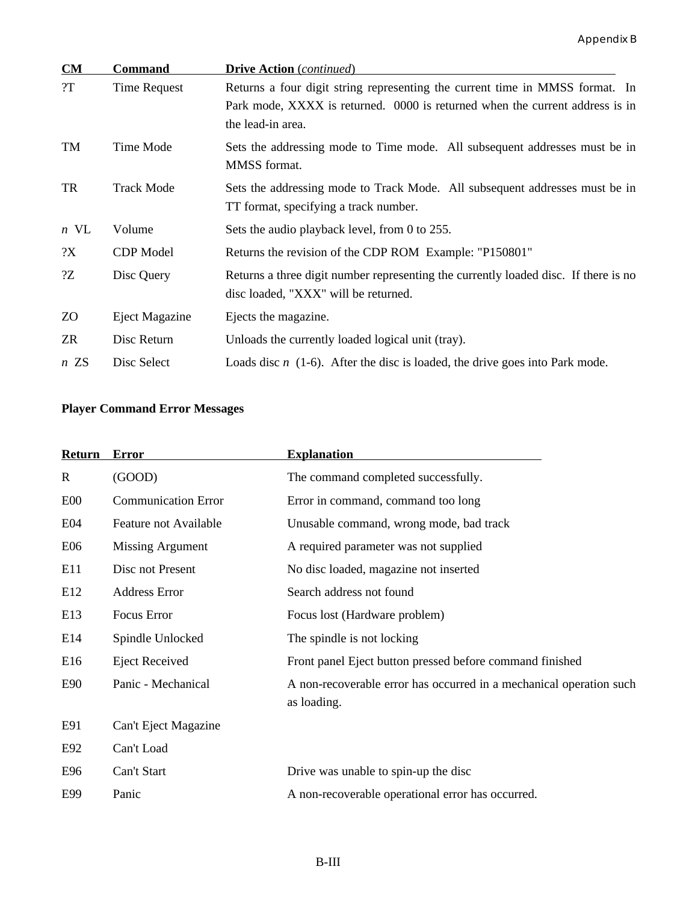| CM | Command | Drive Action (*continued*) |
|---|---|---|
| ?T | Time Request | Returns a four digit string representing the current time in MMSS format. In Park mode, XXXX is returned. 0000 is returned when the current address is in the lead-in area. |
| TM | Time Mode | Sets the addressing mode to Time mode. All subsequent addresses must be in MMSS format. |
| TR | Track Mode | Sets the addressing mode to Track Mode. All subsequent addresses must be in TT format, specifying a track number. |
| *n* VL | Volume | Sets the audio playback level, from 0 to 255. |
| ?X | CDP Model | Returns the revision of the CDP ROM Example: "P150801" |
| ?Z | Disc Query | Returns a three digit number representing the currently loaded disc. If there is no disc loaded, "XXX" will be returned. |
| ZO | Eject Magazine | Ejects the magazine. |
| ZR | Disc Return | Unloads the currently loaded logical unit (tray). |
| *n* ZS | Disc Select | Loads disc *n* (1-6). After the disc is loaded, the drive goes into Park mode. |

**Player Command Error Messages**

| Return | Error | Explanation |
|---|---|---|
| R | (GOOD) | The command completed successfully. |
| E00 | Communication Error | Error in command, command too long |
| E04 | Feature not Available | Unusable command, wrong mode, bad track |
| E06 | Missing Argument | A required parameter was not supplied |
| E11 | Disc not Present | No disc loaded, magazine not inserted |
| E12 | Address Error | Search address not found |
| E13 | Focus Error | Focus lost (Hardware problem) |
| E14 | Spindle Unlocked | The spindle is not locking |
| E16 | Eject Received | Front panel Eject button pressed before command finished |
| E90 | Panic - Mechanical | A non-recoverable error has occurred in a mechanical operation such as loading. |
| E91 | Can't Eject Magazine | |
| E92 | Can't Load | |
| E96 | Can't Start | Drive was unable to spin-up the disc |
| E99 | Panic | A non-recoverable operational error has occurred. |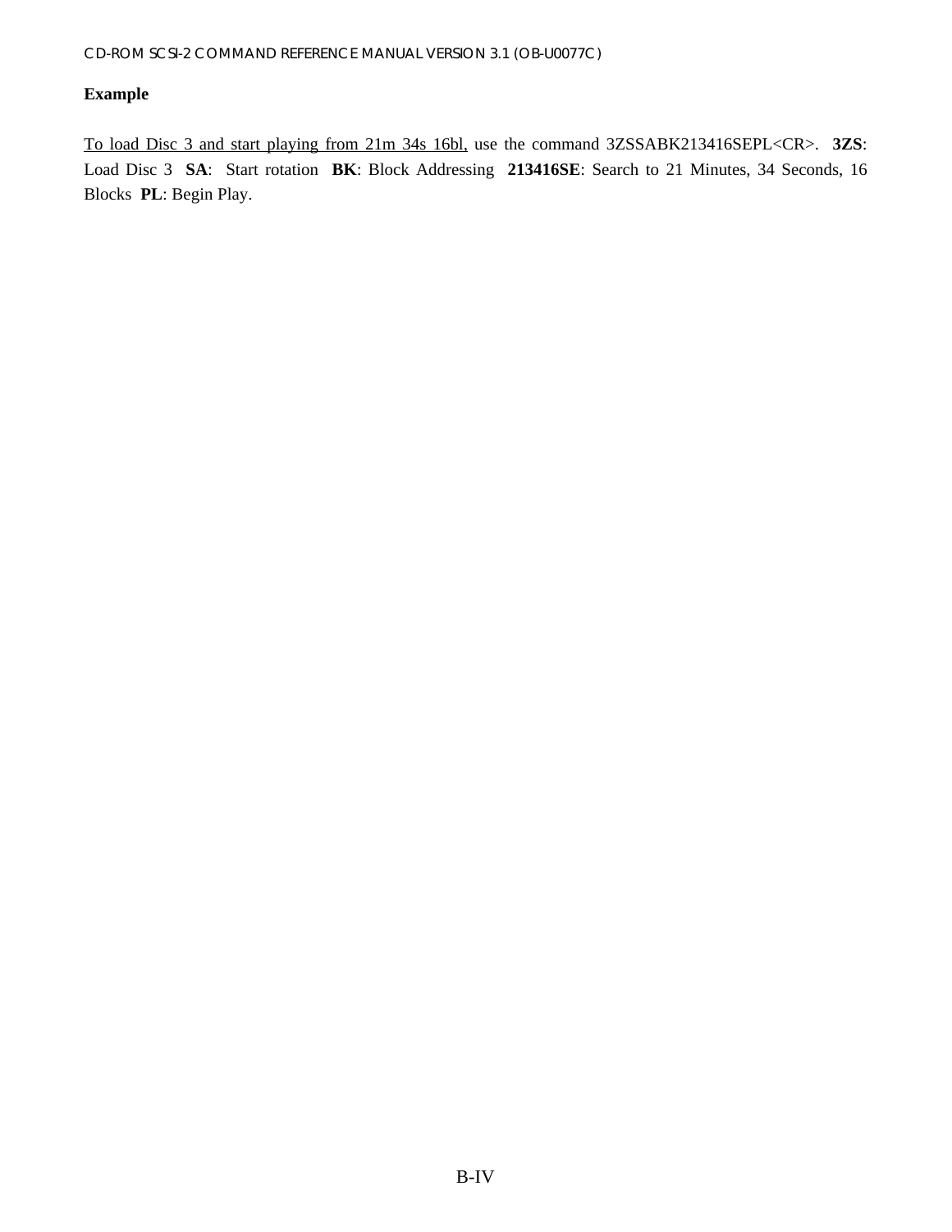**Example**

<u>To load Disc 3 and start playing from 21m 34s 16bl,</u> use the command 3ZSSABK213416SEPL<CR>. **3ZS**: Load Disc 3 **SA**: Start rotation **BK**: Block Addressing **213416SE**: Search to 21 Minutes, 34 Seconds, 16 Blocks **PL**: Begin Play.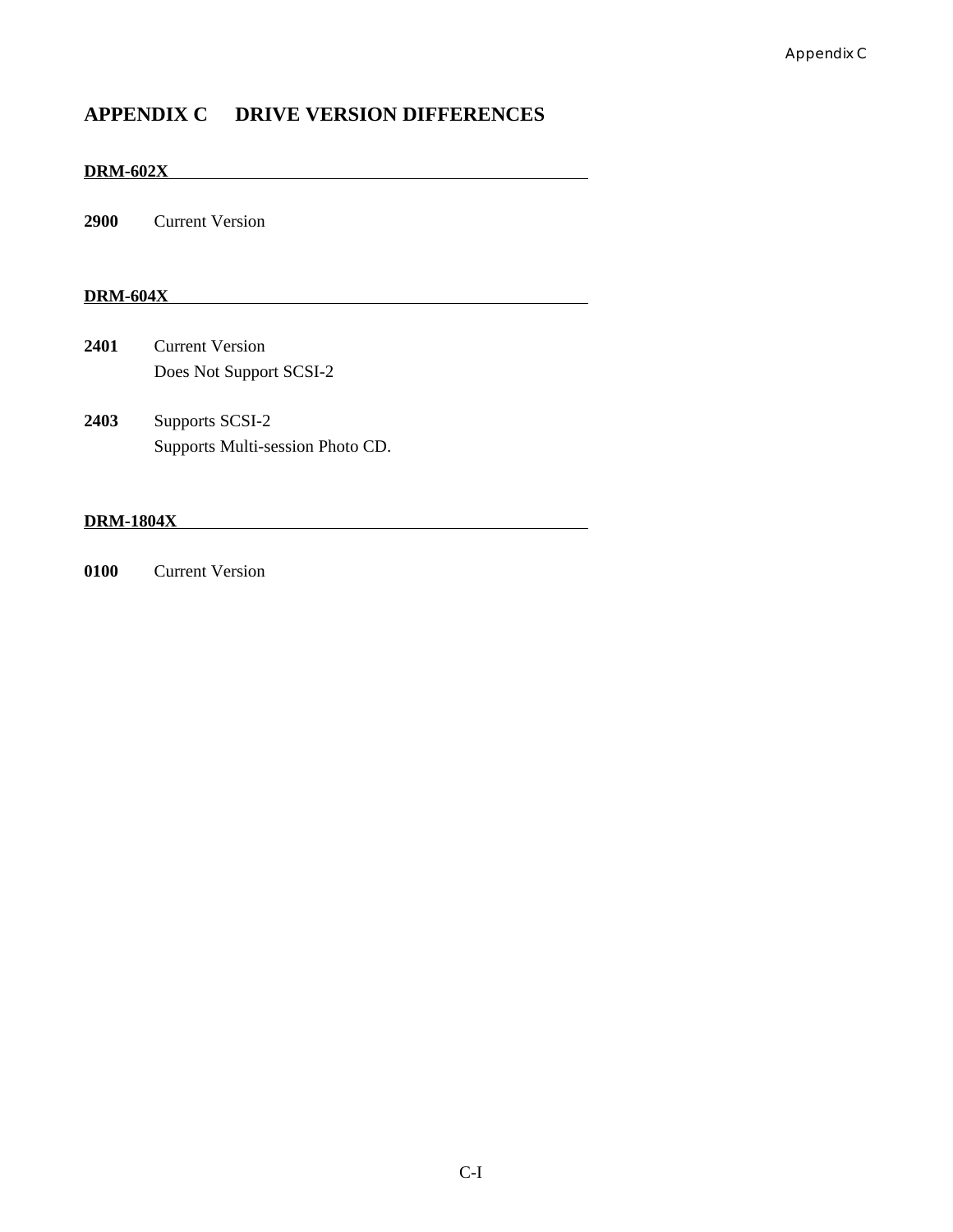# APPENDIX C DRIVE VERSION DIFFERENCES

## DRM-602X

**2900** Current Version

## DRM-604X

**2401** Current Version
Does Not Support SCSI-2

**2403** Supports SCSI-2
Supports Multi-session Photo CD.

## DRM-1804X

**0100** Current Version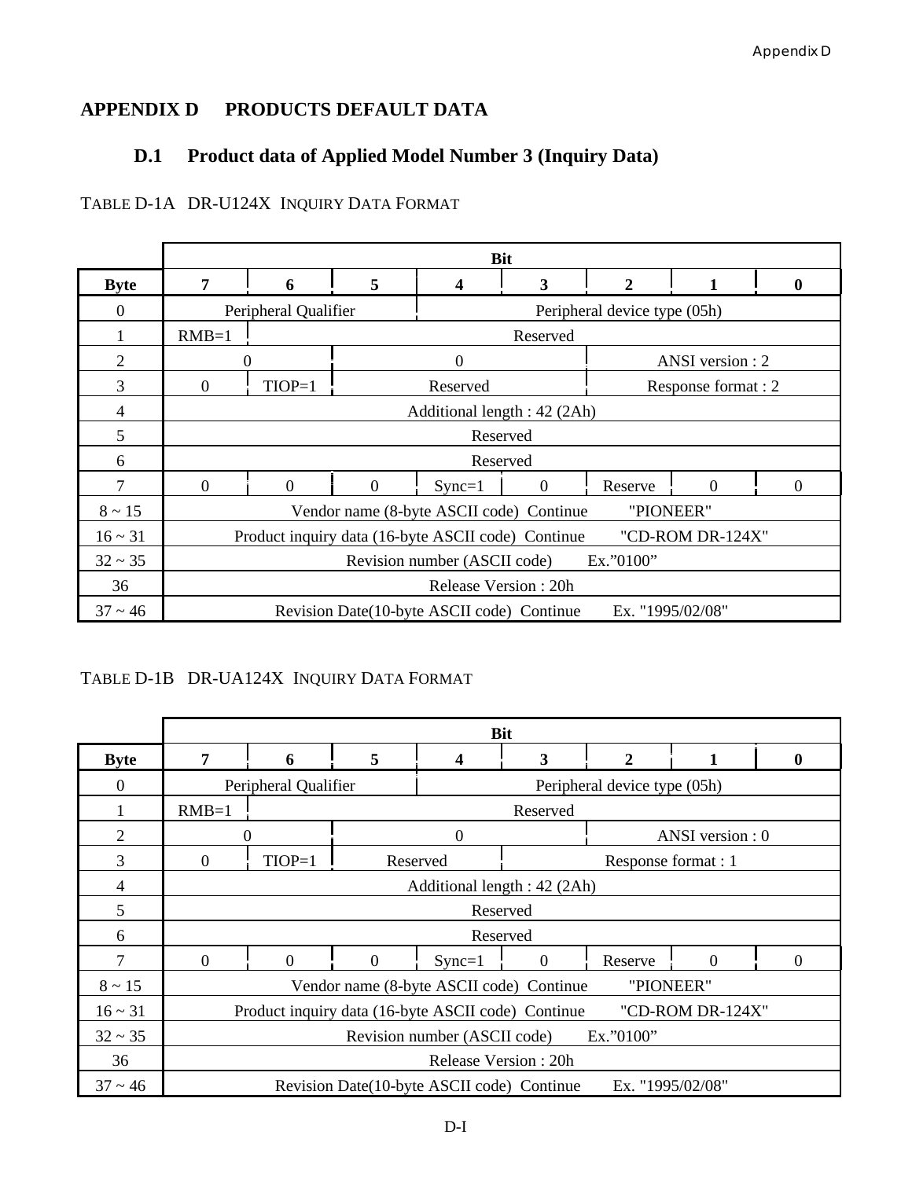# APPENDIX D PRODUCTS DEFAULT DATA

## D.1 Product data of Applied Model Number 3 (Inquiry Data)

TABLE D-1A DR-U124X INQUIRY DATA FORMAT

| Byte | Bit 7 | 6 | 5 | 4 | 3 | 2 | 1 | 0 |
|---|---|---|---|---|---|---|---|---|
| 0 | Peripheral Qualifier | | | Peripheral device type (05h) | | | | |
| 1 | RMB=1 | Reserved | | | | | | |
| 2 | 0 | | 0 | | | ANSI version : 2 | | |
| 3 | 0 | TIOP=1 | Reserved | | | Response format : 2 | | |
| 4 | Additional length : 42 (2Ah) | | | | | | | |
| 5 | Reserved | | | | | | | |
| 6 | Reserved | | | | | | | |
| 7 | 0 | 0 | 0 | Sync=1 | 0 | Reserve | 0 | 0 |
| 8 ~ 15 | Vendor name (8-byte ASCII code) Continue "PIONEER" | | | | | | | |
| 16 ~ 31 | Product inquiry data (16-byte ASCII code) Continue "CD-ROM DR-124X" | | | | | | | |
| 32 ~ 35 | Revision number (ASCII code) Ex."0100" | | | | | | | |
| 36 | Release Version : 20h | | | | | | | |
| 37 ~ 46 | Revision Date(10-byte ASCII code) Continue Ex. "1995/02/08" | | | | | | | |

TABLE D-1B DR-UA124X INQUIRY DATA FORMAT

| Byte | Bit 7 | 6 | 5 | 4 | 3 | 2 | 1 | 0 |
|---|---|---|---|---|---|---|---|---|
| 0 | Peripheral Qualifier | | | Peripheral device type (05h) | | | | |
| 1 | RMB=1 | Reserved | | | | | | |
| 2 | 0 | | 0 | | | ANSI version : 0 | | |
| 3 | 0 | TIOP=1 | Reserved | | Response format : 1 | | | |
| 4 | Additional length : 42 (2Ah) | | | | | | | |
| 5 | Reserved | | | | | | | |
| 6 | Reserved | | | | | | | |
| 7 | 0 | 0 | 0 | Sync=1 | 0 | Reserve | 0 | 0 |
| 8 ~ 15 | Vendor name (8-byte ASCII code) Continue "PIONEER" | | | | | | | |
| 16 ~ 31 | Product inquiry data (16-byte ASCII code) Continue "CD-ROM DR-124X" | | | | | | | |
| 32 ~ 35 | Revision number (ASCII code) Ex."0100" | | | | | | | |
| 36 | Release Version : 20h | | | | | | | |
| 37 ~ 46 | Revision Date(10-byte ASCII code) Continue Ex. "1995/02/08" | | | | | | | |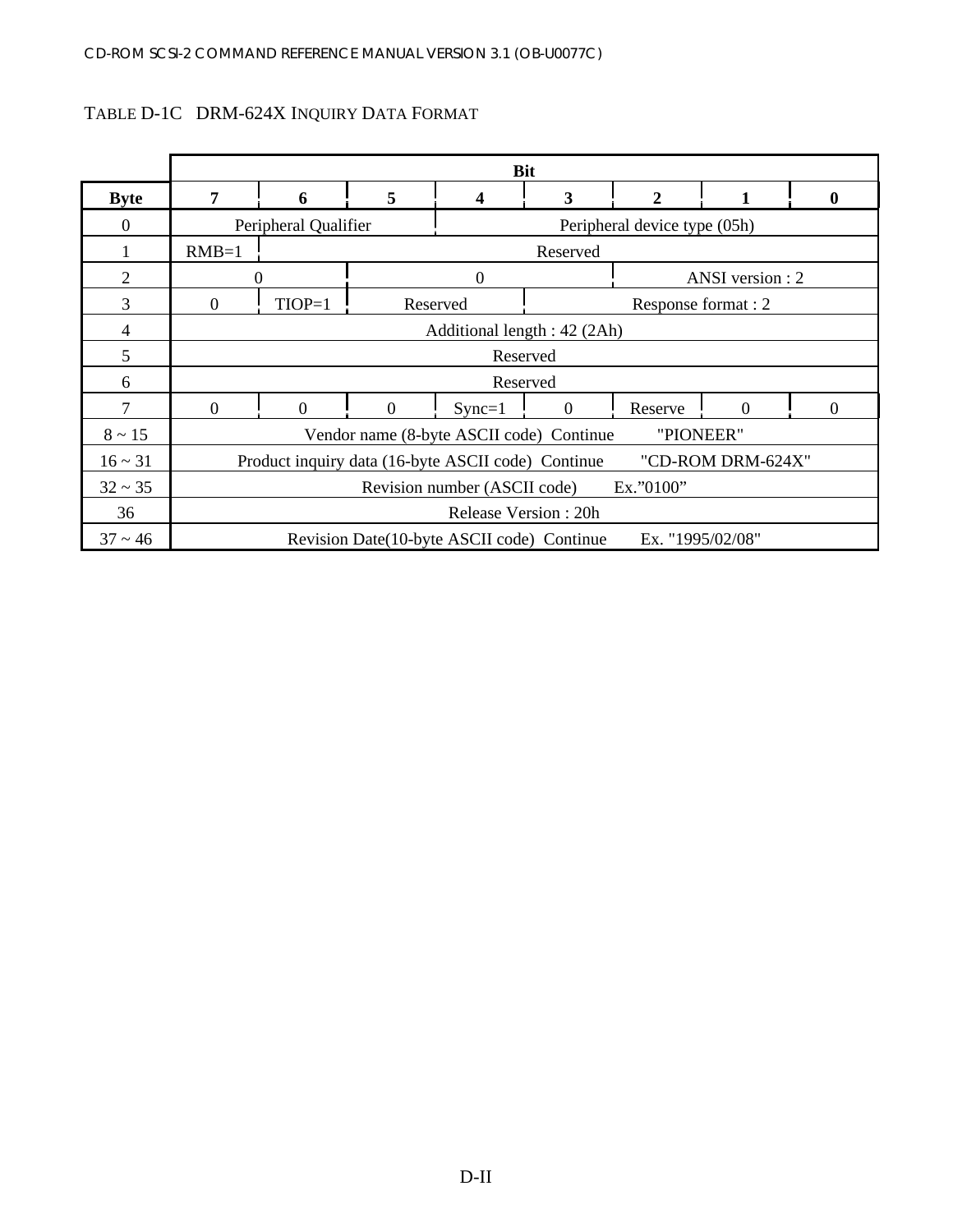TABLE D-1C DRM-624X INQUIRY DATA FORMAT

| Byte | Bit 7 | 6 | 5 | 4 | 3 | 2 | 1 | 0 |
|---|---|---|---|---|---|---|---|---|
| 0 | Peripheral Qualifier | | | Peripheral device type (05h) | | | | |
| 1 | RMB=1 | Reserved | | | | | | |
| 2 | 0 | | 0 | | | ANSI version : 2 | | |
| 3 | 0 | TIOP=1 | Reserved | | Response format : 2 | | | |
| 4 | Additional length : 42 (2Ah) | | | | | | | |
| 5 | Reserved | | | | | | | |
| 6 | Reserved | | | | | | | |
| 7 | 0 | 0 | 0 | Sync=1 | 0 | Reserve | 0 | 0 |
| 8 ~ 15 | Vendor name (8-byte ASCII code) Continue "PIONEER" | | | | | | | |
| 16 ~ 31 | Product inquiry data (16-byte ASCII code) Continue "CD-ROM DRM-624X" | | | | | | | |
| 32 ~ 35 | Revision number (ASCII code) Ex."0100" | | | | | | | |
| 36 | Release Version : 20h | | | | | | | |
| 37 ~ 46 | Revision Date(10-byte ASCII code) Continue Ex. "1995/02/08" | | | | | | | |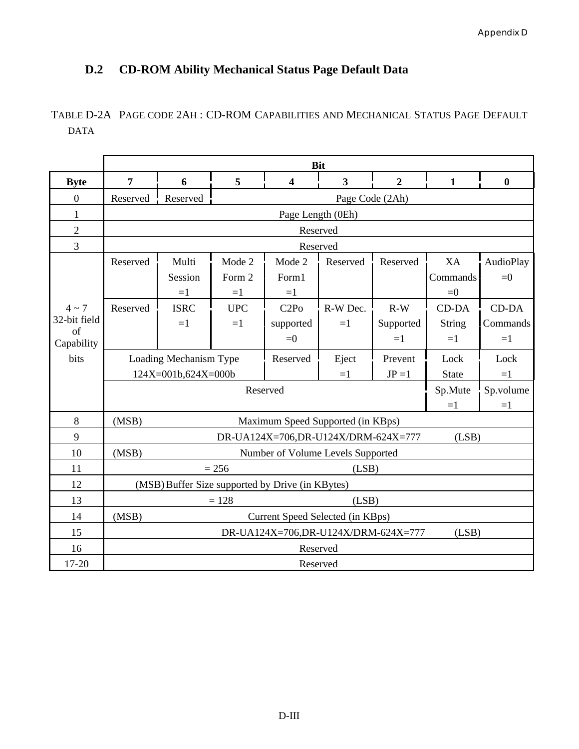## D.2 CD-ROM Ability Mechanical Status Page Default Data

TABLE D-2A PAGE CODE 2AH : CD-ROM CAPABILITIES AND MECHANICAL STATUS PAGE DEFAULT DATA

| Byte | Bit 7 | 6 | 5 | 4 | 3 | 2 | 1 | 0 |
|---|---|---|---|---|---|---|---|---|
| 0 | Reserved | Reserved | Page Code (2Ah) | | | | | |
| 1 | Page Length (0Eh) | | | | | | | |
| 2 | Reserved | | | | | | | |
| 3 | Reserved | | | | | | | |
| 4 ~ 7 32-bit field of Capability bits | Reserved | Multi Session =1 | Mode 2 Form 2 =1 | Mode 2 Form1 =1 | Reserved | Reserved | XA Commands =0 | AudioPlay =0 |
| | Reserved | ISRC =1 | UPC =1 | C2Po supported =0 | R-W Dec. =1 | R-W Supported =1 | CD-DA String =1 | CD-DA Commands =1 |
| | Loading Mechanism Type 124X=001b,624X=000b | | | Reserved | Eject =1 | Prevent JP =1 | Lock State | Lock =1 |
| | Reserved | | | | | | Sp.Mute =1 | Sp.volume =1 |
| 8 | (MSB) Maximum Speed Supported (in KBps) | | | | | | | |
| 9 | DR-UA124X=706,DR-U124X/DRM-624X=777 (LSB) | | | | | | | |
| 10 | (MSB) Number of Volume Levels Supported | | | | | | | |
| 11 | = 256 (LSB) | | | | | | | |
| 12 | (MSB) Buffer Size supported by Drive (in KBytes) | | | | | | | |
| 13 | = 128 (LSB) | | | | | | | |
| 14 | (MSB) Current Speed Selected (in KBps) | | | | | | | |
| 15 | DR-UA124X=706,DR-U124X/DRM-624X=777 (LSB) | | | | | | | |
| 16 | Reserved | | | | | | | |
| 17-20 | Reserved | | | | | | | |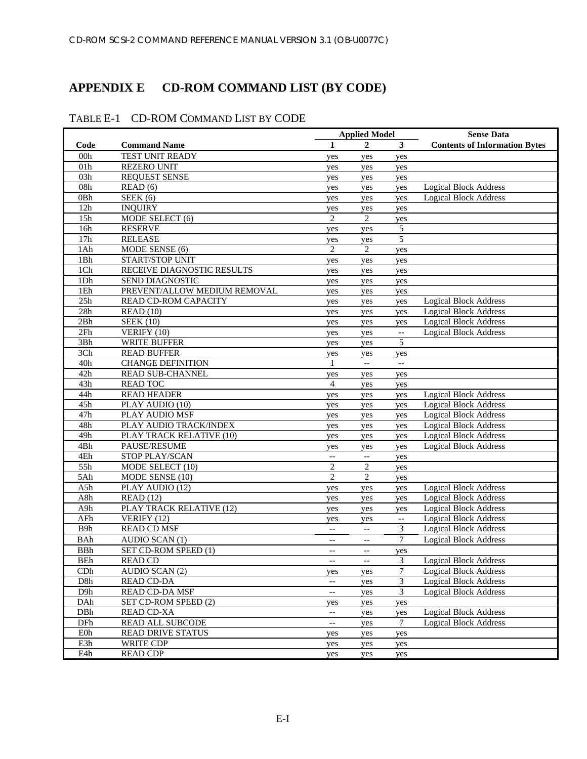# APPENDIX E CD-ROM COMMAND LIST (BY CODE)

TABLE E-1 CD-ROM COMMAND LIST BY CODE

| | | Applied Model | | | Sense Data |
|---|---|---|---|---|---|
| Code | Command Name | 1 | 2 | 3 | Contents of Information Bytes |
| 00h | TEST UNIT READY | yes | yes | yes | |
| 01h | REZERO UNIT | yes | yes | yes | |
| 03h | REQUEST SENSE | yes | yes | yes | |
| 08h | READ (6) | yes | yes | yes | Logical Block Address |
| 0Bh | SEEK (6) | yes | yes | yes | Logical Block Address |
| 12h | INQUIRY | yes | yes | yes | |
| 15h | MODE SELECT (6) | 2 | 2 | yes | |
| 16h | RESERVE | yes | yes | 5 | |
| 17h | RELEASE | yes | yes | 5 | |
| 1Ah | MODE SENSE (6) | 2 | 2 | yes | |
| 1Bh | START/STOP UNIT | yes | yes | yes | |
| 1Ch | RECEIVE DIAGNOSTIC RESULTS | yes | yes | yes | |
| 1Dh | SEND DIAGNOSTIC | yes | yes | yes | |
| 1Eh | PREVENT/ALLOW MEDIUM REMOVAL | yes | yes | yes | |
| 25h | READ CD-ROM CAPACITY | yes | yes | yes | Logical Block Address |
| 28h | READ (10) | yes | yes | yes | Logical Block Address |
| 2Bh | SEEK (10) | yes | yes | yes | Logical Block Address |
| 2Fh | VERIFY (10) | yes | yes | -- | Logical Block Address |
| 3Bh | WRITE BUFFER | yes | yes | 5 | |
| 3Ch | READ BUFFER | yes | yes | yes | |
| 40h | CHANGE DEFINITION | 1 | -- | -- | |
| 42h | READ SUB-CHANNEL | yes | yes | yes | |
| 43h | READ TOC | 4 | yes | yes | |
| 44h | READ HEADER | yes | yes | yes | Logical Block Address |
| 45h | PLAY AUDIO (10) | yes | yes | yes | Logical Block Address |
| 47h | PLAY AUDIO MSF | yes | yes | yes | Logical Block Address |
| 48h | PLAY AUDIO TRACK/INDEX | yes | yes | yes | Logical Block Address |
| 49h | PLAY TRACK RELATIVE (10) | yes | yes | yes | Logical Block Address |
| 4Bh | PAUSE/RESUME | yes | yes | yes | Logical Block Address |
| 4Eh | STOP PLAY/SCAN | -- | -- | yes | |
| 55h | MODE SELECT (10) | 2 | 2 | yes | |
| 5Ah | MODE SENSE (10) | 2 | 2 | yes | |
| A5h | PLAY AUDIO (12) | yes | yes | yes | Logical Block Address |
| A8h | READ (12) | yes | yes | yes | Logical Block Address |
| A9h | PLAY TRACK RELATIVE (12) | yes | yes | yes | Logical Block Address |
| AFh | VERIFY (12) | yes | yes | -- | Logical Block Address |
| B9h | READ CD MSF | -- | -- | 3 | Logical Block Address |
| BAh | AUDIO SCAN (1) | -- | -- | 7 | Logical Block Address |
| BBh | SET CD-ROM SPEED (1) | -- | -- | yes | |
| BEh | READ CD | -- | -- | 3 | Logical Block Address |
| CDh | AUDIO SCAN (2) | yes | yes | 7 | Logical Block Address |
| D8h | READ CD-DA | -- | yes | 3 | Logical Block Address |
| D9h | READ CD-DA MSF | -- | yes | 3 | Logical Block Address |
| DAh | SET CD-ROM SPEED (2) | yes | yes | yes | |
| DBh | READ CD-XA | -- | yes | yes | Logical Block Address |
| DFh | READ ALL SUBCODE | -- | yes | 7 | Logical Block Address |
| E0h | READ DRIVE STATUS | yes | yes | yes | |
| E3h | WRITE CDP | yes | yes | yes | |
| E4h | READ CDP | yes | yes | yes | |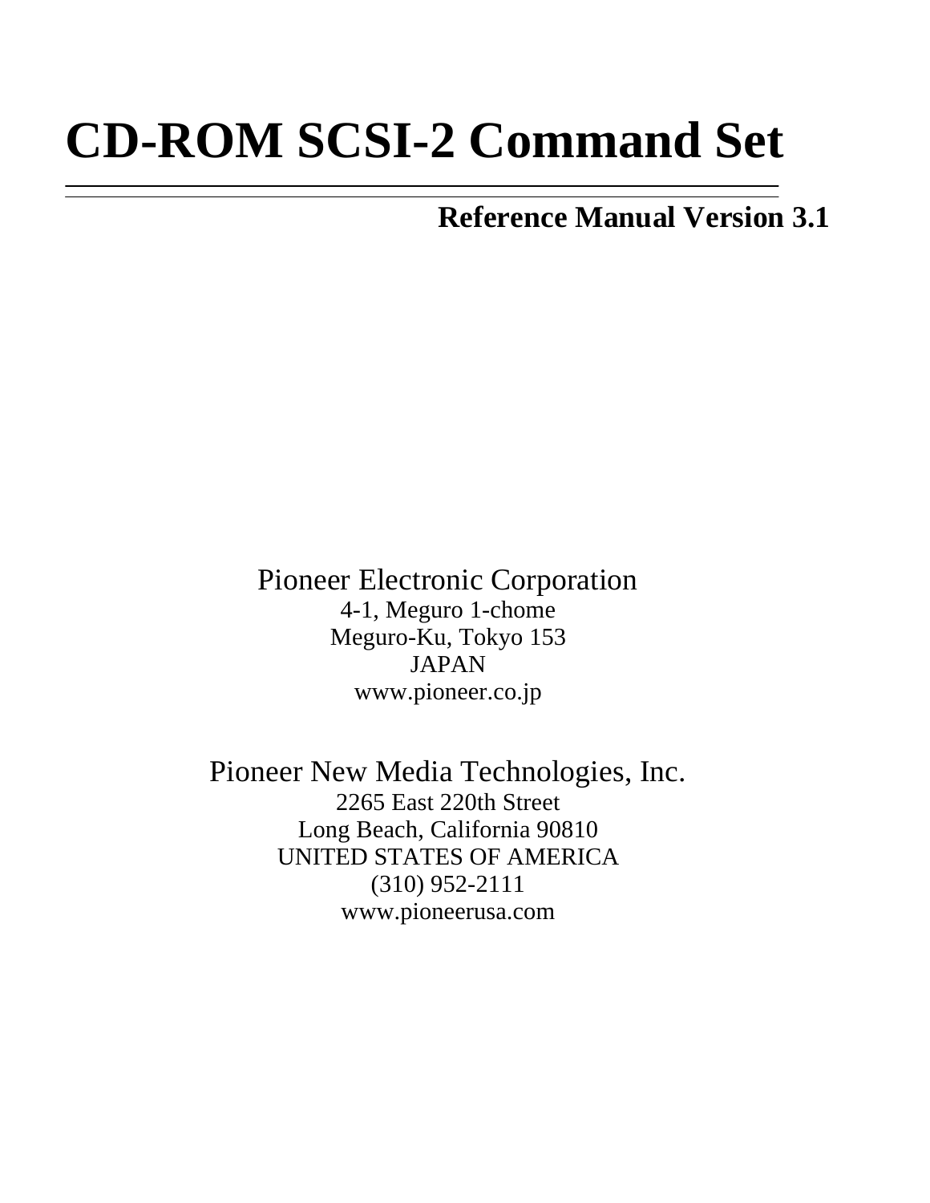# CD-ROM SCSI-2 Command Set

**Reference Manual Version 3.1**

Pioneer Electronic Corporation
4-1, Meguro 1-chome
Meguro-Ku, Tokyo 153
JAPAN
www.pioneer.co.jp

Pioneer New Media Technologies, Inc.
2265 East 220th Street
Long Beach, California 90810
UNITED STATES OF AMERICA
(310) 952-2111
www.pioneerusa.com